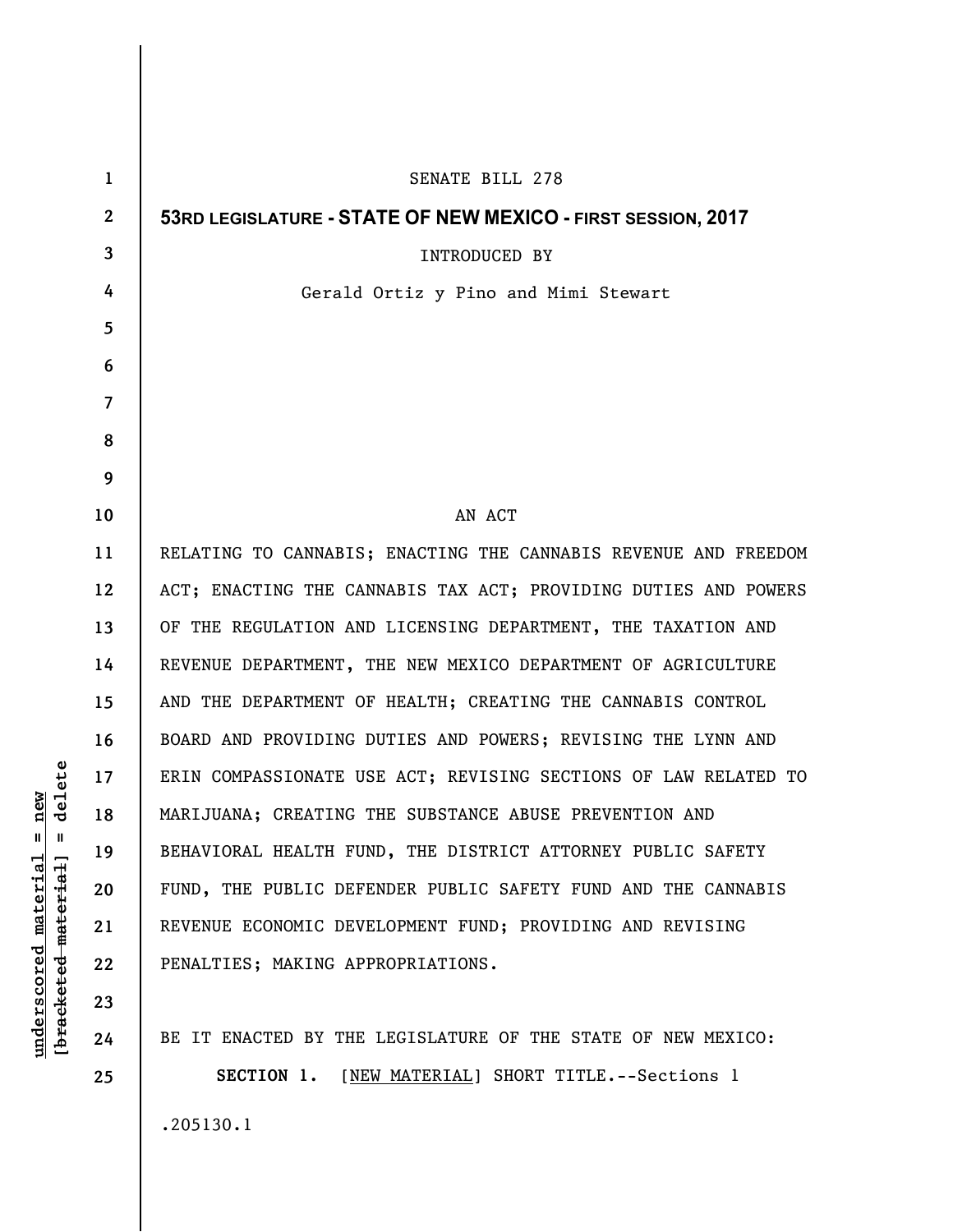SENATE BILL 278

**53RD LEGISLATURE - STATE OF NEW MEXICO - FIRST SESSION, 2017**

INTRODUCED BY

Gerald Ortiz y Pino and Mimi Stewart

AN ACT

RELATING TO CANNABIS; ENACTING THE CANNABIS REVENUE AND FREEDOM ACT; ENACTING THE CANNABIS TAX ACT; PROVIDING DUTIES AND POWERS OF THE REGULATION AND LICENSING DEPARTMENT, THE TAXATION AND REVENUE DEPARTMENT, THE NEW MEXICO DEPARTMENT OF AGRICULTURE AND THE DEPARTMENT OF HEALTH; CREATING THE CANNABIS CONTROL BOARD AND PROVIDING DUTIES AND POWERS; REVISING THE LYNN AND ERIN COMPASSIONATE USE ACT; REVISING SECTIONS OF LAW RELATED TO MARIJUANA; CREATING THE SUBSTANCE ABUSE PREVENTION AND BEHAVIORAL HEALTH FUND, THE DISTRICT ATTORNEY PUBLIC SAFETY FUND, THE PUBLIC DEFENDER PUBLIC SAFETY FUND AND THE CANNABIS REVENUE ECONOMIC DEVELOPMENT FUND; PROVIDING AND REVISING PENALTIES; MAKING APPROPRIATIONS.

BE IT ENACTED BY THE LEGISLATURE OF THE STATE OF NEW MEXICO:

**SECTION 1.** [NEW MATERIAL] SHORT TITLE.--Sections 1

.205130.1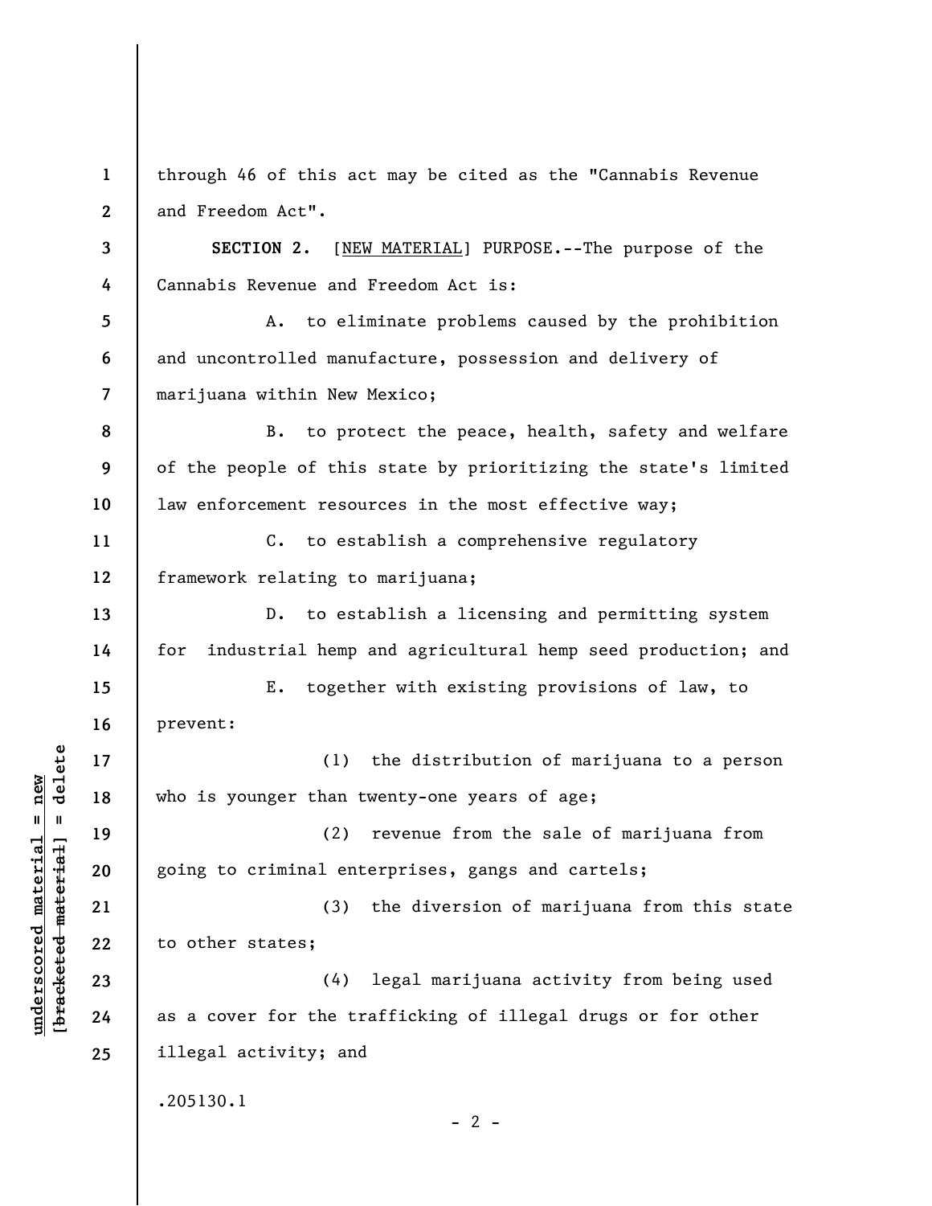through 46 of this act may be cited as the "Cannabis Revenue and Freedom Act".

**SECTION 2.** [<u>NEW MATERIAL</u>] PURPOSE.--The purpose of the Cannabis Revenue and Freedom Act is:

A. to eliminate problems caused by the prohibition and uncontrolled manufacture, possession and delivery of marijuana within New Mexico;

B. to protect the peace, health, safety and welfare of the people of this state by prioritizing the state's limited law enforcement resources in the most effective way;

C. to establish a comprehensive regulatory framework relating to marijuana;

D. to establish a licensing and permitting system for industrial hemp and agricultural hemp seed production; and

E. together with existing provisions of law, to prevent:

(1) the distribution of marijuana to a person who is younger than twenty-one years of age;

(2) revenue from the sale of marijuana from going to criminal enterprises, gangs and cartels;

(3) the diversion of marijuana from this state to other states;

(4) legal marijuana activity from being used as a cover for the trafficking of illegal drugs or for other illegal activity; and

.205130.1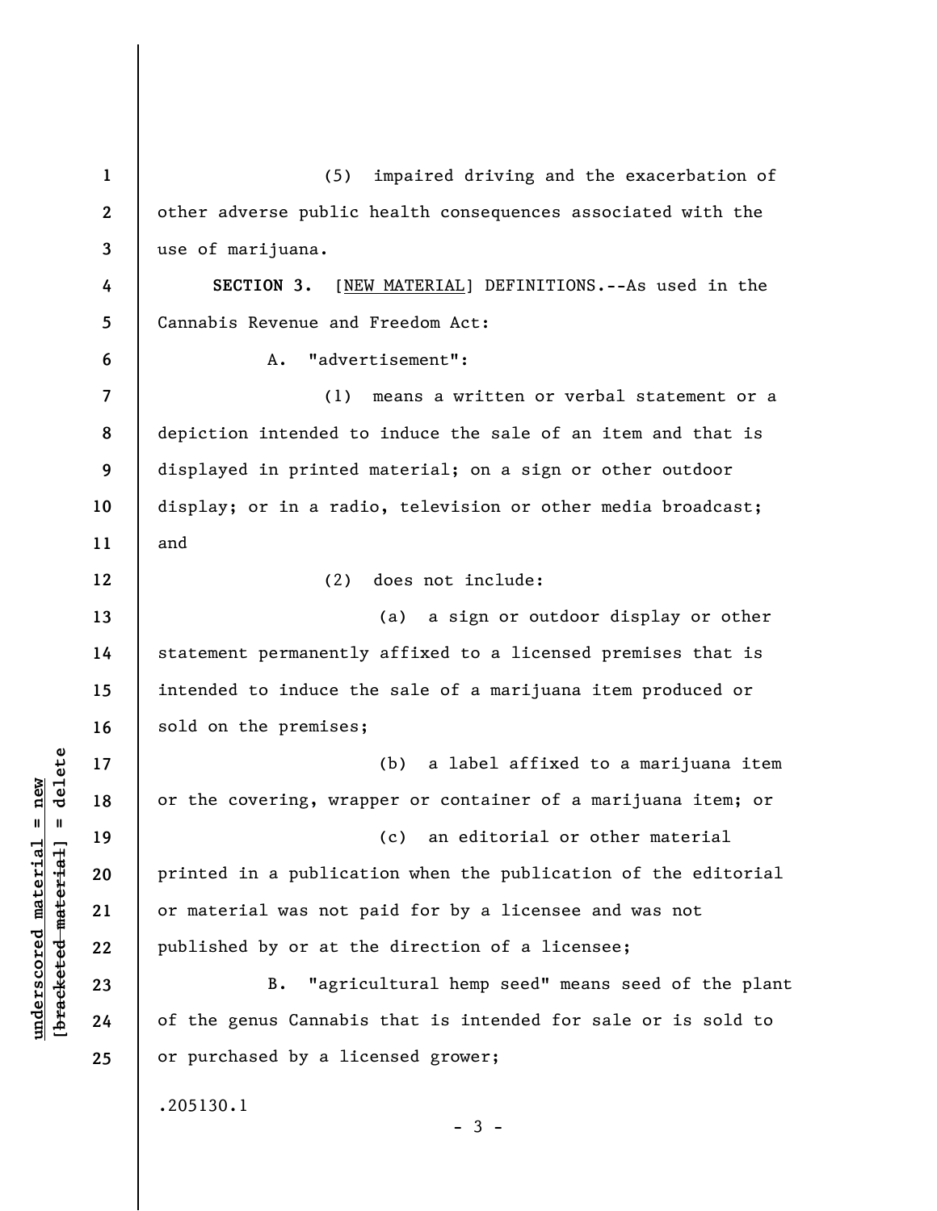(5) impaired driving and the exacerbation of other adverse public health consequences associated with the use of marijuana.

**SECTION 3.** [NEW MATERIAL] DEFINITIONS.--As used in the Cannabis Revenue and Freedom Act:

A. "advertisement":

(1) means a written or verbal statement or a depiction intended to induce the sale of an item and that is displayed in printed material; on a sign or other outdoor display; or in a radio, television or other media broadcast; and

(2) does not include:

(a) a sign or outdoor display or other statement permanently affixed to a licensed premises that is intended to induce the sale of a marijuana item produced or sold on the premises;

(b) a label affixed to a marijuana item or the covering, wrapper or container of a marijuana item; or

(c) an editorial or other material printed in a publication when the publication of the editorial or material was not paid for by a licensee and was not published by or at the direction of a licensee;

B. "agricultural hemp seed" means seed of the plant of the genus Cannabis that is intended for sale or is sold to or purchased by a licensed grower;

.205130.1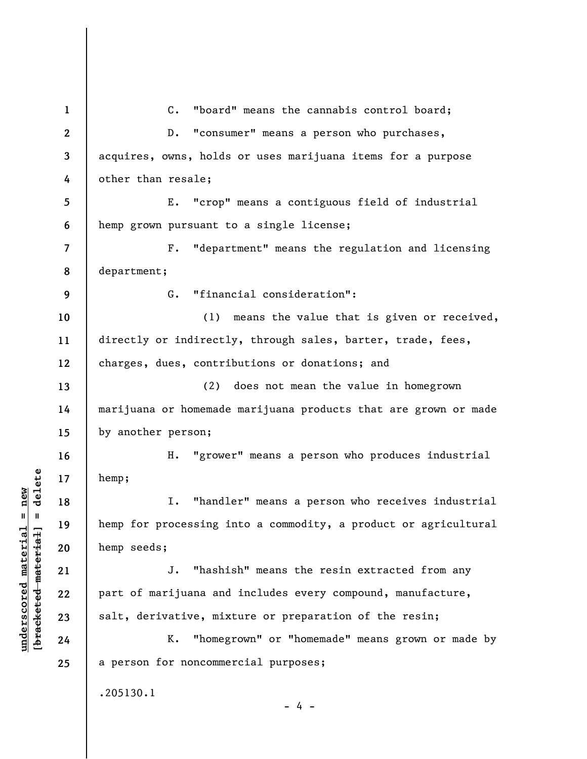C. "board" means the cannabis control board;

D. "consumer" means a person who purchases, acquires, owns, holds or uses marijuana items for a purpose other than resale;

E. "crop" means a contiguous field of industrial hemp grown pursuant to a single license;

F. "department" means the regulation and licensing department;

G. "financial consideration":

(1) means the value that is given or received, directly or indirectly, through sales, barter, trade, fees, charges, dues, contributions or donations; and

(2) does not mean the value in homegrown marijuana or homemade marijuana products that are grown or made by another person;

H. "grower" means a person who produces industrial hemp;

I. "handler" means a person who receives industrial hemp for processing into a commodity, a product or agricultural hemp seeds;

J. "hashish" means the resin extracted from any part of marijuana and includes every compound, manufacture, salt, derivative, mixture or preparation of the resin;

K. "homegrown" or "homemade" means grown or made by a person for noncommercial purposes;

.205130.1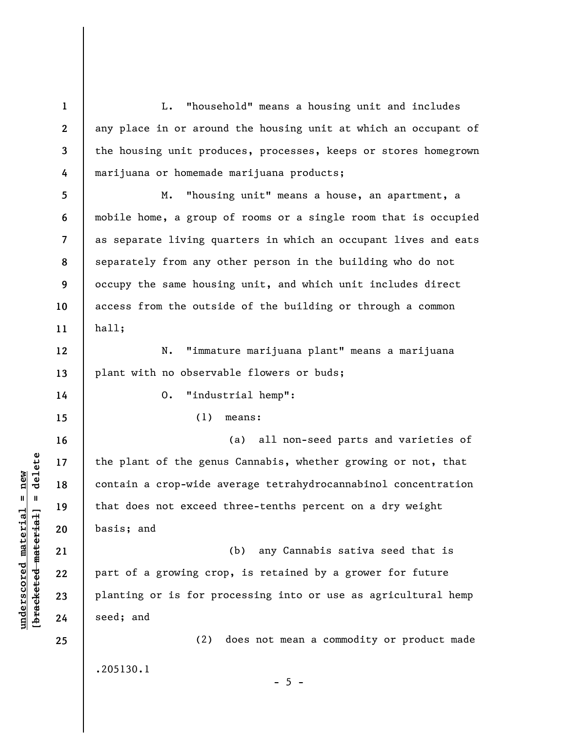L. "household" means a housing unit and includes any place in or around the housing unit at which an occupant of the housing unit produces, processes, keeps or stores homegrown marijuana or homemade marijuana products;

M. "housing unit" means a house, an apartment, a mobile home, a group of rooms or a single room that is occupied as separate living quarters in which an occupant lives and eats separately from any other person in the building who do not occupy the same housing unit, and which unit includes direct access from the outside of the building or through a common hall;

N. "immature marijuana plant" means a marijuana plant with no observable flowers or buds;

O. "industrial hemp":

(1) means:

(a) all non-seed parts and varieties of the plant of the genus Cannabis, whether growing or not, that contain a crop-wide average tetrahydrocannabinol concentration that does not exceed three-tenths percent on a dry weight basis; and

(b) any Cannabis sativa seed that is part of a growing crop, is retained by a grower for future planting or is for processing into or use as agricultural hemp seed; and

(2) does not mean a commodity or product made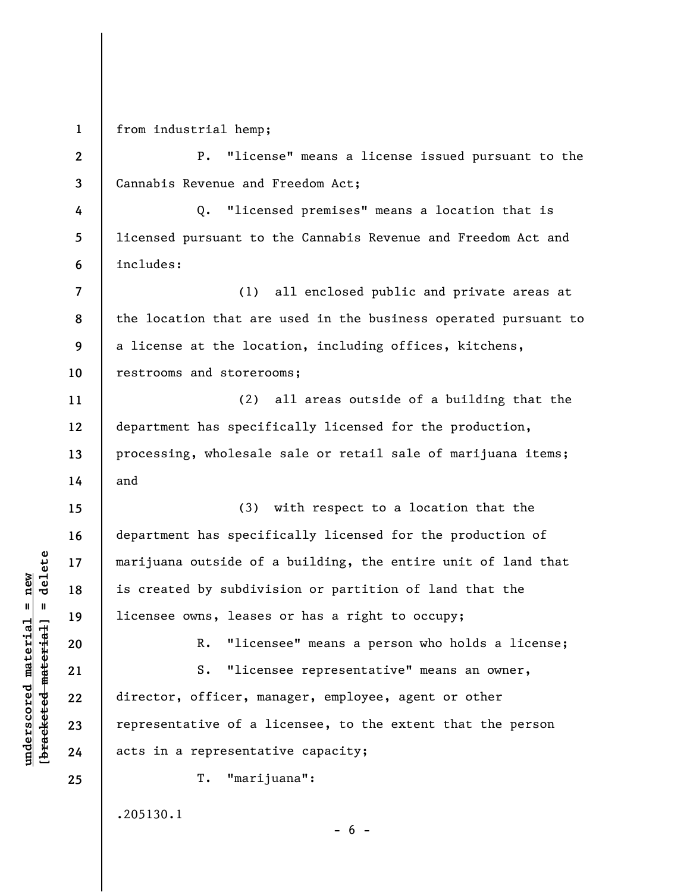from industrial hemp;

P. "license" means a license issued pursuant to the Cannabis Revenue and Freedom Act;

Q. "licensed premises" means a location that is licensed pursuant to the Cannabis Revenue and Freedom Act and includes:

(1) all enclosed public and private areas at the location that are used in the business operated pursuant to a license at the location, including offices, kitchens, restrooms and storerooms;

(2) all areas outside of a building that the department has specifically licensed for the production, processing, wholesale sale or retail sale of marijuana items; and

(3) with respect to a location that the department has specifically licensed for the production of marijuana outside of a building, the entire unit of land that is created by subdivision or partition of land that the licensee owns, leases or has a right to occupy;

R. "licensee" means a person who holds a license;

S. "licensee representative" means an owner, director, officer, manager, employee, agent or other representative of a licensee, to the extent that the person acts in a representative capacity;

T. "marijuana":

.205130.1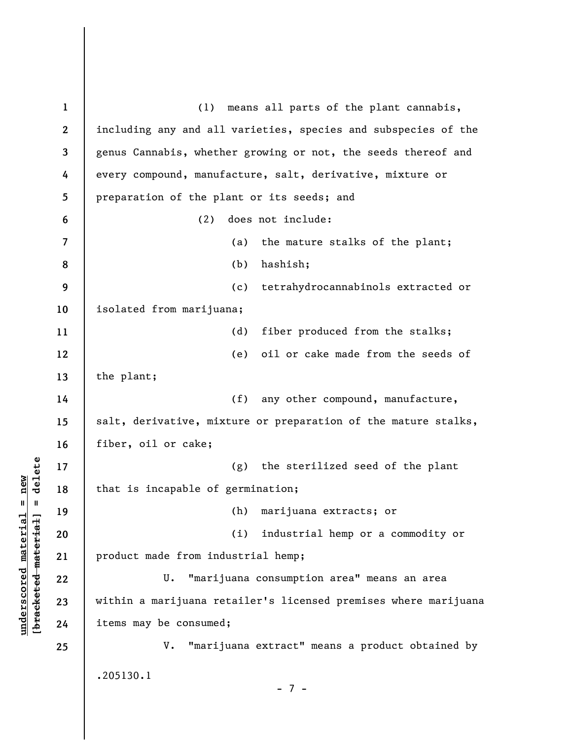(1) means all parts of the plant cannabis, including any and all varieties, species and subspecies of the genus Cannabis, whether growing or not, the seeds thereof and every compound, manufacture, salt, derivative, mixture or preparation of the plant or its seeds; and

(2) does not include:

(a) the mature stalks of the plant;

(b) hashish;

(c) tetrahydrocannabinols extracted or isolated from marijuana;

(d) fiber produced from the stalks;

(e) oil or cake made from the seeds of the plant;

(f) any other compound, manufacture, salt, derivative, mixture or preparation of the mature stalks, fiber, oil or cake;

(g) the sterilized seed of the plant that is incapable of germination;

(h) marijuana extracts; or

(i) industrial hemp or a commodity or product made from industrial hemp;

U. "marijuana consumption area" means an area within a marijuana retailer's licensed premises where marijuana items may be consumed;

V. "marijuana extract" means a product obtained by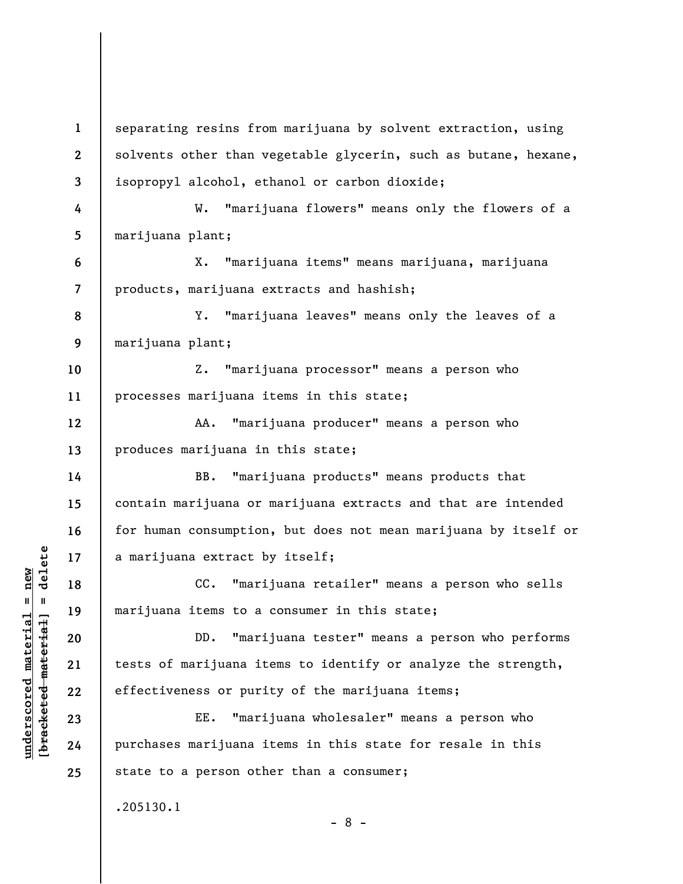separating resins from marijuana by solvent extraction, using solvents other than vegetable glycerin, such as butane, hexane, isopropyl alcohol, ethanol or carbon dioxide;

W. "marijuana flowers" means only the flowers of a marijuana plant;

X. "marijuana items" means marijuana, marijuana products, marijuana extracts and hashish;

Y. "marijuana leaves" means only the leaves of a marijuana plant;

Z. "marijuana processor" means a person who processes marijuana items in this state;

AA. "marijuana producer" means a person who produces marijuana in this state;

BB. "marijuana products" means products that contain marijuana or marijuana extracts and that are intended for human consumption, but does not mean marijuana by itself or a marijuana extract by itself;

CC. "marijuana retailer" means a person who sells marijuana items to a consumer in this state;

DD. "marijuana tester" means a person who performs tests of marijuana items to identify or analyze the strength, effectiveness or purity of the marijuana items;

EE. "marijuana wholesaler" means a person who purchases marijuana items in this state for resale in this state to a person other than a consumer;

.205130.1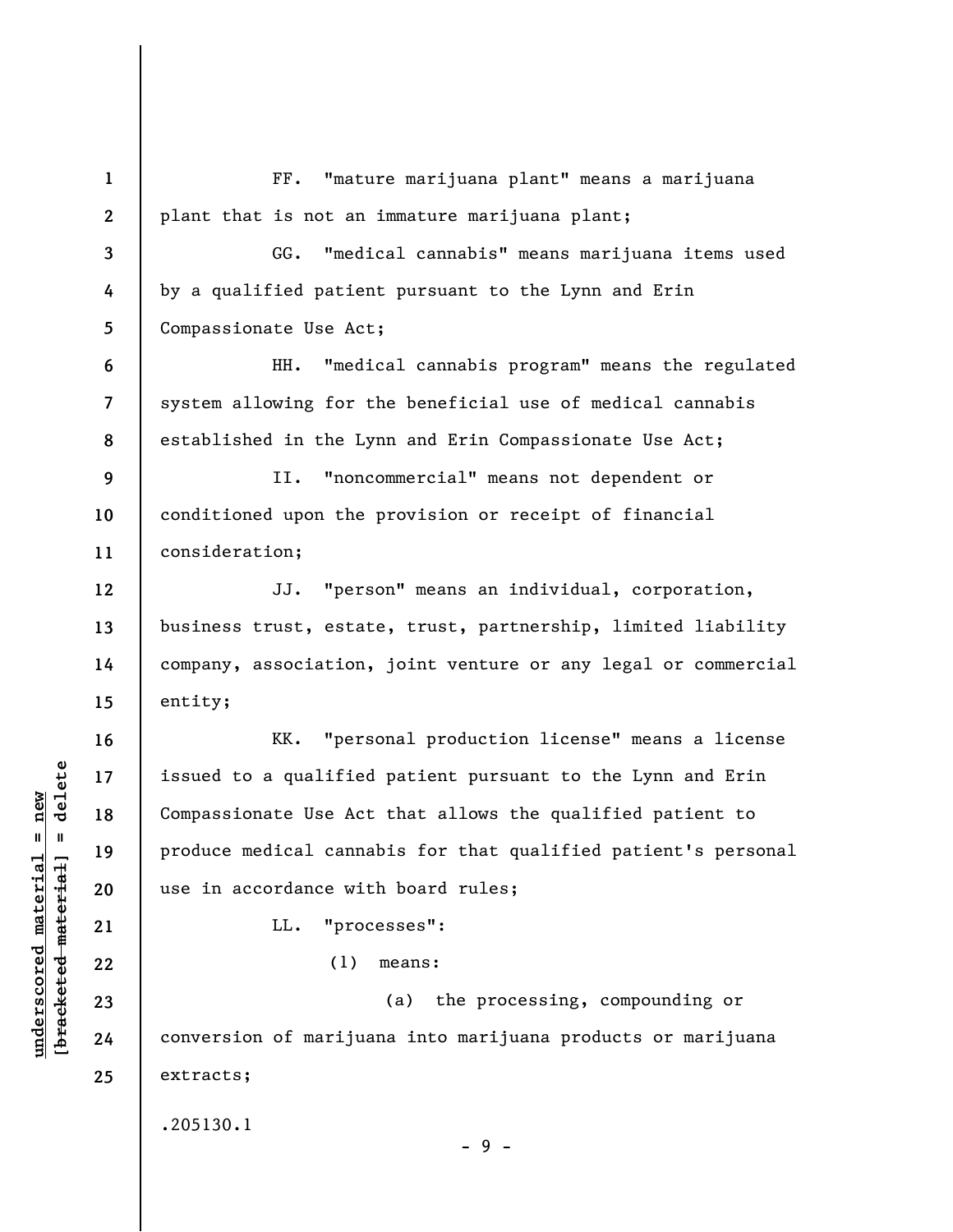FF. "mature marijuana plant" means a marijuana plant that is not an immature marijuana plant;

GG. "medical cannabis" means marijuana items used by a qualified patient pursuant to the Lynn and Erin Compassionate Use Act;

HH. "medical cannabis program" means the regulated system allowing for the beneficial use of medical cannabis established in the Lynn and Erin Compassionate Use Act;

II. "noncommercial" means not dependent or conditioned upon the provision or receipt of financial consideration;

JJ. "person" means an individual, corporation, business trust, estate, trust, partnership, limited liability company, association, joint venture or any legal or commercial entity;

KK. "personal production license" means a license issued to a qualified patient pursuant to the Lynn and Erin Compassionate Use Act that allows the qualified patient to produce medical cannabis for that qualified patient's personal use in accordance with board rules;

LL. "processes":

(1) means:

(a) the processing, compounding or conversion of marijuana into marijuana products or marijuana extracts;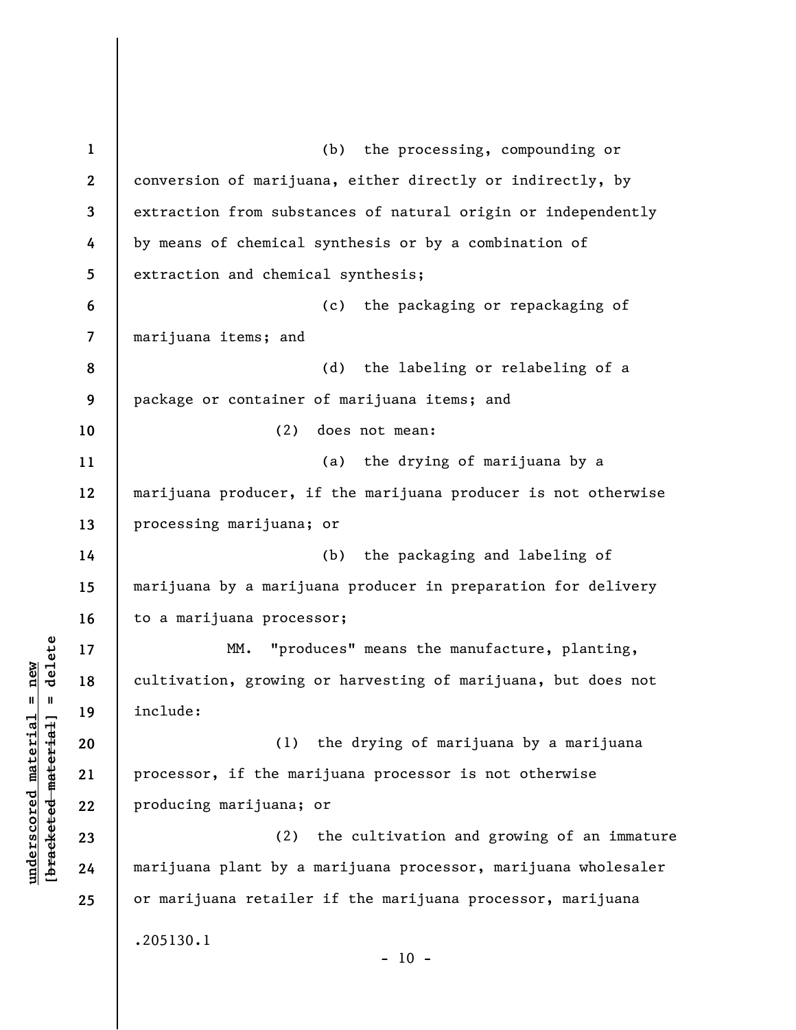(b) the processing, compounding or conversion of marijuana, either directly or indirectly, by extraction from substances of natural origin or independently by means of chemical synthesis or by a combination of extraction and chemical synthesis;

(c) the packaging or repackaging of marijuana items; and

(d) the labeling or relabeling of a package or container of marijuana items; and

(2) does not mean:

(a) the drying of marijuana by a marijuana producer, if the marijuana producer is not otherwise processing marijuana; or

(b) the packaging and labeling of marijuana by a marijuana producer in preparation for delivery to a marijuana processor;

MM. "produces" means the manufacture, planting, cultivation, growing or harvesting of marijuana, but does not include:

(1) the drying of marijuana by a marijuana processor, if the marijuana processor is not otherwise producing marijuana; or

(2) the cultivation and growing of an immature marijuana plant by a marijuana processor, marijuana wholesaler or marijuana retailer if the marijuana processor, marijuana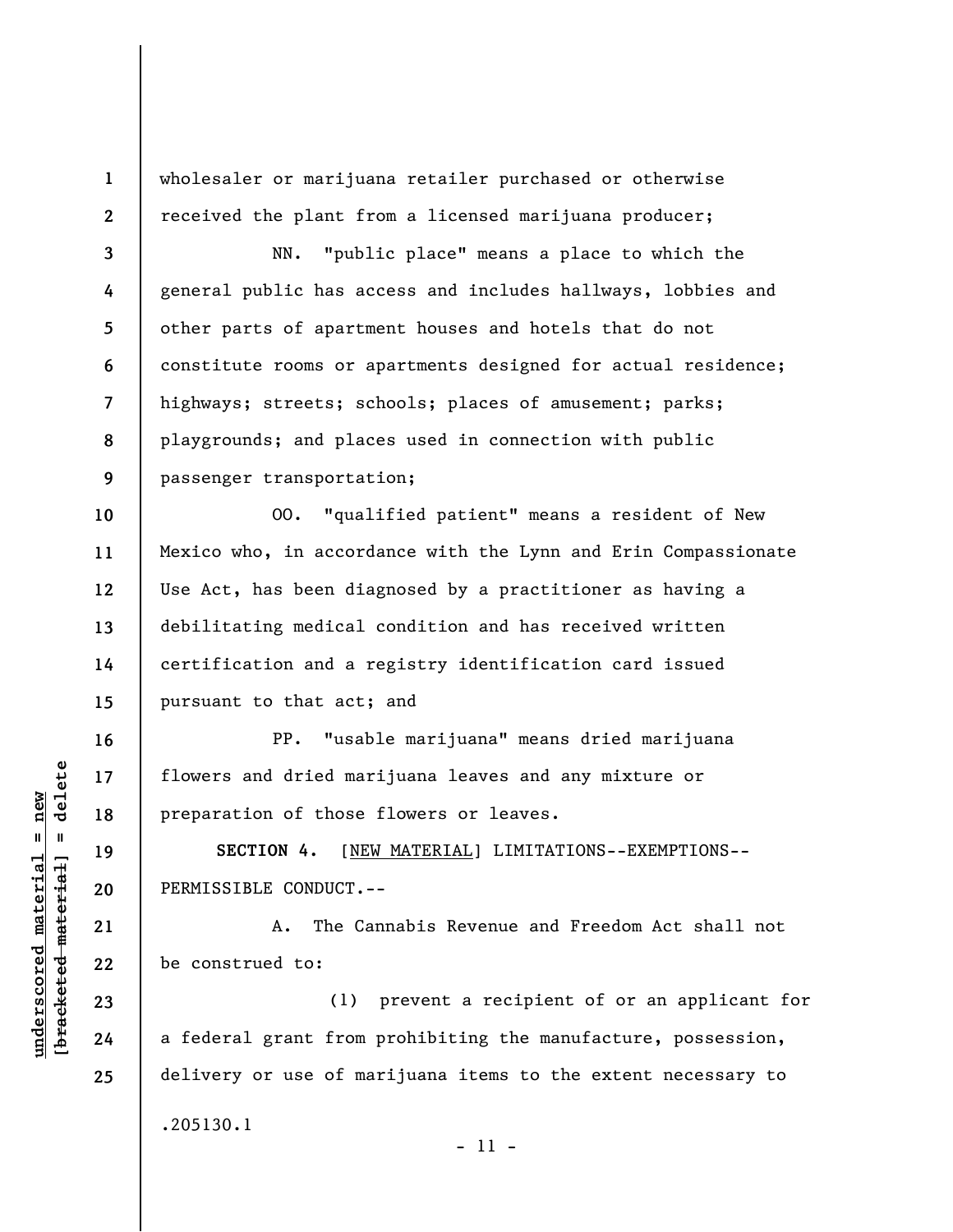wholesaler or marijuana retailer purchased or otherwise received the plant from a licensed marijuana producer;

NN. "public place" means a place to which the general public has access and includes hallways, lobbies and other parts of apartment houses and hotels that do not constitute rooms or apartments designed for actual residence; highways; streets; schools; places of amusement; parks; playgrounds; and places used in connection with public passenger transportation;

OO. "qualified patient" means a resident of New Mexico who, in accordance with the Lynn and Erin Compassionate Use Act, has been diagnosed by a practitioner as having a debilitating medical condition and has received written certification and a registry identification card issued pursuant to that act; and

PP. "usable marijuana" means dried marijuana flowers and dried marijuana leaves and any mixture or preparation of those flowers or leaves.

**SECTION 4.** [NEW MATERIAL] LIMITATIONS--EXEMPTIONS--PERMISSIBLE CONDUCT.--

A. The Cannabis Revenue and Freedom Act shall not be construed to:

(1) prevent a recipient of or an applicant for a federal grant from prohibiting the manufacture, possession, delivery or use of marijuana items to the extent necessary to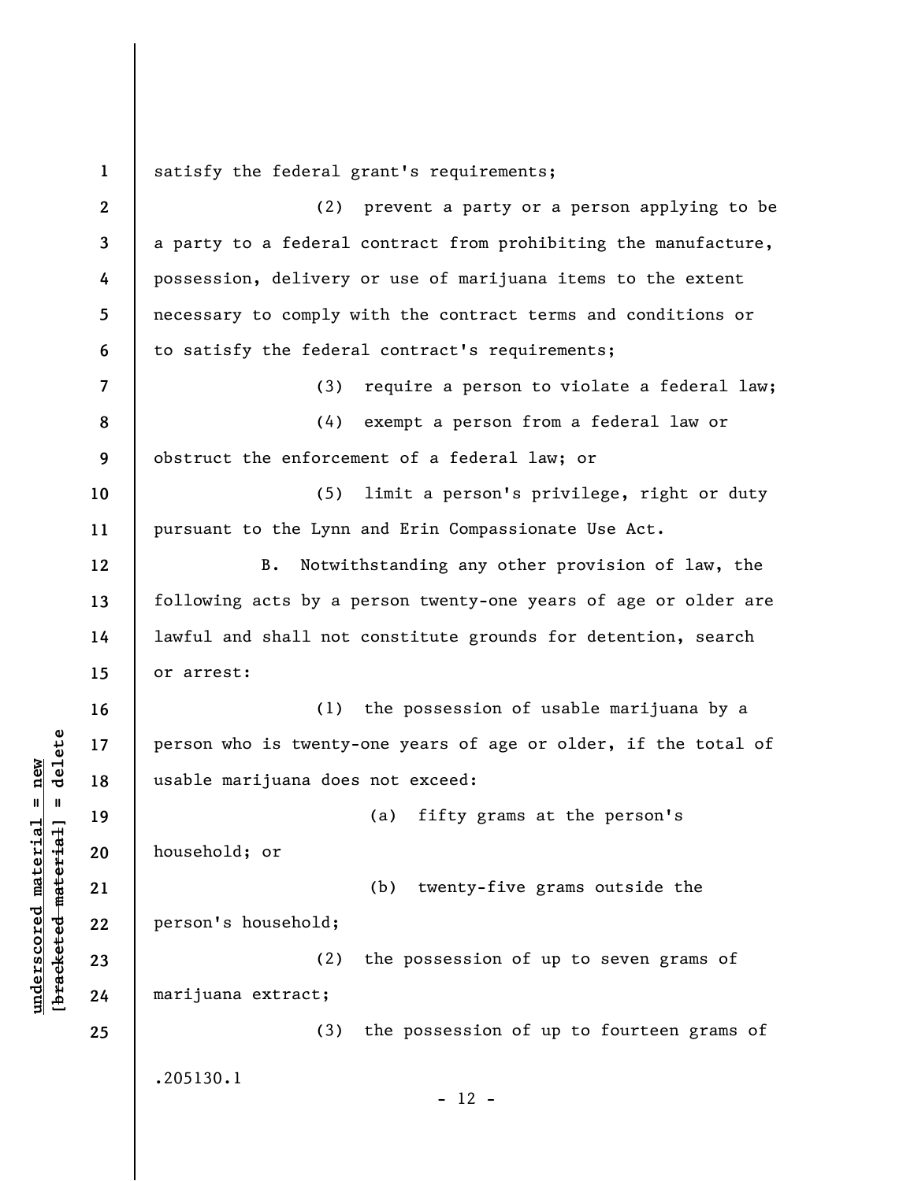satisfy the federal grant's requirements;

(2) prevent a party or a person applying to be a party to a federal contract from prohibiting the manufacture, possession, delivery or use of marijuana items to the extent necessary to comply with the contract terms and conditions or to satisfy the federal contract's requirements;

(3) require a person to violate a federal law;

(4) exempt a person from a federal law or obstruct the enforcement of a federal law; or

(5) limit a person's privilege, right or duty pursuant to the Lynn and Erin Compassionate Use Act.

B. Notwithstanding any other provision of law, the following acts by a person twenty-one years of age or older are lawful and shall not constitute grounds for detention, search or arrest:

(1) the possession of usable marijuana by a person who is twenty-one years of age or older, if the total of usable marijuana does not exceed:

(a) fifty grams at the person's household; or

(b) twenty-five grams outside the person's household;

(2) the possession of up to seven grams of marijuana extract;

(3) the possession of up to fourteen grams of

.205130.1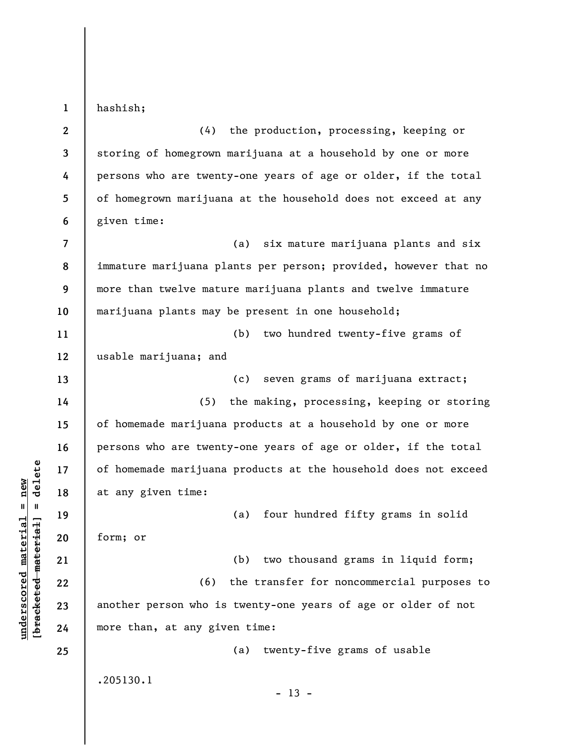hashish;

(4) the production, processing, keeping or storing of homegrown marijuana at a household by one or more persons who are twenty-one years of age or older, if the total of homegrown marijuana at the household does not exceed at any given time:

(a) six mature marijuana plants and six immature marijuana plants per person; provided, however that no more than twelve mature marijuana plants and twelve immature marijuana plants may be present in one household;

(b) two hundred twenty-five grams of usable marijuana; and

(c) seven grams of marijuana extract;

(5) the making, processing, keeping or storing of homemade marijuana products at a household by one or more persons who are twenty-one years of age or older, if the total of homemade marijuana products at the household does not exceed at any given time:

(a) four hundred fifty grams in solid form; or

(b) two thousand grams in liquid form;

(6) the transfer for noncommercial purposes to another person who is twenty-one years of age or older of not more than, at any given time:

(a) twenty-five grams of usable

.205130.1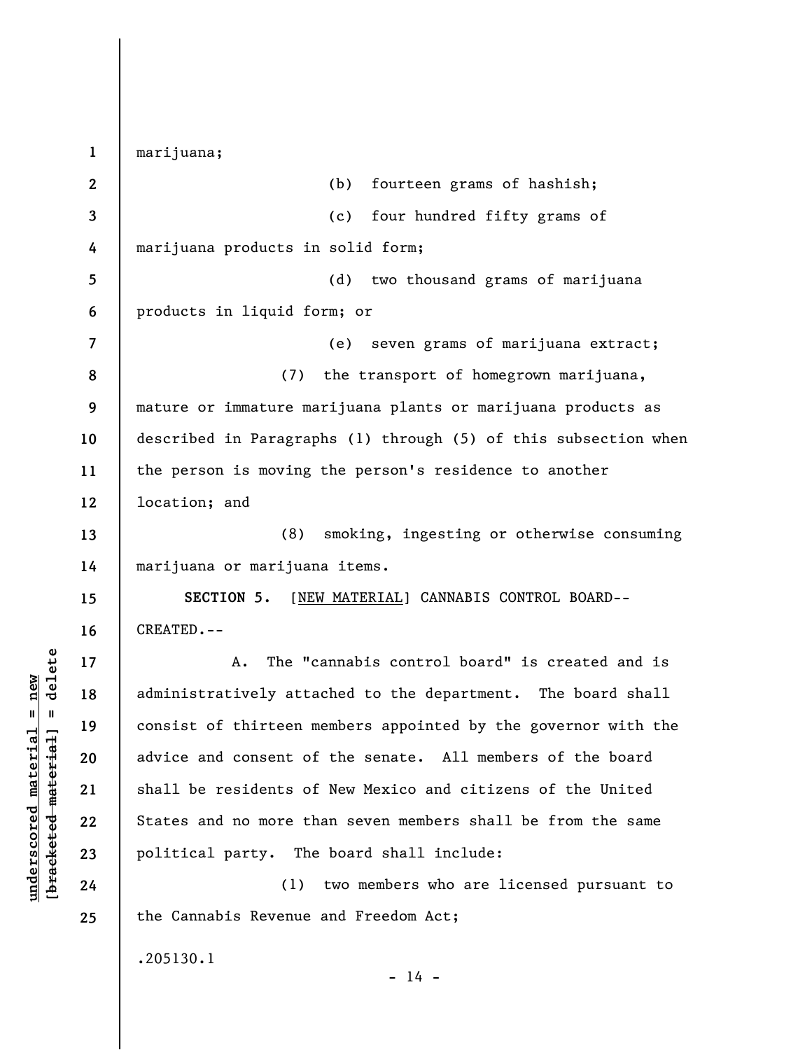marijuana;

(b) fourteen grams of hashish;

(c) four hundred fifty grams of marijuana products in solid form;

(d) two thousand grams of marijuana products in liquid form; or

(e) seven grams of marijuana extract;

(7) the transport of homegrown marijuana, mature or immature marijuana plants or marijuana products as described in Paragraphs (1) through (5) of this subsection when the person is moving the person's residence to another location; and

(8) smoking, ingesting or otherwise consuming marijuana or marijuana items.

**SECTION 5.** [NEW MATERIAL] CANNABIS CONTROL BOARD--CREATED.--

A. The "cannabis control board" is created and is administratively attached to the department. The board shall consist of thirteen members appointed by the governor with the advice and consent of the senate. All members of the board shall be residents of New Mexico and citizens of the United States and no more than seven members shall be from the same political party. The board shall include:

(1) two members who are licensed pursuant to the Cannabis Revenue and Freedom Act;

.205130.1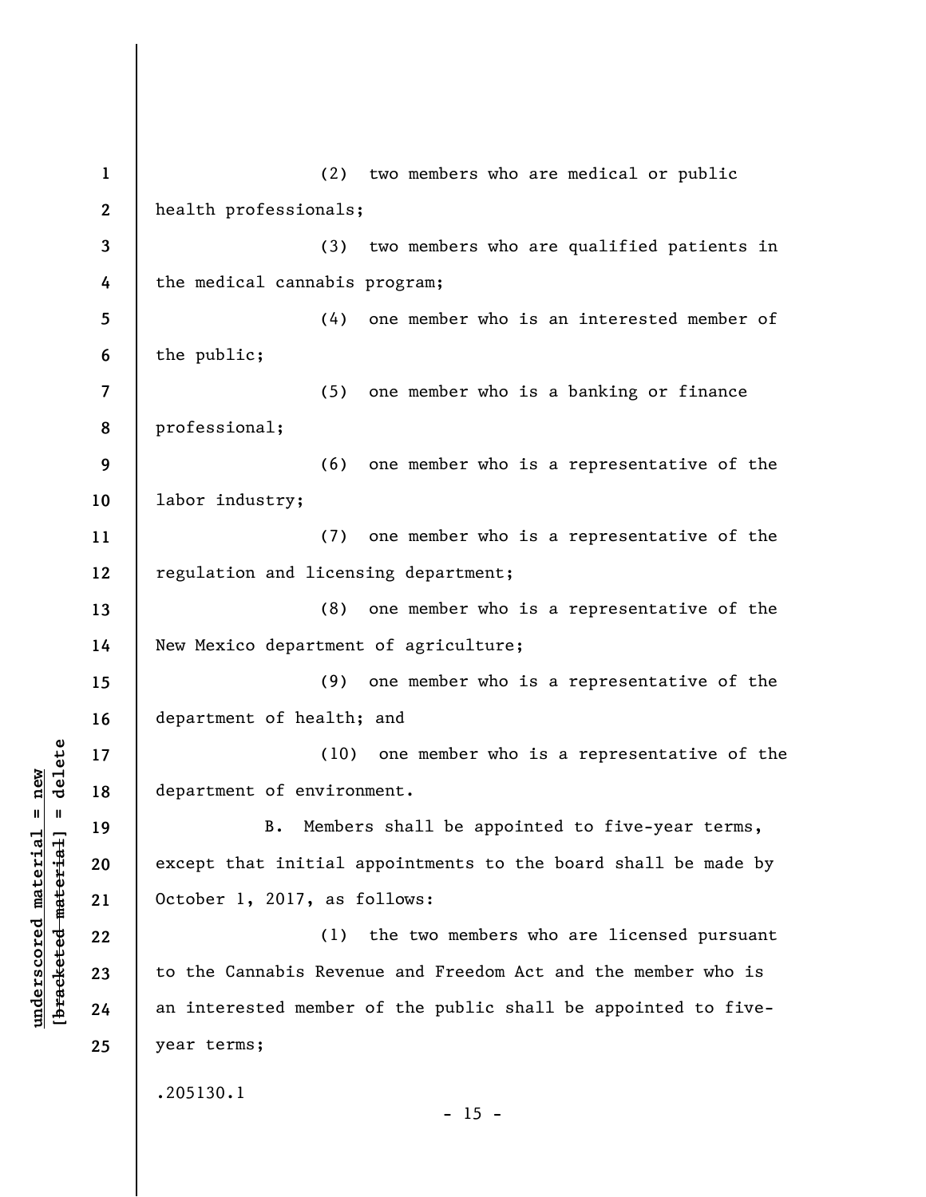(2) two members who are medical or public health professionals;

(3) two members who are qualified patients in the medical cannabis program;

(4) one member who is an interested member of the public;

(5) one member who is a banking or finance professional;

(6) one member who is a representative of the labor industry;

(7) one member who is a representative of the regulation and licensing department;

(8) one member who is a representative of the New Mexico department of agriculture;

(9) one member who is a representative of the department of health; and

(10) one member who is a representative of the department of environment.

B. Members shall be appointed to five-year terms, except that initial appointments to the board shall be made by October 1, 2017, as follows:

(1) the two members who are licensed pursuant to the Cannabis Revenue and Freedom Act and the member who is an interested member of the public shall be appointed to five-year terms;

.205130.1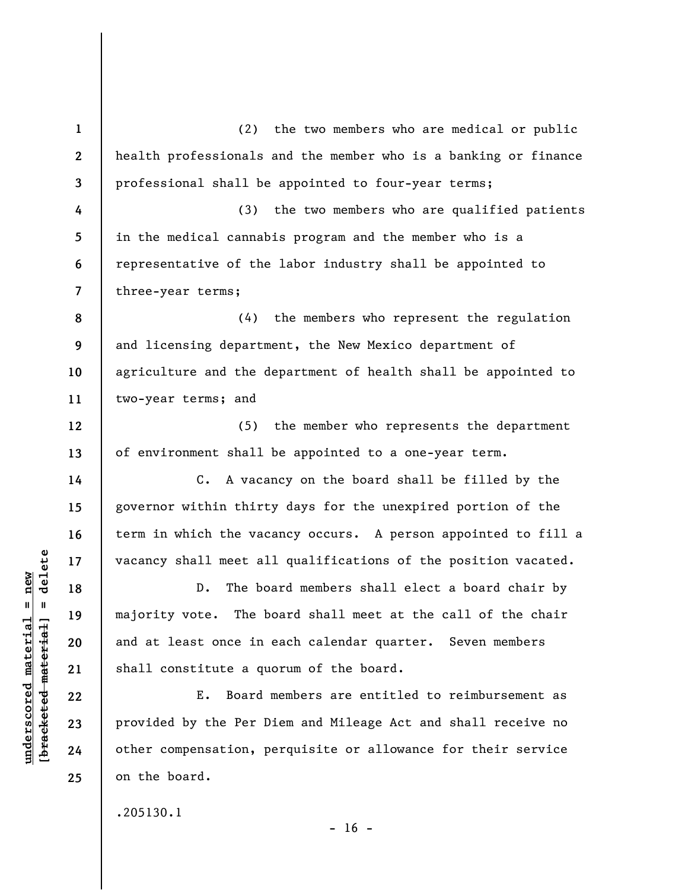(2) the two members who are medical or public health professionals and the member who is a banking or finance professional shall be appointed to four-year terms;

(3) the two members who are qualified patients in the medical cannabis program and the member who is a representative of the labor industry shall be appointed to three-year terms;

(4) the members who represent the regulation and licensing department, the New Mexico department of agriculture and the department of health shall be appointed to two-year terms; and

(5) the member who represents the department of environment shall be appointed to a one-year term.

C. A vacancy on the board shall be filled by the governor within thirty days for the unexpired portion of the term in which the vacancy occurs. A person appointed to fill a vacancy shall meet all qualifications of the position vacated.

D. The board members shall elect a board chair by majority vote. The board shall meet at the call of the chair and at least once in each calendar quarter. Seven members shall constitute a quorum of the board.

E. Board members are entitled to reimbursement as provided by the Per Diem and Mileage Act and shall receive no other compensation, perquisite or allowance for their service on the board.

.205130.1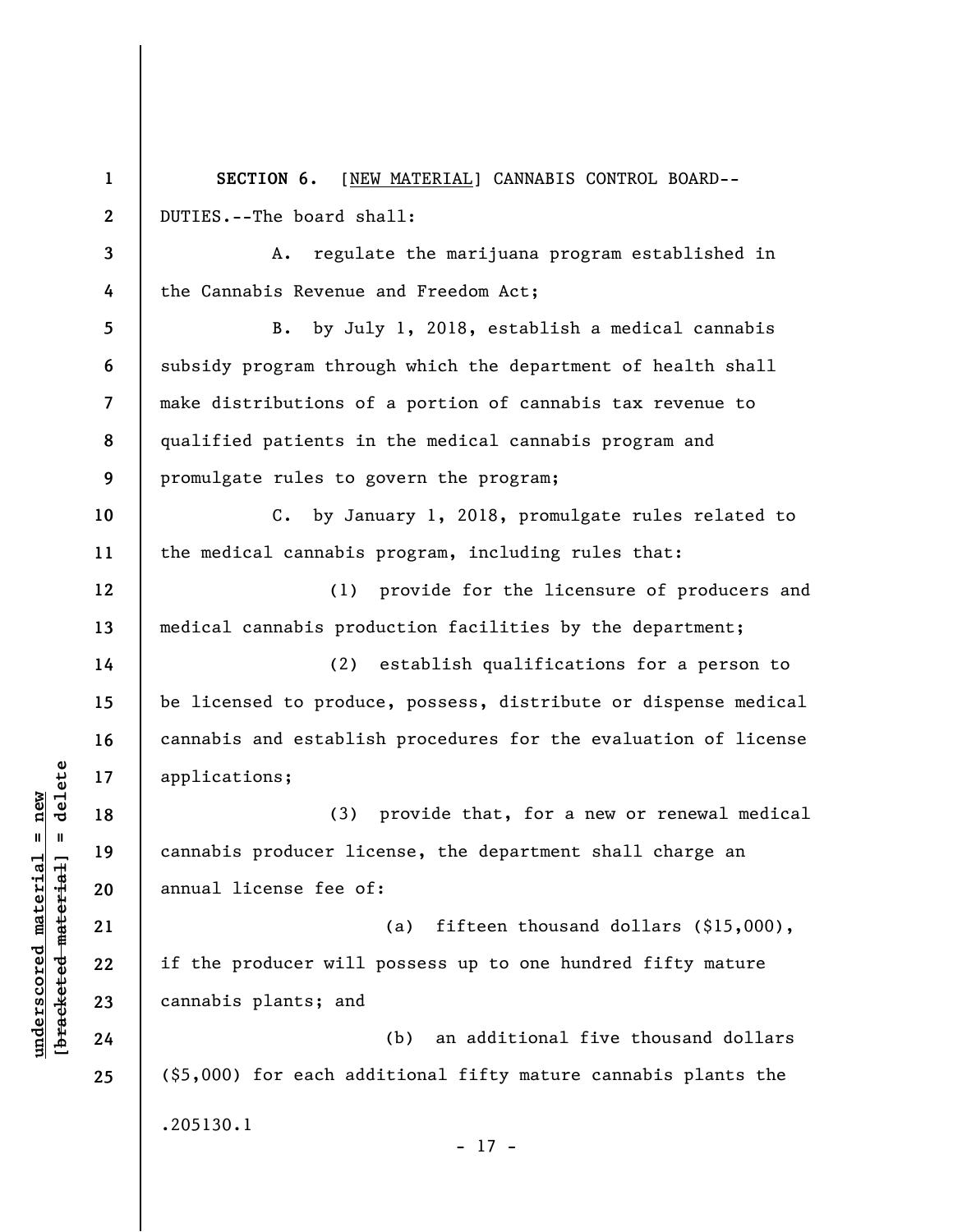**SECTION 6.** [NEW MATERIAL] CANNABIS CONTROL BOARD--DUTIES.--The board shall:

A. regulate the marijuana program established in the Cannabis Revenue and Freedom Act;

B. by July 1, 2018, establish a medical cannabis subsidy program through which the department of health shall make distributions of a portion of cannabis tax revenue to qualified patients in the medical cannabis program and promulgate rules to govern the program;

C. by January 1, 2018, promulgate rules related to the medical cannabis program, including rules that:

(1) provide for the licensure of producers and medical cannabis production facilities by the department;

(2) establish qualifications for a person to be licensed to produce, possess, distribute or dispense medical cannabis and establish procedures for the evaluation of license applications;

(3) provide that, for a new or renewal medical cannabis producer license, the department shall charge an annual license fee of:

(a) fifteen thousand dollars ($15,000), if the producer will possess up to one hundred fifty mature cannabis plants; and

(b) an additional five thousand dollars ($5,000) for each additional fifty mature cannabis plants the

.205130.1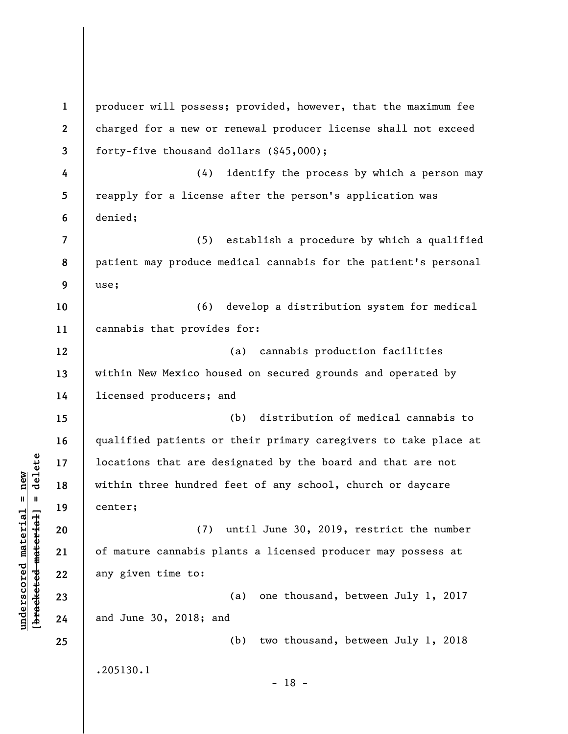producer will possess; provided, however, that the maximum fee charged for a new or renewal producer license shall not exceed forty-five thousand dollars ($45,000);

(4) identify the process by which a person may reapply for a license after the person's application was denied;

(5) establish a procedure by which a qualified patient may produce medical cannabis for the patient's personal use;

(6) develop a distribution system for medical cannabis that provides for:

(a) cannabis production facilities within New Mexico housed on secured grounds and operated by licensed producers; and

(b) distribution of medical cannabis to qualified patients or their primary caregivers to take place at locations that are designated by the board and that are not within three hundred feet of any school, church or daycare center;

(7) until June 30, 2019, restrict the number of mature cannabis plants a licensed producer may possess at any given time to:

(a) one thousand, between July 1, 2017 and June 30, 2018; and

(b) two thousand, between July 1, 2018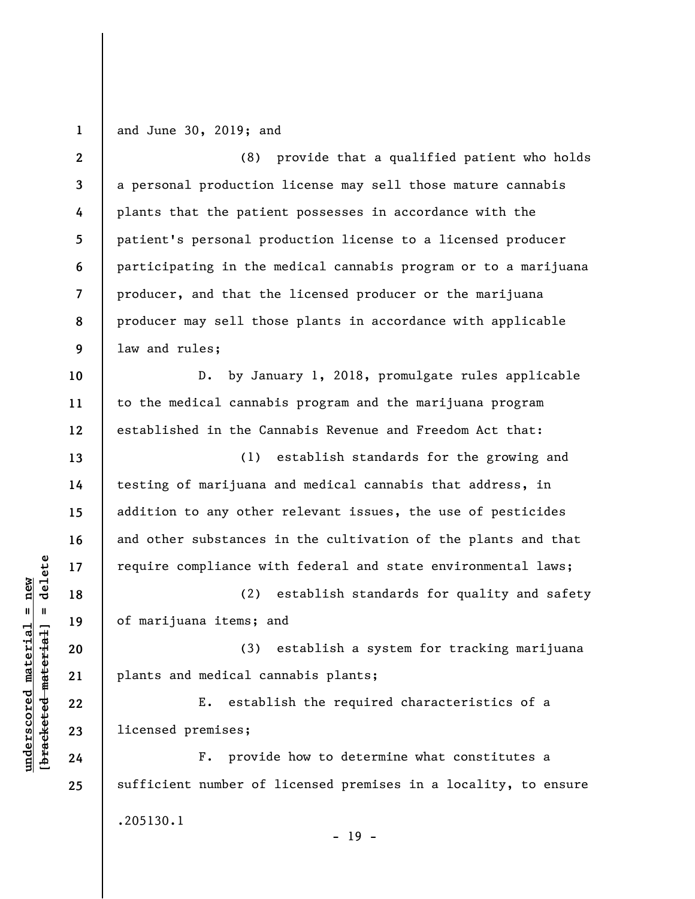and June 30, 2019; and

(8) provide that a qualified patient who holds a personal production license may sell those mature cannabis plants that the patient possesses in accordance with the patient's personal production license to a licensed producer participating in the medical cannabis program or to a marijuana producer, and that the licensed producer or the marijuana producer may sell those plants in accordance with applicable law and rules;

D. by January 1, 2018, promulgate rules applicable to the medical cannabis program and the marijuana program established in the Cannabis Revenue and Freedom Act that:

(1) establish standards for the growing and testing of marijuana and medical cannabis that address, in addition to any other relevant issues, the use of pesticides and other substances in the cultivation of the plants and that require compliance with federal and state environmental laws;

(2) establish standards for quality and safety of marijuana items; and

(3) establish a system for tracking marijuana plants and medical cannabis plants;

E. establish the required characteristics of a licensed premises;

F. provide how to determine what constitutes a sufficient number of licensed premises in a locality, to ensure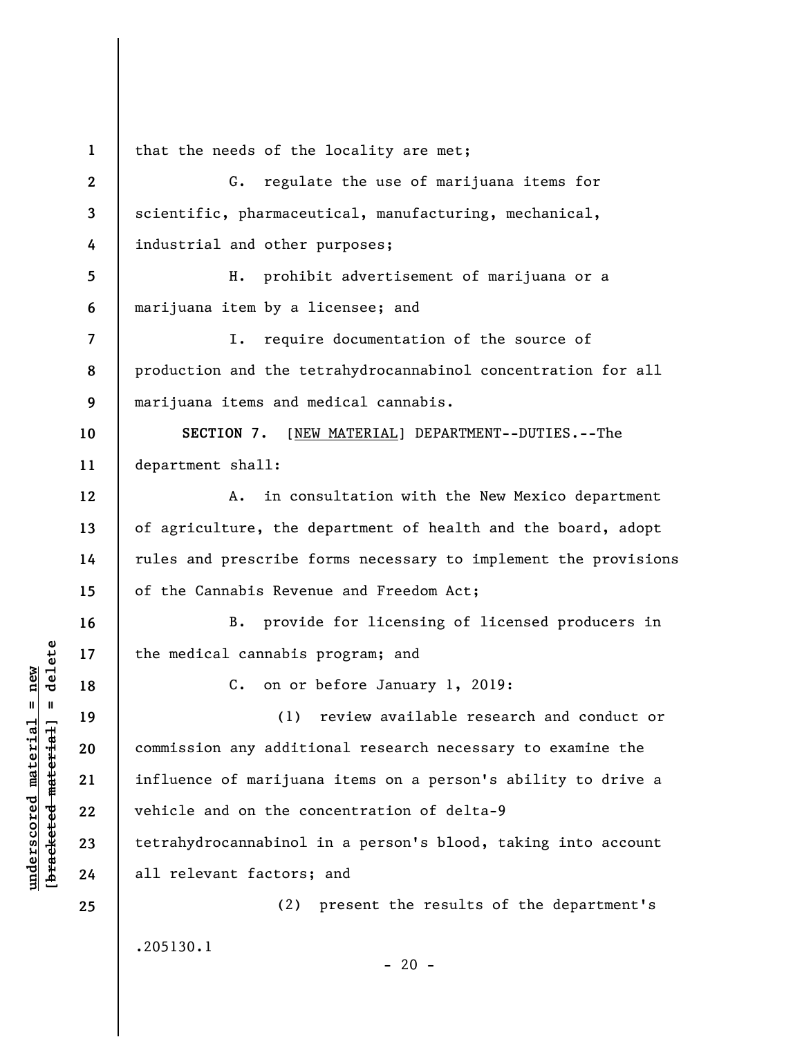that the needs of the locality are met;

G. regulate the use of marijuana items for scientific, pharmaceutical, manufacturing, mechanical, industrial and other purposes;

H. prohibit advertisement of marijuana or a marijuana item by a licensee; and

I. require documentation of the source of production and the tetrahydrocannabinol concentration for all marijuana items and medical cannabis.

**SECTION 7.** [NEW MATERIAL] DEPARTMENT--DUTIES.--The department shall:

A. in consultation with the New Mexico department of agriculture, the department of health and the board, adopt rules and prescribe forms necessary to implement the provisions of the Cannabis Revenue and Freedom Act;

B. provide for licensing of licensed producers in the medical cannabis program; and

C. on or before January 1, 2019:

(1) review available research and conduct or commission any additional research necessary to examine the influence of marijuana items on a person's ability to drive a vehicle and on the concentration of delta-9 tetrahydrocannabinol in a person's blood, taking into account all relevant factors; and

(2) present the results of the department's

.205130.1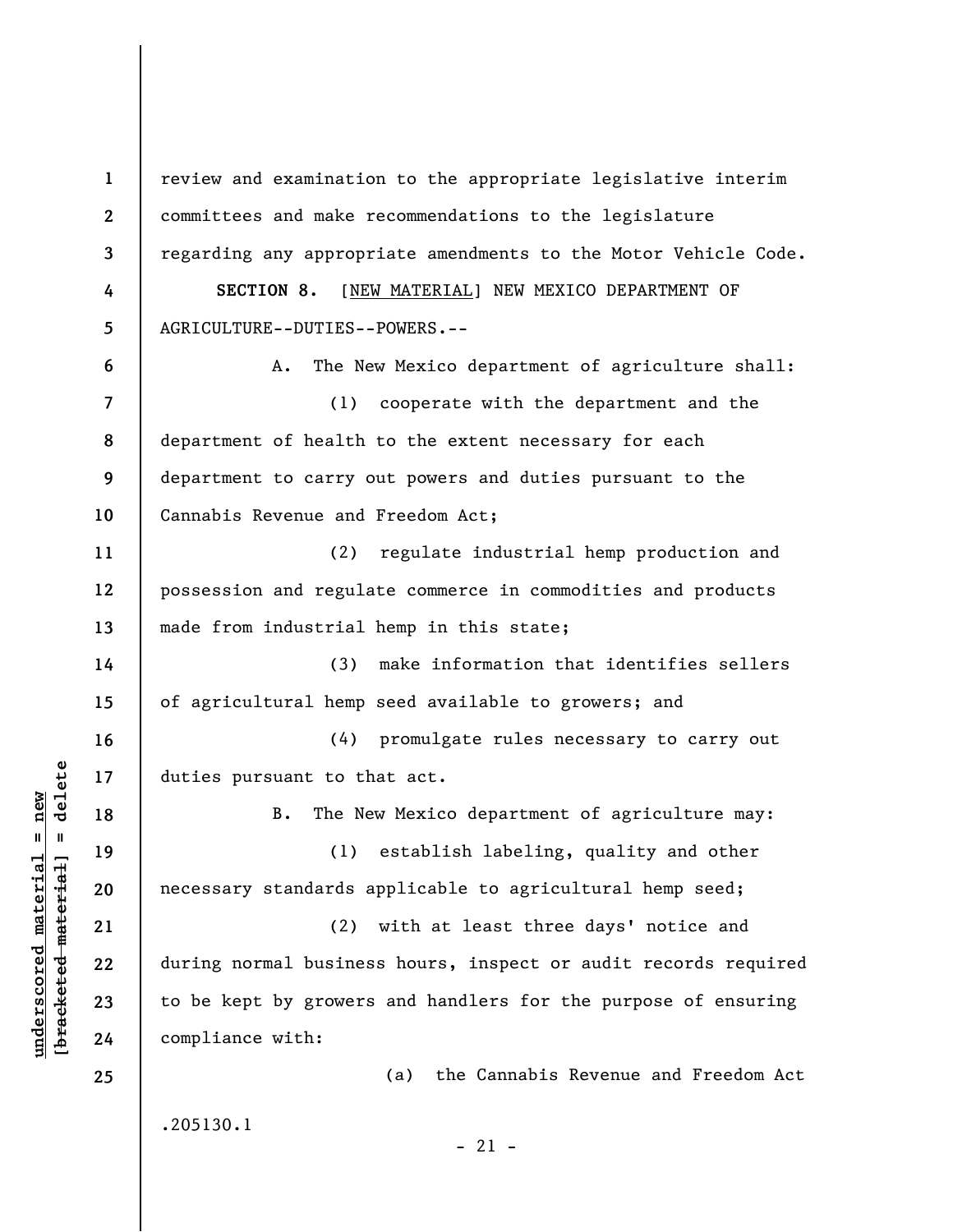review and examination to the appropriate legislative interim committees and make recommendations to the legislature regarding any appropriate amendments to the Motor Vehicle Code.

**SECTION 8.** [NEW MATERIAL] NEW MEXICO DEPARTMENT OF AGRICULTURE--DUTIES--POWERS.--

A. The New Mexico department of agriculture shall:

(1) cooperate with the department and the department of health to the extent necessary for each department to carry out powers and duties pursuant to the Cannabis Revenue and Freedom Act;

(2) regulate industrial hemp production and possession and regulate commerce in commodities and products made from industrial hemp in this state;

(3) make information that identifies sellers of agricultural hemp seed available to growers; and

(4) promulgate rules necessary to carry out duties pursuant to that act.

B. The New Mexico department of agriculture may:

(1) establish labeling, quality and other necessary standards applicable to agricultural hemp seed;

(2) with at least three days' notice and during normal business hours, inspect or audit records required to be kept by growers and handlers for the purpose of ensuring compliance with:

(a) the Cannabis Revenue and Freedom Act

.205130.1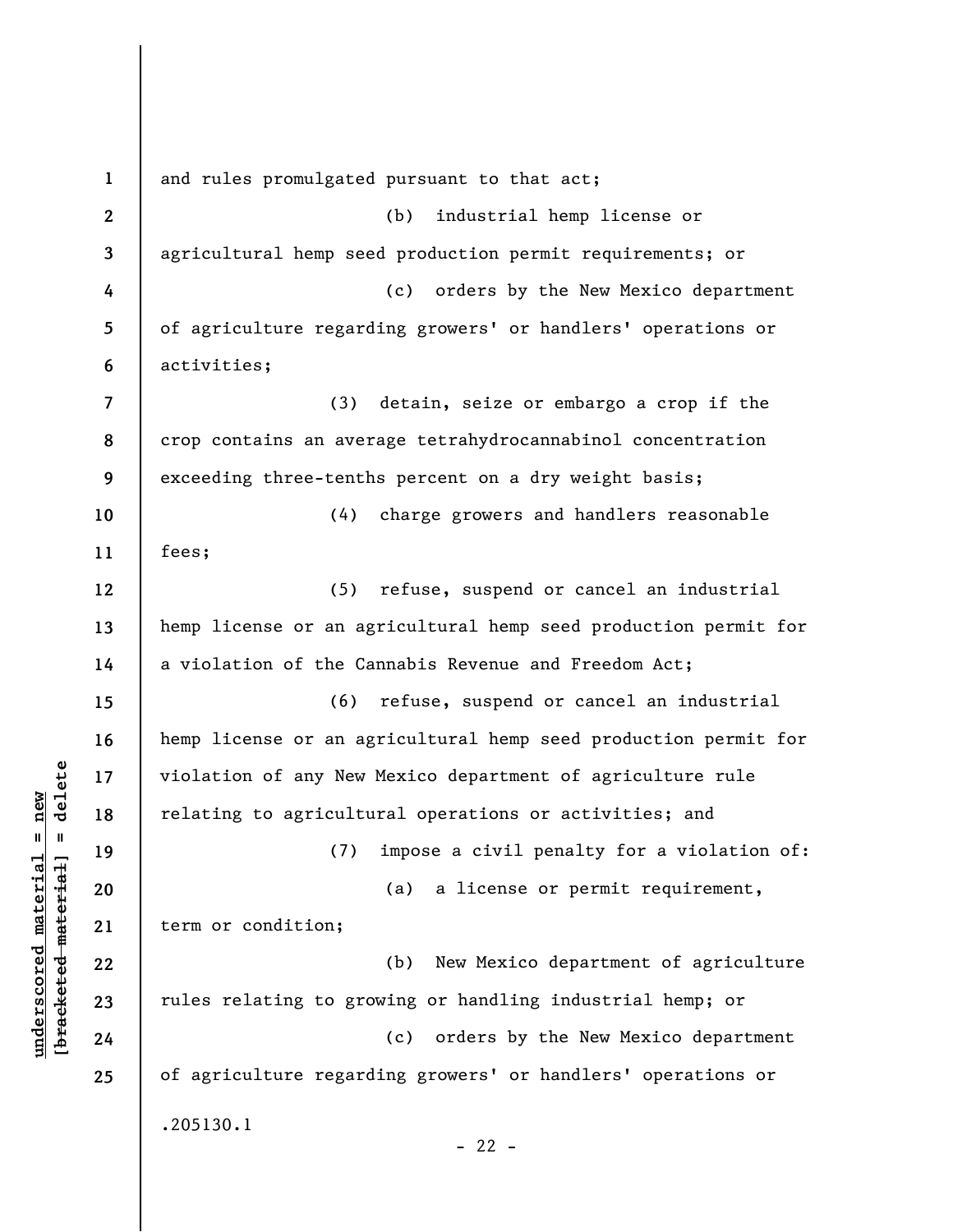and rules promulgated pursuant to that act;

(b) industrial hemp license or agricultural hemp seed production permit requirements; or

(c) orders by the New Mexico department of agriculture regarding growers' or handlers' operations or activities;

(3) detain, seize or embargo a crop if the crop contains an average tetrahydrocannabinol concentration exceeding three-tenths percent on a dry weight basis;

(4) charge growers and handlers reasonable fees;

(5) refuse, suspend or cancel an industrial hemp license or an agricultural hemp seed production permit for a violation of the Cannabis Revenue and Freedom Act;

(6) refuse, suspend or cancel an industrial hemp license or an agricultural hemp seed production permit for violation of any New Mexico department of agriculture rule relating to agricultural operations or activities; and

(7) impose a civil penalty for a violation of:

(a) a license or permit requirement, term or condition;

(b) New Mexico department of agriculture rules relating to growing or handling industrial hemp; or

(c) orders by the New Mexico department of agriculture regarding growers' or handlers' operations or

.205130.1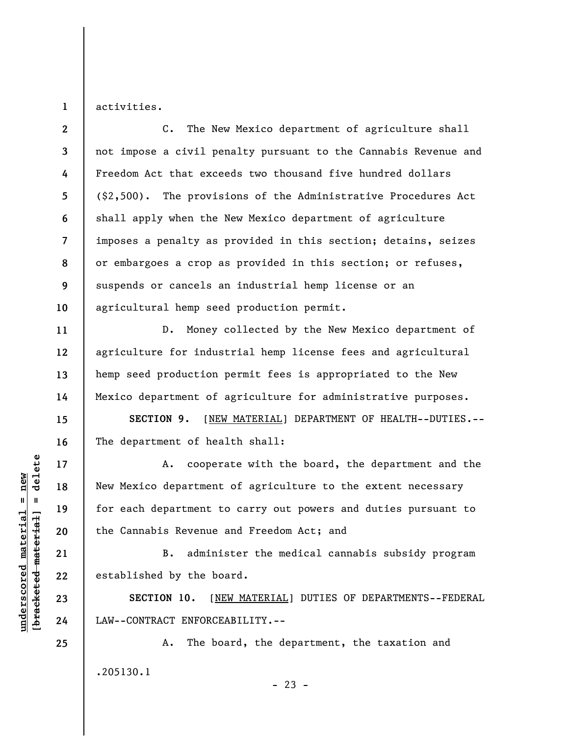activities.

C. The New Mexico department of agriculture shall not impose a civil penalty pursuant to the Cannabis Revenue and Freedom Act that exceeds two thousand five hundred dollars ($2,500). The provisions of the Administrative Procedures Act shall apply when the New Mexico department of agriculture imposes a penalty as provided in this section; detains, seizes or embargoes a crop as provided in this section; or refuses, suspends or cancels an industrial hemp license or an agricultural hemp seed production permit.

D. Money collected by the New Mexico department of agriculture for industrial hemp license fees and agricultural hemp seed production permit fees is appropriated to the New Mexico department of agriculture for administrative purposes.

**SECTION 9.** [NEW MATERIAL] DEPARTMENT OF HEALTH--DUTIES.--The department of health shall:

A. cooperate with the board, the department and the New Mexico department of agriculture to the extent necessary for each department to carry out powers and duties pursuant to the Cannabis Revenue and Freedom Act; and

B. administer the medical cannabis subsidy program established by the board.

**SECTION 10.** [NEW MATERIAL] DUTIES OF DEPARTMENTS--FEDERAL LAW--CONTRACT ENFORCEABILITY.--

A. The board, the department, the taxation and

.205130.1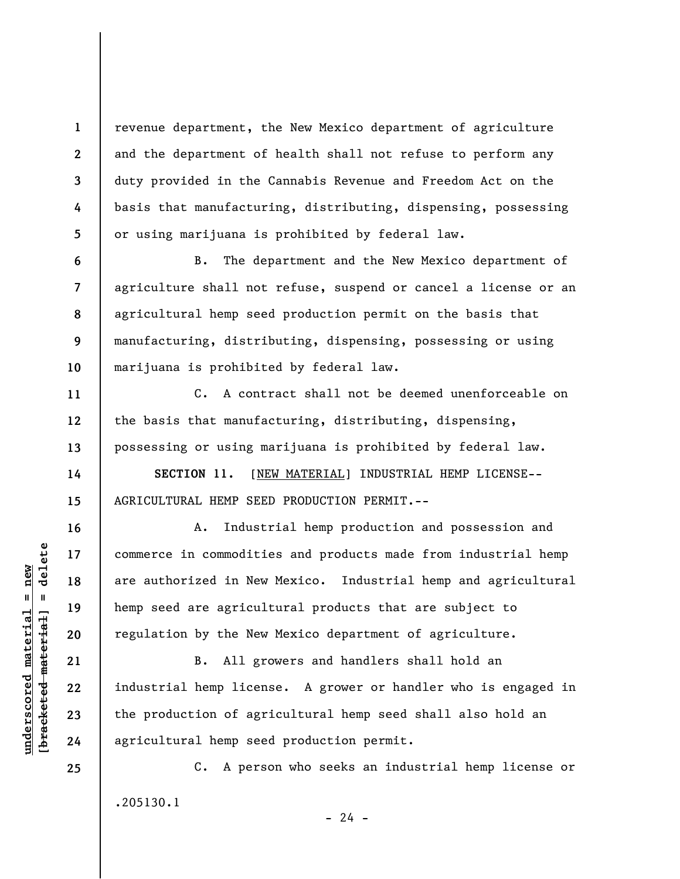revenue department, the New Mexico department of agriculture and the department of health shall not refuse to perform any duty provided in the Cannabis Revenue and Freedom Act on the basis that manufacturing, distributing, dispensing, possessing or using marijuana is prohibited by federal law.

B. The department and the New Mexico department of agriculture shall not refuse, suspend or cancel a license or an agricultural hemp seed production permit on the basis that manufacturing, distributing, dispensing, possessing or using marijuana is prohibited by federal law.

C. A contract shall not be deemed unenforceable on the basis that manufacturing, distributing, dispensing, possessing or using marijuana is prohibited by federal law.

**SECTION 11.** [NEW MATERIAL] INDUSTRIAL HEMP LICENSE--AGRICULTURAL HEMP SEED PRODUCTION PERMIT.--

A. Industrial hemp production and possession and commerce in commodities and products made from industrial hemp are authorized in New Mexico. Industrial hemp and agricultural hemp seed are agricultural products that are subject to regulation by the New Mexico department of agriculture.

B. All growers and handlers shall hold an industrial hemp license. A grower or handler who is engaged in the production of agricultural hemp seed shall also hold an agricultural hemp seed production permit.

C. A person who seeks an industrial hemp license or

.205130.1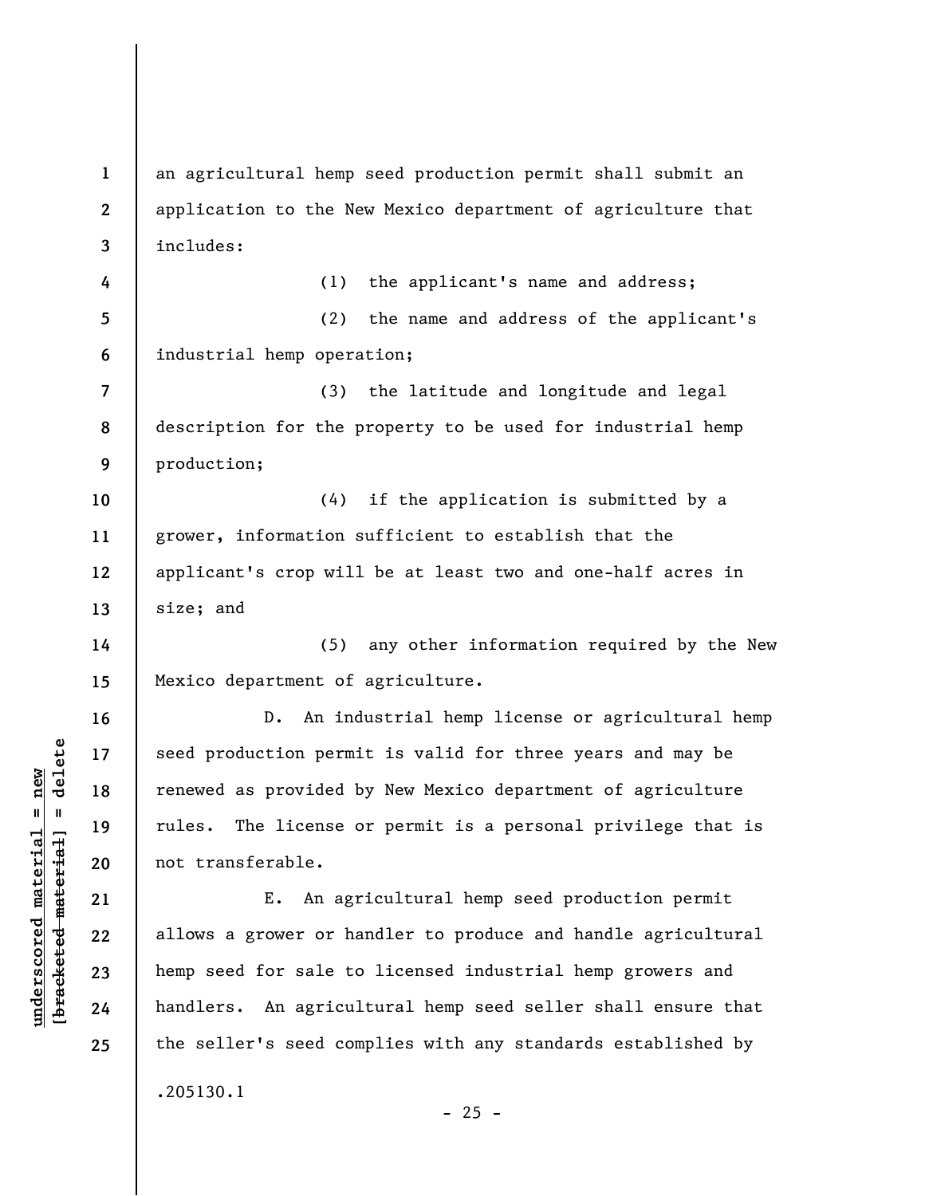an agricultural hemp seed production permit shall submit an application to the New Mexico department of agriculture that includes:

(1) the applicant's name and address;

(2) the name and address of the applicant's industrial hemp operation;

(3) the latitude and longitude and legal description for the property to be used for industrial hemp production;

(4) if the application is submitted by a grower, information sufficient to establish that the applicant's crop will be at least two and one-half acres in size; and

(5) any other information required by the New Mexico department of agriculture.

D. An industrial hemp license or agricultural hemp seed production permit is valid for three years and may be renewed as provided by New Mexico department of agriculture rules. The license or permit is a personal privilege that is not transferable.

E. An agricultural hemp seed production permit allows a grower or handler to produce and handle agricultural hemp seed for sale to licensed industrial hemp growers and handlers. An agricultural hemp seed seller shall ensure that the seller's seed complies with any standards established by

.205130.1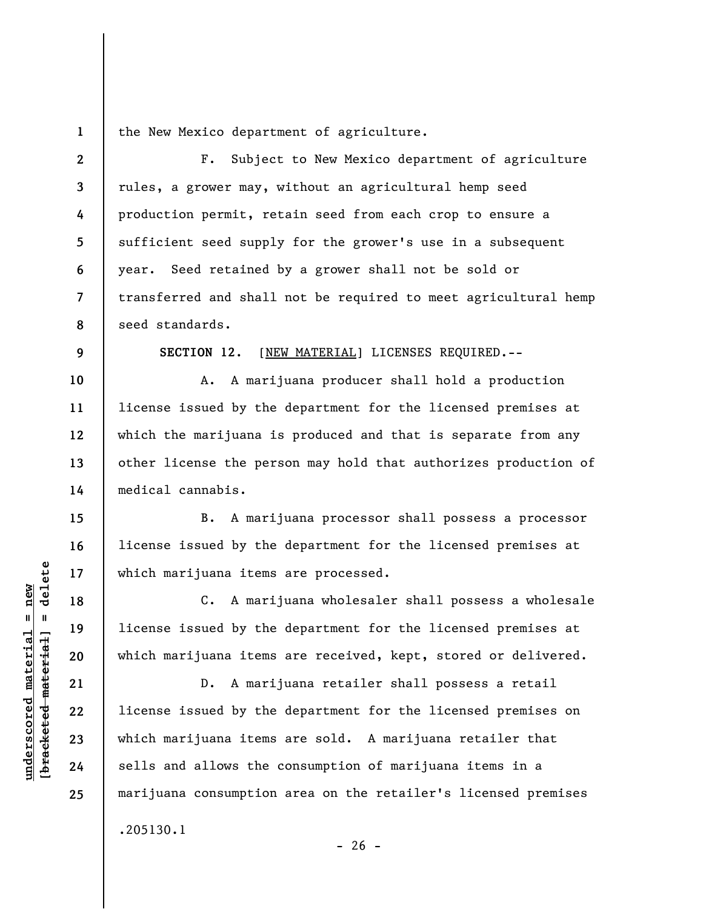the New Mexico department of agriculture.

F. Subject to New Mexico department of agriculture rules, a grower may, without an agricultural hemp seed production permit, retain seed from each crop to ensure a sufficient seed supply for the grower's use in a subsequent year. Seed retained by a grower shall not be sold or transferred and shall not be required to meet agricultural hemp seed standards.

**SECTION 12.** [NEW MATERIAL] LICENSES REQUIRED.--

A. A marijuana producer shall hold a production license issued by the department for the licensed premises at which the marijuana is produced and that is separate from any other license the person may hold that authorizes production of medical cannabis.

B. A marijuana processor shall possess a processor license issued by the department for the licensed premises at which marijuana items are processed.

C. A marijuana wholesaler shall possess a wholesale license issued by the department for the licensed premises at which marijuana items are received, kept, stored or delivered.

D. A marijuana retailer shall possess a retail license issued by the department for the licensed premises on which marijuana items are sold. A marijuana retailer that sells and allows the consumption of marijuana items in a marijuana consumption area on the retailer's licensed premises

.205130.1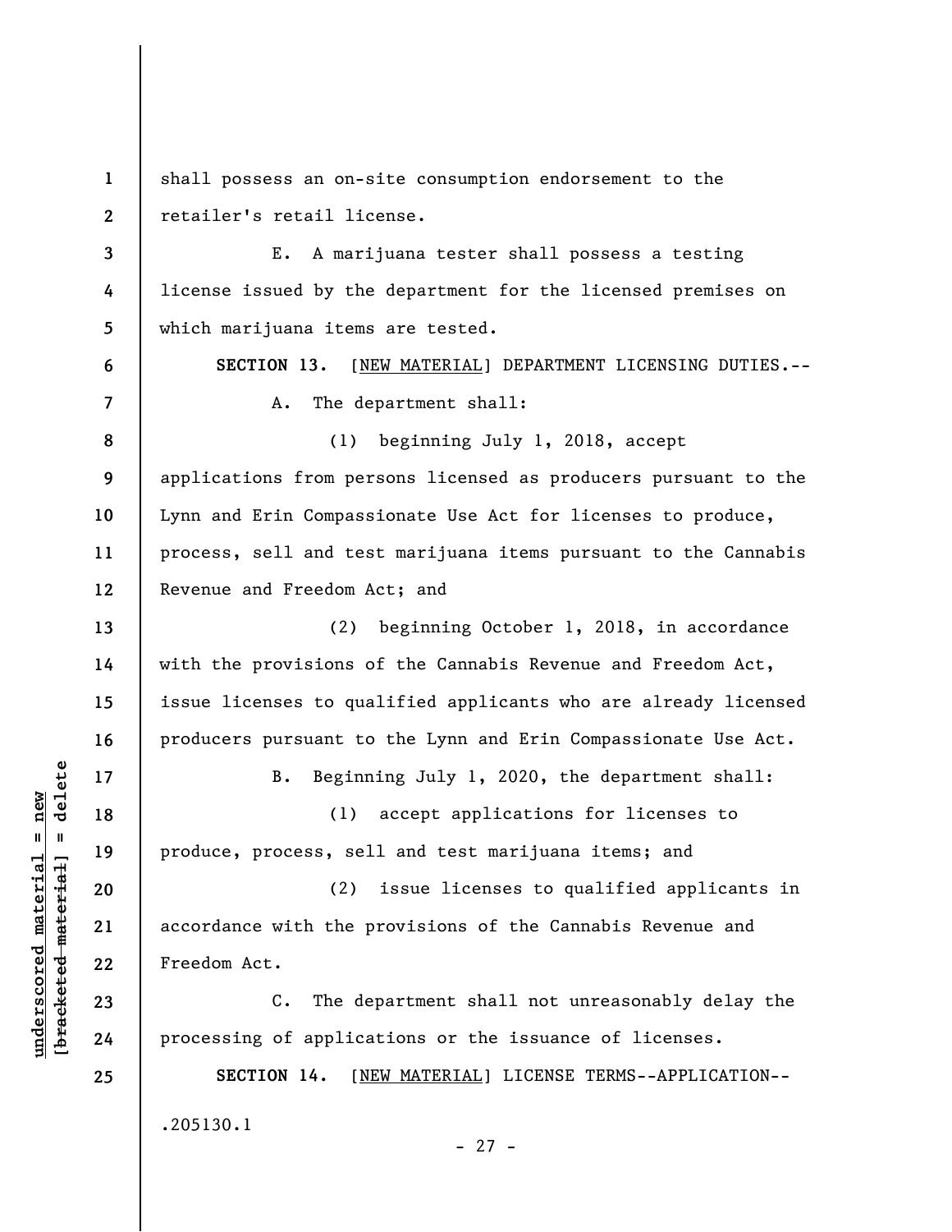shall possess an on-site consumption endorsement to the retailer's retail license.

E. A marijuana tester shall possess a testing license issued by the department for the licensed premises on which marijuana items are tested.

**SECTION 13.** [NEW MATERIAL] DEPARTMENT LICENSING DUTIES.--

A. The department shall:

(1) beginning July 1, 2018, accept applications from persons licensed as producers pursuant to the Lynn and Erin Compassionate Use Act for licenses to produce, process, sell and test marijuana items pursuant to the Cannabis Revenue and Freedom Act; and

(2) beginning October 1, 2018, in accordance with the provisions of the Cannabis Revenue and Freedom Act, issue licenses to qualified applicants who are already licensed producers pursuant to the Lynn and Erin Compassionate Use Act.

B. Beginning July 1, 2020, the department shall:

(1) accept applications for licenses to produce, process, sell and test marijuana items; and

(2) issue licenses to qualified applicants in accordance with the provisions of the Cannabis Revenue and Freedom Act.

C. The department shall not unreasonably delay the processing of applications or the issuance of licenses.

**SECTION 14.** [NEW MATERIAL] LICENSE TERMS--APPLICATION--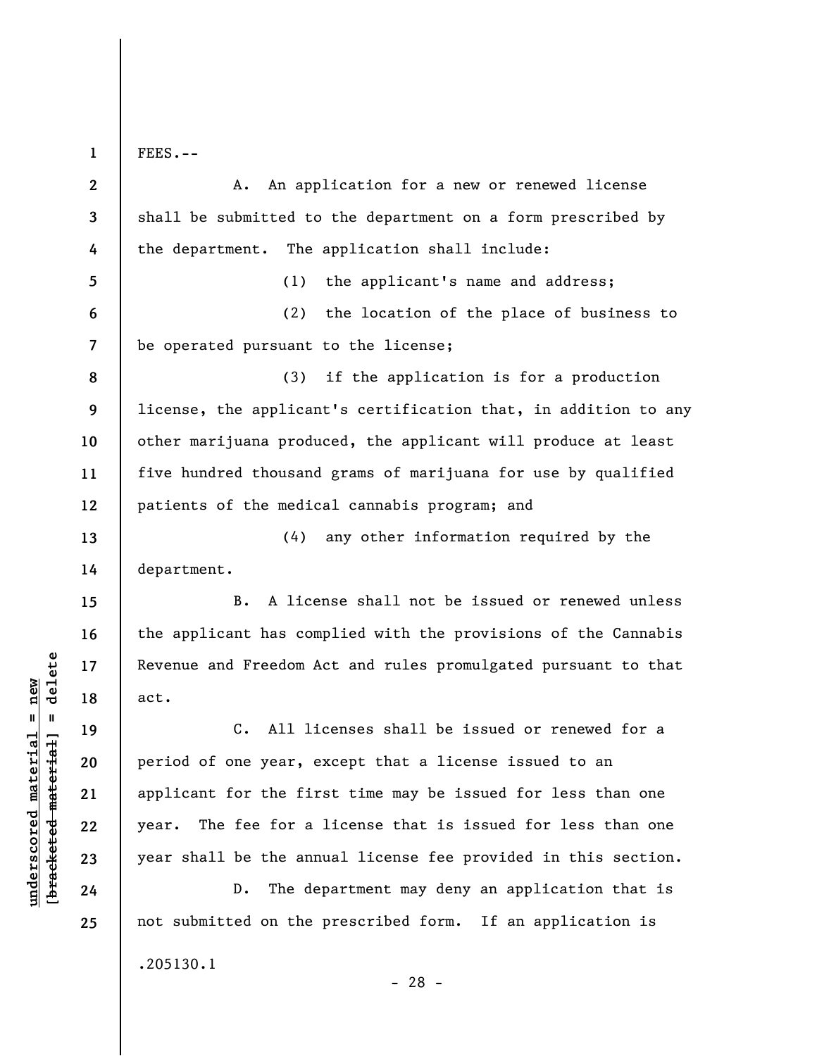FEES.--

A. An application for a new or renewed license shall be submitted to the department on a form prescribed by the department. The application shall include:

(1) the applicant's name and address;

(2) the location of the place of business to be operated pursuant to the license;

(3) if the application is for a production license, the applicant's certification that, in addition to any other marijuana produced, the applicant will produce at least five hundred thousand grams of marijuana for use by qualified patients of the medical cannabis program; and

(4) any other information required by the department.

B. A license shall not be issued or renewed unless the applicant has complied with the provisions of the Cannabis Revenue and Freedom Act and rules promulgated pursuant to that act.

C. All licenses shall be issued or renewed for a period of one year, except that a license issued to an applicant for the first time may be issued for less than one year. The fee for a license that is issued for less than one year shall be the annual license fee provided in this section.

D. The department may deny an application that is not submitted on the prescribed form. If an application is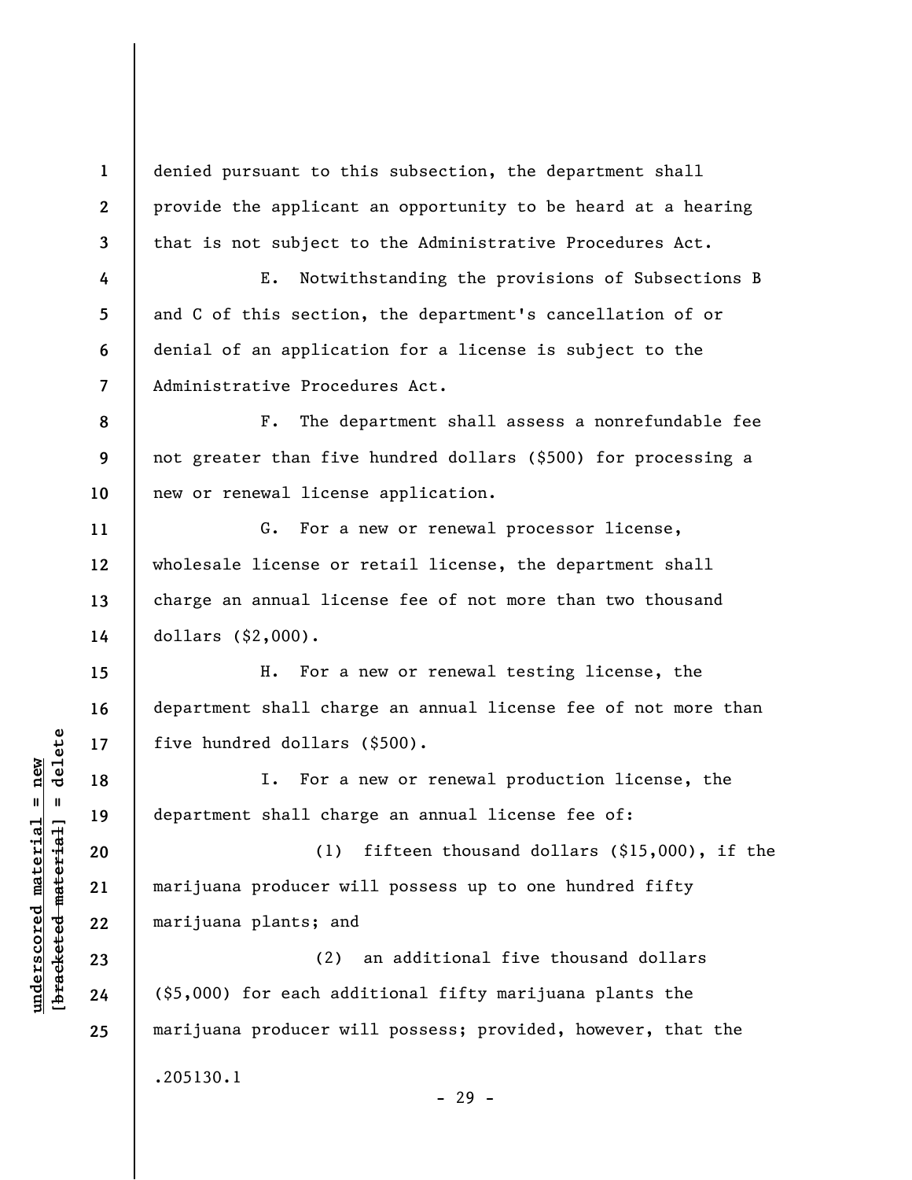denied pursuant to this subsection, the department shall provide the applicant an opportunity to be heard at a hearing that is not subject to the Administrative Procedures Act.

E. Notwithstanding the provisions of Subsections B and C of this section, the department's cancellation of or denial of an application for a license is subject to the Administrative Procedures Act.

F. The department shall assess a nonrefundable fee not greater than five hundred dollars ($500) for processing a new or renewal license application.

G. For a new or renewal processor license, wholesale license or retail license, the department shall charge an annual license fee of not more than two thousand dollars ($2,000).

H. For a new or renewal testing license, the department shall charge an annual license fee of not more than five hundred dollars ($500).

I. For a new or renewal production license, the department shall charge an annual license fee of:

(1) fifteen thousand dollars ($15,000), if the marijuana producer will possess up to one hundred fifty marijuana plants; and

(2) an additional five thousand dollars ($5,000) for each additional fifty marijuana plants the marijuana producer will possess; provided, however, that the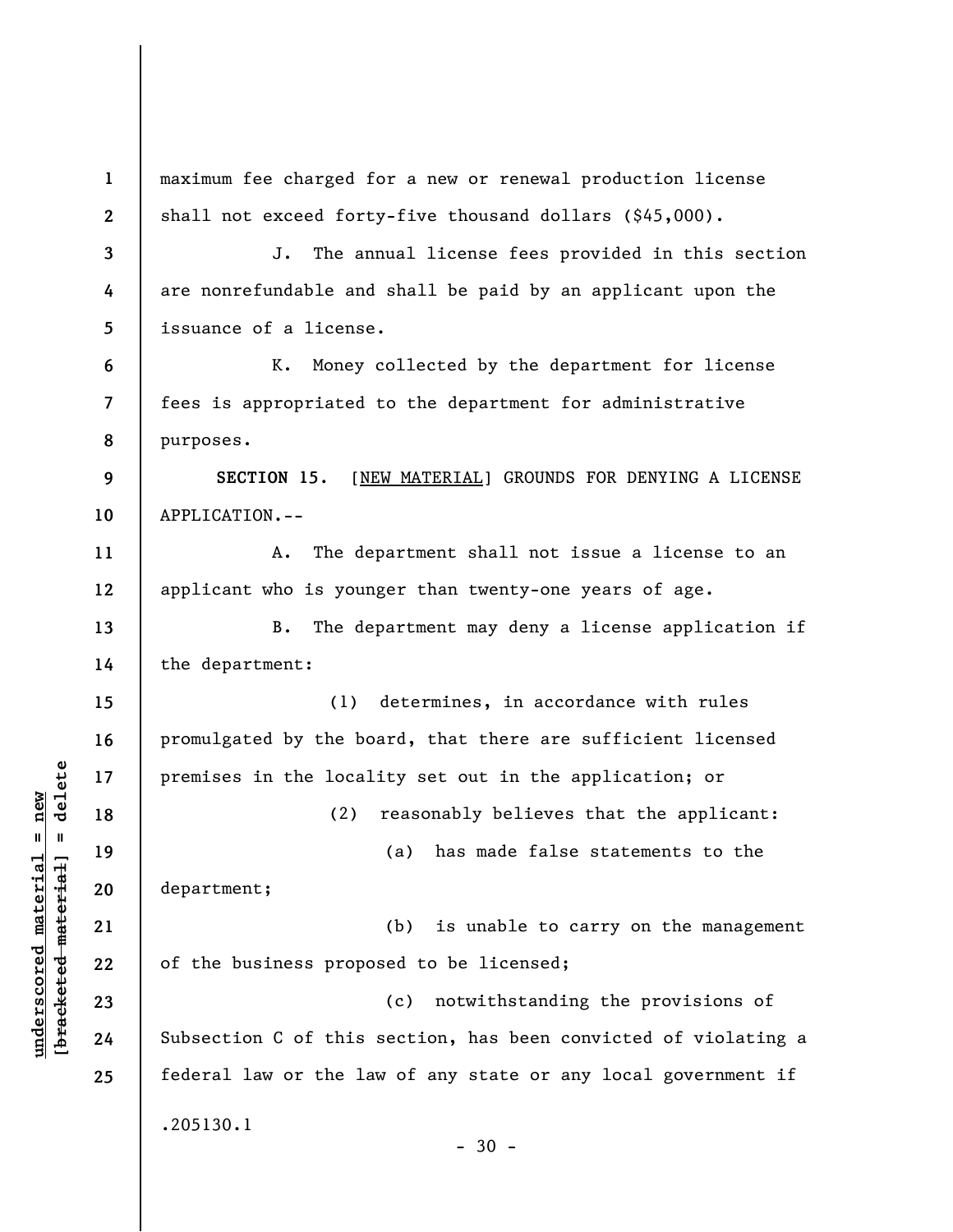maximum fee charged for a new or renewal production license shall not exceed forty-five thousand dollars ($45,000).

J. The annual license fees provided in this section are nonrefundable and shall be paid by an applicant upon the issuance of a license.

K. Money collected by the department for license fees is appropriated to the department for administrative purposes.

**SECTION 15.** [NEW MATERIAL] GROUNDS FOR DENYING A LICENSE APPLICATION.--

A. The department shall not issue a license to an applicant who is younger than twenty-one years of age.

B. The department may deny a license application if the department:

(1) determines, in accordance with rules promulgated by the board, that there are sufficient licensed premises in the locality set out in the application; or

(2) reasonably believes that the applicant:

(a) has made false statements to the department;

(b) is unable to carry on the management of the business proposed to be licensed;

(c) notwithstanding the provisions of Subsection C of this section, has been convicted of violating a federal law or the law of any state or any local government if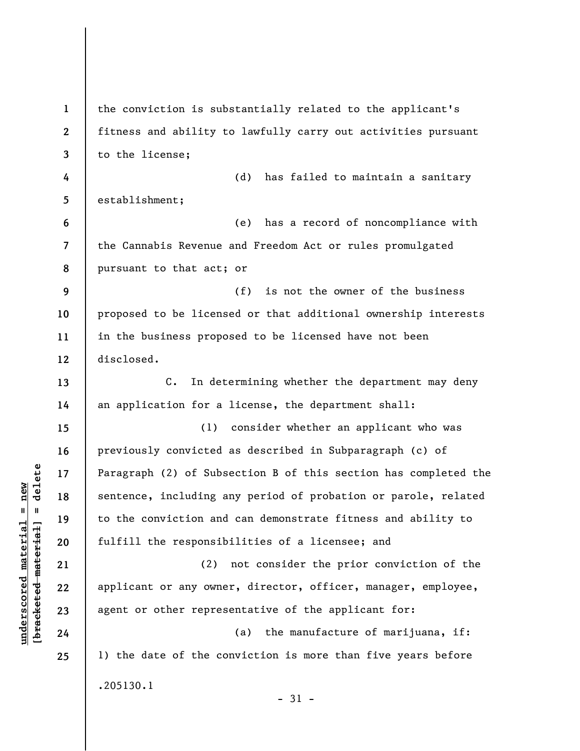the conviction is substantially related to the applicant's fitness and ability to lawfully carry out activities pursuant to the license;

(d) has failed to maintain a sanitary establishment;

(e) has a record of noncompliance with the Cannabis Revenue and Freedom Act or rules promulgated pursuant to that act; or

(f) is not the owner of the business proposed to be licensed or that additional ownership interests in the business proposed to be licensed have not been disclosed.

C. In determining whether the department may deny an application for a license, the department shall:

(1) consider whether an applicant who was previously convicted as described in Subparagraph (c) of Paragraph (2) of Subsection B of this section has completed the sentence, including any period of probation or parole, related to the conviction and can demonstrate fitness and ability to fulfill the responsibilities of a licensee; and

(2) not consider the prior conviction of the applicant or any owner, director, officer, manager, employee, agent or other representative of the applicant for:

(a) the manufacture of marijuana, if: 1) the date of the conviction is more than five years before

.205130.1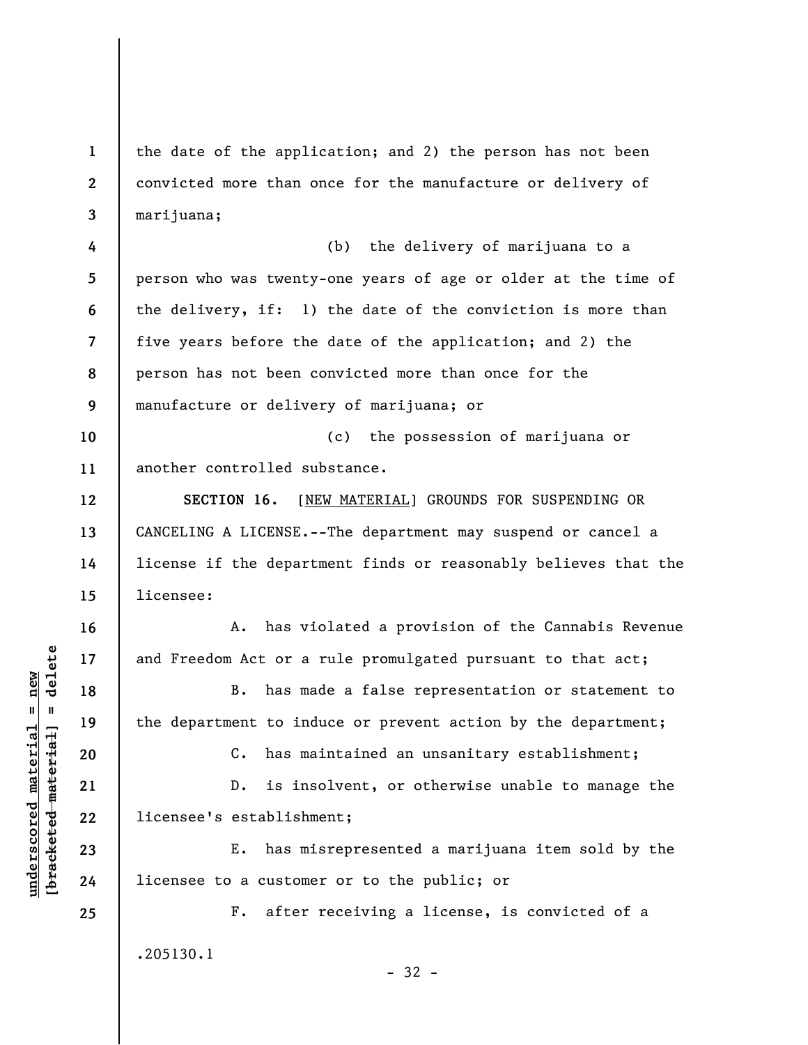the date of the application; and 2) the person has not been convicted more than once for the manufacture or delivery of marijuana;

(b) the delivery of marijuana to a person who was twenty-one years of age or older at the time of the delivery, if: 1) the date of the conviction is more than five years before the date of the application; and 2) the person has not been convicted more than once for the manufacture or delivery of marijuana; or

(c) the possession of marijuana or another controlled substance.

**SECTION 16.** [NEW MATERIAL] GROUNDS FOR SUSPENDING OR CANCELING A LICENSE.--The department may suspend or cancel a license if the department finds or reasonably believes that the licensee:

A. has violated a provision of the Cannabis Revenue and Freedom Act or a rule promulgated pursuant to that act;

B. has made a false representation or statement to the department to induce or prevent action by the department;

C. has maintained an unsanitary establishment;

D. is insolvent, or otherwise unable to manage the licensee's establishment;

E. has misrepresented a marijuana item sold by the licensee to a customer or to the public; or

F. after receiving a license, is convicted of a

.205130.1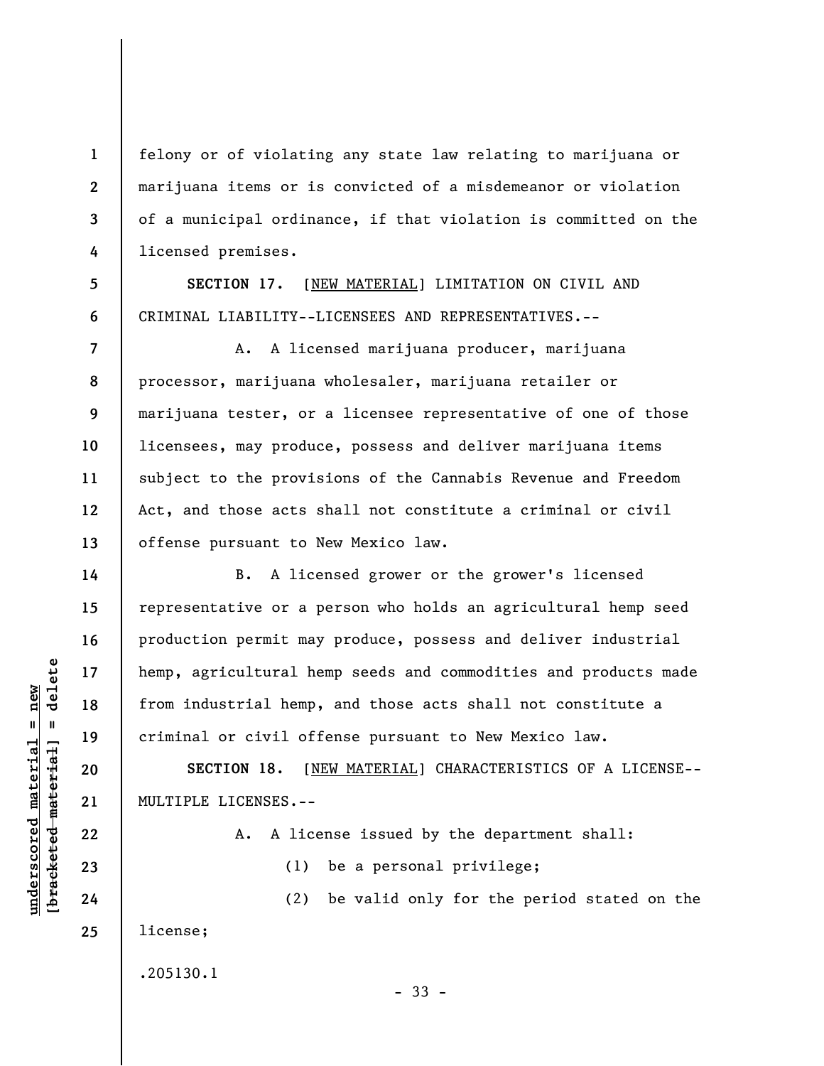felony or of violating any state law relating to marijuana or marijuana items or is convicted of a misdemeanor or violation of a municipal ordinance, if that violation is committed on the licensed premises.

**SECTION 17.** [<u>NEW MATERIAL</u>] LIMITATION ON CIVIL AND CRIMINAL LIABILITY--LICENSEES AND REPRESENTATIVES.--

A. A licensed marijuana producer, marijuana processor, marijuana wholesaler, marijuana retailer or marijuana tester, or a licensee representative of one of those licensees, may produce, possess and deliver marijuana items subject to the provisions of the Cannabis Revenue and Freedom Act, and those acts shall not constitute a criminal or civil offense pursuant to New Mexico law.

B. A licensed grower or the grower's licensed representative or a person who holds an agricultural hemp seed production permit may produce, possess and deliver industrial hemp, agricultural hemp seeds and commodities and products made from industrial hemp, and those acts shall not constitute a criminal or civil offense pursuant to New Mexico law.

**SECTION 18.** [<u>NEW MATERIAL</u>] CHARACTERISTICS OF A LICENSE--MULTIPLE LICENSES.--

A. A license issued by the department shall:

(1) be a personal privilege;

(2) be valid only for the period stated on the license;

.205130.1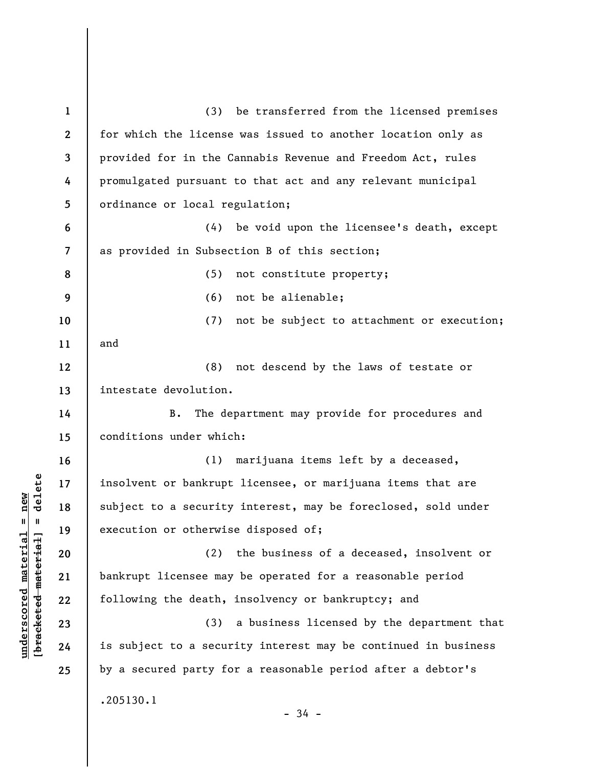(3) be transferred from the licensed premises for which the license was issued to another location only as provided for in the Cannabis Revenue and Freedom Act, rules promulgated pursuant to that act and any relevant municipal ordinance or local regulation;

(4) be void upon the licensee's death, except as provided in Subsection B of this section;

(5) not constitute property;

(6) not be alienable;

(7) not be subject to attachment or execution; and

(8) not descend by the laws of testate or intestate devolution.

B. The department may provide for procedures and conditions under which:

(1) marijuana items left by a deceased, insolvent or bankrupt licensee, or marijuana items that are subject to a security interest, may be foreclosed, sold under execution or otherwise disposed of;

(2) the business of a deceased, insolvent or bankrupt licensee may be operated for a reasonable period following the death, insolvency or bankruptcy; and

(3) a business licensed by the department that is subject to a security interest may be continued in business by a secured party for a reasonable period after a debtor's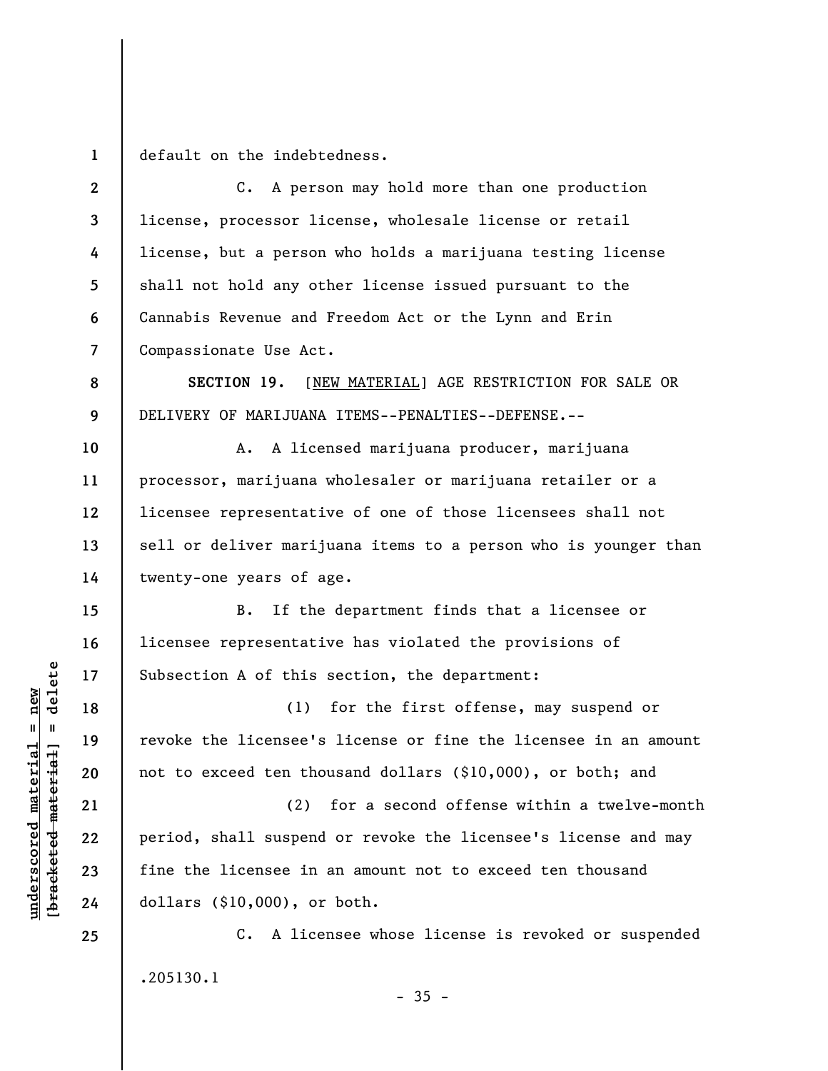default on the indebtedness.

C. A person may hold more than one production license, processor license, wholesale license or retail license, but a person who holds a marijuana testing license shall not hold any other license issued pursuant to the Cannabis Revenue and Freedom Act or the Lynn and Erin Compassionate Use Act.

**SECTION 19.** [<u>NEW MATERIAL</u>] AGE RESTRICTION FOR SALE OR DELIVERY OF MARIJUANA ITEMS--PENALTIES--DEFENSE.--

A. A licensed marijuana producer, marijuana processor, marijuana wholesaler or marijuana retailer or a licensee representative of one of those licensees shall not sell or deliver marijuana items to a person who is younger than twenty-one years of age.

B. If the department finds that a licensee or licensee representative has violated the provisions of Subsection A of this section, the department:

(1) for the first offense, may suspend or revoke the licensee's license or fine the licensee in an amount not to exceed ten thousand dollars ($10,000), or both; and

(2) for a second offense within a twelve-month period, shall suspend or revoke the licensee's license and may fine the licensee in an amount not to exceed ten thousand dollars ($10,000), or both.

C. A licensee whose license is revoked or suspended

.205130.1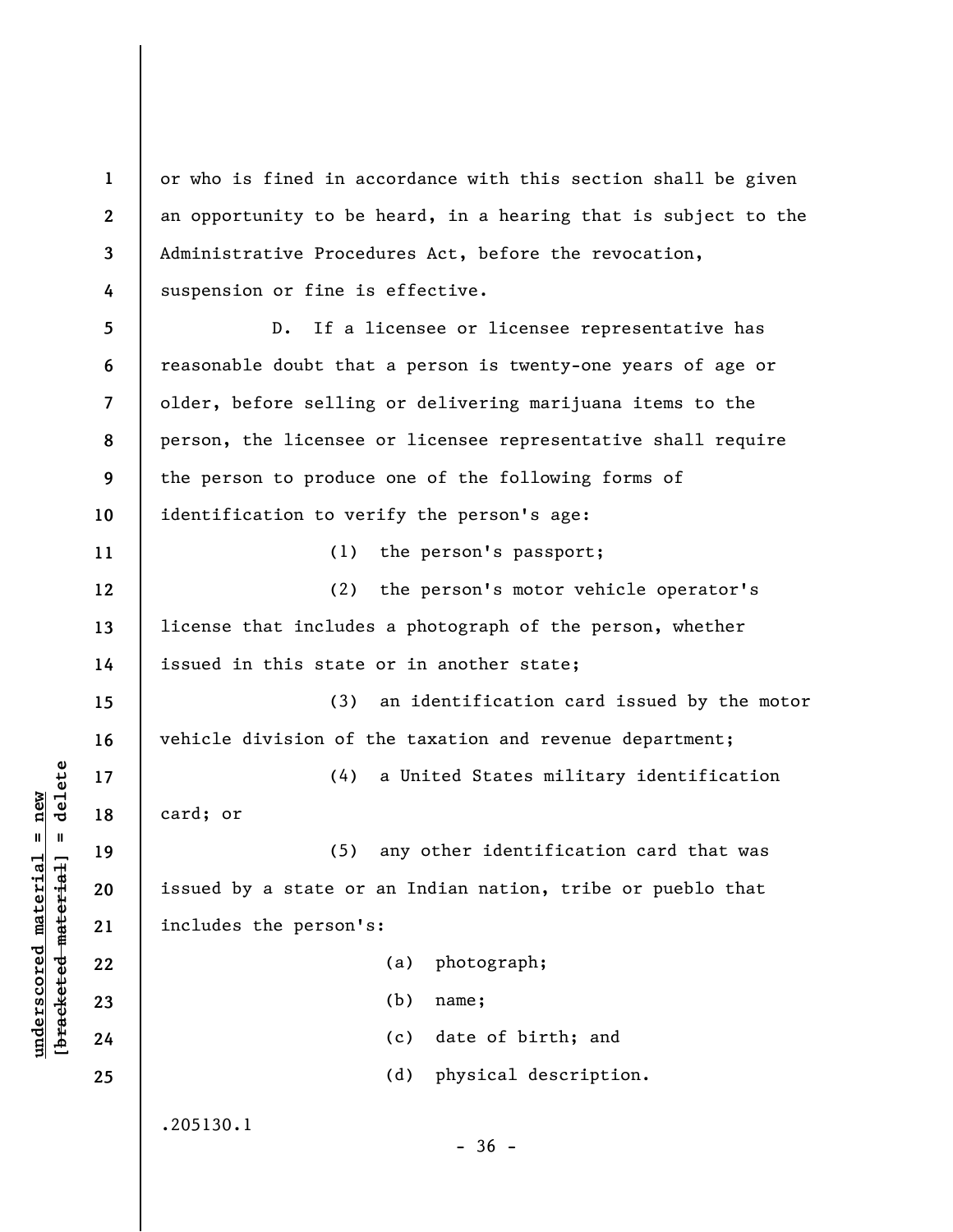or who is fined in accordance with this section shall be given an opportunity to be heard, in a hearing that is subject to the Administrative Procedures Act, before the revocation, suspension or fine is effective.

D. If a licensee or licensee representative has reasonable doubt that a person is twenty-one years of age or older, before selling or delivering marijuana items to the person, the licensee or licensee representative shall require the person to produce one of the following forms of identification to verify the person's age:

(1) the person's passport;

(2) the person's motor vehicle operator's license that includes a photograph of the person, whether issued in this state or in another state;

(3) an identification card issued by the motor vehicle division of the taxation and revenue department;

(4) a United States military identification card; or

(5) any other identification card that was issued by a state or an Indian nation, tribe or pueblo that includes the person's:

(a) photograph;

(b) name;

(c) date of birth; and

(d) physical description.

.205130.1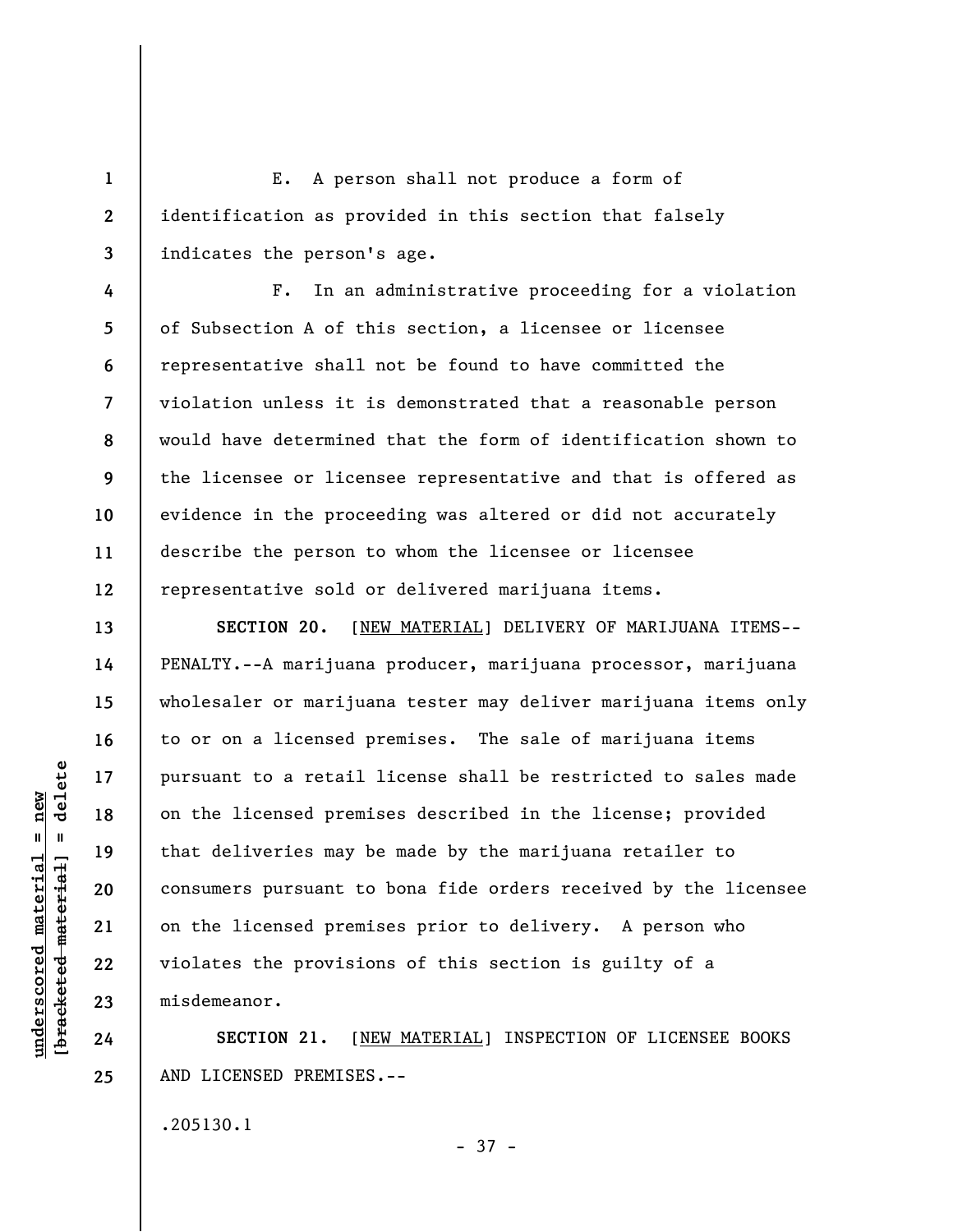E. A person shall not produce a form of identification as provided in this section that falsely indicates the person's age.

F. In an administrative proceeding for a violation of Subsection A of this section, a licensee or licensee representative shall not be found to have committed the violation unless it is demonstrated that a reasonable person would have determined that the form of identification shown to the licensee or licensee representative and that is offered as evidence in the proceeding was altered or did not accurately describe the person to whom the licensee or licensee representative sold or delivered marijuana items.

**SECTION 20.** [NEW MATERIAL] DELIVERY OF MARIJUANA ITEMS--PENALTY.--A marijuana producer, marijuana processor, marijuana wholesaler or marijuana tester may deliver marijuana items only to or on a licensed premises. The sale of marijuana items pursuant to a retail license shall be restricted to sales made on the licensed premises described in the license; provided that deliveries may be made by the marijuana retailer to consumers pursuant to bona fide orders received by the licensee on the licensed premises prior to delivery. A person who violates the provisions of this section is guilty of a misdemeanor.

**SECTION 21.** [NEW MATERIAL] INSPECTION OF LICENSEE BOOKS AND LICENSED PREMISES.--

.205130.1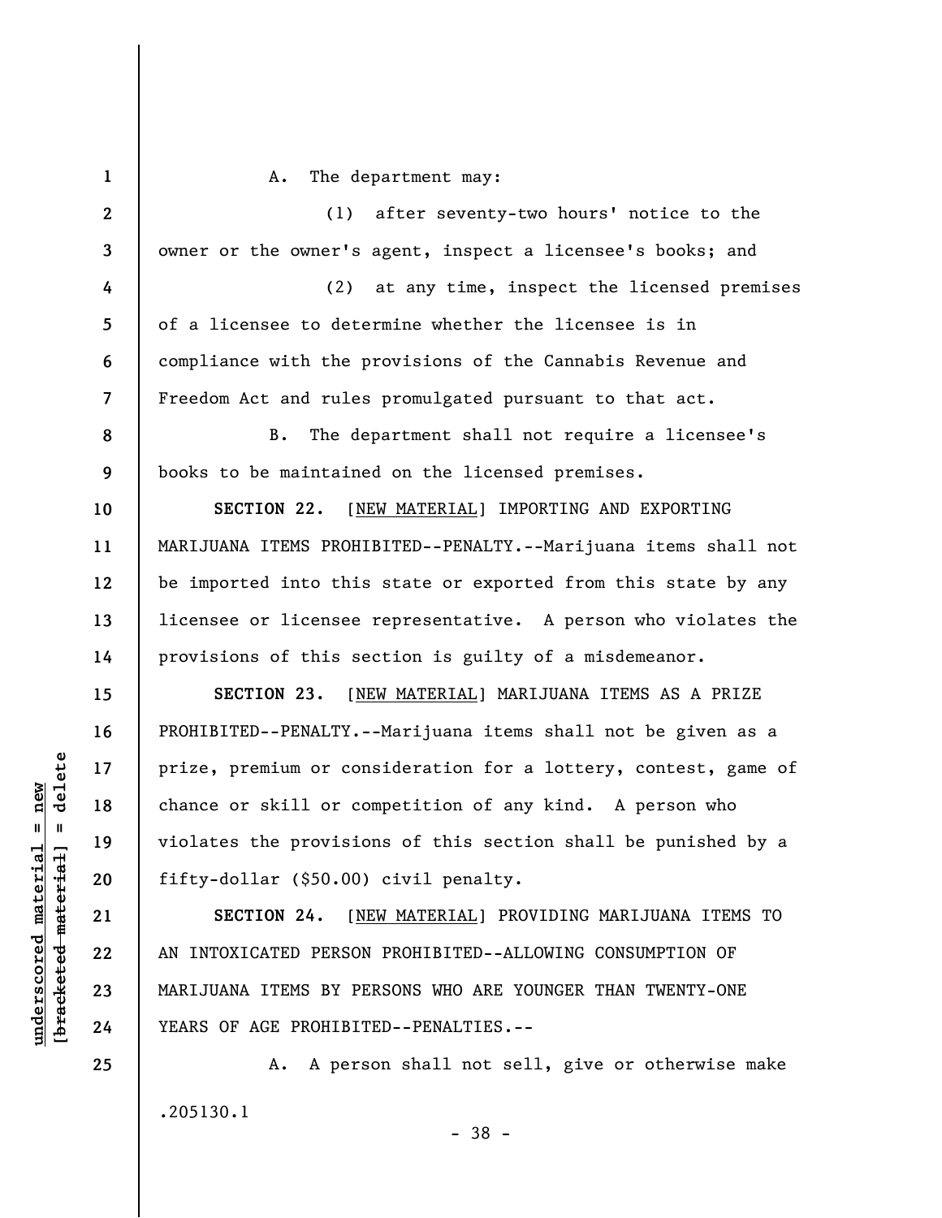A. The department may:

(1) after seventy-two hours' notice to the owner or the owner's agent, inspect a licensee's books; and

(2) at any time, inspect the licensed premises of a licensee to determine whether the licensee is in compliance with the provisions of the Cannabis Revenue and Freedom Act and rules promulgated pursuant to that act.

B. The department shall not require a licensee's books to be maintained on the licensed premises.

**SECTION 22.** [NEW MATERIAL] IMPORTING AND EXPORTING MARIJUANA ITEMS PROHIBITED--PENALTY.--Marijuana items shall not be imported into this state or exported from this state by any licensee or licensee representative. A person who violates the provisions of this section is guilty of a misdemeanor.

**SECTION 23.** [NEW MATERIAL] MARIJUANA ITEMS AS A PRIZE PROHIBITED--PENALTY.--Marijuana items shall not be given as a prize, premium or consideration for a lottery, contest, game of chance or skill or competition of any kind. A person who violates the provisions of this section shall be punished by a fifty-dollar ($50.00) civil penalty.

**SECTION 24.** [NEW MATERIAL] PROVIDING MARIJUANA ITEMS TO AN INTOXICATED PERSON PROHIBITED--ALLOWING CONSUMPTION OF MARIJUANA ITEMS BY PERSONS WHO ARE YOUNGER THAN TWENTY-ONE YEARS OF AGE PROHIBITED--PENALTIES.--

A. A person shall not sell, give or otherwise make

.205130.1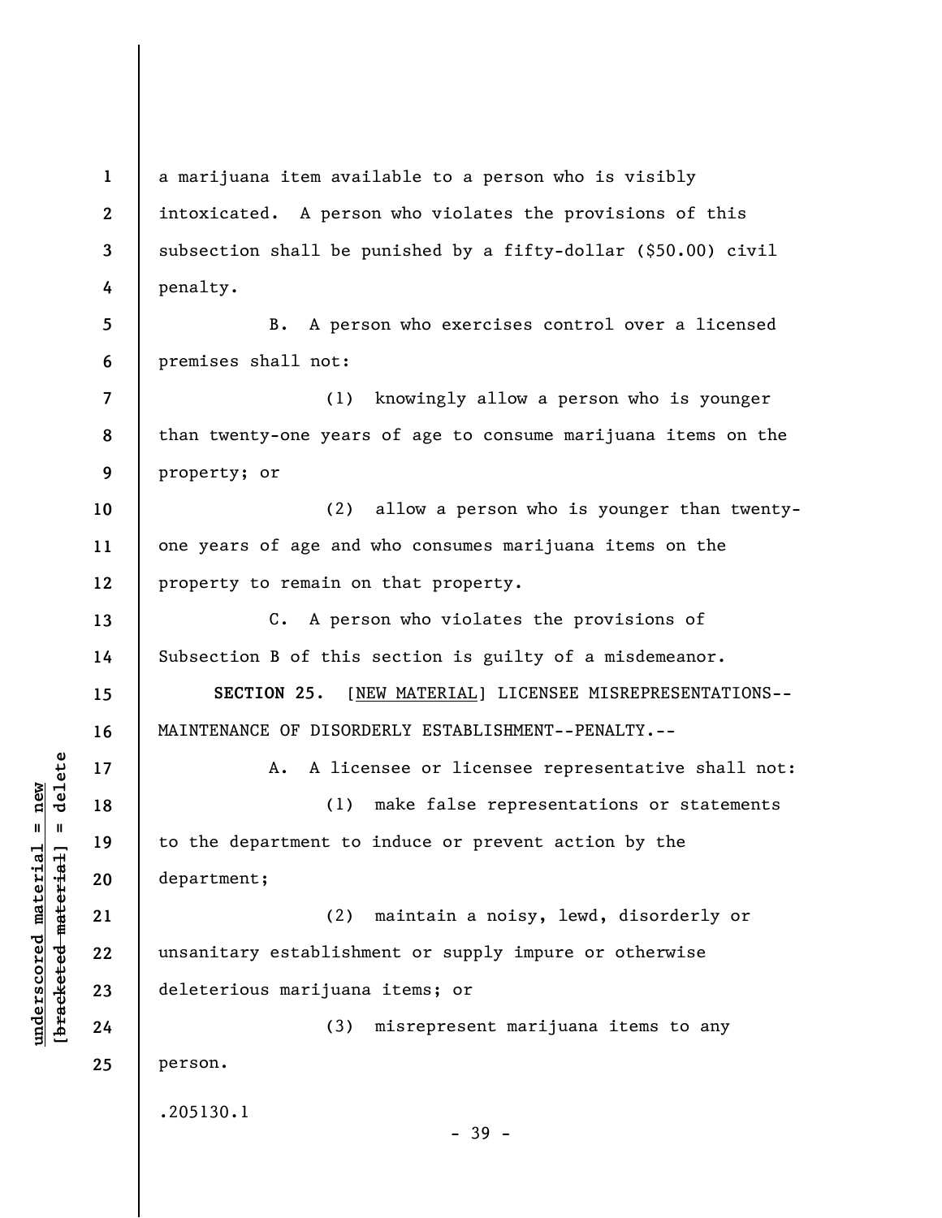a marijuana item available to a person who is visibly intoxicated. A person who violates the provisions of this subsection shall be punished by a fifty-dollar ($50.00) civil penalty.

B. A person who exercises control over a licensed premises shall not:

(1) knowingly allow a person who is younger than twenty-one years of age to consume marijuana items on the property; or

(2) allow a person who is younger than twenty-one years of age and who consumes marijuana items on the property to remain on that property.

C. A person who violates the provisions of Subsection B of this section is guilty of a misdemeanor.

**SECTION 25.** [NEW MATERIAL] LICENSEE MISREPRESENTATIONS--MAINTENANCE OF DISORDERLY ESTABLISHMENT--PENALTY.--

A. A licensee or licensee representative shall not:

(1) make false representations or statements to the department to induce or prevent action by the department;

(2) maintain a noisy, lewd, disorderly or unsanitary establishment or supply impure or otherwise deleterious marijuana items; or

(3) misrepresent marijuana items to any person.

.205130.1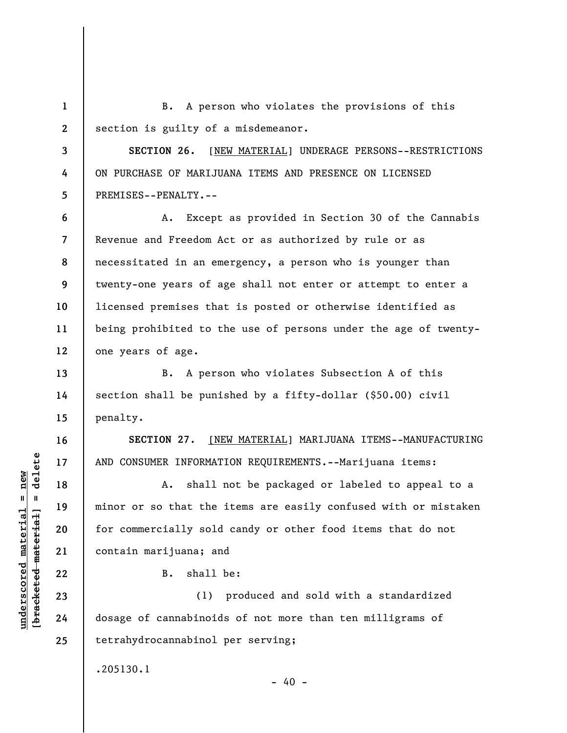B. A person who violates the provisions of this section is guilty of a misdemeanor.

**SECTION 26.** [NEW MATERIAL] UNDERAGE PERSONS--RESTRICTIONS ON PURCHASE OF MARIJUANA ITEMS AND PRESENCE ON LICENSED PREMISES--PENALTY.--

A. Except as provided in Section 30 of the Cannabis Revenue and Freedom Act or as authorized by rule or as necessitated in an emergency, a person who is younger than twenty-one years of age shall not enter or attempt to enter a licensed premises that is posted or otherwise identified as being prohibited to the use of persons under the age of twenty-one years of age.

B. A person who violates Subsection A of this section shall be punished by a fifty-dollar ($50.00) civil penalty.

**SECTION 27.** [NEW MATERIAL] MARIJUANA ITEMS--MANUFACTURING AND CONSUMER INFORMATION REQUIREMENTS.--Marijuana items:

A. shall not be packaged or labeled to appeal to a minor or so that the items are easily confused with or mistaken for commercially sold candy or other food items that do not contain marijuana; and

B. shall be:

(1) produced and sold with a standardized dosage of cannabinoids of not more than ten milligrams of tetrahydrocannabinol per serving;

.205130.1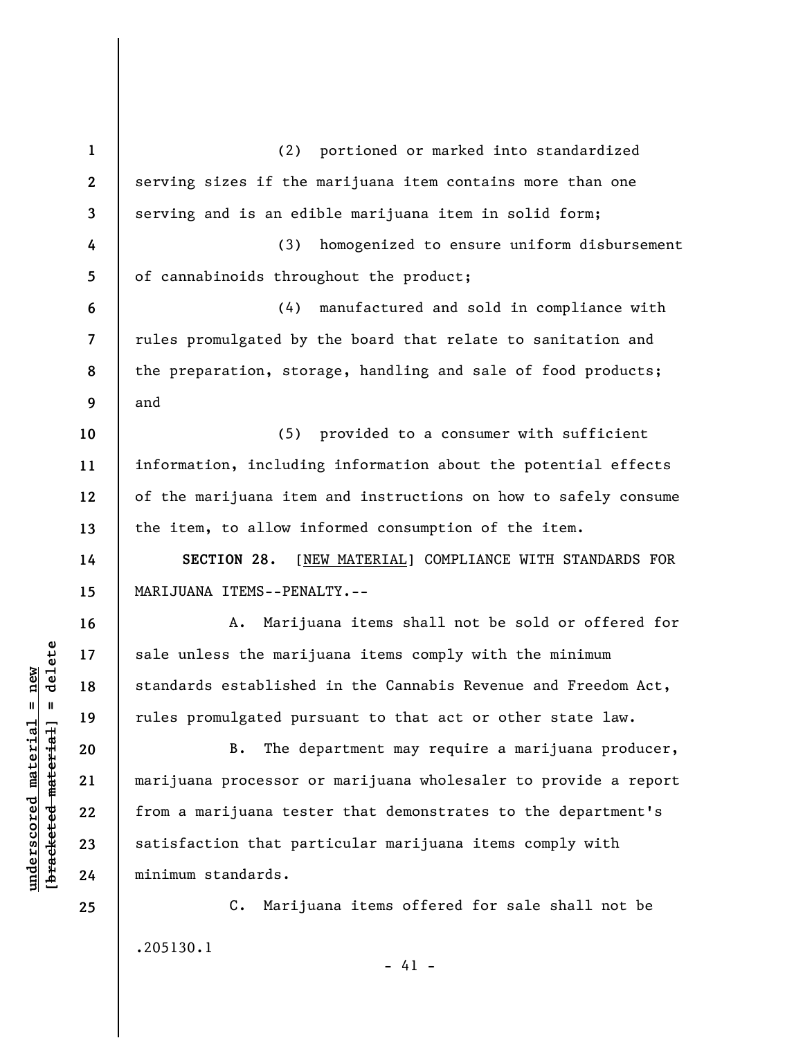(2) portioned or marked into standardized serving sizes if the marijuana item contains more than one serving and is an edible marijuana item in solid form;

(3) homogenized to ensure uniform disbursement of cannabinoids throughout the product;

(4) manufactured and sold in compliance with rules promulgated by the board that relate to sanitation and the preparation, storage, handling and sale of food products; and

(5) provided to a consumer with sufficient information, including information about the potential effects of the marijuana item and instructions on how to safely consume the item, to allow informed consumption of the item.

**SECTION 28.** [NEW MATERIAL] COMPLIANCE WITH STANDARDS FOR MARIJUANA ITEMS--PENALTY.--

A. Marijuana items shall not be sold or offered for sale unless the marijuana items comply with the minimum standards established in the Cannabis Revenue and Freedom Act, rules promulgated pursuant to that act or other state law.

B. The department may require a marijuana producer, marijuana processor or marijuana wholesaler to provide a report from a marijuana tester that demonstrates to the department's satisfaction that particular marijuana items comply with minimum standards.

C. Marijuana items offered for sale shall not be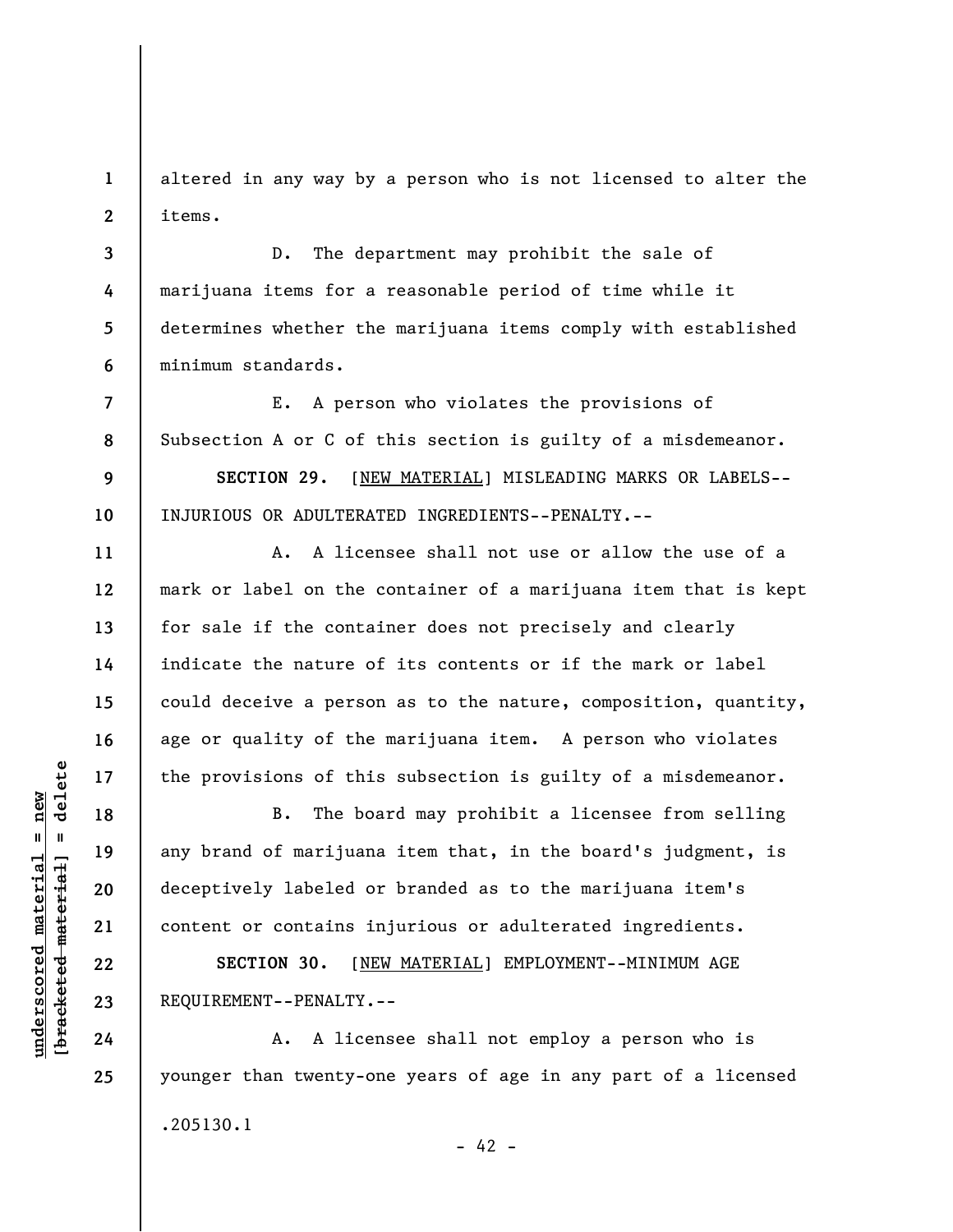altered in any way by a person who is not licensed to alter the items.

D. The department may prohibit the sale of marijuana items for a reasonable period of time while it determines whether the marijuana items comply with established minimum standards.

E. A person who violates the provisions of Subsection A or C of this section is guilty of a misdemeanor.

**SECTION 29.** [NEW MATERIAL] MISLEADING MARKS OR LABELS--INJURIOUS OR ADULTERATED INGREDIENTS--PENALTY.--

A. A licensee shall not use or allow the use of a mark or label on the container of a marijuana item that is kept for sale if the container does not precisely and clearly indicate the nature of its contents or if the mark or label could deceive a person as to the nature, composition, quantity, age or quality of the marijuana item. A person who violates the provisions of this subsection is guilty of a misdemeanor.

B. The board may prohibit a licensee from selling any brand of marijuana item that, in the board's judgment, is deceptively labeled or branded as to the marijuana item's content or contains injurious or adulterated ingredients.

**SECTION 30.** [NEW MATERIAL] EMPLOYMENT--MINIMUM AGE REQUIREMENT--PENALTY.--

A. A licensee shall not employ a person who is younger than twenty-one years of age in any part of a licensed

.205130.1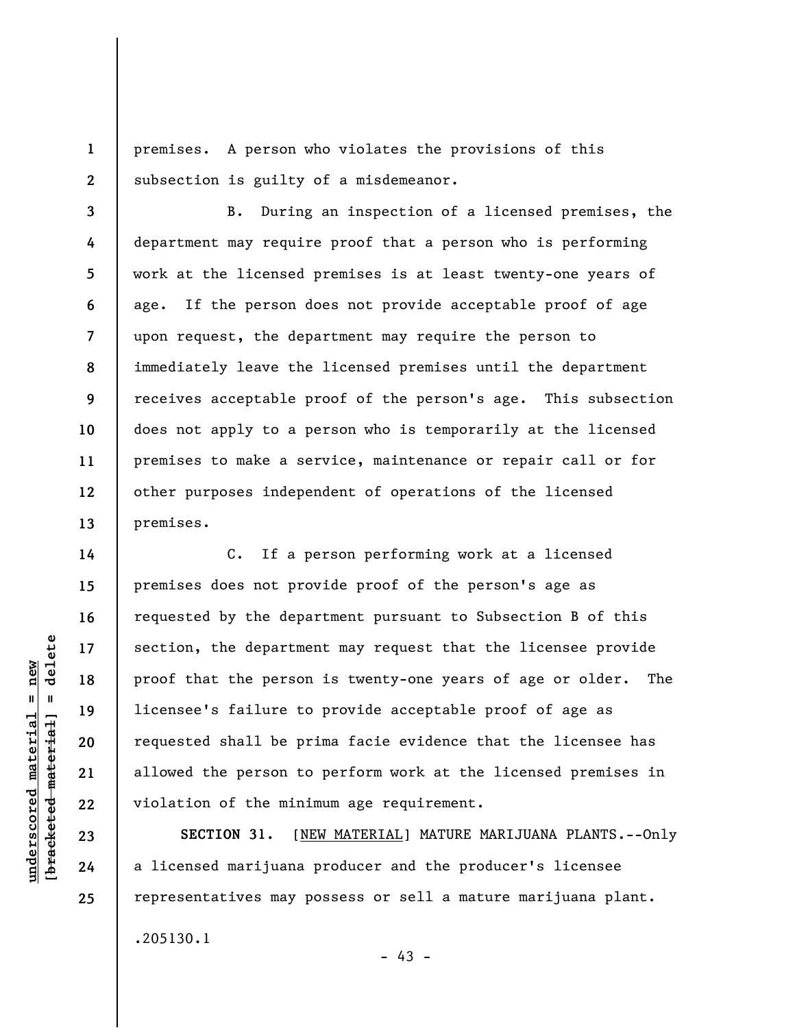premises. A person who violates the provisions of this subsection is guilty of a misdemeanor.

B. During an inspection of a licensed premises, the department may require proof that a person who is performing work at the licensed premises is at least twenty-one years of age. If the person does not provide acceptable proof of age upon request, the department may require the person to immediately leave the licensed premises until the department receives acceptable proof of the person's age. This subsection does not apply to a person who is temporarily at the licensed premises to make a service, maintenance or repair call or for other purposes independent of operations of the licensed premises.

C. If a person performing work at a licensed premises does not provide proof of the person's age as requested by the department pursuant to Subsection B of this section, the department may request that the licensee provide proof that the person is twenty-one years of age or older. The licensee's failure to provide acceptable proof of age as requested shall be prima facie evidence that the licensee has allowed the person to perform work at the licensed premises in violation of the minimum age requirement.

**SECTION 31.** [<u>NEW MATERIAL</u>] MATURE MARIJUANA PLANTS.--Only a licensed marijuana producer and the producer's licensee representatives may possess or sell a mature marijuana plant.

.205130.1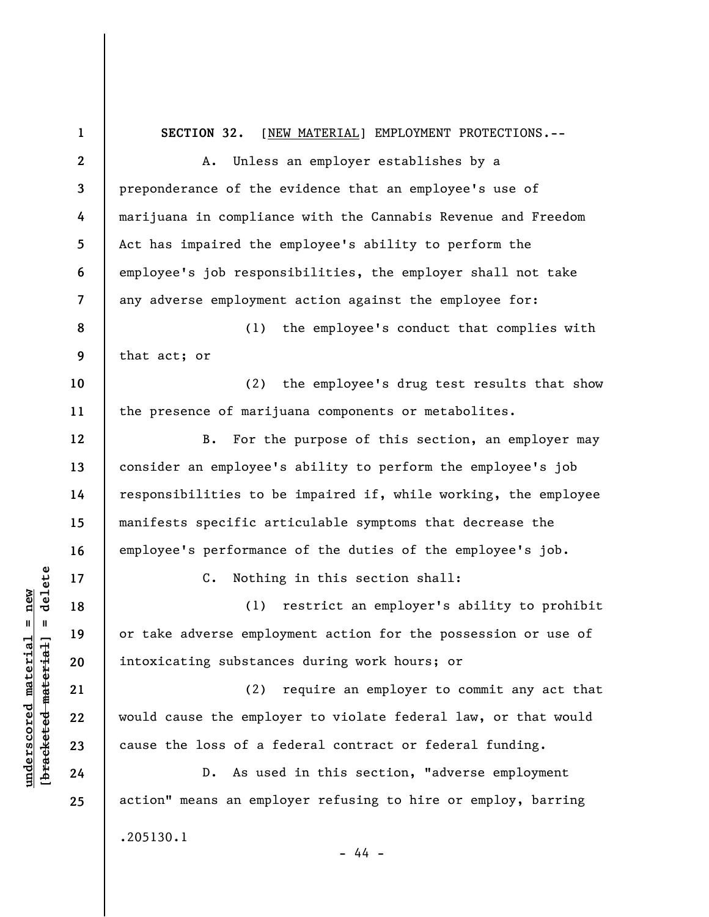**SECTION 32.** [NEW MATERIAL] EMPLOYMENT PROTECTIONS.--

A. Unless an employer establishes by a preponderance of the evidence that an employee's use of marijuana in compliance with the Cannabis Revenue and Freedom Act has impaired the employee's ability to perform the employee's job responsibilities, the employer shall not take any adverse employment action against the employee for:

(1) the employee's conduct that complies with that act; or

(2) the employee's drug test results that show the presence of marijuana components or metabolites.

B. For the purpose of this section, an employer may consider an employee's ability to perform the employee's job responsibilities to be impaired if, while working, the employee manifests specific articulable symptoms that decrease the employee's performance of the duties of the employee's job.

C. Nothing in this section shall:

(1) restrict an employer's ability to prohibit or take adverse employment action for the possession or use of intoxicating substances during work hours; or

(2) require an employer to commit any act that would cause the employer to violate federal law, or that would cause the loss of a federal contract or federal funding.

D. As used in this section, "adverse employment action" means an employer refusing to hire or employ, barring

.205130.1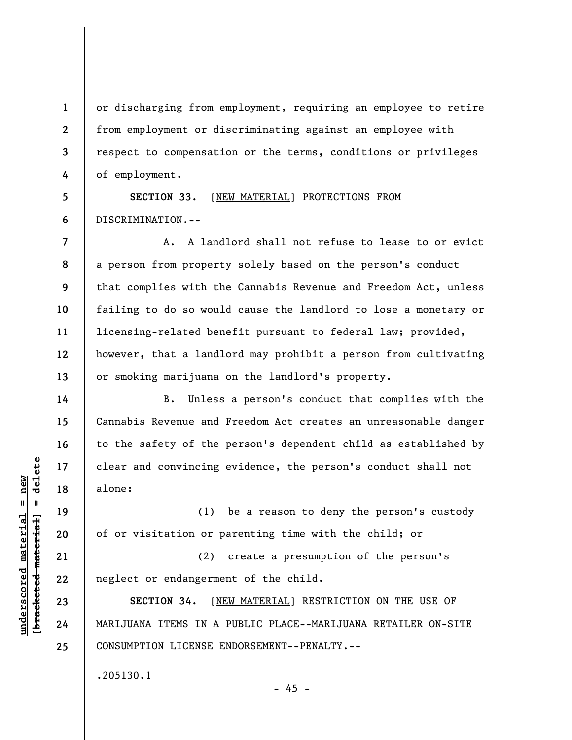or discharging from employment, requiring an employee to retire from employment or discriminating against an employee with respect to compensation or the terms, conditions or privileges of employment.

**SECTION 33.** [NEW MATERIAL] PROTECTIONS FROM DISCRIMINATION.--

A. A landlord shall not refuse to lease to or evict a person from property solely based on the person's conduct that complies with the Cannabis Revenue and Freedom Act, unless failing to do so would cause the landlord to lose a monetary or licensing-related benefit pursuant to federal law; provided, however, that a landlord may prohibit a person from cultivating or smoking marijuana on the landlord's property.

B. Unless a person's conduct that complies with the Cannabis Revenue and Freedom Act creates an unreasonable danger to the safety of the person's dependent child as established by clear and convincing evidence, the person's conduct shall not alone:

(1) be a reason to deny the person's custody of or visitation or parenting time with the child; or

(2) create a presumption of the person's neglect or endangerment of the child.

**SECTION 34.** [NEW MATERIAL] RESTRICTION ON THE USE OF MARIJUANA ITEMS IN A PUBLIC PLACE--MARIJUANA RETAILER ON-SITE CONSUMPTION LICENSE ENDORSEMENT--PENALTY.--

.205130.1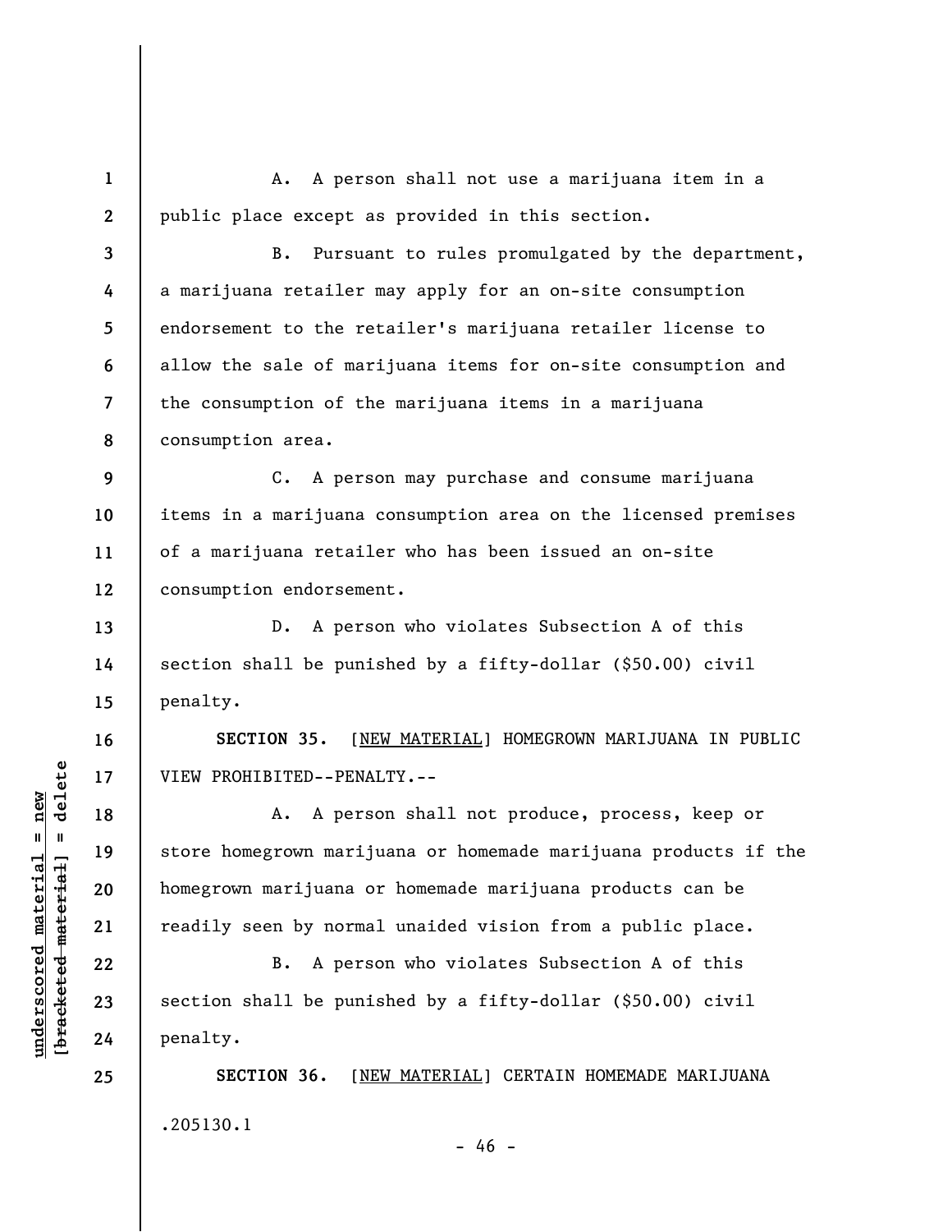A. A person shall not use a marijuana item in a public place except as provided in this section.

B. Pursuant to rules promulgated by the department, a marijuana retailer may apply for an on-site consumption endorsement to the retailer's marijuana retailer license to allow the sale of marijuana items for on-site consumption and the consumption of the marijuana items in a marijuana consumption area.

C. A person may purchase and consume marijuana items in a marijuana consumption area on the licensed premises of a marijuana retailer who has been issued an on-site consumption endorsement.

D. A person who violates Subsection A of this section shall be punished by a fifty-dollar ($50.00) civil penalty.

**SECTION 35.** [NEW MATERIAL] HOMEGROWN MARIJUANA IN PUBLIC VIEW PROHIBITED--PENALTY.--

A. A person shall not produce, process, keep or store homegrown marijuana or homemade marijuana products if the homegrown marijuana or homemade marijuana products can be readily seen by normal unaided vision from a public place.

B. A person who violates Subsection A of this section shall be punished by a fifty-dollar ($50.00) civil penalty.

**SECTION 36.** [NEW MATERIAL] CERTAIN HOMEMADE MARIJUANA

.205130.1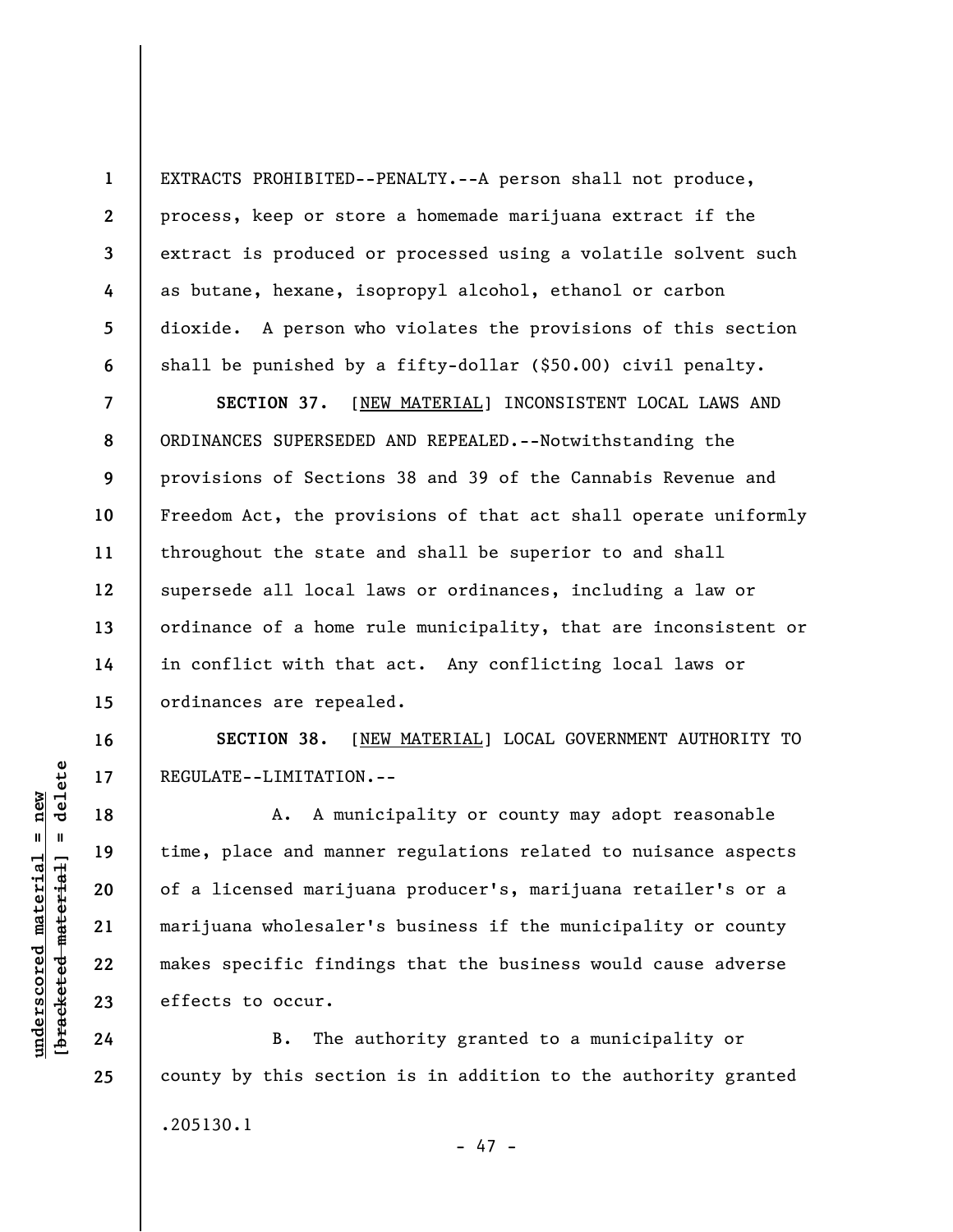EXTRACTS PROHIBITED--PENALTY.--A person shall not produce, process, keep or store a homemade marijuana extract if the extract is produced or processed using a volatile solvent such as butane, hexane, isopropyl alcohol, ethanol or carbon dioxide. A person who violates the provisions of this section shall be punished by a fifty-dollar ($50.00) civil penalty.

**SECTION 37.** [NEW MATERIAL] INCONSISTENT LOCAL LAWS AND ORDINANCES SUPERSEDED AND REPEALED.--Notwithstanding the provisions of Sections 38 and 39 of the Cannabis Revenue and Freedom Act, the provisions of that act shall operate uniformly throughout the state and shall be superior to and shall supersede all local laws or ordinances, including a law or ordinance of a home rule municipality, that are inconsistent or in conflict with that act. Any conflicting local laws or ordinances are repealed.

**SECTION 38.** [NEW MATERIAL] LOCAL GOVERNMENT AUTHORITY TO REGULATE--LIMITATION.--

A. A municipality or county may adopt reasonable time, place and manner regulations related to nuisance aspects of a licensed marijuana producer's, marijuana retailer's or a marijuana wholesaler's business if the municipality or county makes specific findings that the business would cause adverse effects to occur.

B. The authority granted to a municipality or county by this section is in addition to the authority granted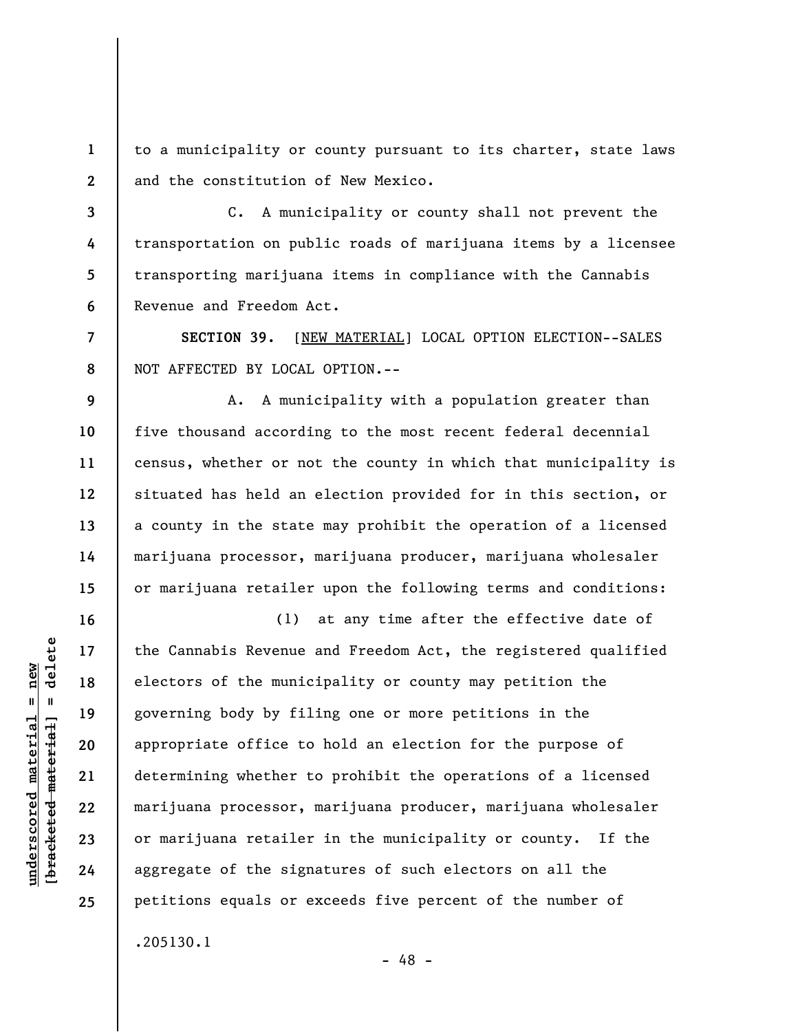to a municipality or county pursuant to its charter, state laws and the constitution of New Mexico.

C. A municipality or county shall not prevent the transportation on public roads of marijuana items by a licensee transporting marijuana items in compliance with the Cannabis Revenue and Freedom Act.

**SECTION 39.** [NEW MATERIAL] LOCAL OPTION ELECTION--SALES NOT AFFECTED BY LOCAL OPTION.--

A. A municipality with a population greater than five thousand according to the most recent federal decennial census, whether or not the county in which that municipality is situated has held an election provided for in this section, or a county in the state may prohibit the operation of a licensed marijuana processor, marijuana producer, marijuana wholesaler or marijuana retailer upon the following terms and conditions:

(1) at any time after the effective date of the Cannabis Revenue and Freedom Act, the registered qualified electors of the municipality or county may petition the governing body by filing one or more petitions in the appropriate office to hold an election for the purpose of determining whether to prohibit the operations of a licensed marijuana processor, marijuana producer, marijuana wholesaler or marijuana retailer in the municipality or county. If the aggregate of the signatures of such electors on all the petitions equals or exceeds five percent of the number of

.205130.1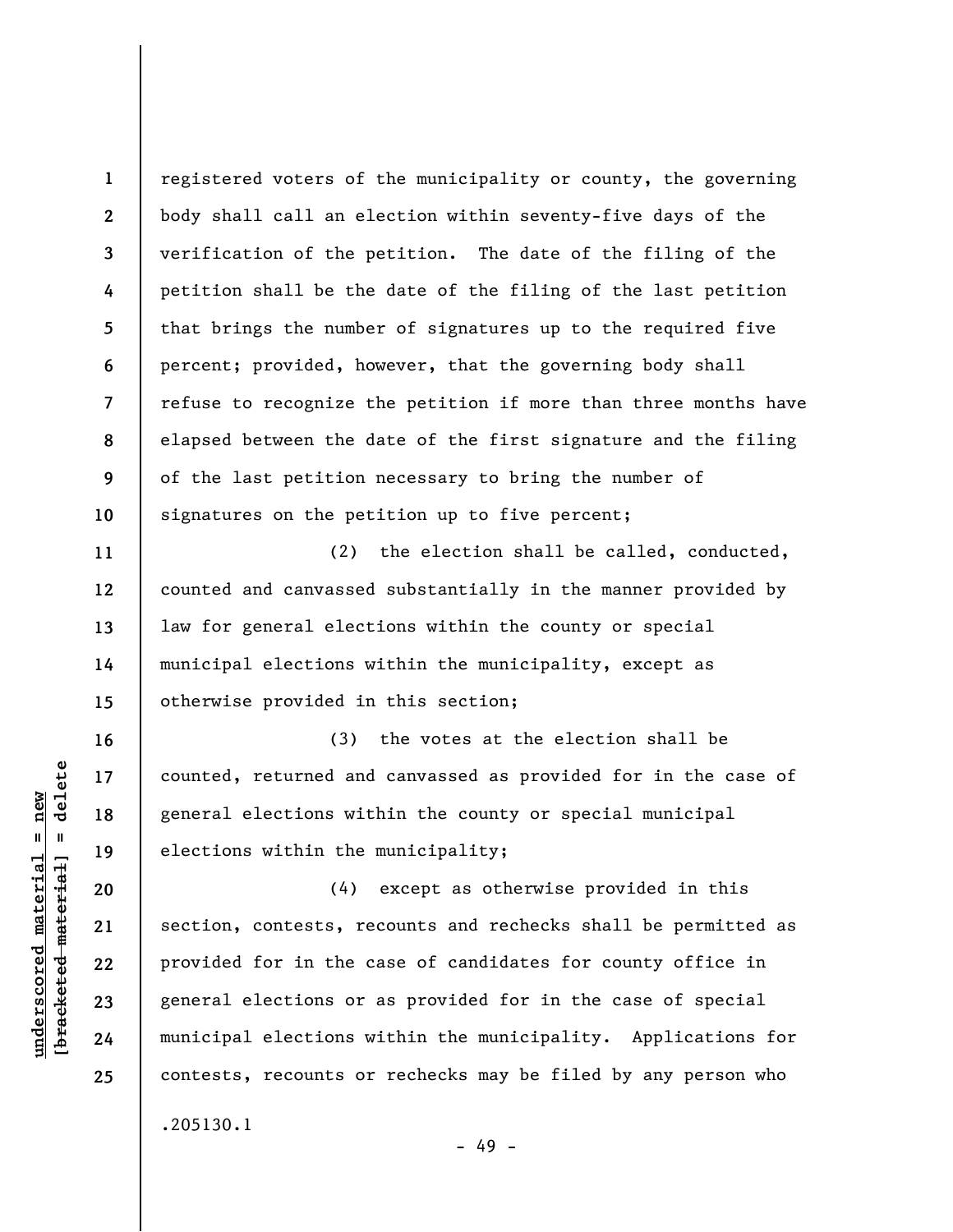registered voters of the municipality or county, the governing body shall call an election within seventy-five days of the verification of the petition. The date of the filing of the petition shall be the date of the filing of the last petition that brings the number of signatures up to the required five percent; provided, however, that the governing body shall refuse to recognize the petition if more than three months have elapsed between the date of the first signature and the filing of the last petition necessary to bring the number of signatures on the petition up to five percent;

(2) the election shall be called, conducted, counted and canvassed substantially in the manner provided by law for general elections within the county or special municipal elections within the municipality, except as otherwise provided in this section;

(3) the votes at the election shall be counted, returned and canvassed as provided for in the case of general elections within the county or special municipal elections within the municipality;

(4) except as otherwise provided in this section, contests, recounts and rechecks shall be permitted as provided for in the case of candidates for county office in general elections or as provided for in the case of special municipal elections within the municipality. Applications for contests, recounts or rechecks may be filed by any person who

.205130.1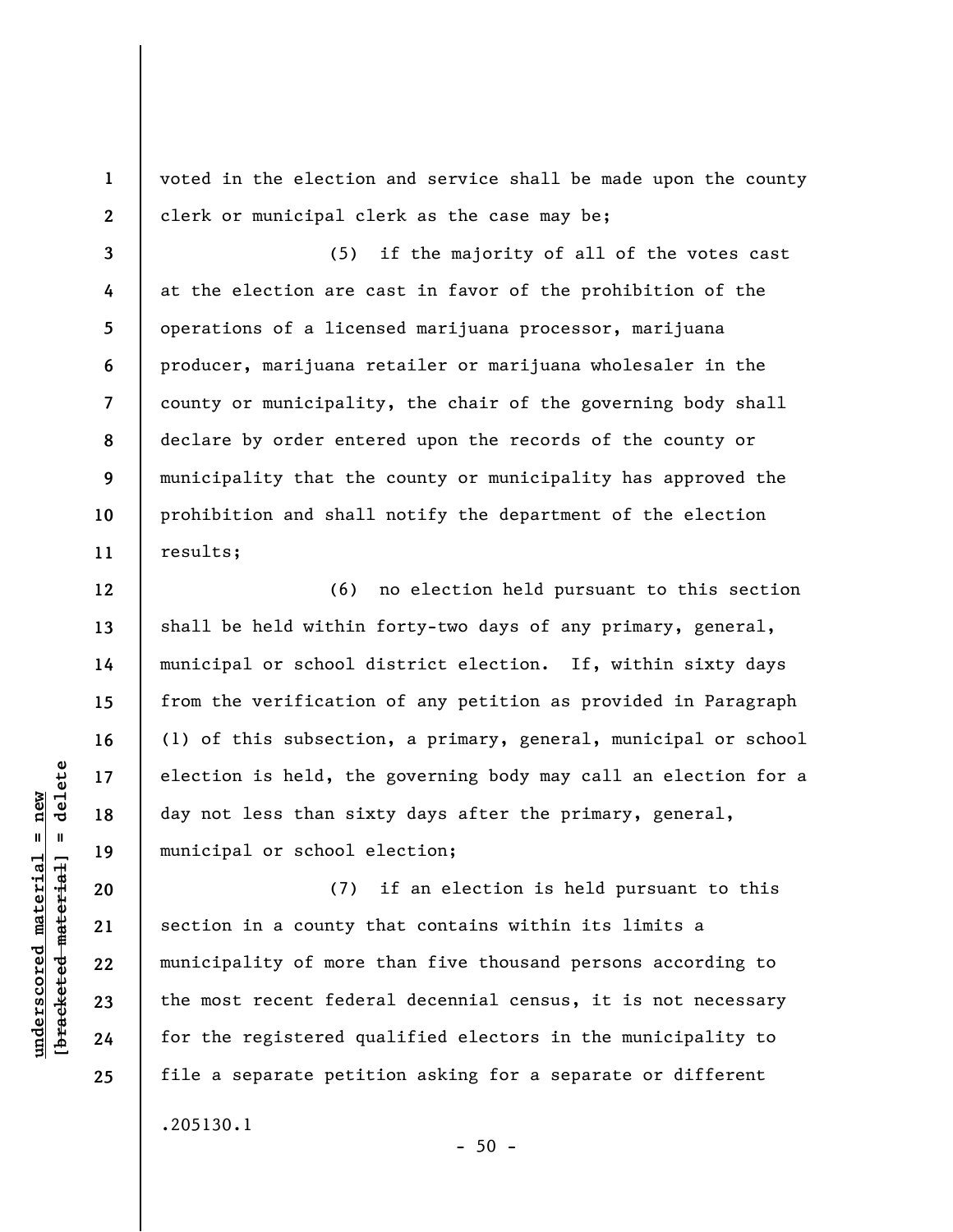voted in the election and service shall be made upon the county clerk or municipal clerk as the case may be;

(5) if the majority of all of the votes cast at the election are cast in favor of the prohibition of the operations of a licensed marijuana processor, marijuana producer, marijuana retailer or marijuana wholesaler in the county or municipality, the chair of the governing body shall declare by order entered upon the records of the county or municipality that the county or municipality has approved the prohibition and shall notify the department of the election results;

(6) no election held pursuant to this section shall be held within forty-two days of any primary, general, municipal or school district election. If, within sixty days from the verification of any petition as provided in Paragraph (1) of this subsection, a primary, general, municipal or school election is held, the governing body may call an election for a day not less than sixty days after the primary, general, municipal or school election;

(7) if an election is held pursuant to this section in a county that contains within its limits a municipality of more than five thousand persons according to the most recent federal decennial census, it is not necessary for the registered qualified electors in the municipality to file a separate petition asking for a separate or different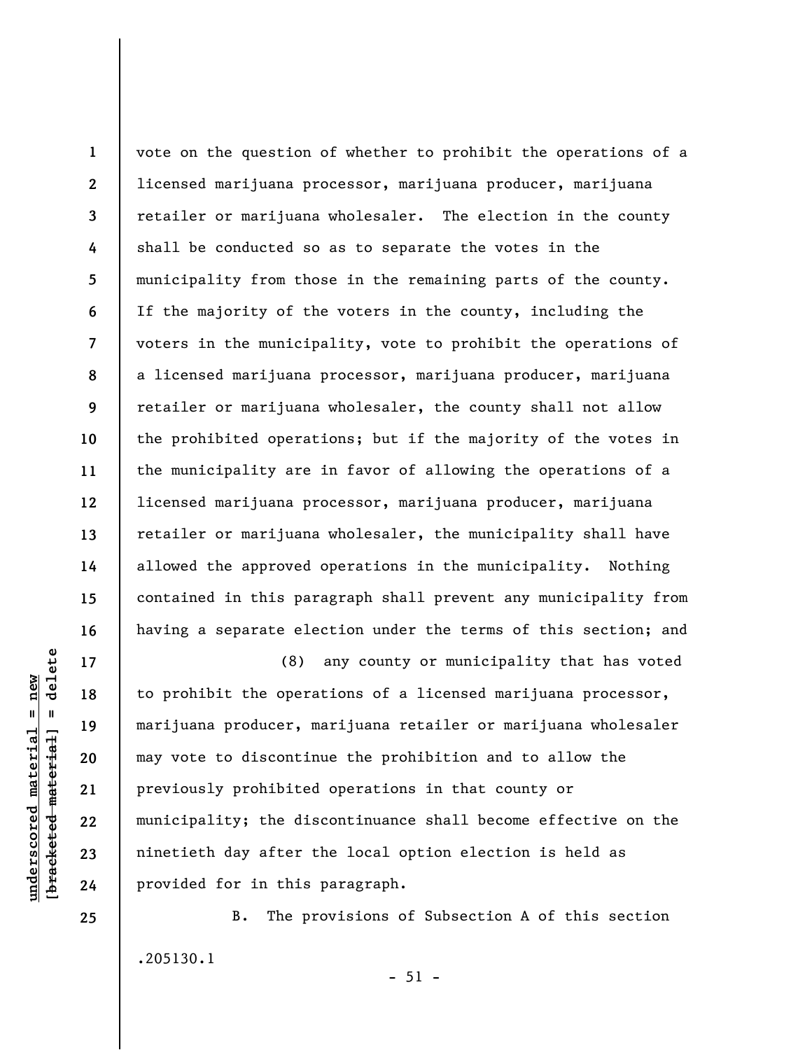vote on the question of whether to prohibit the operations of a licensed marijuana processor, marijuana producer, marijuana retailer or marijuana wholesaler. The election in the county shall be conducted so as to separate the votes in the municipality from those in the remaining parts of the county. If the majority of the voters in the county, including the voters in the municipality, vote to prohibit the operations of a licensed marijuana processor, marijuana producer, marijuana retailer or marijuana wholesaler, the county shall not allow the prohibited operations; but if the majority of the votes in the municipality are in favor of allowing the operations of a licensed marijuana processor, marijuana producer, marijuana retailer or marijuana wholesaler, the municipality shall have allowed the approved operations in the municipality. Nothing contained in this paragraph shall prevent any municipality from having a separate election under the terms of this section; and

(8) any county or municipality that has voted to prohibit the operations of a licensed marijuana processor, marijuana producer, marijuana retailer or marijuana wholesaler may vote to discontinue the prohibition and to allow the previously prohibited operations in that county or municipality; the discontinuance shall become effective on the ninetieth day after the local option election is held as provided for in this paragraph.

B. The provisions of Subsection A of this section

.205130.1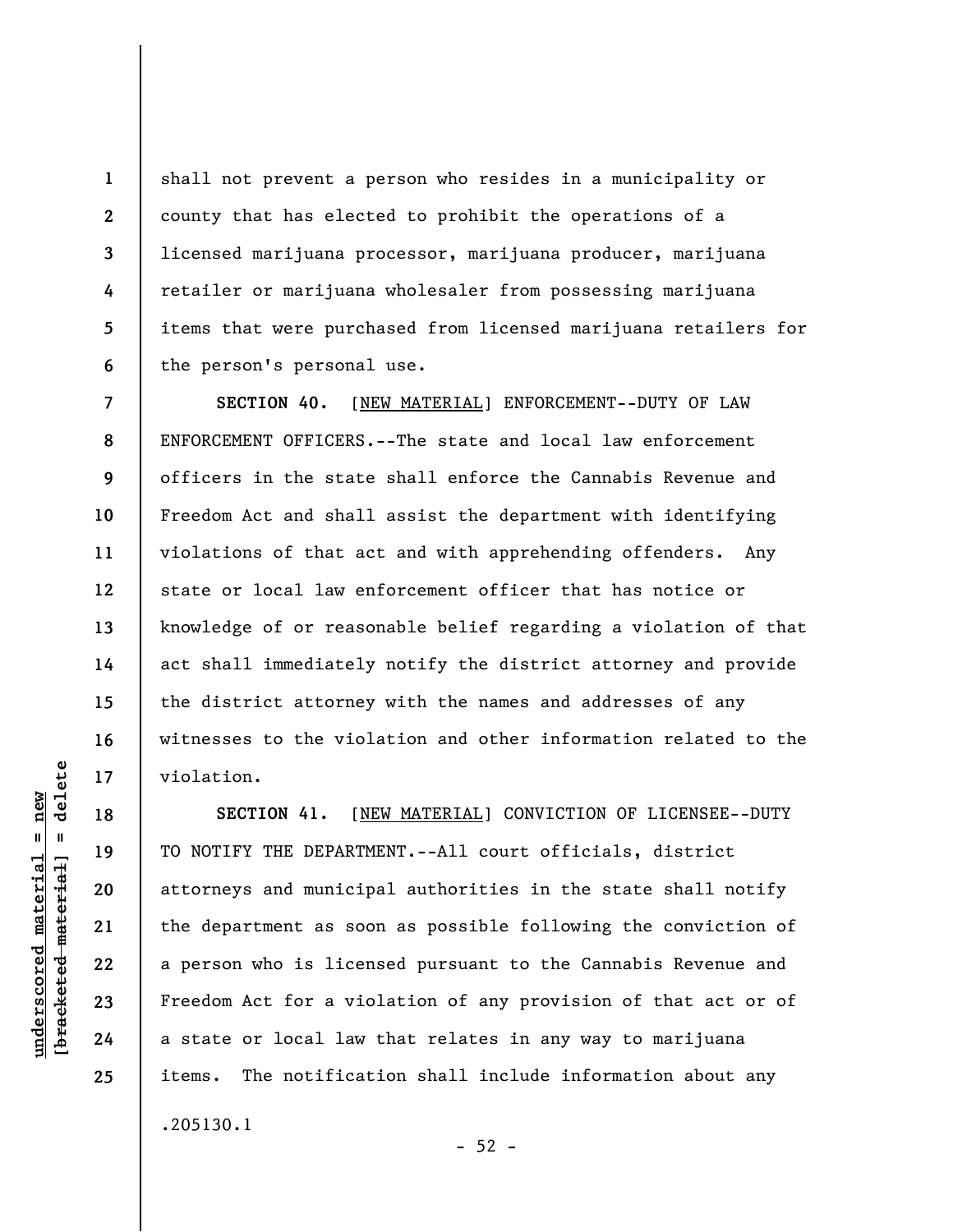shall not prevent a person who resides in a municipality or county that has elected to prohibit the operations of a licensed marijuana processor, marijuana producer, marijuana retailer or marijuana wholesaler from possessing marijuana items that were purchased from licensed marijuana retailers for the person's personal use.

**SECTION 40.** [NEW MATERIAL] ENFORCEMENT--DUTY OF LAW ENFORCEMENT OFFICERS.--The state and local law enforcement officers in the state shall enforce the Cannabis Revenue and Freedom Act and shall assist the department with identifying violations of that act and with apprehending offenders. Any state or local law enforcement officer that has notice or knowledge of or reasonable belief regarding a violation of that act shall immediately notify the district attorney and provide the district attorney with the names and addresses of any witnesses to the violation and other information related to the violation.

**SECTION 41.** [NEW MATERIAL] CONVICTION OF LICENSEE--DUTY TO NOTIFY THE DEPARTMENT.--All court officials, district attorneys and municipal authorities in the state shall notify the department as soon as possible following the conviction of a person who is licensed pursuant to the Cannabis Revenue and Freedom Act for a violation of any provision of that act or of a state or local law that relates in any way to marijuana items. The notification shall include information about any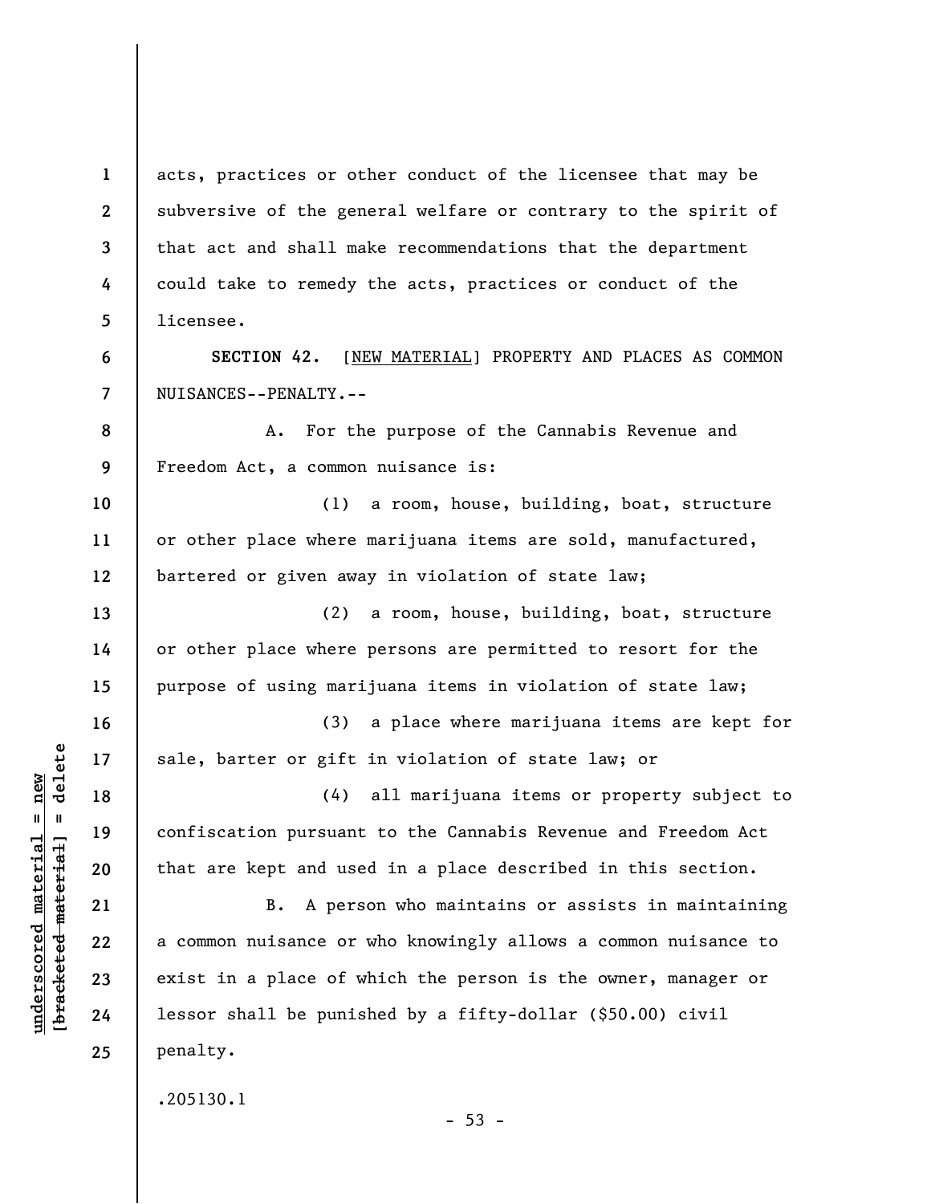acts, practices or other conduct of the licensee that may be subversive of the general welfare or contrary to the spirit of that act and shall make recommendations that the department could take to remedy the acts, practices or conduct of the licensee.

**SECTION 42.** [NEW MATERIAL] PROPERTY AND PLACES AS COMMON NUISANCES--PENALTY.--

A. For the purpose of the Cannabis Revenue and Freedom Act, a common nuisance is:

(1) a room, house, building, boat, structure or other place where marijuana items are sold, manufactured, bartered or given away in violation of state law;

(2) a room, house, building, boat, structure or other place where persons are permitted to resort for the purpose of using marijuana items in violation of state law;

(3) a place where marijuana items are kept for sale, barter or gift in violation of state law; or

(4) all marijuana items or property subject to confiscation pursuant to the Cannabis Revenue and Freedom Act that are kept and used in a place described in this section.

B. A person who maintains or assists in maintaining a common nuisance or who knowingly allows a common nuisance to exist in a place of which the person is the owner, manager or lessor shall be punished by a fifty-dollar ($50.00) civil penalty.

.205130.1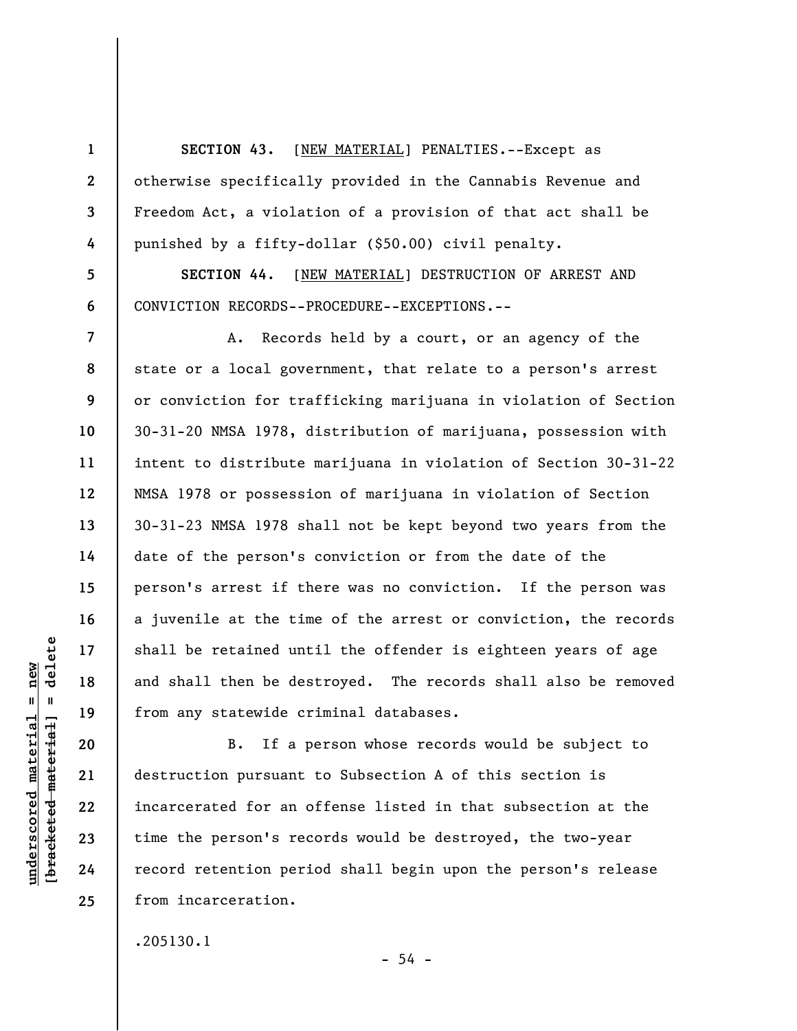**SECTION 43.** [NEW MATERIAL] PENALTIES.--Except as otherwise specifically provided in the Cannabis Revenue and Freedom Act, a violation of a provision of that act shall be punished by a fifty-dollar ($50.00) civil penalty.

**SECTION 44.** [NEW MATERIAL] DESTRUCTION OF ARREST AND CONVICTION RECORDS--PROCEDURE--EXCEPTIONS.--

A. Records held by a court, or an agency of the state or a local government, that relate to a person's arrest or conviction for trafficking marijuana in violation of Section 30-31-20 NMSA 1978, distribution of marijuana, possession with intent to distribute marijuana in violation of Section 30-31-22 NMSA 1978 or possession of marijuana in violation of Section 30-31-23 NMSA 1978 shall not be kept beyond two years from the date of the person's conviction or from the date of the person's arrest if there was no conviction. If the person was a juvenile at the time of the arrest or conviction, the records shall be retained until the offender is eighteen years of age and shall then be destroyed. The records shall also be removed from any statewide criminal databases.

B. If a person whose records would be subject to destruction pursuant to Subsection A of this section is incarcerated for an offense listed in that subsection at the time the person's records would be destroyed, the two-year record retention period shall begin upon the person's release from incarceration.

.205130.1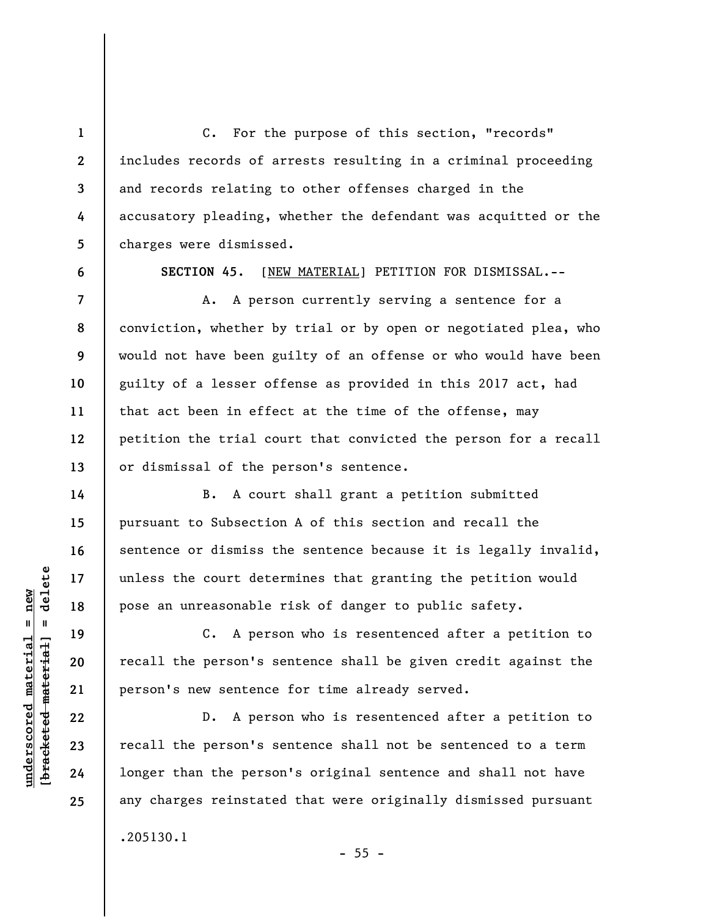C. For the purpose of this section, "records" includes records of arrests resulting in a criminal proceeding and records relating to other offenses charged in the accusatory pleading, whether the defendant was acquitted or the charges were dismissed.

**SECTION 45.** [NEW MATERIAL] PETITION FOR DISMISSAL.--

A. A person currently serving a sentence for a conviction, whether by trial or by open or negotiated plea, who would not have been guilty of an offense or who would have been guilty of a lesser offense as provided in this 2017 act, had that act been in effect at the time of the offense, may petition the trial court that convicted the person for a recall or dismissal of the person's sentence.

B. A court shall grant a petition submitted pursuant to Subsection A of this section and recall the sentence or dismiss the sentence because it is legally invalid, unless the court determines that granting the petition would pose an unreasonable risk of danger to public safety.

C. A person who is resentenced after a petition to recall the person's sentence shall be given credit against the person's new sentence for time already served.

D. A person who is resentenced after a petition to recall the person's sentence shall not be sentenced to a term longer than the person's original sentence and shall not have any charges reinstated that were originally dismissed pursuant

.205130.1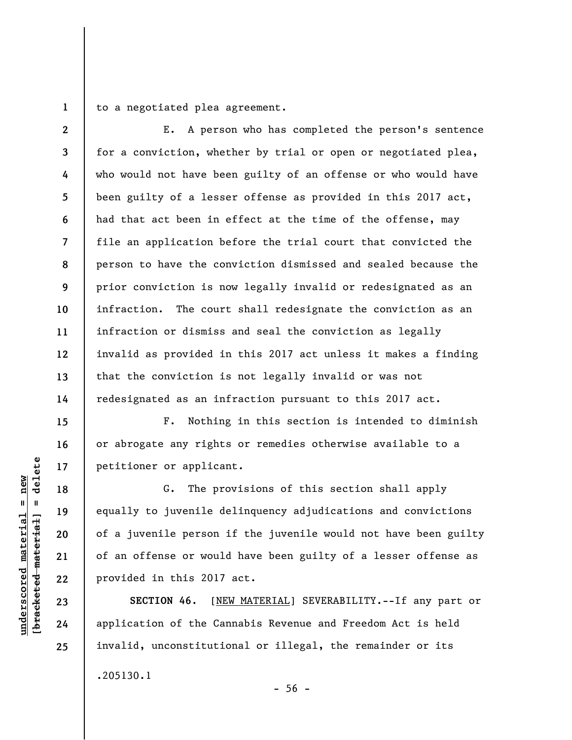to a negotiated plea agreement.

E. A person who has completed the person's sentence for a conviction, whether by trial or open or negotiated plea, who would not have been guilty of an offense or who would have been guilty of a lesser offense as provided in this 2017 act, had that act been in effect at the time of the offense, may file an application before the trial court that convicted the person to have the conviction dismissed and sealed because the prior conviction is now legally invalid or redesignated as an infraction. The court shall redesignate the conviction as an infraction or dismiss and seal the conviction as legally invalid as provided in this 2017 act unless it makes a finding that the conviction is not legally invalid or was not redesignated as an infraction pursuant to this 2017 act.

F. Nothing in this section is intended to diminish or abrogate any rights or remedies otherwise available to a petitioner or applicant.

G. The provisions of this section shall apply equally to juvenile delinquency adjudications and convictions of a juvenile person if the juvenile would not have been guilty of an offense or would have been guilty of a lesser offense as provided in this 2017 act.

**SECTION 46.** [NEW MATERIAL] SEVERABILITY.--If any part or application of the Cannabis Revenue and Freedom Act is held invalid, unconstitutional or illegal, the remainder or its

.205130.1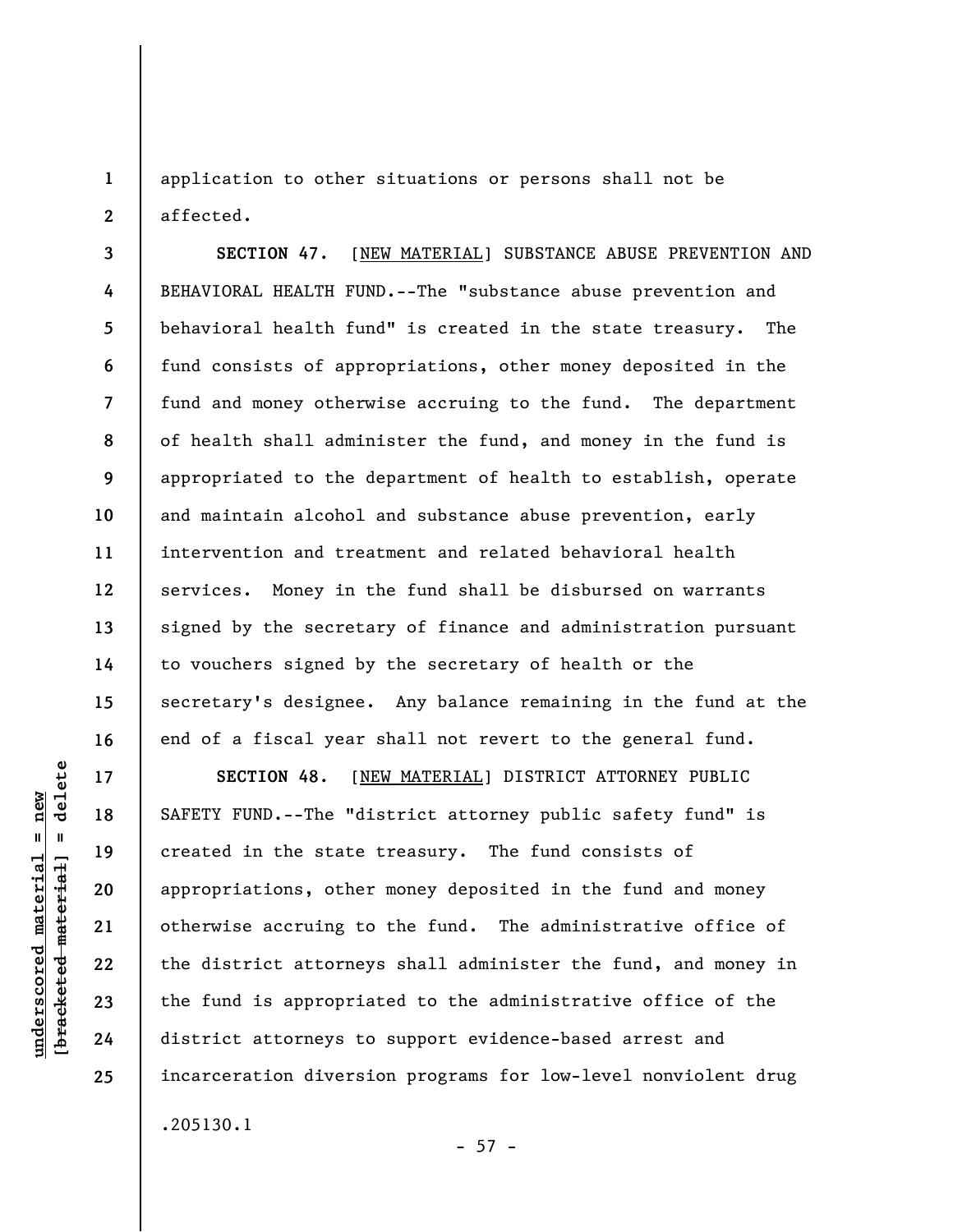application to other situations or persons shall not be affected.

**SECTION 47.** [NEW MATERIAL] SUBSTANCE ABUSE PREVENTION AND BEHAVIORAL HEALTH FUND.--The "substance abuse prevention and behavioral health fund" is created in the state treasury. The fund consists of appropriations, other money deposited in the fund and money otherwise accruing to the fund. The department of health shall administer the fund, and money in the fund is appropriated to the department of health to establish, operate and maintain alcohol and substance abuse prevention, early intervention and treatment and related behavioral health services. Money in the fund shall be disbursed on warrants signed by the secretary of finance and administration pursuant to vouchers signed by the secretary of health or the secretary's designee. Any balance remaining in the fund at the end of a fiscal year shall not revert to the general fund.

**SECTION 48.** [NEW MATERIAL] DISTRICT ATTORNEY PUBLIC SAFETY FUND.--The "district attorney public safety fund" is created in the state treasury. The fund consists of appropriations, other money deposited in the fund and money otherwise accruing to the fund. The administrative office of the district attorneys shall administer the fund, and money in the fund is appropriated to the administrative office of the district attorneys to support evidence-based arrest and incarceration diversion programs for low-level nonviolent drug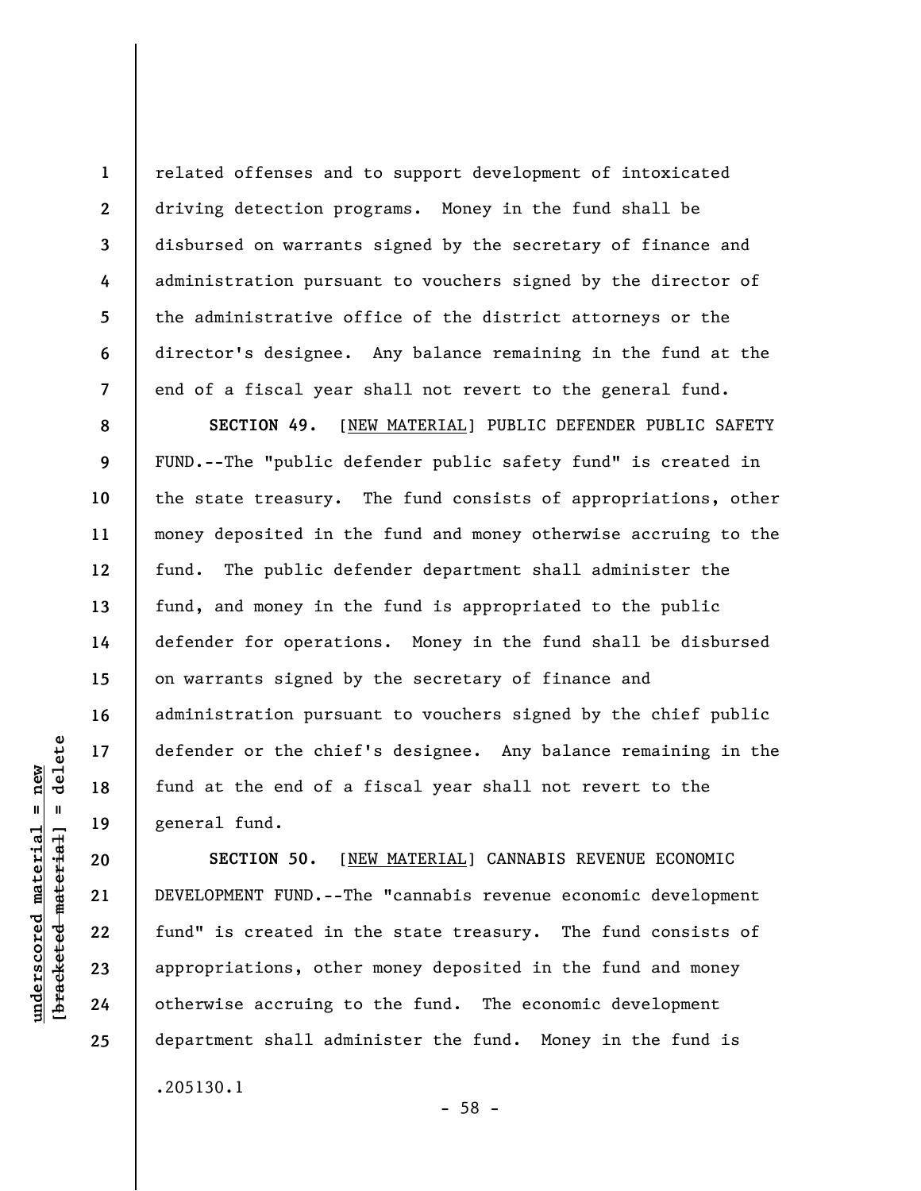related offenses and to support development of intoxicated driving detection programs. Money in the fund shall be disbursed on warrants signed by the secretary of finance and administration pursuant to vouchers signed by the director of the administrative office of the district attorneys or the director's designee. Any balance remaining in the fund at the end of a fiscal year shall not revert to the general fund.

**SECTION 49.** [NEW MATERIAL] PUBLIC DEFENDER PUBLIC SAFETY FUND.--The "public defender public safety fund" is created in the state treasury. The fund consists of appropriations, other money deposited in the fund and money otherwise accruing to the fund. The public defender department shall administer the fund, and money in the fund is appropriated to the public defender for operations. Money in the fund shall be disbursed on warrants signed by the secretary of finance and administration pursuant to vouchers signed by the chief public defender or the chief's designee. Any balance remaining in the fund at the end of a fiscal year shall not revert to the general fund.

**SECTION 50.** [NEW MATERIAL] CANNABIS REVENUE ECONOMIC DEVELOPMENT FUND.--The "cannabis revenue economic development fund" is created in the state treasury. The fund consists of appropriations, other money deposited in the fund and money otherwise accruing to the fund. The economic development department shall administer the fund. Money in the fund is

.205130.1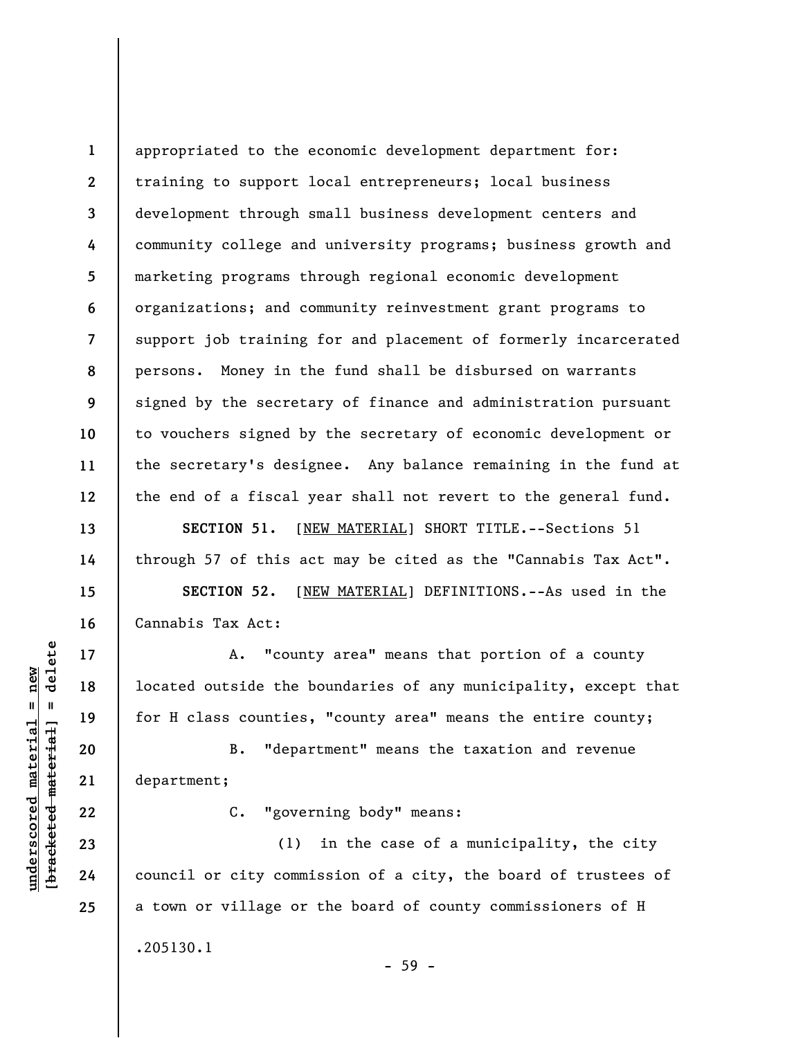appropriated to the economic development department for: training to support local entrepreneurs; local business development through small business development centers and community college and university programs; business growth and marketing programs through regional economic development organizations; and community reinvestment grant programs to support job training for and placement of formerly incarcerated persons. Money in the fund shall be disbursed on warrants signed by the secretary of finance and administration pursuant to vouchers signed by the secretary of economic development or the secretary's designee. Any balance remaining in the fund at the end of a fiscal year shall not revert to the general fund.

**SECTION 51.** [NEW MATERIAL] SHORT TITLE.--Sections 51 through 57 of this act may be cited as the "Cannabis Tax Act".

**SECTION 52.** [NEW MATERIAL] DEFINITIONS.--As used in the Cannabis Tax Act:

A. "county area" means that portion of a county located outside the boundaries of any municipality, except that for H class counties, "county area" means the entire county;

B. "department" means the taxation and revenue department;

C. "governing body" means:

(1) in the case of a municipality, the city council or city commission of a city, the board of trustees of a town or village or the board of county commissioners of H

.205130.1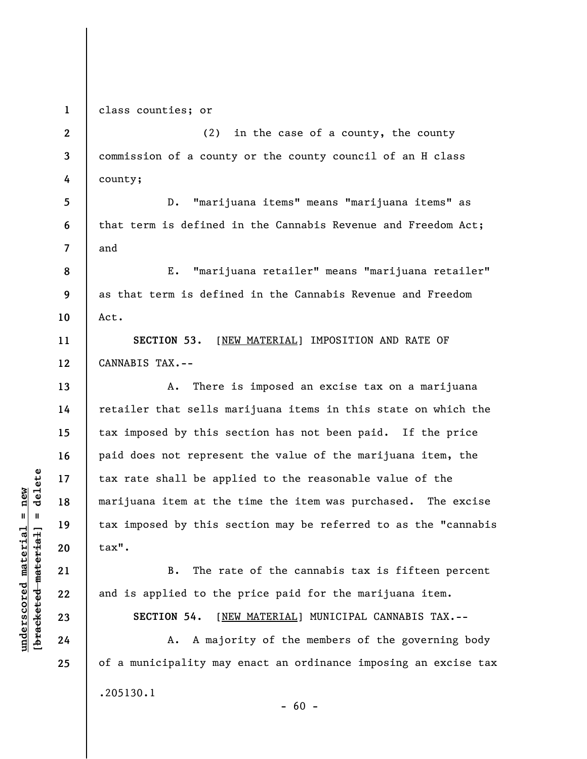class counties; or

(2) in the case of a county, the county commission of a county or the county council of an H class county;

D. "marijuana items" means "marijuana items" as that term is defined in the Cannabis Revenue and Freedom Act; and

E. "marijuana retailer" means "marijuana retailer" as that term is defined in the Cannabis Revenue and Freedom Act.

**SECTION 53.** [NEW MATERIAL] IMPOSITION AND RATE OF CANNABIS TAX.--

A. There is imposed an excise tax on a marijuana retailer that sells marijuana items in this state on which the tax imposed by this section has not been paid. If the price paid does not represent the value of the marijuana item, the tax rate shall be applied to the reasonable value of the marijuana item at the time the item was purchased. The excise tax imposed by this section may be referred to as the "cannabis tax".

B. The rate of the cannabis tax is fifteen percent and is applied to the price paid for the marijuana item.

**SECTION 54.** [NEW MATERIAL] MUNICIPAL CANNABIS TAX.--

A. A majority of the members of the governing body of a municipality may enact an ordinance imposing an excise tax

.205130.1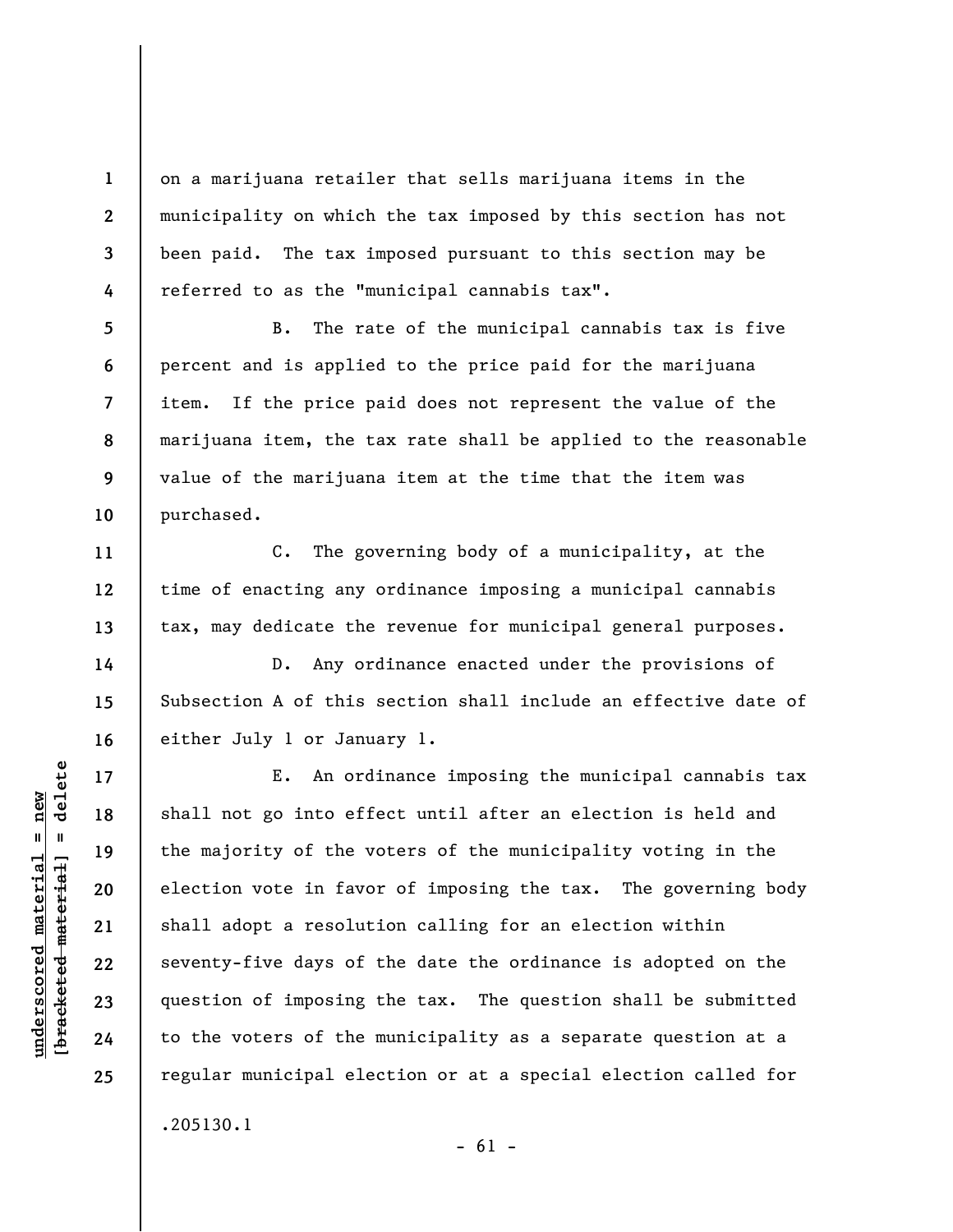on a marijuana retailer that sells marijuana items in the municipality on which the tax imposed by this section has not been paid. The tax imposed pursuant to this section may be referred to as the "municipal cannabis tax".

B. The rate of the municipal cannabis tax is five percent and is applied to the price paid for the marijuana item. If the price paid does not represent the value of the marijuana item, the tax rate shall be applied to the reasonable value of the marijuana item at the time that the item was purchased.

C. The governing body of a municipality, at the time of enacting any ordinance imposing a municipal cannabis tax, may dedicate the revenue for municipal general purposes.

D. Any ordinance enacted under the provisions of Subsection A of this section shall include an effective date of either July 1 or January 1.

E. An ordinance imposing the municipal cannabis tax shall not go into effect until after an election is held and the majority of the voters of the municipality voting in the election vote in favor of imposing the tax. The governing body shall adopt a resolution calling for an election within seventy-five days of the date the ordinance is adopted on the question of imposing the tax. The question shall be submitted to the voters of the municipality as a separate question at a regular municipal election or at a special election called for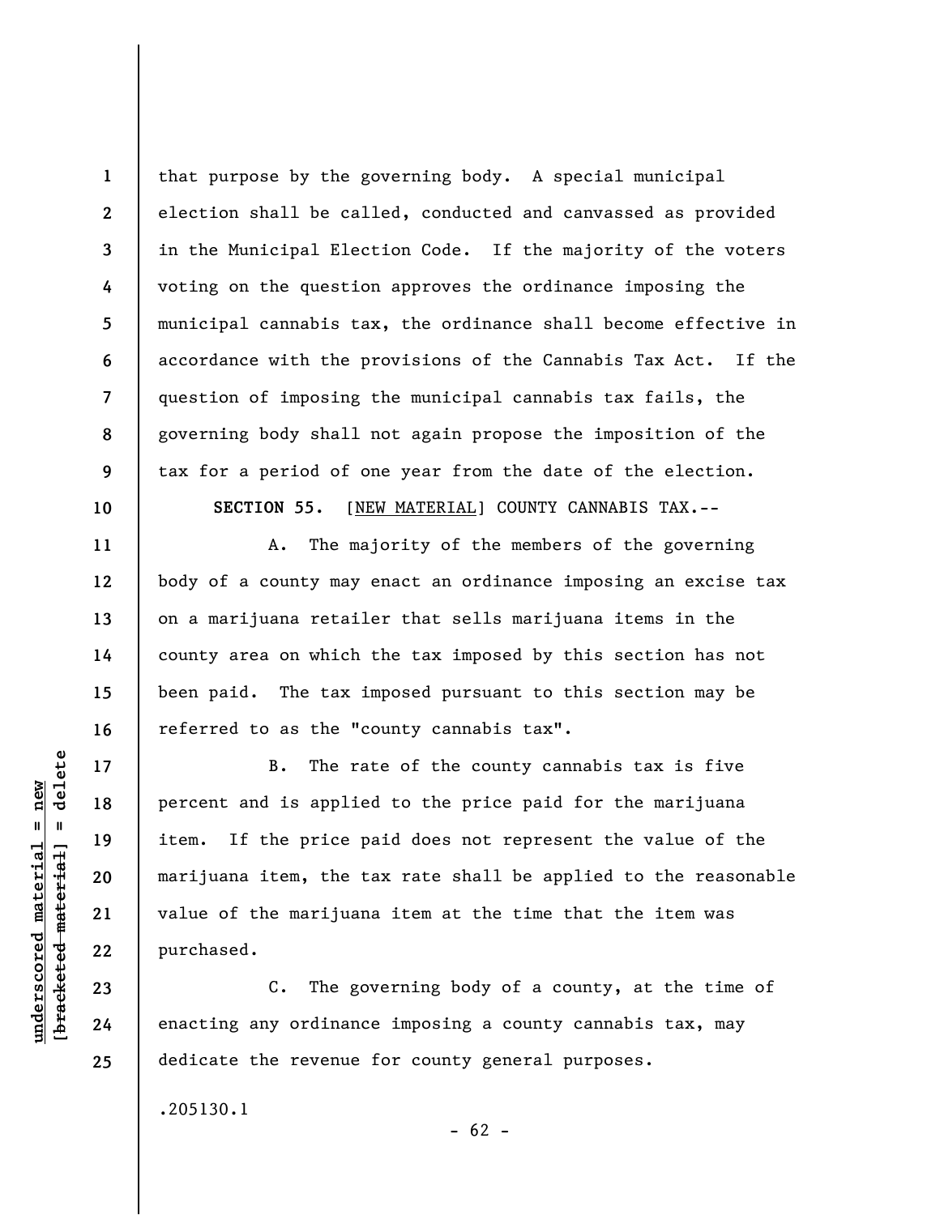that purpose by the governing body. A special municipal election shall be called, conducted and canvassed as provided in the Municipal Election Code. If the majority of the voters voting on the question approves the ordinance imposing the municipal cannabis tax, the ordinance shall become effective in accordance with the provisions of the Cannabis Tax Act. If the question of imposing the municipal cannabis tax fails, the governing body shall not again propose the imposition of the tax for a period of one year from the date of the election.

**SECTION 55.** [NEW MATERIAL] COUNTY CANNABIS TAX.--

A. The majority of the members of the governing body of a county may enact an ordinance imposing an excise tax on a marijuana retailer that sells marijuana items in the county area on which the tax imposed by this section has not been paid. The tax imposed pursuant to this section may be referred to as the "county cannabis tax".

B. The rate of the county cannabis tax is five percent and is applied to the price paid for the marijuana item. If the price paid does not represent the value of the marijuana item, the tax rate shall be applied to the reasonable value of the marijuana item at the time that the item was purchased.

C. The governing body of a county, at the time of enacting any ordinance imposing a county cannabis tax, may dedicate the revenue for county general purposes.

.205130.1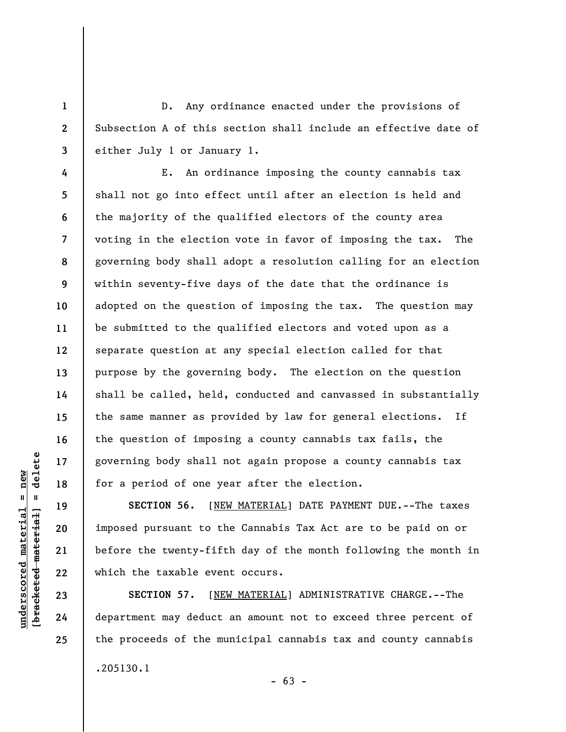D. Any ordinance enacted under the provisions of Subsection A of this section shall include an effective date of either July 1 or January 1.

E. An ordinance imposing the county cannabis tax shall not go into effect until after an election is held and the majority of the qualified electors of the county area voting in the election vote in favor of imposing the tax. The governing body shall adopt a resolution calling for an election within seventy-five days of the date that the ordinance is adopted on the question of imposing the tax. The question may be submitted to the qualified electors and voted upon as a separate question at any special election called for that purpose by the governing body. The election on the question shall be called, held, conducted and canvassed in substantially the same manner as provided by law for general elections. If the question of imposing a county cannabis tax fails, the governing body shall not again propose a county cannabis tax for a period of one year after the election.

**SECTION 56.** [NEW MATERIAL] DATE PAYMENT DUE.--The taxes imposed pursuant to the Cannabis Tax Act are to be paid on or before the twenty-fifth day of the month following the month in which the taxable event occurs.

**SECTION 57.** [NEW MATERIAL] ADMINISTRATIVE CHARGE.--The department may deduct an amount not to exceed three percent of the proceeds of the municipal cannabis tax and county cannabis

.205130.1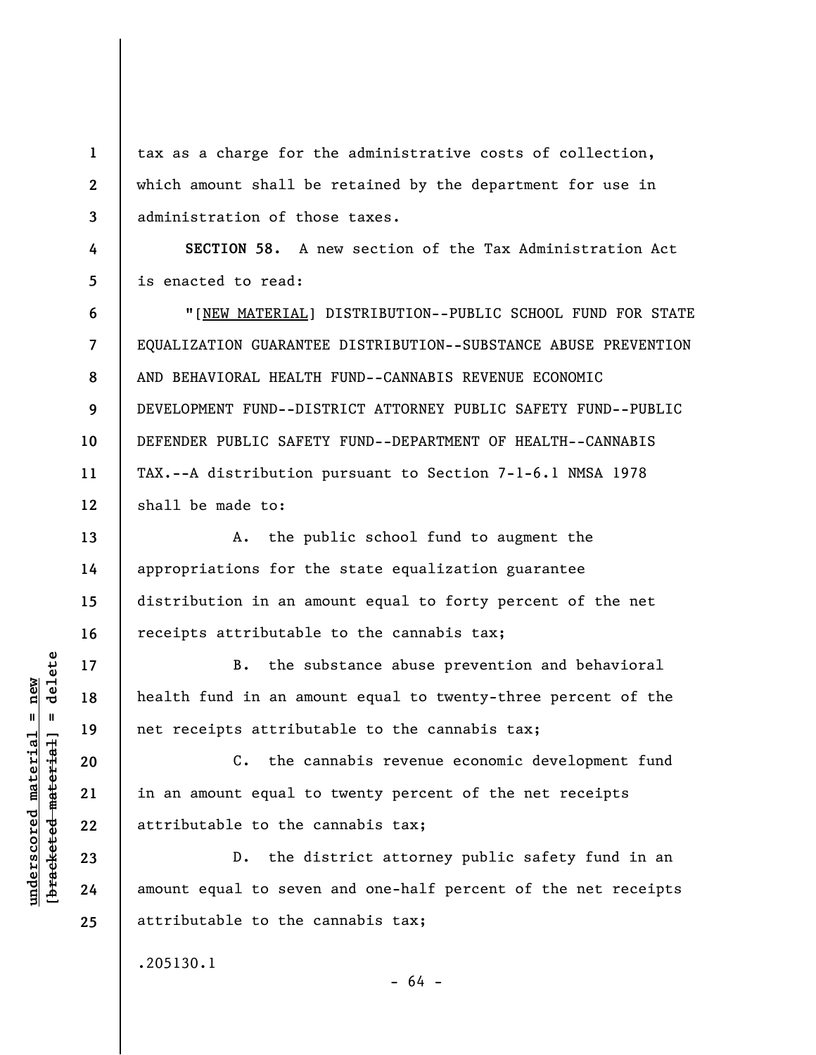tax as a charge for the administrative costs of collection, which amount shall be retained by the department for use in administration of those taxes.

**SECTION 58.** A new section of the Tax Administration Act is enacted to read:

"[NEW MATERIAL] DISTRIBUTION--PUBLIC SCHOOL FUND FOR STATE EQUALIZATION GUARANTEE DISTRIBUTION--SUBSTANCE ABUSE PREVENTION AND BEHAVIORAL HEALTH FUND--CANNABIS REVENUE ECONOMIC DEVELOPMENT FUND--DISTRICT ATTORNEY PUBLIC SAFETY FUND--PUBLIC DEFENDER PUBLIC SAFETY FUND--DEPARTMENT OF HEALTH--CANNABIS TAX.--A distribution pursuant to Section 7-1-6.1 NMSA 1978 shall be made to:

A. the public school fund to augment the appropriations for the state equalization guarantee distribution in an amount equal to forty percent of the net receipts attributable to the cannabis tax;

B. the substance abuse prevention and behavioral health fund in an amount equal to twenty-three percent of the net receipts attributable to the cannabis tax;

C. the cannabis revenue economic development fund in an amount equal to twenty percent of the net receipts attributable to the cannabis tax;

D. the district attorney public safety fund in an amount equal to seven and one-half percent of the net receipts attributable to the cannabis tax;

.205130.1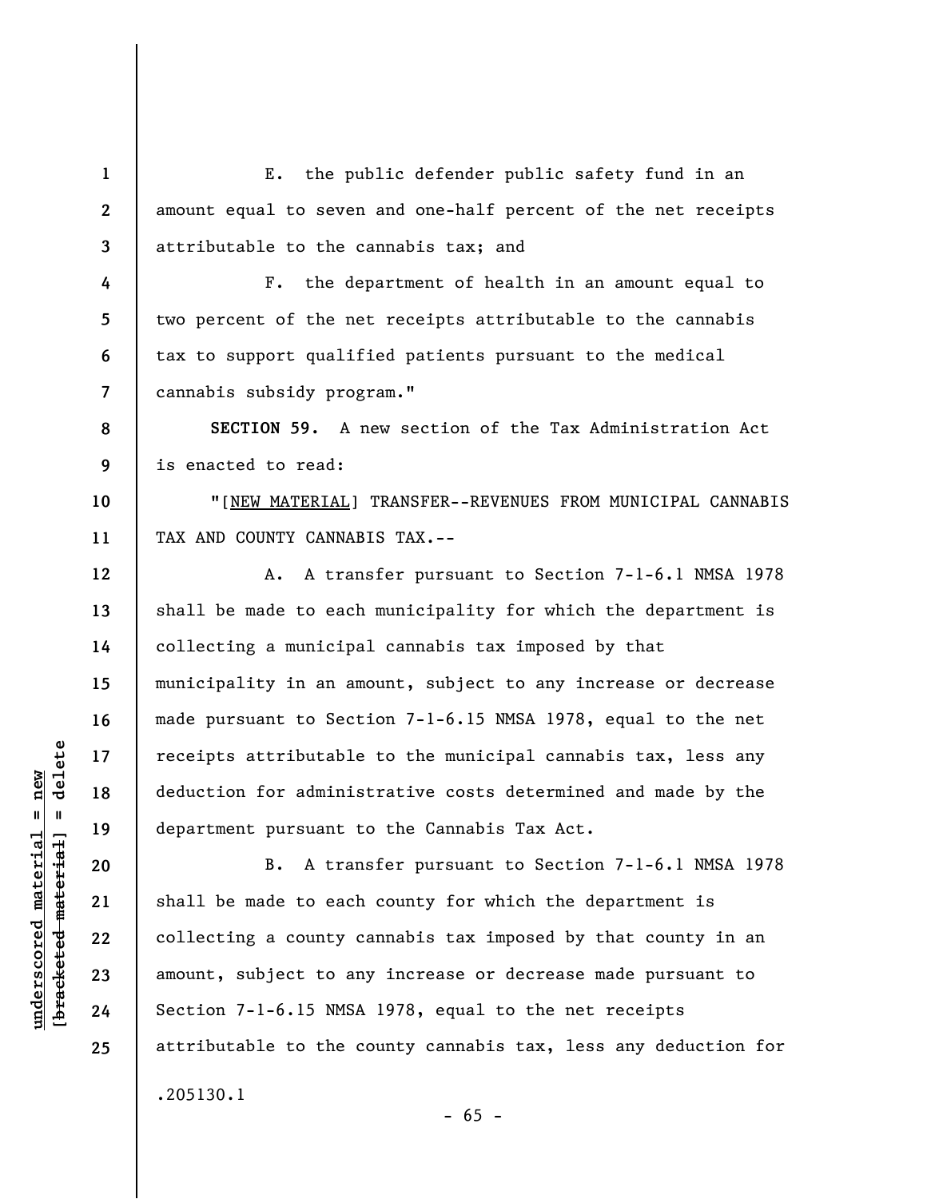E. the public defender public safety fund in an amount equal to seven and one-half percent of the net receipts attributable to the cannabis tax; and

F. the department of health in an amount equal to two percent of the net receipts attributable to the cannabis tax to support qualified patients pursuant to the medical cannabis subsidy program."

**SECTION 59.** A new section of the Tax Administration Act is enacted to read:

"[NEW MATERIAL] TRANSFER--REVENUES FROM MUNICIPAL CANNABIS TAX AND COUNTY CANNABIS TAX.--

A. A transfer pursuant to Section 7-1-6.1 NMSA 1978 shall be made to each municipality for which the department is collecting a municipal cannabis tax imposed by that municipality in an amount, subject to any increase or decrease made pursuant to Section 7-1-6.15 NMSA 1978, equal to the net receipts attributable to the municipal cannabis tax, less any deduction for administrative costs determined and made by the department pursuant to the Cannabis Tax Act.

B. A transfer pursuant to Section 7-1-6.1 NMSA 1978 shall be made to each county for which the department is collecting a county cannabis tax imposed by that county in an amount, subject to any increase or decrease made pursuant to Section 7-1-6.15 NMSA 1978, equal to the net receipts attributable to the county cannabis tax, less any deduction for

.205130.1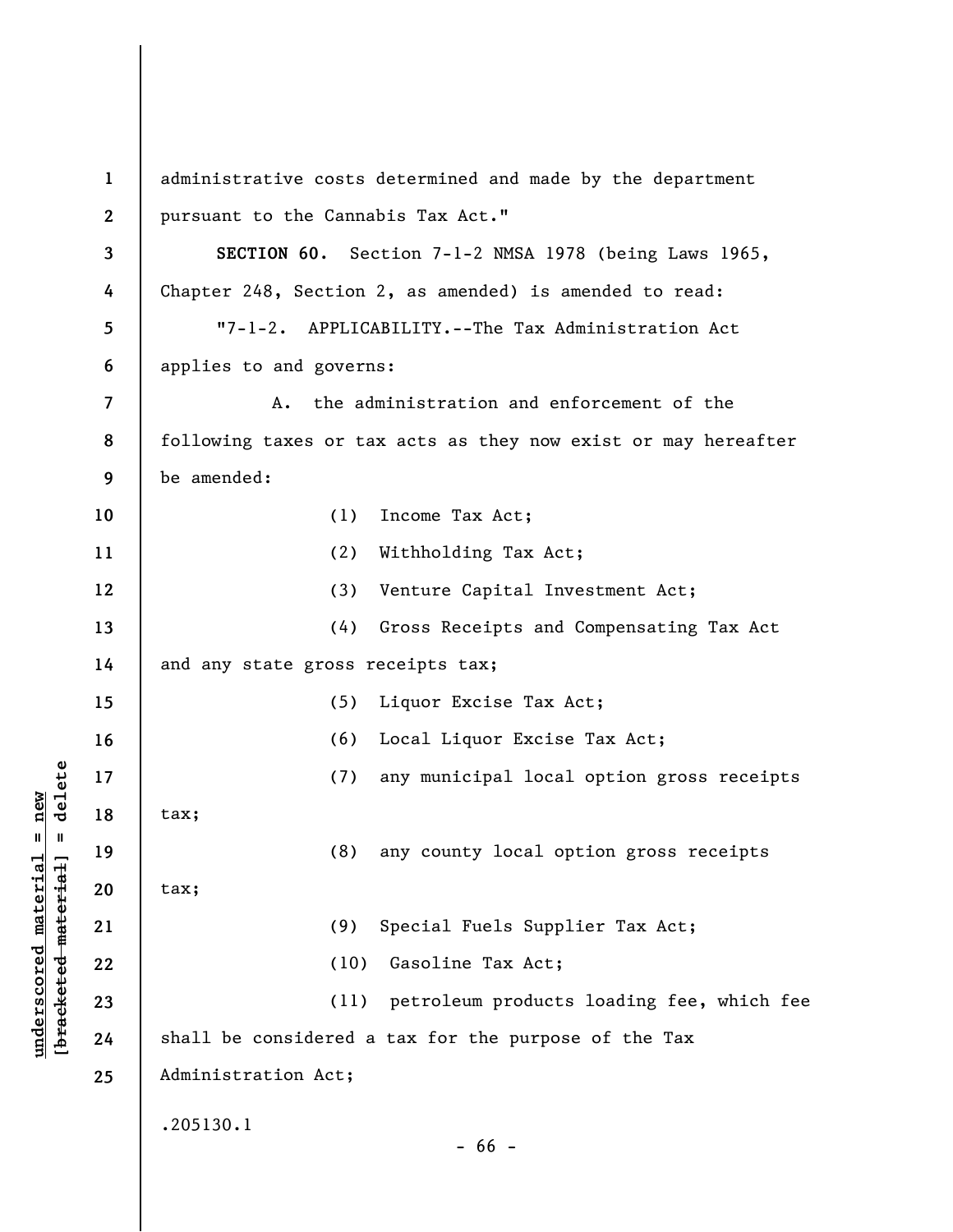administrative costs determined and made by the department pursuant to the Cannabis Tax Act."

**SECTION 60.** Section 7-1-2 NMSA 1978 (being Laws 1965, Chapter 248, Section 2, as amended) is amended to read:

"7-1-2. APPLICABILITY.--The Tax Administration Act applies to and governs:

A. the administration and enforcement of the following taxes or tax acts as they now exist or may hereafter be amended:

(1) Income Tax Act;

(2) Withholding Tax Act;

(3) Venture Capital Investment Act;

(4) Gross Receipts and Compensating Tax Act and any state gross receipts tax;

(5) Liquor Excise Tax Act;

(6) Local Liquor Excise Tax Act;

(7) any municipal local option gross receipts tax;

(8) any county local option gross receipts tax;

(9) Special Fuels Supplier Tax Act;

(10) Gasoline Tax Act;

(11) petroleum products loading fee, which fee shall be considered a tax for the purpose of the Tax Administration Act;

.205130.1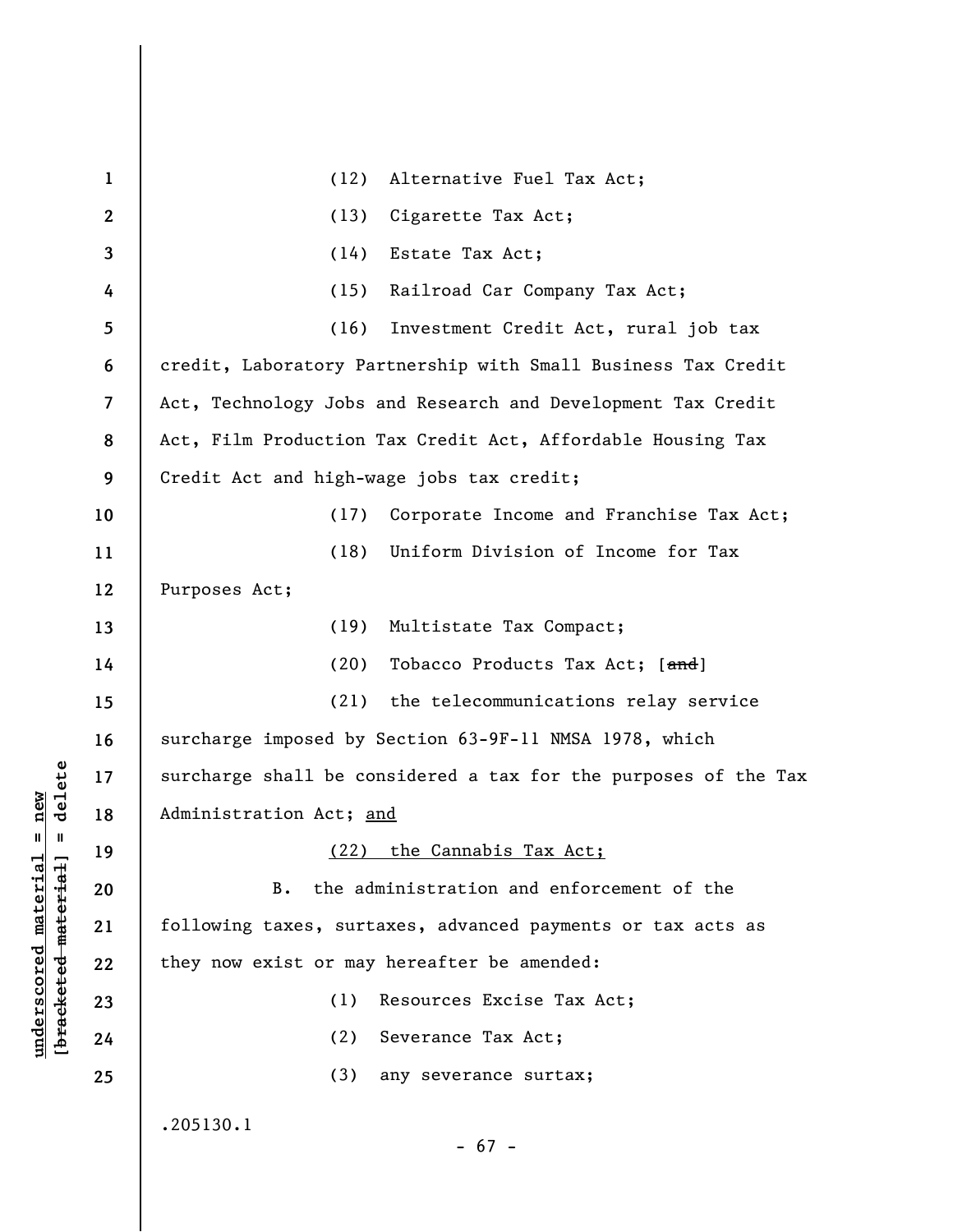(12) Alternative Fuel Tax Act;

(13) Cigarette Tax Act;

(14) Estate Tax Act;

(15) Railroad Car Company Tax Act;

(16) Investment Credit Act, rural job tax credit, Laboratory Partnership with Small Business Tax Credit Act, Technology Jobs and Research and Development Tax Credit Act, Film Production Tax Credit Act, Affordable Housing Tax Credit Act and high-wage jobs tax credit;

(17) Corporate Income and Franchise Tax Act;

(18) Uniform Division of Income for Tax Purposes Act;

(19) Multistate Tax Compact;

(20) Tobacco Products Tax Act; [~~and~~]

(21) the telecommunications relay service surcharge imposed by Section 63-9F-11 NMSA 1978, which surcharge shall be considered a tax for the purposes of the Tax Administration Act; <u>and</u>

<u>(22) the Cannabis Tax Act;</u>

B. the administration and enforcement of the following taxes, surtaxes, advanced payments or tax acts as they now exist or may hereafter be amended:

(1) Resources Excise Tax Act;

(2) Severance Tax Act;

(3) any severance surtax;

.205130.1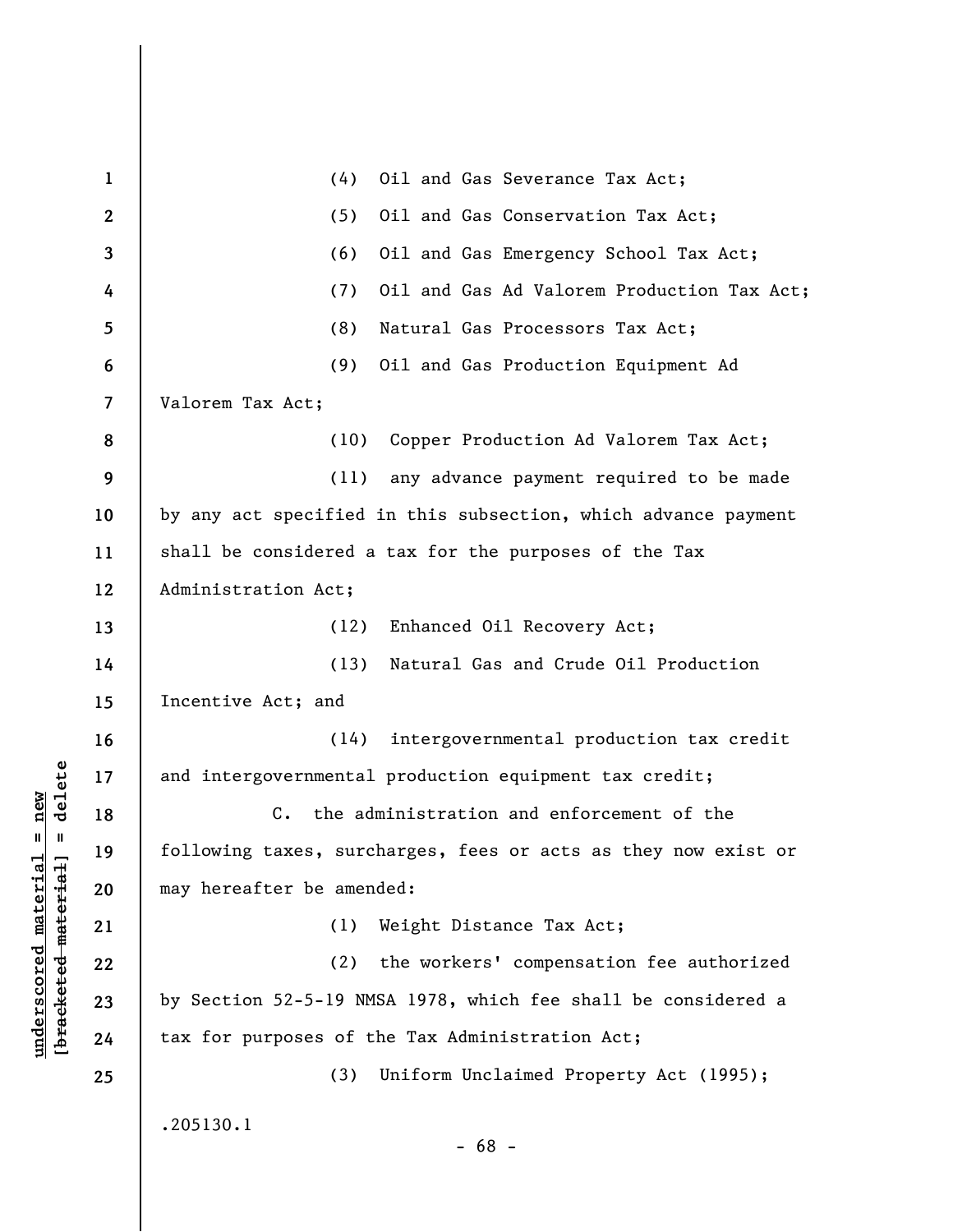(4) Oil and Gas Severance Tax Act;

(5) Oil and Gas Conservation Tax Act;

(6) Oil and Gas Emergency School Tax Act;

(7) Oil and Gas Ad Valorem Production Tax Act;

(8) Natural Gas Processors Tax Act;

(9) Oil and Gas Production Equipment Ad Valorem Tax Act;

(10) Copper Production Ad Valorem Tax Act;

(11) any advance payment required to be made by any act specified in this subsection, which advance payment shall be considered a tax for the purposes of the Tax Administration Act;

(12) Enhanced Oil Recovery Act;

(13) Natural Gas and Crude Oil Production Incentive Act; and

(14) intergovernmental production tax credit and intergovernmental production equipment tax credit;

C. the administration and enforcement of the following taxes, surcharges, fees or acts as they now exist or may hereafter be amended:

(1) Weight Distance Tax Act;

(2) the workers' compensation fee authorized by Section 52-5-19 NMSA 1978, which fee shall be considered a tax for purposes of the Tax Administration Act;

(3) Uniform Unclaimed Property Act (1995);

.205130.1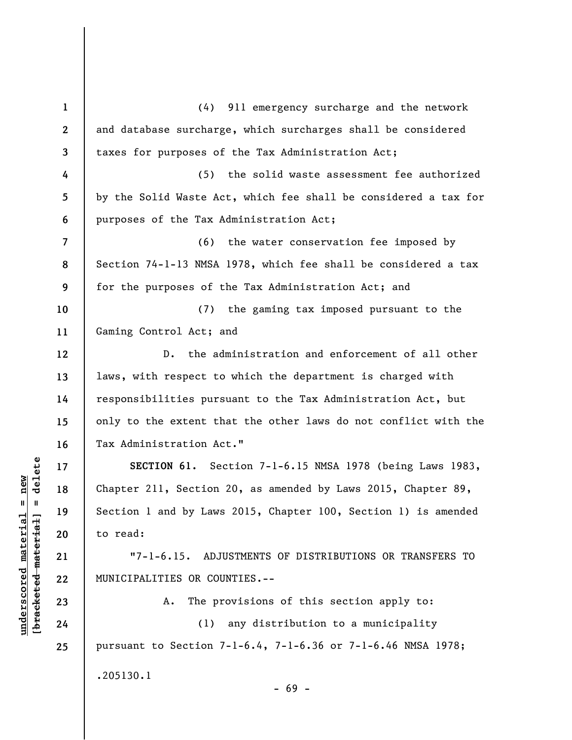(4) 911 emergency surcharge and the network and database surcharge, which surcharges shall be considered taxes for purposes of the Tax Administration Act;

(5) the solid waste assessment fee authorized by the Solid Waste Act, which fee shall be considered a tax for purposes of the Tax Administration Act;

(6) the water conservation fee imposed by Section 74-1-13 NMSA 1978, which fee shall be considered a tax for the purposes of the Tax Administration Act; and

(7) the gaming tax imposed pursuant to the Gaming Control Act; and

D. the administration and enforcement of all other laws, with respect to which the department is charged with responsibilities pursuant to the Tax Administration Act, but only to the extent that the other laws do not conflict with the Tax Administration Act."

**SECTION 61.** Section 7-1-6.15 NMSA 1978 (being Laws 1983, Chapter 211, Section 20, as amended by Laws 2015, Chapter 89, Section 1 and by Laws 2015, Chapter 100, Section 1) is amended to read:

"7-1-6.15. ADJUSTMENTS OF DISTRIBUTIONS OR TRANSFERS TO MUNICIPALITIES OR COUNTIES.--

A. The provisions of this section apply to:

(1) any distribution to a municipality pursuant to Section 7-1-6.4, 7-1-6.36 or 7-1-6.46 NMSA 1978;

.205130.1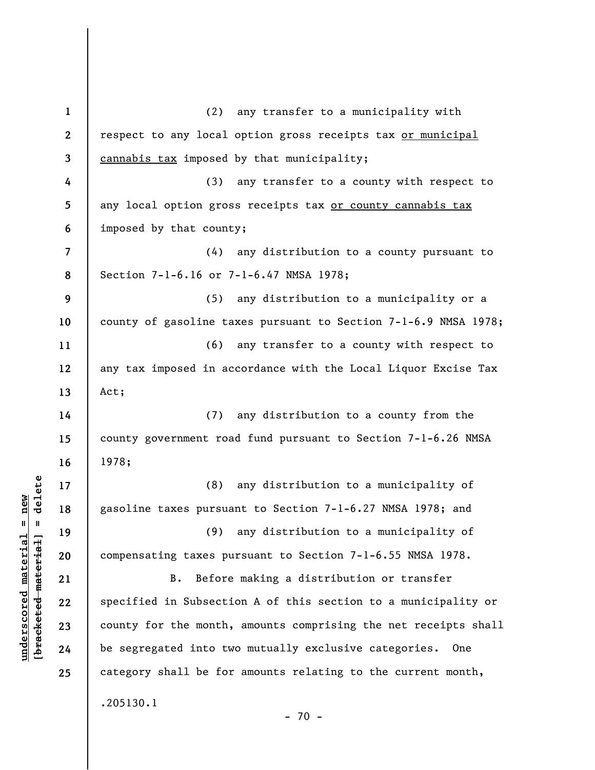(2) any transfer to a municipality with respect to any local option gross receipts tax <u>or municipal cannabis tax</u> imposed by that municipality;

(3) any transfer to a county with respect to any local option gross receipts tax <u>or county cannabis tax</u> imposed by that county;

(4) any distribution to a county pursuant to Section 7-1-6.16 or 7-1-6.47 NMSA 1978;

(5) any distribution to a municipality or a county of gasoline taxes pursuant to Section 7-1-6.9 NMSA 1978;

(6) any transfer to a county with respect to any tax imposed in accordance with the Local Liquor Excise Tax Act;

(7) any distribution to a county from the county government road fund pursuant to Section 7-1-6.26 NMSA 1978;

(8) any distribution to a municipality of gasoline taxes pursuant to Section 7-1-6.27 NMSA 1978; and

(9) any distribution to a municipality of compensating taxes pursuant to Section 7-1-6.55 NMSA 1978.

B. Before making a distribution or transfer specified in Subsection A of this section to a municipality or county for the month, amounts comprising the net receipts shall be segregated into two mutually exclusive categories. One category shall be for amounts relating to the current month,

.205130.1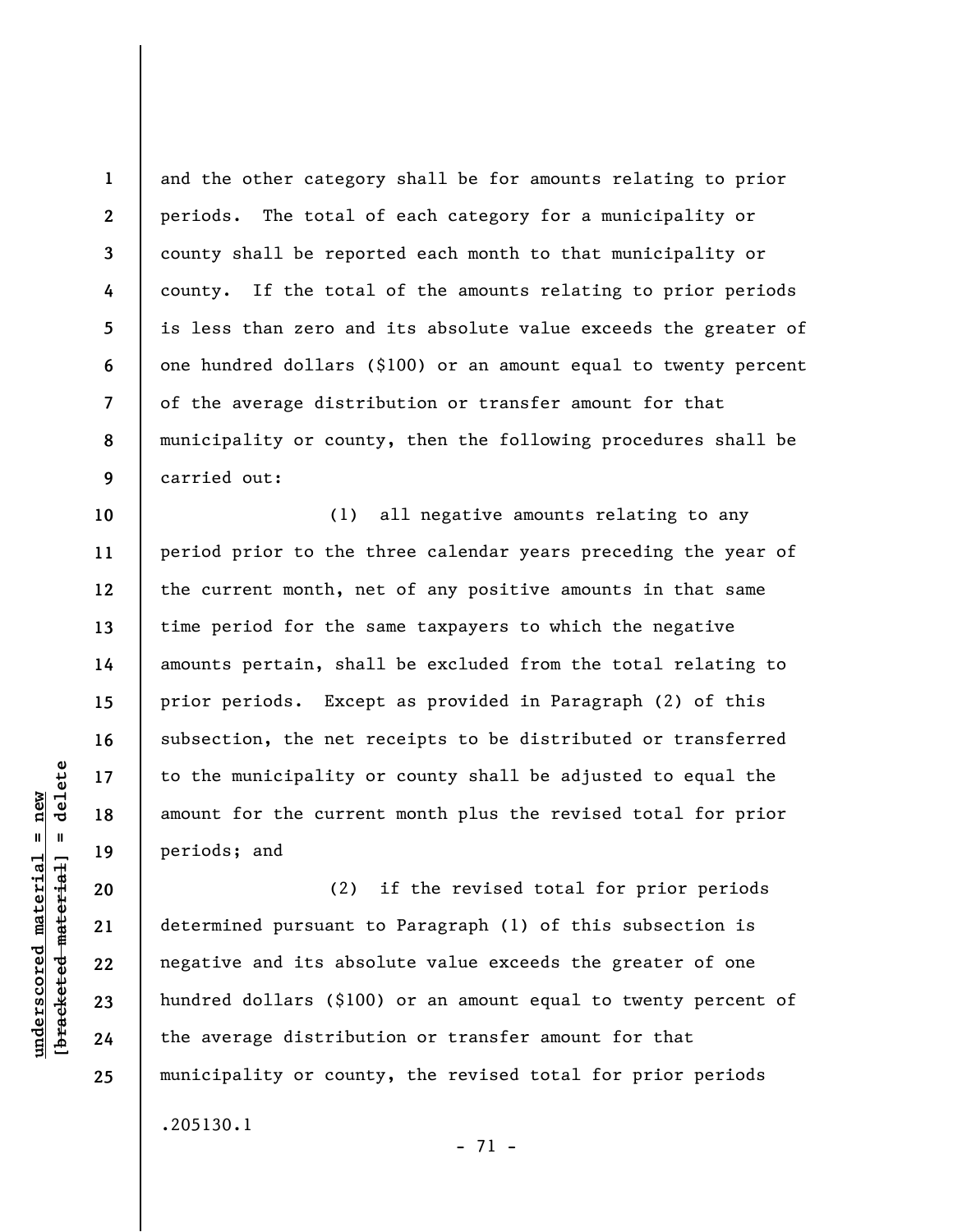and the other category shall be for amounts relating to prior periods. The total of each category for a municipality or county shall be reported each month to that municipality or county. If the total of the amounts relating to prior periods is less than zero and its absolute value exceeds the greater of one hundred dollars ($100) or an amount equal to twenty percent of the average distribution or transfer amount for that municipality or county, then the following procedures shall be carried out:

(1) all negative amounts relating to any period prior to the three calendar years preceding the year of the current month, net of any positive amounts in that same time period for the same taxpayers to which the negative amounts pertain, shall be excluded from the total relating to prior periods. Except as provided in Paragraph (2) of this subsection, the net receipts to be distributed or transferred to the municipality or county shall be adjusted to equal the amount for the current month plus the revised total for prior periods; and

(2) if the revised total for prior periods determined pursuant to Paragraph (1) of this subsection is negative and its absolute value exceeds the greater of one hundred dollars ($100) or an amount equal to twenty percent of the average distribution or transfer amount for that municipality or county, the revised total for prior periods

.205130.1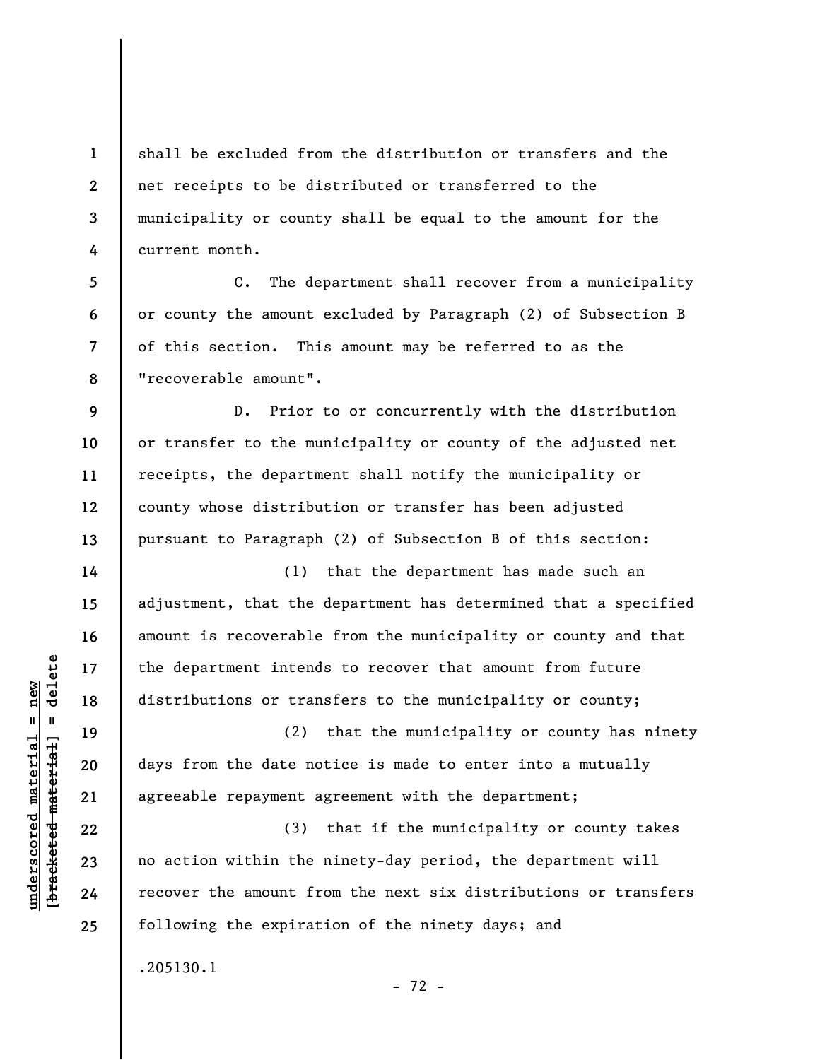shall be excluded from the distribution or transfers and the net receipts to be distributed or transferred to the municipality or county shall be equal to the amount for the current month.

C. The department shall recover from a municipality or county the amount excluded by Paragraph (2) of Subsection B of this section. This amount may be referred to as the "recoverable amount".

D. Prior to or concurrently with the distribution or transfer to the municipality or county of the adjusted net receipts, the department shall notify the municipality or county whose distribution or transfer has been adjusted pursuant to Paragraph (2) of Subsection B of this section:

(1) that the department has made such an adjustment, that the department has determined that a specified amount is recoverable from the municipality or county and that the department intends to recover that amount from future distributions or transfers to the municipality or county;

(2) that the municipality or county has ninety days from the date notice is made to enter into a mutually agreeable repayment agreement with the department;

(3) that if the municipality or county takes no action within the ninety-day period, the department will recover the amount from the next six distributions or transfers following the expiration of the ninety days; and

.205130.1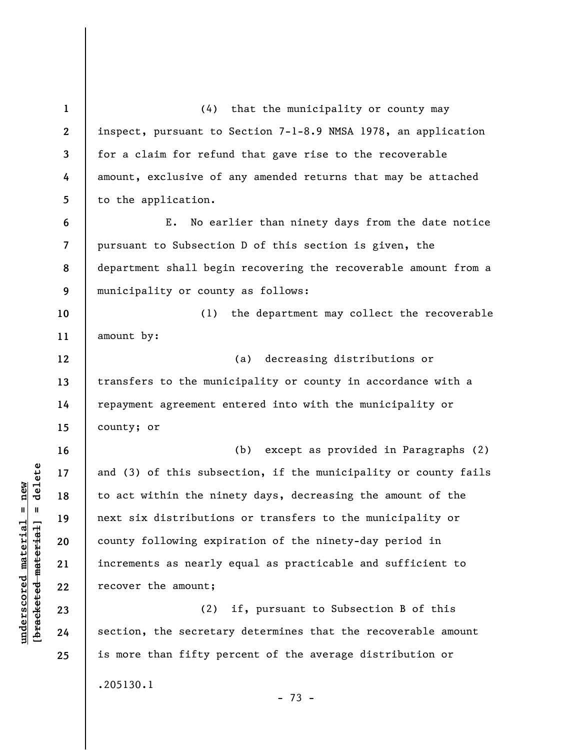(4) that the municipality or county may inspect, pursuant to Section 7-1-8.9 NMSA 1978, an application for a claim for refund that gave rise to the recoverable amount, exclusive of any amended returns that may be attached to the application.

E. No earlier than ninety days from the date notice pursuant to Subsection D of this section is given, the department shall begin recovering the recoverable amount from a municipality or county as follows:

(1) the department may collect the recoverable amount by:

(a) decreasing distributions or transfers to the municipality or county in accordance with a repayment agreement entered into with the municipality or county; or

(b) except as provided in Paragraphs (2) and (3) of this subsection, if the municipality or county fails to act within the ninety days, decreasing the amount of the next six distributions or transfers to the municipality or county following expiration of the ninety-day period in increments as nearly equal as practicable and sufficient to recover the amount;

(2) if, pursuant to Subsection B of this section, the secretary determines that the recoverable amount is more than fifty percent of the average distribution or

.205130.1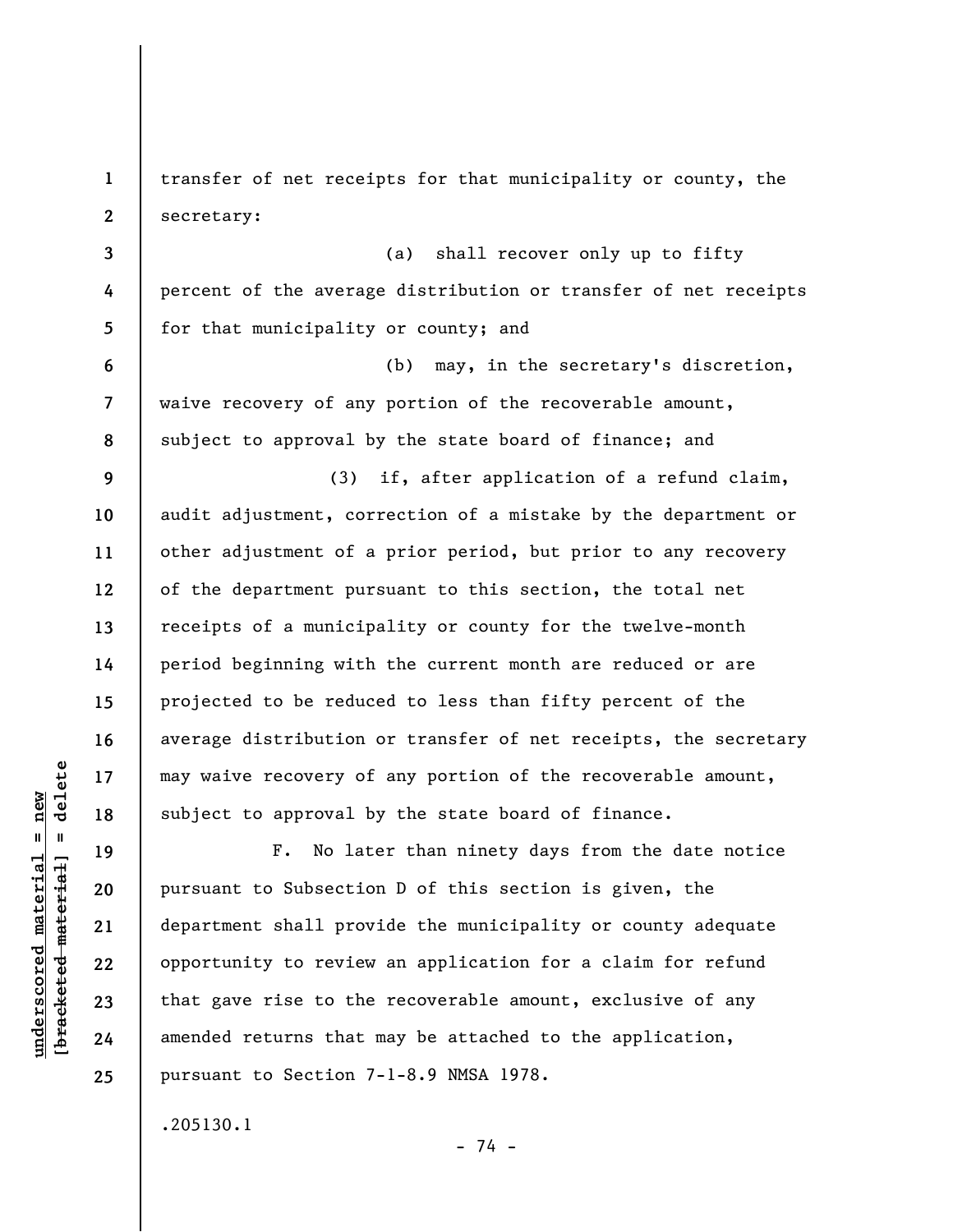transfer of net receipts for that municipality or county, the secretary:

(a) shall recover only up to fifty percent of the average distribution or transfer of net receipts for that municipality or county; and

(b) may, in the secretary's discretion, waive recovery of any portion of the recoverable amount, subject to approval by the state board of finance; and

(3) if, after application of a refund claim, audit adjustment, correction of a mistake by the department or other adjustment of a prior period, but prior to any recovery of the department pursuant to this section, the total net receipts of a municipality or county for the twelve-month period beginning with the current month are reduced or are projected to be reduced to less than fifty percent of the average distribution or transfer of net receipts, the secretary may waive recovery of any portion of the recoverable amount, subject to approval by the state board of finance.

F. No later than ninety days from the date notice pursuant to Subsection D of this section is given, the department shall provide the municipality or county adequate opportunity to review an application for a claim for refund that gave rise to the recoverable amount, exclusive of any amended returns that may be attached to the application, pursuant to Section 7-1-8.9 NMSA 1978.

.205130.1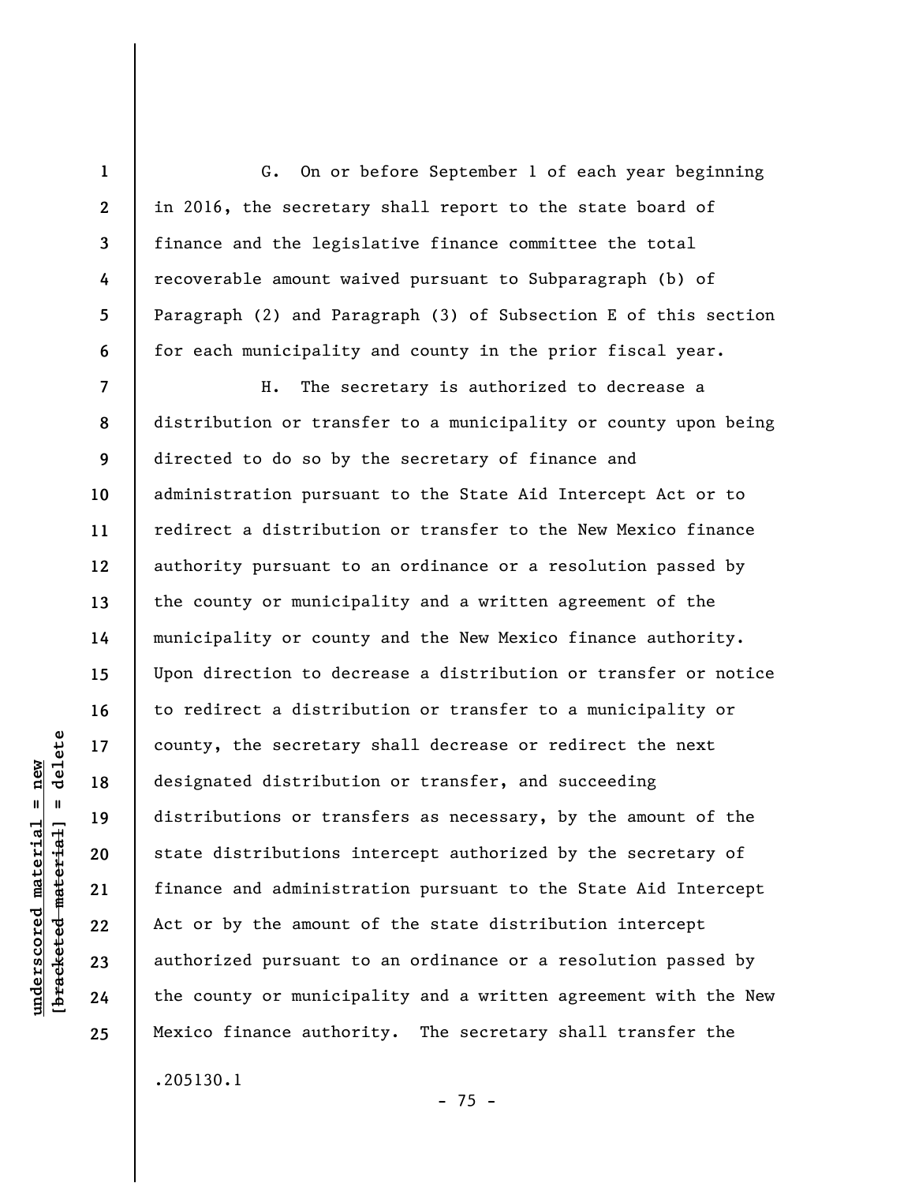G. On or before September 1 of each year beginning in 2016, the secretary shall report to the state board of finance and the legislative finance committee the total recoverable amount waived pursuant to Subparagraph (b) of Paragraph (2) and Paragraph (3) of Subsection E of this section for each municipality and county in the prior fiscal year.

H. The secretary is authorized to decrease a distribution or transfer to a municipality or county upon being directed to do so by the secretary of finance and administration pursuant to the State Aid Intercept Act or to redirect a distribution or transfer to the New Mexico finance authority pursuant to an ordinance or a resolution passed by the county or municipality and a written agreement of the municipality or county and the New Mexico finance authority. Upon direction to decrease a distribution or transfer or notice to redirect a distribution or transfer to a municipality or county, the secretary shall decrease or redirect the next designated distribution or transfer, and succeeding distributions or transfers as necessary, by the amount of the state distributions intercept authorized by the secretary of finance and administration pursuant to the State Aid Intercept Act or by the amount of the state distribution intercept authorized pursuant to an ordinance or a resolution passed by the county or municipality and a written agreement with the New Mexico finance authority. The secretary shall transfer the

.205130.1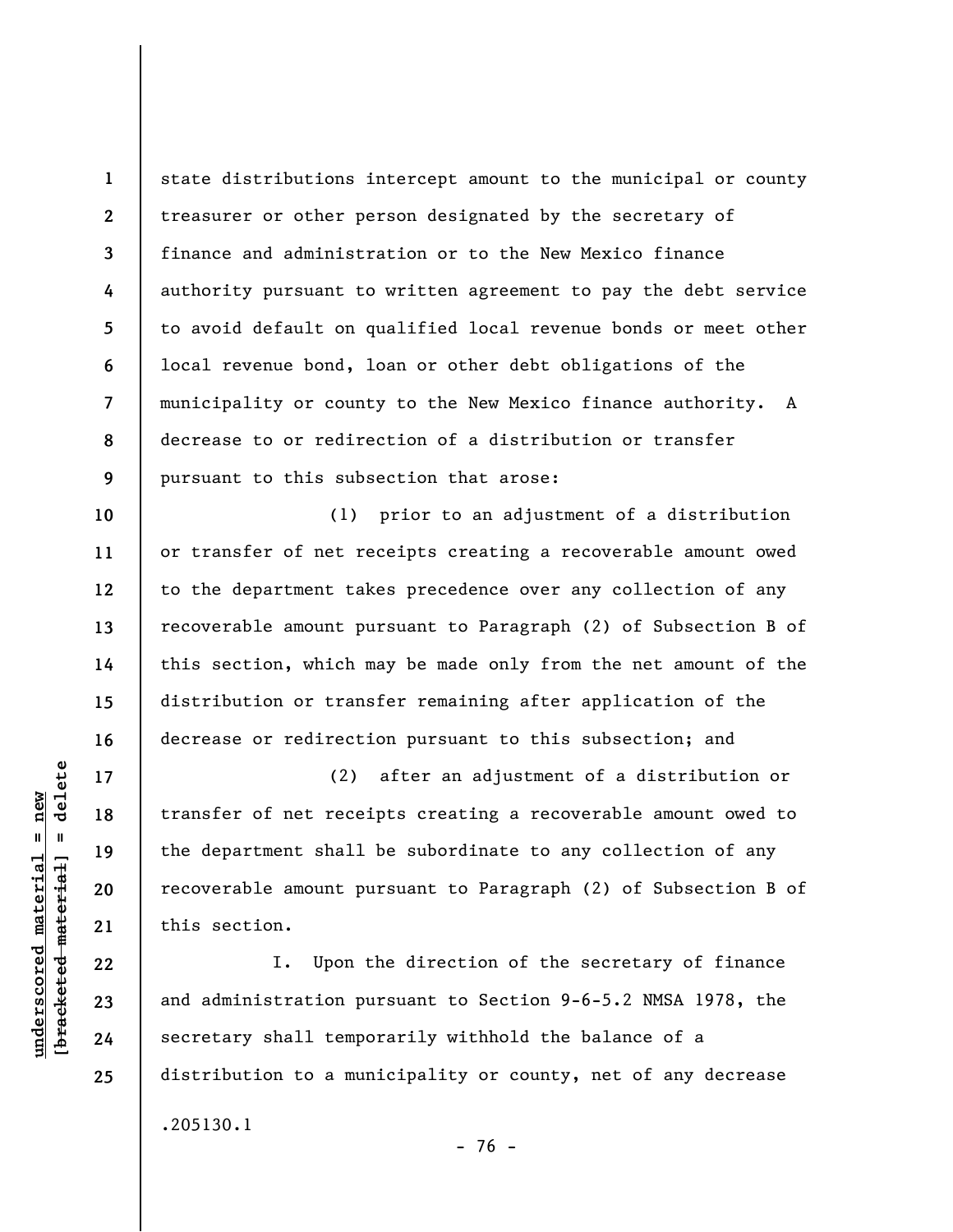state distributions intercept amount to the municipal or county treasurer or other person designated by the secretary of finance and administration or to the New Mexico finance authority pursuant to written agreement to pay the debt service to avoid default on qualified local revenue bonds or meet other local revenue bond, loan or other debt obligations of the municipality or county to the New Mexico finance authority. A decrease to or redirection of a distribution or transfer pursuant to this subsection that arose:

(1) prior to an adjustment of a distribution or transfer of net receipts creating a recoverable amount owed to the department takes precedence over any collection of any recoverable amount pursuant to Paragraph (2) of Subsection B of this section, which may be made only from the net amount of the distribution or transfer remaining after application of the decrease or redirection pursuant to this subsection; and

(2) after an adjustment of a distribution or transfer of net receipts creating a recoverable amount owed to the department shall be subordinate to any collection of any recoverable amount pursuant to Paragraph (2) of Subsection B of this section.

I. Upon the direction of the secretary of finance and administration pursuant to Section 9-6-5.2 NMSA 1978, the secretary shall temporarily withhold the balance of a distribution to a municipality or county, net of any decrease

.205130.1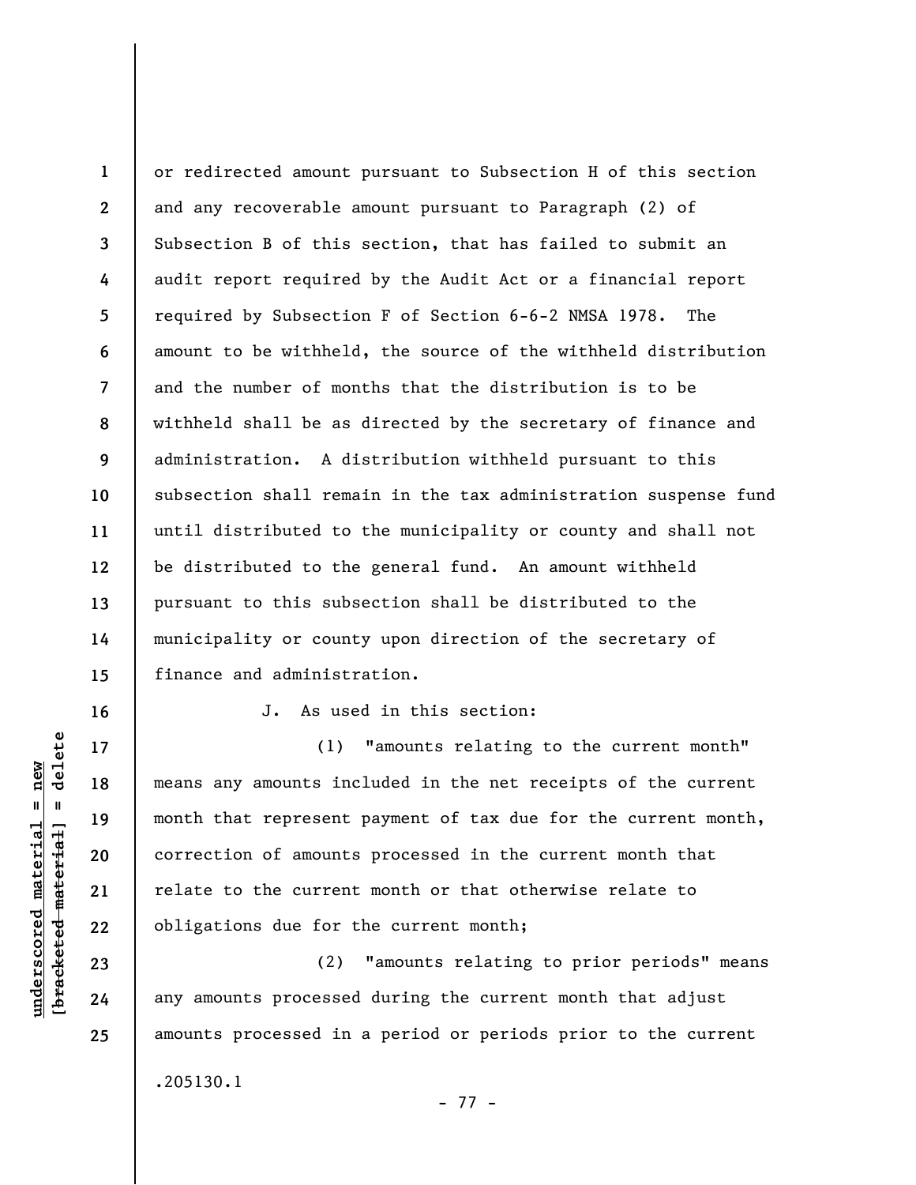or redirected amount pursuant to Subsection H of this section and any recoverable amount pursuant to Paragraph (2) of Subsection B of this section, that has failed to submit an audit report required by the Audit Act or a financial report required by Subsection F of Section 6-6-2 NMSA 1978. The amount to be withheld, the source of the withheld distribution and the number of months that the distribution is to be withheld shall be as directed by the secretary of finance and administration. A distribution withheld pursuant to this subsection shall remain in the tax administration suspense fund until distributed to the municipality or county and shall not be distributed to the general fund. An amount withheld pursuant to this subsection shall be distributed to the municipality or county upon direction of the secretary of finance and administration.

J. As used in this section:

(1) "amounts relating to the current month" means any amounts included in the net receipts of the current month that represent payment of tax due for the current month, correction of amounts processed in the current month that relate to the current month or that otherwise relate to obligations due for the current month;

(2) "amounts relating to prior periods" means any amounts processed during the current month that adjust amounts processed in a period or periods prior to the current

.205130.1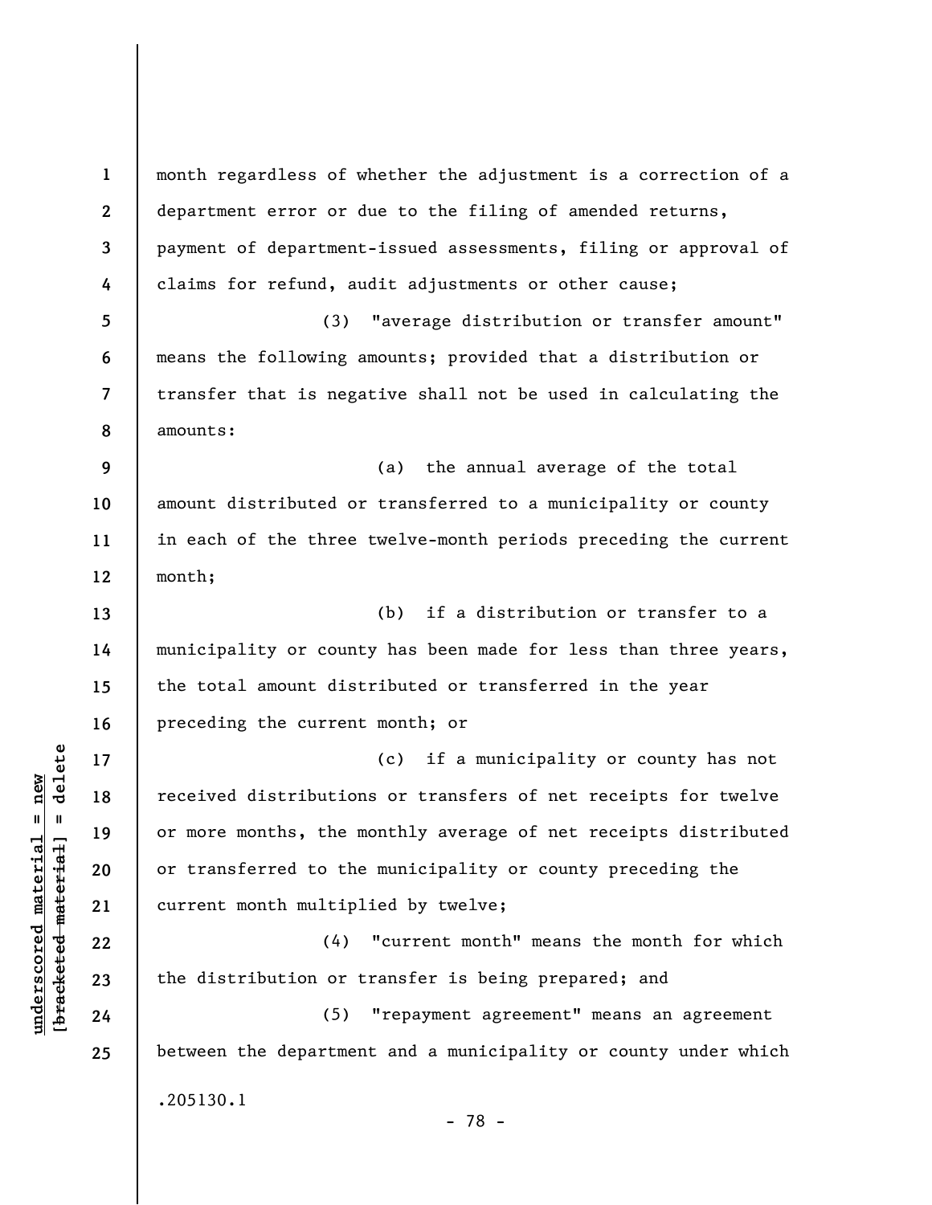month regardless of whether the adjustment is a correction of a department error or due to the filing of amended returns, payment of department-issued assessments, filing or approval of claims for refund, audit adjustments or other cause;

(3) "average distribution or transfer amount" means the following amounts; provided that a distribution or transfer that is negative shall not be used in calculating the amounts:

(a) the annual average of the total amount distributed or transferred to a municipality or county in each of the three twelve-month periods preceding the current month;

(b) if a distribution or transfer to a municipality or county has been made for less than three years, the total amount distributed or transferred in the year preceding the current month; or

(c) if a municipality or county has not received distributions or transfers of net receipts for twelve or more months, the monthly average of net receipts distributed or transferred to the municipality or county preceding the current month multiplied by twelve;

(4) "current month" means the month for which the distribution or transfer is being prepared; and

(5) "repayment agreement" means an agreement between the department and a municipality or county under which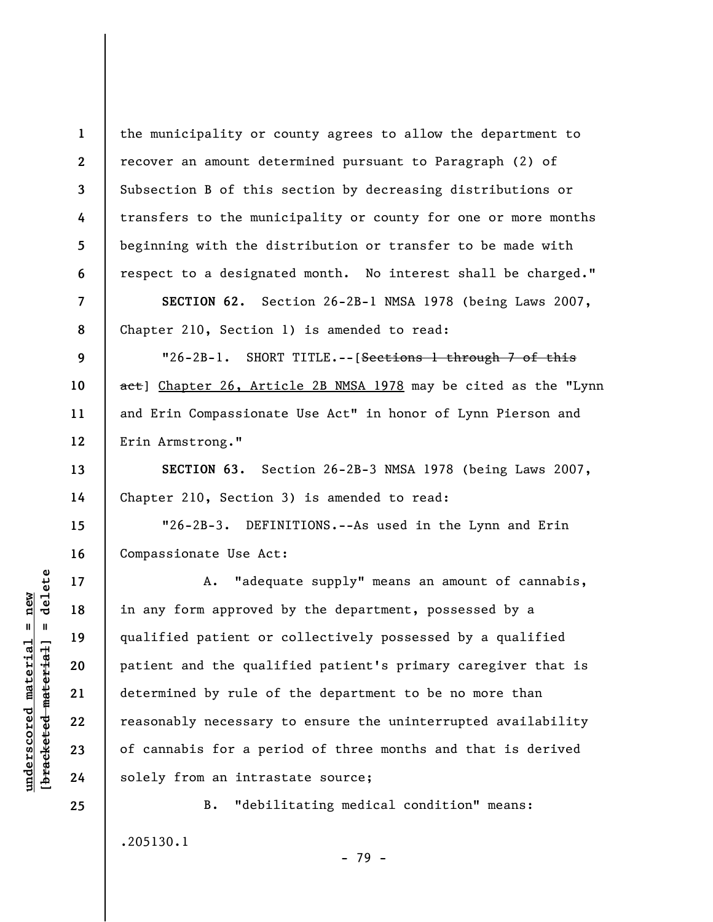the municipality or county agrees to allow the department to recover an amount determined pursuant to Paragraph (2) of Subsection B of this section by decreasing distributions or transfers to the municipality or county for one or more months beginning with the distribution or transfer to be made with respect to a designated month. No interest shall be charged."

**SECTION 62.** Section 26-2B-1 NMSA 1978 (being Laws 2007, Chapter 210, Section 1) is amended to read:

"26-2B-1. SHORT TITLE.--[~~Sections 1 through 7 of this act~~] Chapter 26, Article 2B NMSA 1978 may be cited as the "Lynn and Erin Compassionate Use Act" in honor of Lynn Pierson and Erin Armstrong."

**SECTION 63.** Section 26-2B-3 NMSA 1978 (being Laws 2007, Chapter 210, Section 3) is amended to read:

"26-2B-3. DEFINITIONS.--As used in the Lynn and Erin Compassionate Use Act:

A. "adequate supply" means an amount of cannabis, in any form approved by the department, possessed by a qualified patient or collectively possessed by a qualified patient and the qualified patient's primary caregiver that is determined by rule of the department to be no more than reasonably necessary to ensure the uninterrupted availability of cannabis for a period of three months and that is derived solely from an intrastate source;

B. "debilitating medical condition" means:

.205130.1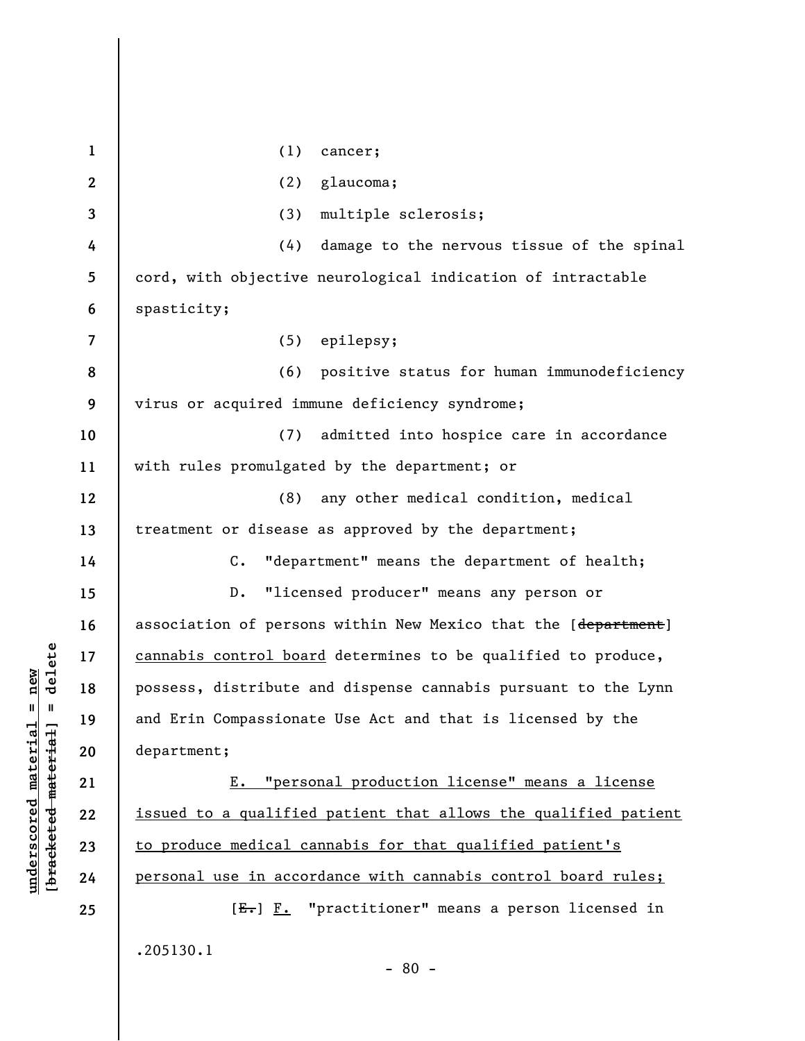(1) cancer;

(2) glaucoma;

(3) multiple sclerosis;

(4) damage to the nervous tissue of the spinal cord, with objective neurological indication of intractable spasticity;

(5) epilepsy;

(6) positive status for human immunodeficiency virus or acquired immune deficiency syndrome;

(7) admitted into hospice care in accordance with rules promulgated by the department; or

(8) any other medical condition, medical treatment or disease as approved by the department;

C. "department" means the department of health;

D. "licensed producer" means any person or association of persons within New Mexico that the [~~department~~] cannabis control board determines to be qualified to produce, possess, distribute and dispense cannabis pursuant to the Lynn and Erin Compassionate Use Act and that is licensed by the department;

E. "personal production license" means a license issued to a qualified patient that allows the qualified patient to produce medical cannabis for that qualified patient's personal use in accordance with cannabis control board rules;

[~~E.~~] F. "practitioner" means a person licensed in

.205130.1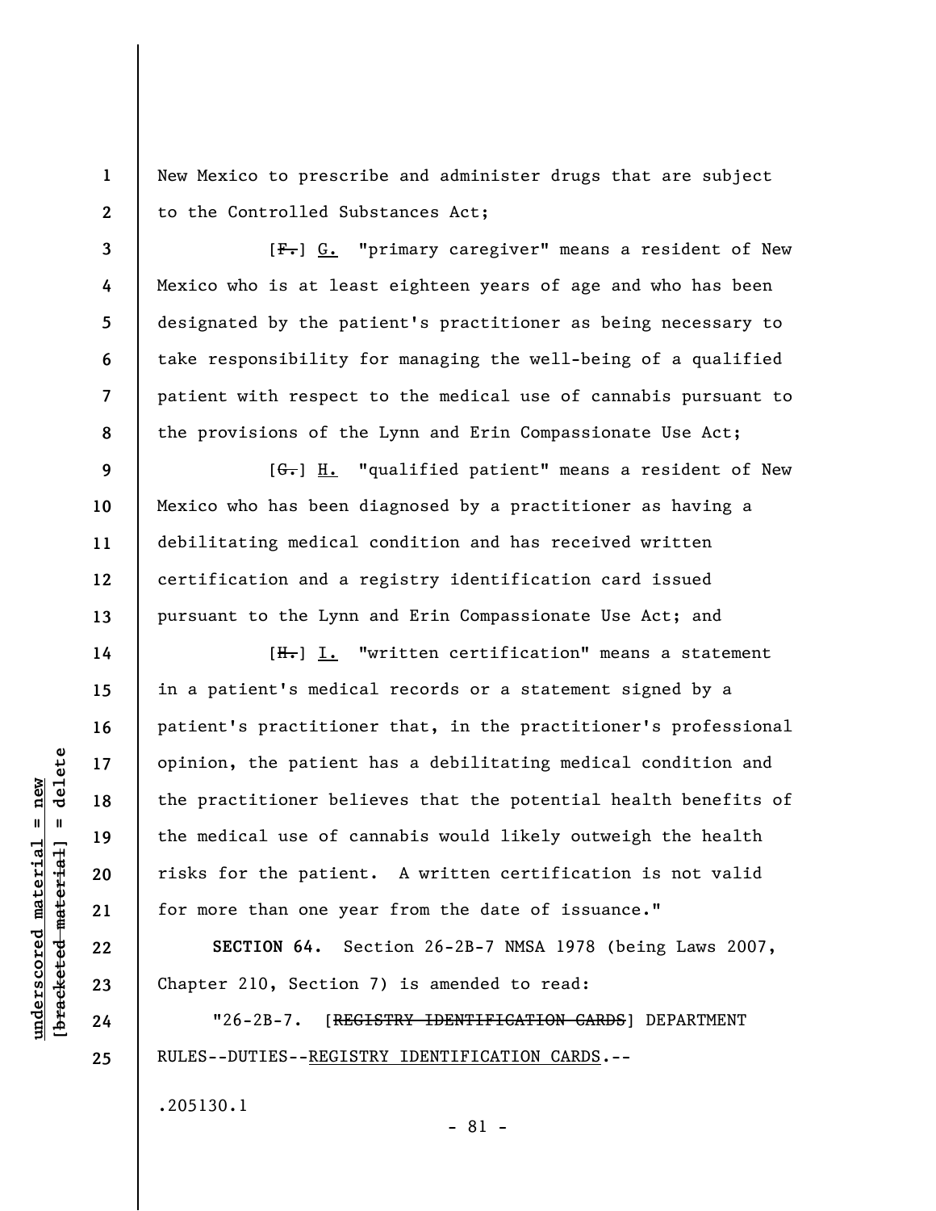New Mexico to prescribe and administer drugs that are subject to the Controlled Substances Act;

[~~F.~~] G. "primary caregiver" means a resident of New Mexico who is at least eighteen years of age and who has been designated by the patient's practitioner as being necessary to take responsibility for managing the well-being of a qualified patient with respect to the medical use of cannabis pursuant to the provisions of the Lynn and Erin Compassionate Use Act;

[~~G.~~] H. "qualified patient" means a resident of New Mexico who has been diagnosed by a practitioner as having a debilitating medical condition and has received written certification and a registry identification card issued pursuant to the Lynn and Erin Compassionate Use Act; and

[~~H.~~] I. "written certification" means a statement in a patient's medical records or a statement signed by a patient's practitioner that, in the practitioner's professional opinion, the patient has a debilitating medical condition and the practitioner believes that the potential health benefits of the medical use of cannabis would likely outweigh the health risks for the patient. A written certification is not valid for more than one year from the date of issuance."

**SECTION 64.** Section 26-2B-7 NMSA 1978 (being Laws 2007, Chapter 210, Section 7) is amended to read:

"26-2B-7. [~~REGISTRY IDENTIFICATION CARDS~~] DEPARTMENT RULES--DUTIES--REGISTRY IDENTIFICATION CARDS.--

.205130.1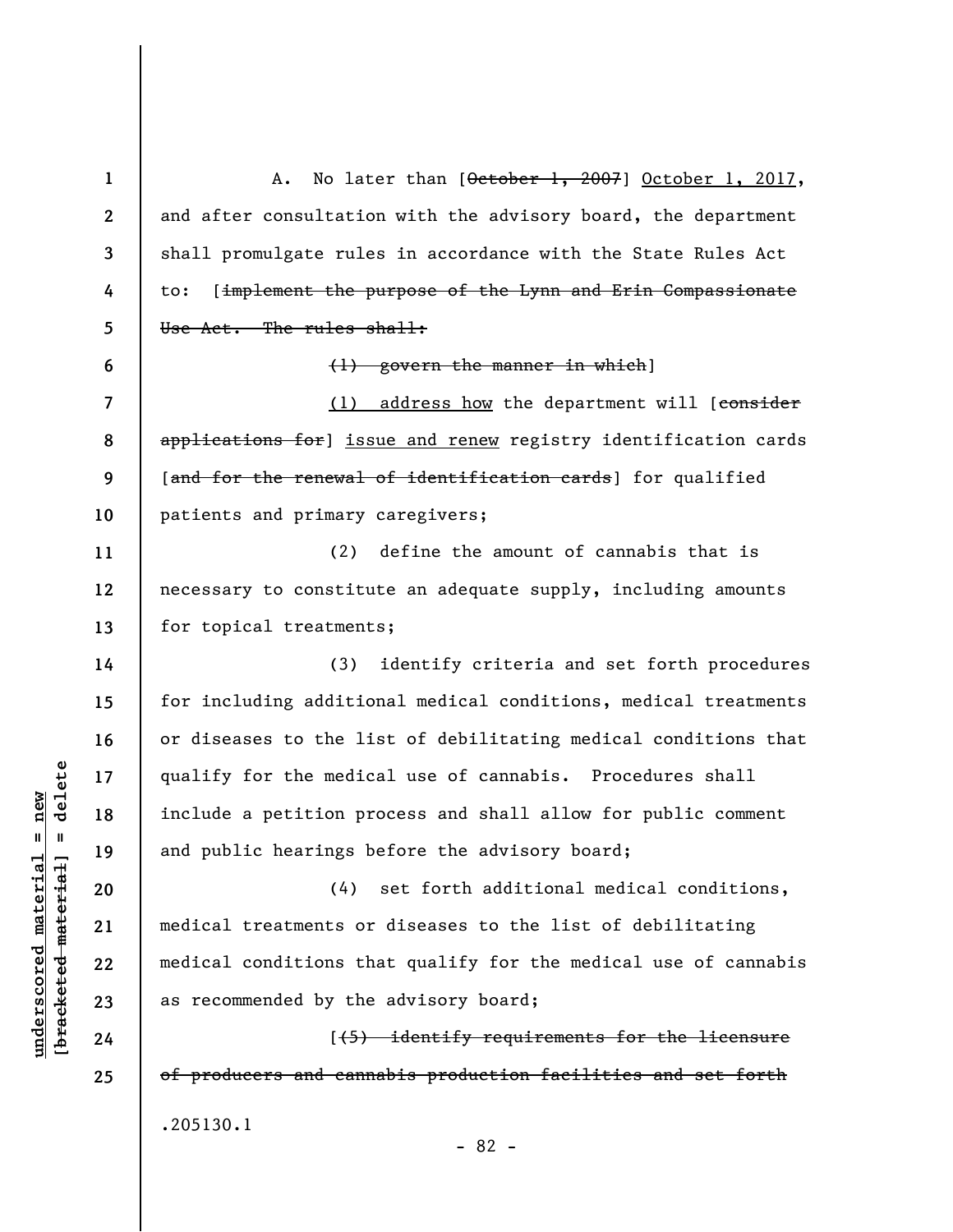A. No later than [~~October 1, 2007~~] <u>October 1, 2017</u>, and after consultation with the advisory board, the department shall promulgate rules in accordance with the State Rules Act to: [~~implement the purpose of the Lynn and Erin Compassionate Use Act. The rules shall:~~

~~(1) govern the manner in which~~]

<u>(1) address how</u> the department will [~~consider applications for~~] <u>issue and renew</u> registry identification cards [~~and for the renewal of identification cards~~] for qualified patients and primary caregivers;

(2) define the amount of cannabis that is necessary to constitute an adequate supply, including amounts for topical treatments;

(3) identify criteria and set forth procedures for including additional medical conditions, medical treatments or diseases to the list of debilitating medical conditions that qualify for the medical use of cannabis. Procedures shall include a petition process and shall allow for public comment and public hearings before the advisory board;

(4) set forth additional medical conditions, medical treatments or diseases to the list of debilitating medical conditions that qualify for the medical use of cannabis as recommended by the advisory board;

[~~(5) identify requirements for the licensure of producers and cannabis production facilities and set forth~~

.205130.1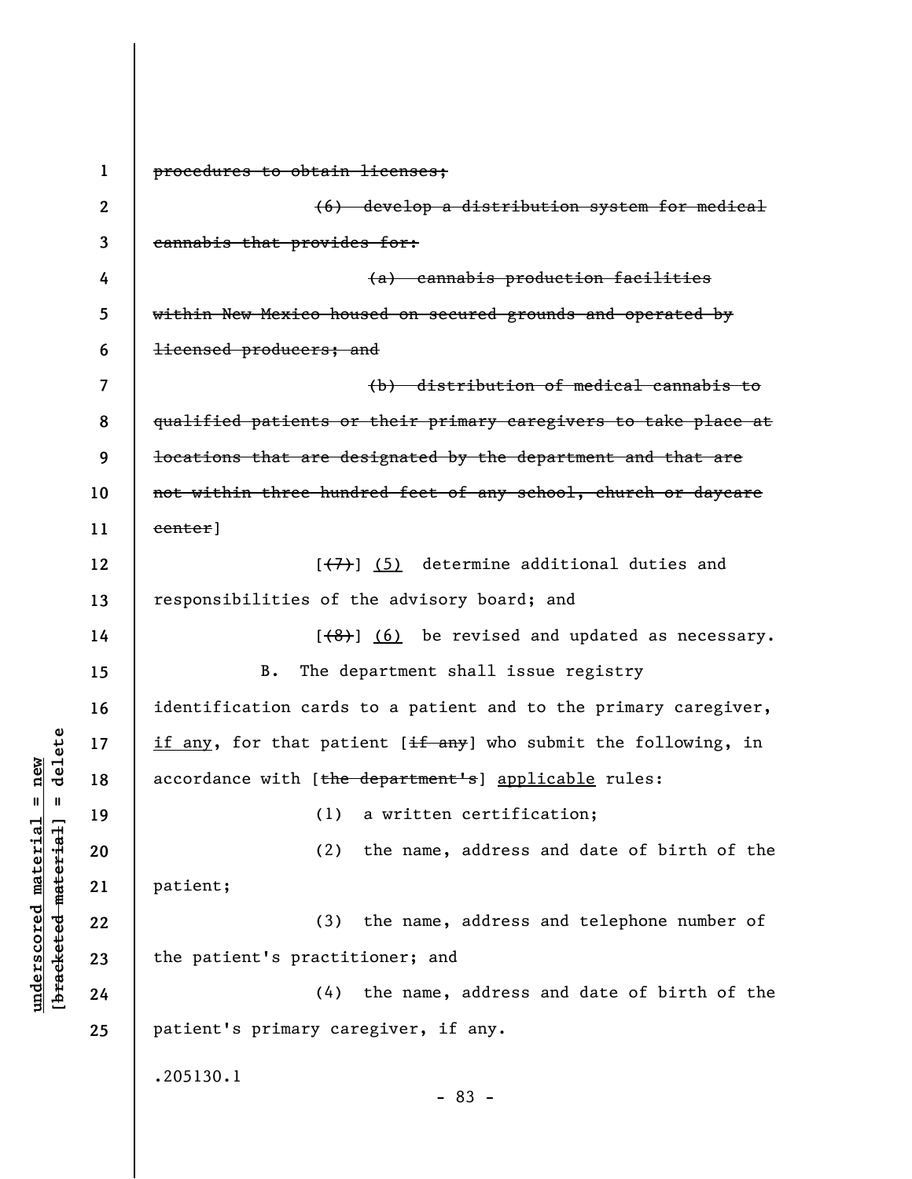~~procedures to obtain licenses;~~

~~(6) develop a distribution system for medical cannabis that provides for:~~

~~(a) cannabis production facilities within New Mexico housed on secured grounds and operated by licensed producers; and~~

~~(b) distribution of medical cannabis to qualified patients or their primary caregivers to take place at locations that are designated by the department and that are not within three hundred feet of any school, church or daycare center~~]

[~~(7)~~] <u>(5)</u> determine additional duties and responsibilities of the advisory board; and

[~~(8)~~] <u>(6)</u> be revised and updated as necessary.

B. The department shall issue registry identification cards to a patient and to the primary caregiver, <u>if any</u>, for that patient [~~if any~~] who submit the following, in accordance with [~~the department's~~] <u>applicable</u> rules:

(1) a written certification;

(2) the name, address and date of birth of the patient;

(3) the name, address and telephone number of the patient's practitioner; and

(4) the name, address and date of birth of the patient's primary caregiver, if any.

.205130.1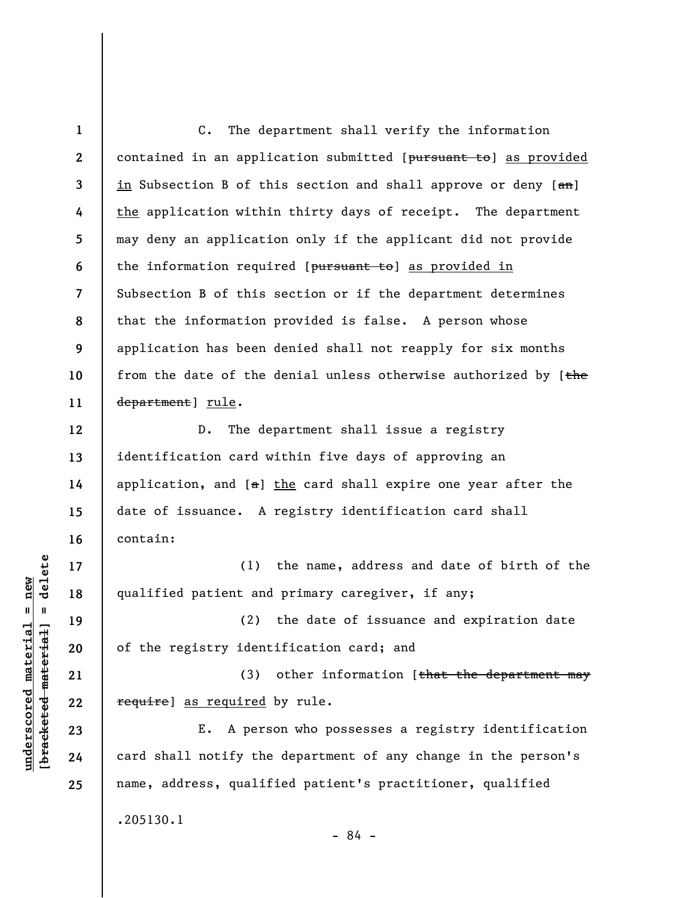C. The department shall verify the information contained in an application submitted [~~pursuant to~~] <u>as provided in</u> Subsection B of this section and shall approve or deny [~~an~~] <u>the</u> application within thirty days of receipt. The department may deny an application only if the applicant did not provide the information required [~~pursuant to~~] <u>as provided in</u> Subsection B of this section or if the department determines that the information provided is false. A person whose application has been denied shall not reapply for six months from the date of the denial unless otherwise authorized by [~~the department~~] <u>rule</u>.

D. The department shall issue a registry identification card within five days of approving an application, and [~~a~~] <u>the</u> card shall expire one year after the date of issuance. A registry identification card shall contain:

(1) the name, address and date of birth of the qualified patient and primary caregiver, if any;

(2) the date of issuance and expiration date of the registry identification card; and

(3) other information [~~that the department may require~~] <u>as required</u> by rule.

E. A person who possesses a registry identification card shall notify the department of any change in the person's name, address, qualified patient's practitioner, qualified

.205130.1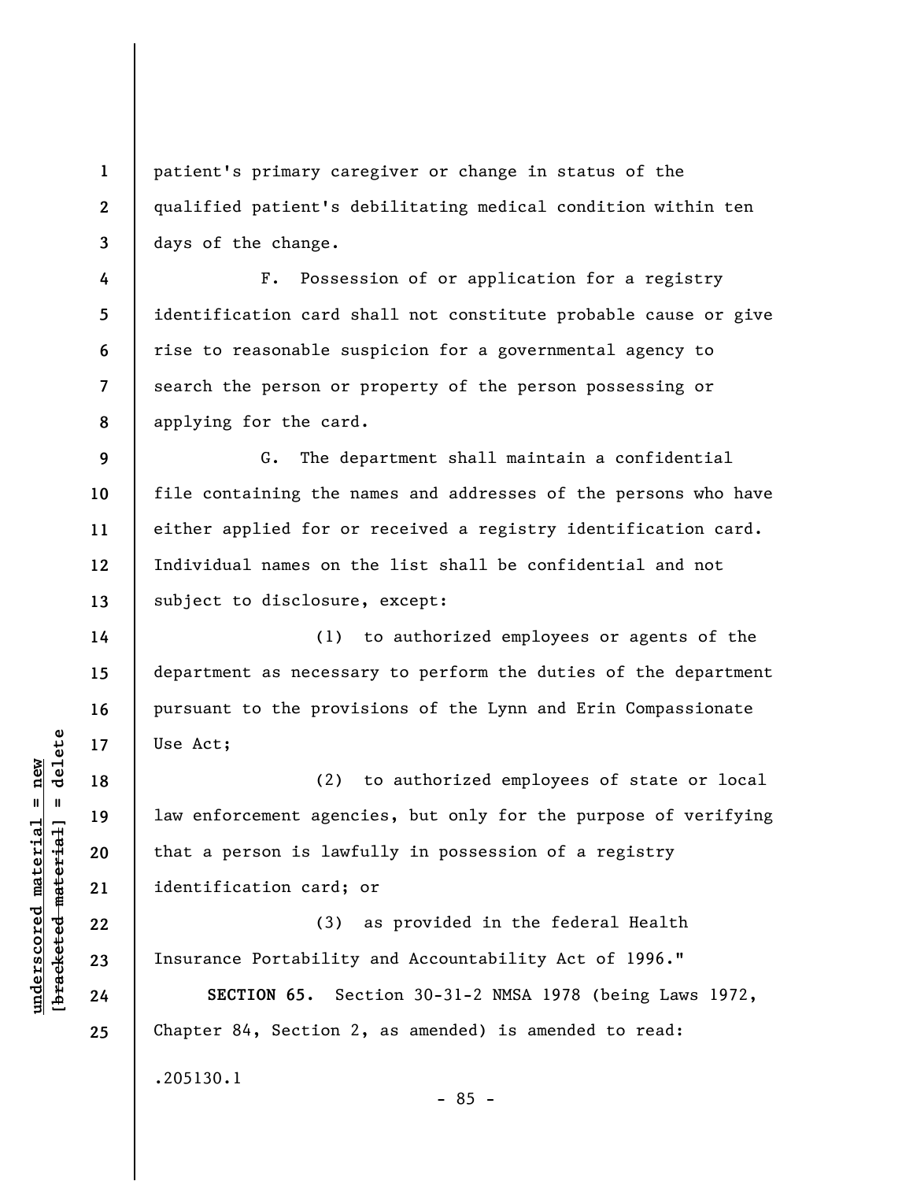patient's primary caregiver or change in status of the qualified patient's debilitating medical condition within ten days of the change.

F. Possession of or application for a registry identification card shall not constitute probable cause or give rise to reasonable suspicion for a governmental agency to search the person or property of the person possessing or applying for the card.

G. The department shall maintain a confidential file containing the names and addresses of the persons who have either applied for or received a registry identification card. Individual names on the list shall be confidential and not subject to disclosure, except:

(1) to authorized employees or agents of the department as necessary to perform the duties of the department pursuant to the provisions of the Lynn and Erin Compassionate Use Act;

(2) to authorized employees of state or local law enforcement agencies, but only for the purpose of verifying that a person is lawfully in possession of a registry identification card; or

(3) as provided in the federal Health Insurance Portability and Accountability Act of 1996."

**SECTION 65.** Section 30-31-2 NMSA 1978 (being Laws 1972, Chapter 84, Section 2, as amended) is amended to read:

.205130.1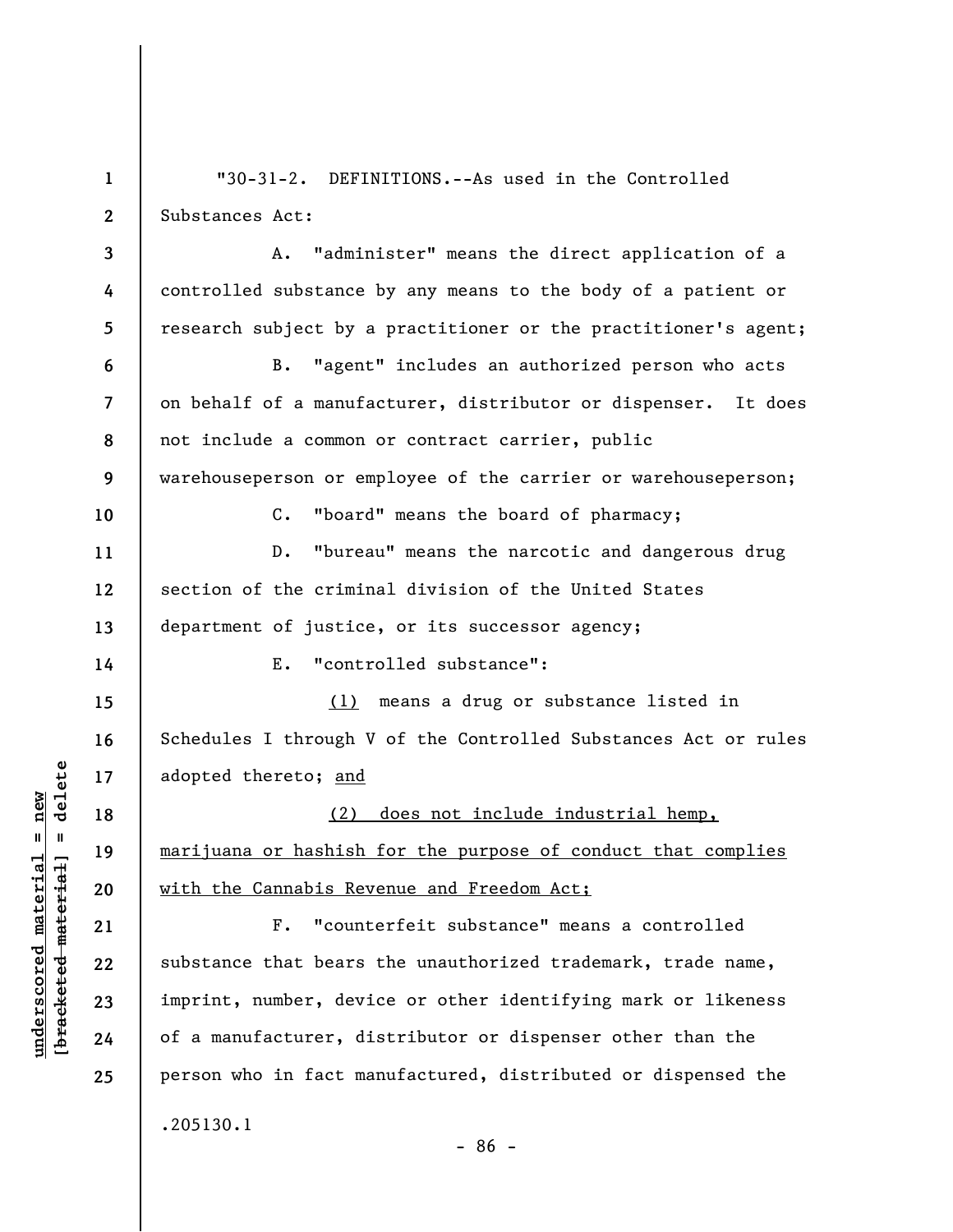"30-31-2. DEFINITIONS.--As used in the Controlled Substances Act:

A. "administer" means the direct application of a controlled substance by any means to the body of a patient or research subject by a practitioner or the practitioner's agent;

B. "agent" includes an authorized person who acts on behalf of a manufacturer, distributor or dispenser. It does not include a common or contract carrier, public warehouseperson or employee of the carrier or warehouseperson;

C. "board" means the board of pharmacy;

D. "bureau" means the narcotic and dangerous drug section of the criminal division of the United States department of justice, or its successor agency;

E. "controlled substance":

(1) means a drug or substance listed in Schedules I through V of the Controlled Substances Act or rules adopted thereto; and

(2) does not include industrial hemp, marijuana or hashish for the purpose of conduct that complies with the Cannabis Revenue and Freedom Act;

F. "counterfeit substance" means a controlled substance that bears the unauthorized trademark, trade name, imprint, number, device or other identifying mark or likeness of a manufacturer, distributor or dispenser other than the person who in fact manufactured, distributed or dispensed the

.205130.1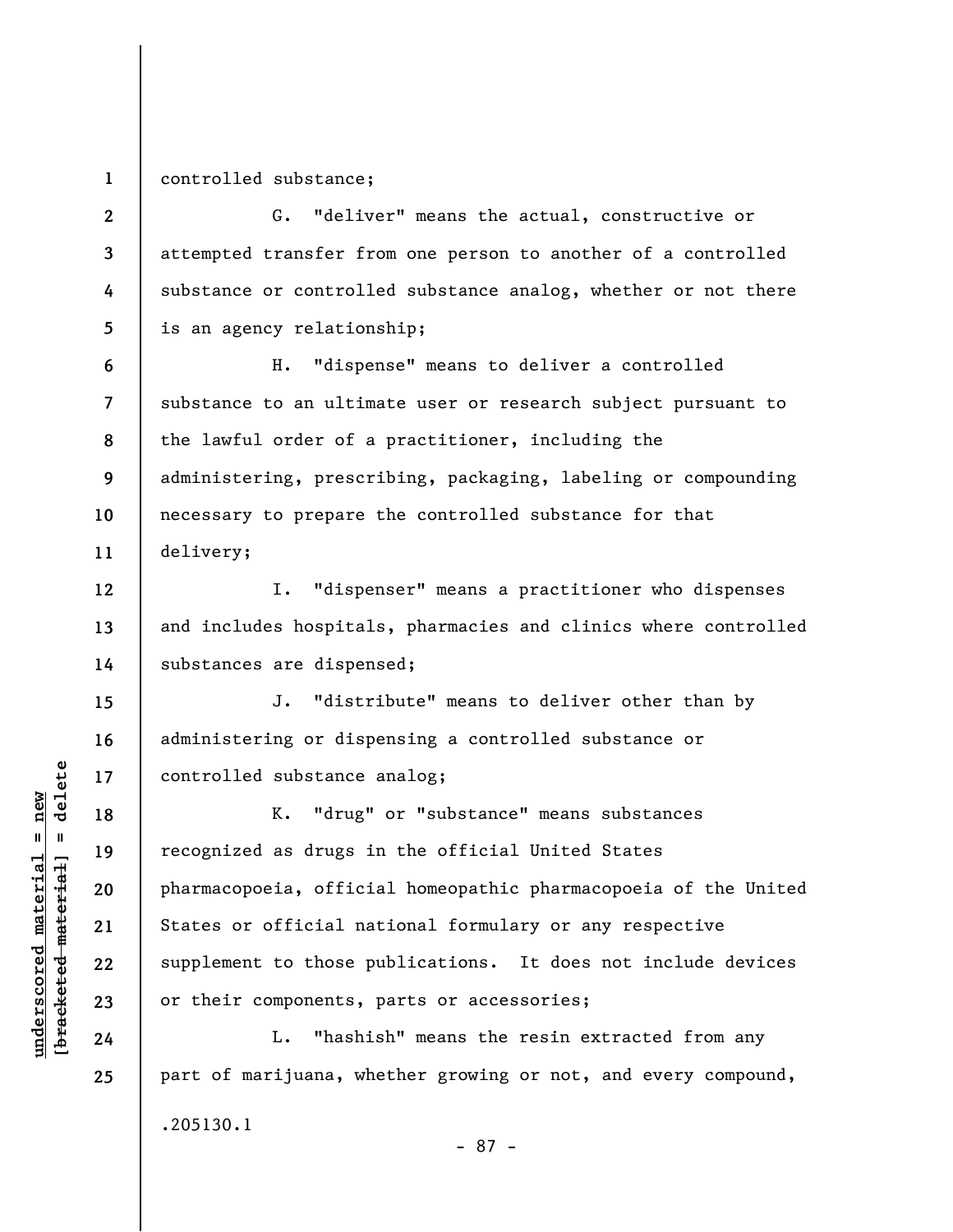controlled substance;

G. "deliver" means the actual, constructive or attempted transfer from one person to another of a controlled substance or controlled substance analog, whether or not there is an agency relationship;

H. "dispense" means to deliver a controlled substance to an ultimate user or research subject pursuant to the lawful order of a practitioner, including the administering, prescribing, packaging, labeling or compounding necessary to prepare the controlled substance for that delivery;

I. "dispenser" means a practitioner who dispenses and includes hospitals, pharmacies and clinics where controlled substances are dispensed;

J. "distribute" means to deliver other than by administering or dispensing a controlled substance or controlled substance analog;

K. "drug" or "substance" means substances recognized as drugs in the official United States pharmacopoeia, official homeopathic pharmacopoeia of the United States or official national formulary or any respective supplement to those publications. It does not include devices or their components, parts or accessories;

L. "hashish" means the resin extracted from any part of marijuana, whether growing or not, and every compound,

.205130.1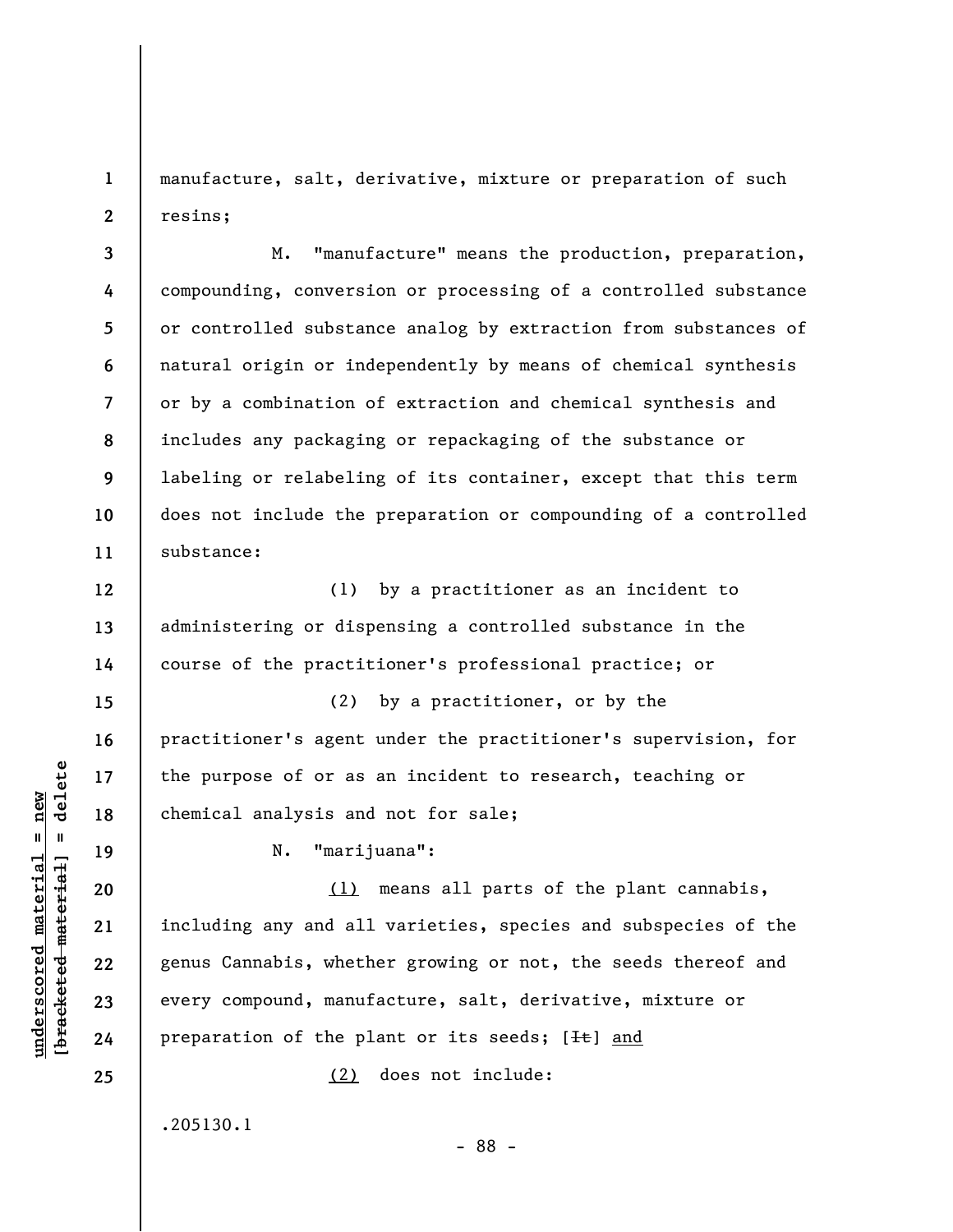manufacture, salt, derivative, mixture or preparation of such resins;

M. "manufacture" means the production, preparation, compounding, conversion or processing of a controlled substance or controlled substance analog by extraction from substances of natural origin or independently by means of chemical synthesis or by a combination of extraction and chemical synthesis and includes any packaging or repackaging of the substance or labeling or relabeling of its container, except that this term does not include the preparation or compounding of a controlled substance:

(1) by a practitioner as an incident to administering or dispensing a controlled substance in the course of the practitioner's professional practice; or

(2) by a practitioner, or by the practitioner's agent under the practitioner's supervision, for the purpose of or as an incident to research, teaching or chemical analysis and not for sale;

N. "marijuana":

<u>(1)</u> means all parts of the plant cannabis, including any and all varieties, species and subspecies of the genus Cannabis, whether growing or not, the seeds thereof and every compound, manufacture, salt, derivative, mixture or preparation of the plant or its seeds; [~~It~~] <u>and</u>

<u>(2)</u> does not include:

.205130.1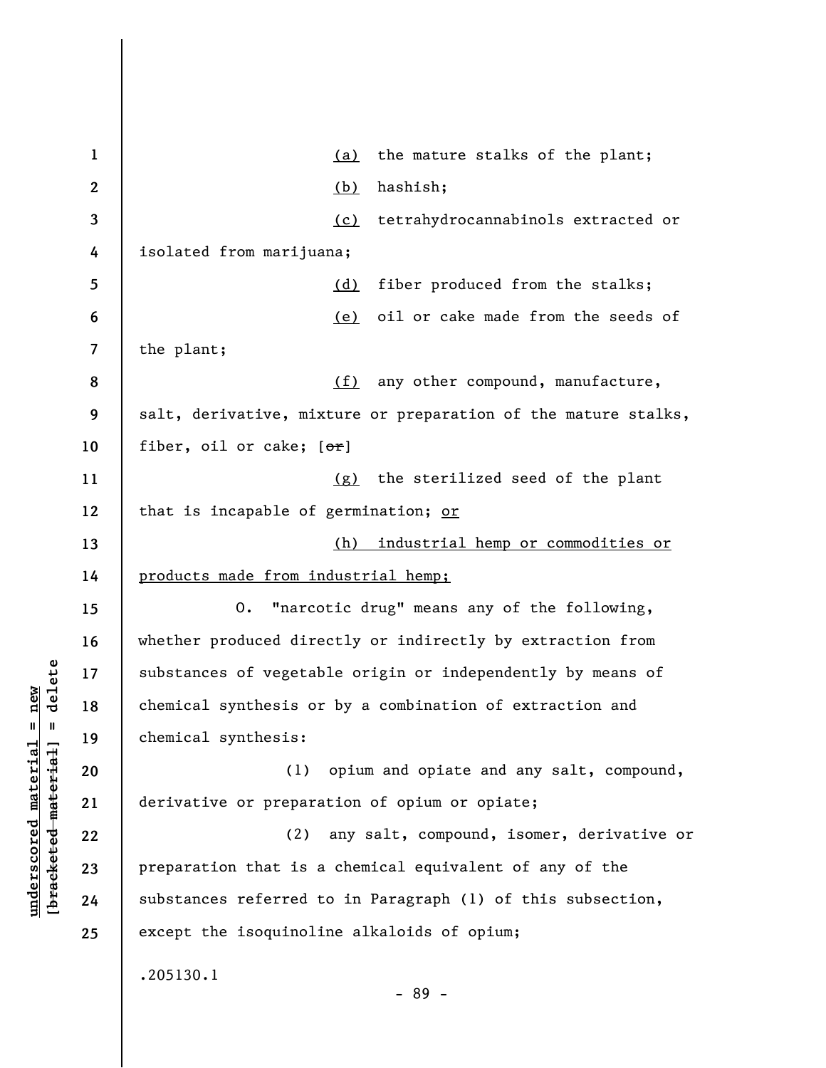(a) the mature stalks of the plant;

(b) hashish;

(c) tetrahydrocannabinols extracted or isolated from marijuana;

(d) fiber produced from the stalks;

(e) oil or cake made from the seeds of the plant;

(f) any other compound, manufacture, salt, derivative, mixture or preparation of the mature stalks, fiber, oil or cake; [or]

(g) the sterilized seed of the plant that is incapable of germination; or

(h) industrial hemp or commodities or products made from industrial hemp;

O. "narcotic drug" means any of the following, whether produced directly or indirectly by extraction from substances of vegetable origin or independently by means of chemical synthesis or by a combination of extraction and chemical synthesis:

(1) opium and opiate and any salt, compound, derivative or preparation of opium or opiate;

(2) any salt, compound, isomer, derivative or preparation that is a chemical equivalent of any of the substances referred to in Paragraph (1) of this subsection, except the isoquinoline alkaloids of opium;

.205130.1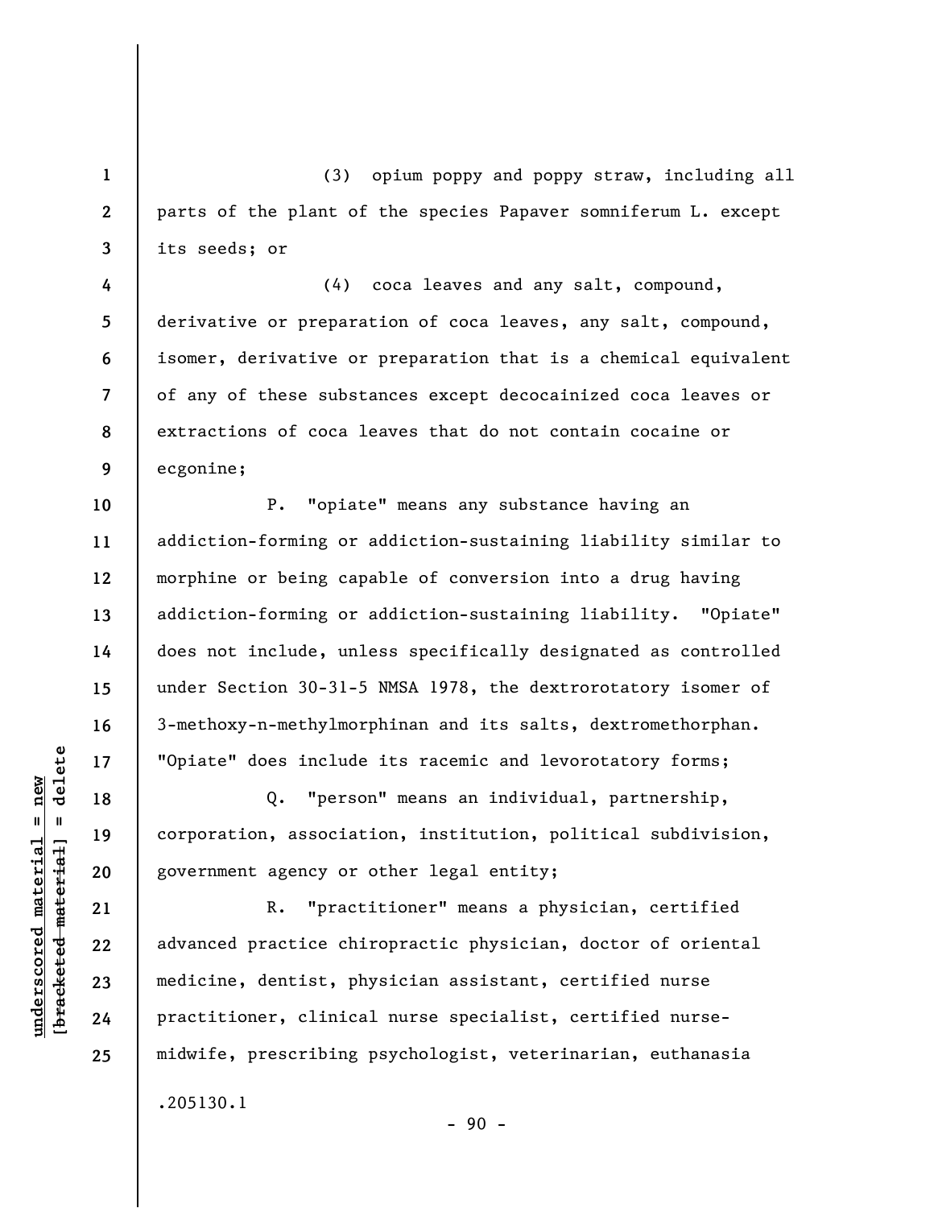(3) opium poppy and poppy straw, including all parts of the plant of the species Papaver somniferum L. except its seeds; or

(4) coca leaves and any salt, compound, derivative or preparation of coca leaves, any salt, compound, isomer, derivative or preparation that is a chemical equivalent of any of these substances except decocainized coca leaves or extractions of coca leaves that do not contain cocaine or ecgonine;

P. "opiate" means any substance having an addiction-forming or addiction-sustaining liability similar to morphine or being capable of conversion into a drug having addiction-forming or addiction-sustaining liability. "Opiate" does not include, unless specifically designated as controlled under Section 30-31-5 NMSA 1978, the dextrorotatory isomer of 3-methoxy-n-methylmorphinan and its salts, dextromethorphan. "Opiate" does include its racemic and levorotatory forms;

Q. "person" means an individual, partnership, corporation, association, institution, political subdivision, government agency or other legal entity;

R. "practitioner" means a physician, certified advanced practice chiropractic physician, doctor of oriental medicine, dentist, physician assistant, certified nurse practitioner, clinical nurse specialist, certified nurse-midwife, prescribing psychologist, veterinarian, euthanasia

.205130.1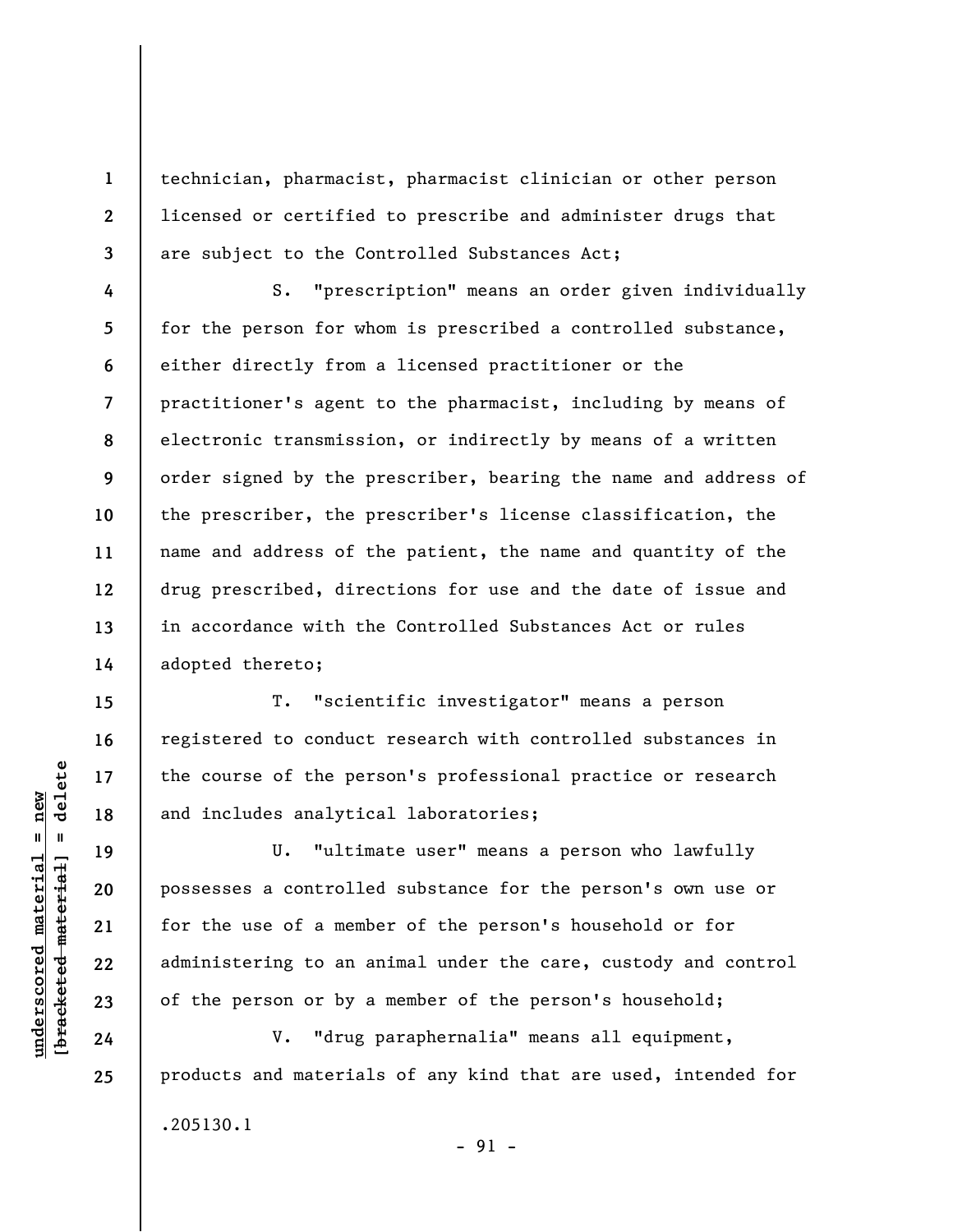technician, pharmacist, pharmacist clinician or other person licensed or certified to prescribe and administer drugs that are subject to the Controlled Substances Act;

S. "prescription" means an order given individually for the person for whom is prescribed a controlled substance, either directly from a licensed practitioner or the practitioner's agent to the pharmacist, including by means of electronic transmission, or indirectly by means of a written order signed by the prescriber, bearing the name and address of the prescriber, the prescriber's license classification, the name and address of the patient, the name and quantity of the drug prescribed, directions for use and the date of issue and in accordance with the Controlled Substances Act or rules adopted thereto;

T. "scientific investigator" means a person registered to conduct research with controlled substances in the course of the person's professional practice or research and includes analytical laboratories;

U. "ultimate user" means a person who lawfully possesses a controlled substance for the person's own use or for the use of a member of the person's household or for administering to an animal under the care, custody and control of the person or by a member of the person's household;

V. "drug paraphernalia" means all equipment, products and materials of any kind that are used, intended for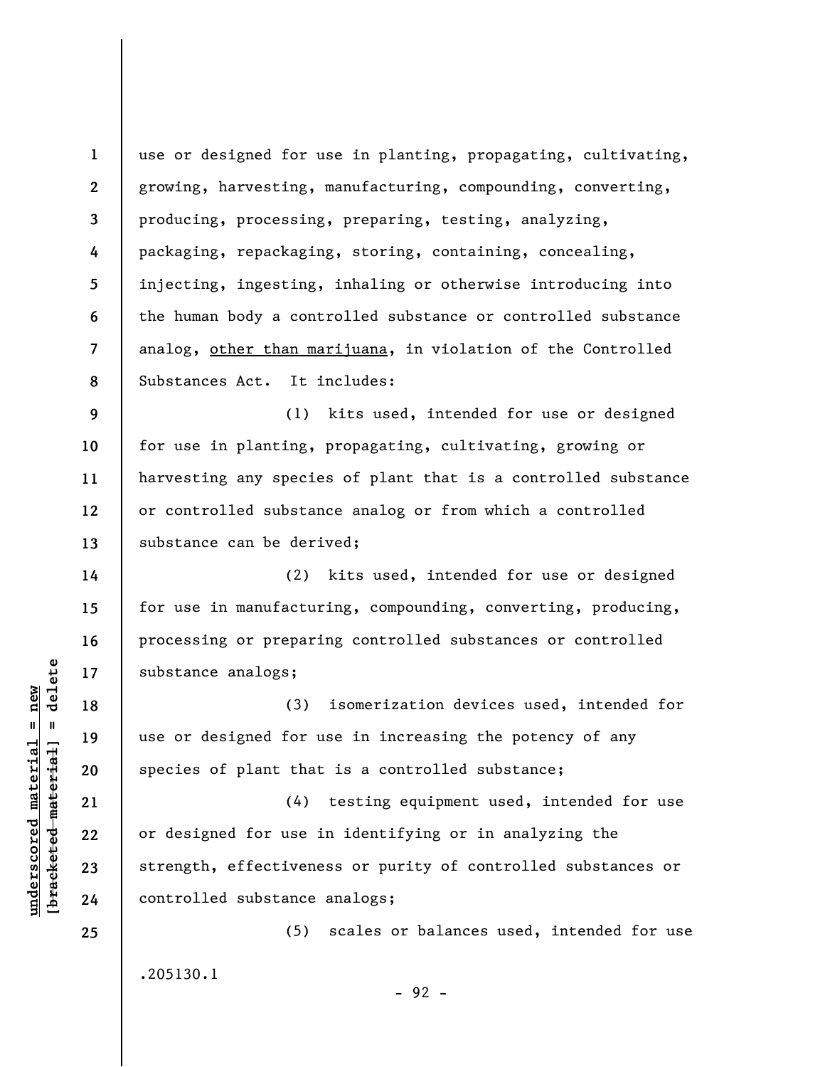use or designed for use in planting, propagating, cultivating, growing, harvesting, manufacturing, compounding, converting, producing, processing, preparing, testing, analyzing, packaging, repackaging, storing, containing, concealing, injecting, ingesting, inhaling or otherwise introducing into the human body a controlled substance or controlled substance analog, <u>other than marijuana</u>, in violation of the Controlled Substances Act. It includes:

(1) kits used, intended for use or designed for use in planting, propagating, cultivating, growing or harvesting any species of plant that is a controlled substance or controlled substance analog or from which a controlled substance can be derived;

(2) kits used, intended for use or designed for use in manufacturing, compounding, converting, producing, processing or preparing controlled substances or controlled substance analogs;

(3) isomerization devices used, intended for use or designed for use in increasing the potency of any species of plant that is a controlled substance;

(4) testing equipment used, intended for use or designed for use in identifying or in analyzing the strength, effectiveness or purity of controlled substances or controlled substance analogs;

(5) scales or balances used, intended for use

.205130.1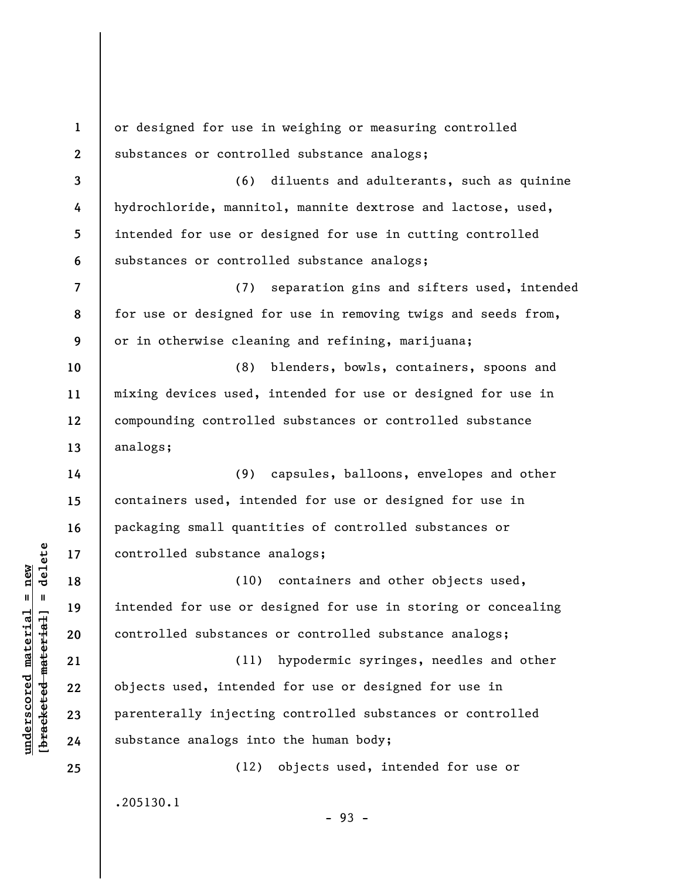or designed for use in weighing or measuring controlled substances or controlled substance analogs;

(6) diluents and adulterants, such as quinine hydrochloride, mannitol, mannite dextrose and lactose, used, intended for use or designed for use in cutting controlled substances or controlled substance analogs;

(7) separation gins and sifters used, intended for use or designed for use in removing twigs and seeds from, or in otherwise cleaning and refining, marijuana;

(8) blenders, bowls, containers, spoons and mixing devices used, intended for use or designed for use in compounding controlled substances or controlled substance analogs;

(9) capsules, balloons, envelopes and other containers used, intended for use or designed for use in packaging small quantities of controlled substances or controlled substance analogs;

(10) containers and other objects used, intended for use or designed for use in storing or concealing controlled substances or controlled substance analogs;

(11) hypodermic syringes, needles and other objects used, intended for use or designed for use in parenterally injecting controlled substances or controlled substance analogs into the human body;

(12) objects used, intended for use or

.205130.1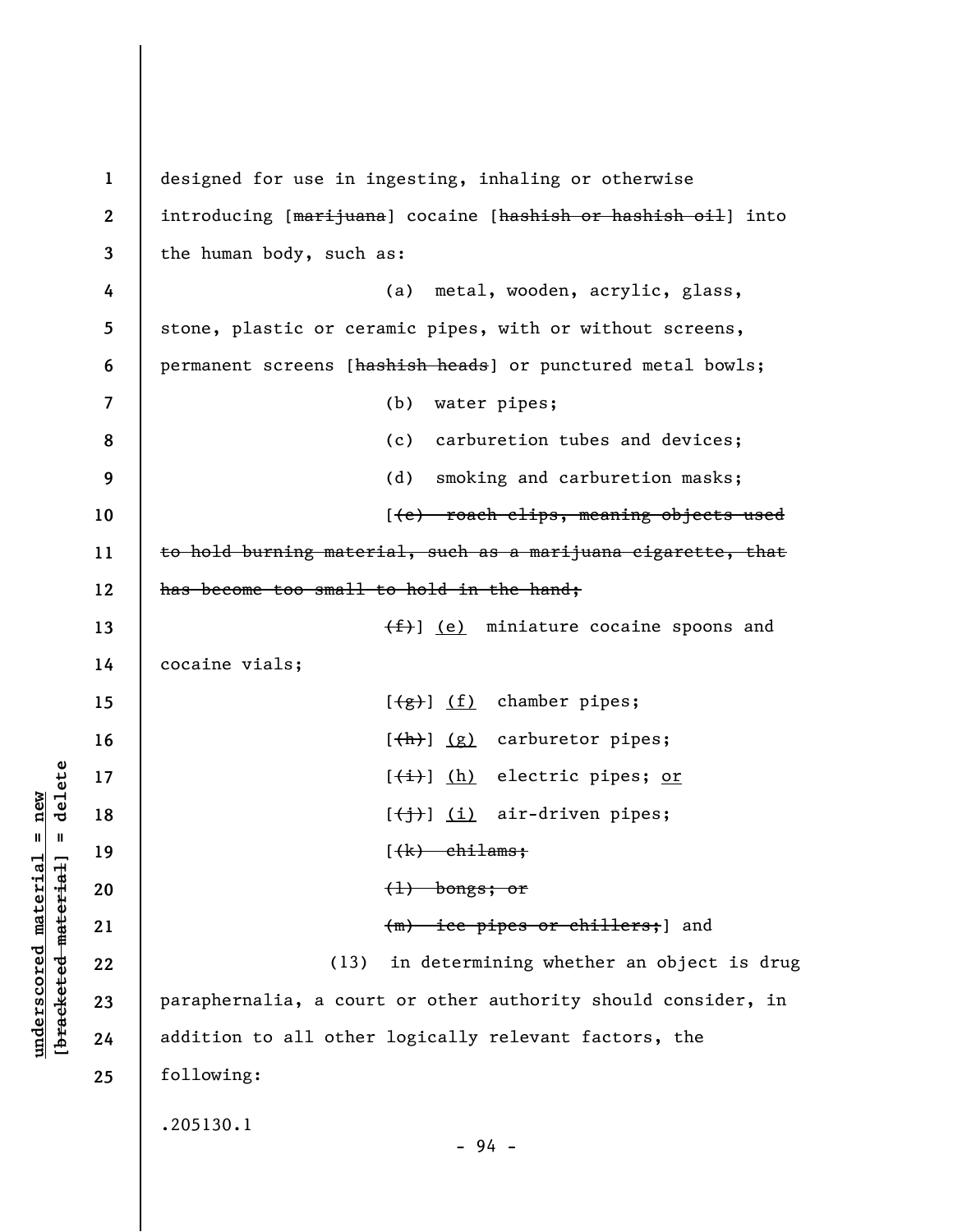designed for use in ingesting, inhaling or otherwise introducing [~~marijuana~~] cocaine [~~hashish or hashish oil~~] into the human body, such as:

(a) metal, wooden, acrylic, glass, stone, plastic or ceramic pipes, with or without screens, permanent screens [~~hashish heads~~] or punctured metal bowls;

(b) water pipes;

(c) carburetion tubes and devices;

(d) smoking and carburetion masks;

[~~(e) roach clips, meaning objects used to hold burning material, such as a marijuana cigarette, that has become too small to hold in the hand;~~

~~(f)~~] <u>(e)</u> miniature cocaine spoons and cocaine vials;

[~~(g)~~] <u>(f)</u> chamber pipes;

[~~(h)~~] <u>(g)</u> carburetor pipes;

[~~(i)~~] <u>(h)</u> electric pipes; <u>or</u>

[~~(j)~~] <u>(i)</u> air-driven pipes;

[~~(k) chilams;~~

~~(l) bongs; or~~

~~(m) ice pipes or chillers;~~] and

(13) in determining whether an object is drug paraphernalia, a court or other authority should consider, in addition to all other logically relevant factors, the following:

.205130.1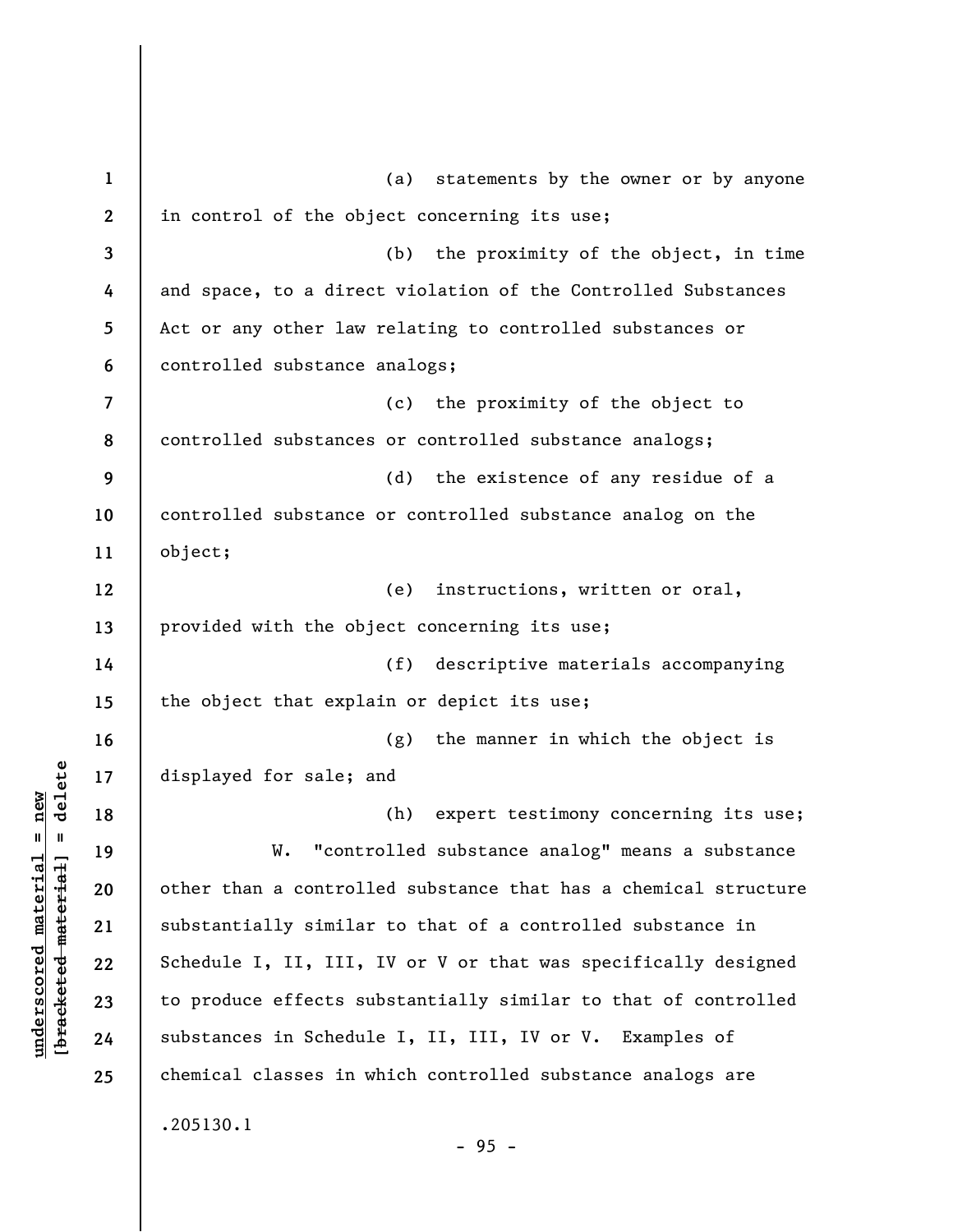(a) statements by the owner or by anyone in control of the object concerning its use;

(b) the proximity of the object, in time and space, to a direct violation of the Controlled Substances Act or any other law relating to controlled substances or controlled substance analogs;

(c) the proximity of the object to controlled substances or controlled substance analogs;

(d) the existence of any residue of a controlled substance or controlled substance analog on the object;

(e) instructions, written or oral, provided with the object concerning its use;

(f) descriptive materials accompanying the object that explain or depict its use;

(g) the manner in which the object is displayed for sale; and

(h) expert testimony concerning its use;

W. "controlled substance analog" means a substance other than a controlled substance that has a chemical structure substantially similar to that of a controlled substance in Schedule I, II, III, IV or V or that was specifically designed to produce effects substantially similar to that of controlled substances in Schedule I, II, III, IV or V. Examples of chemical classes in which controlled substance analogs are

.205130.1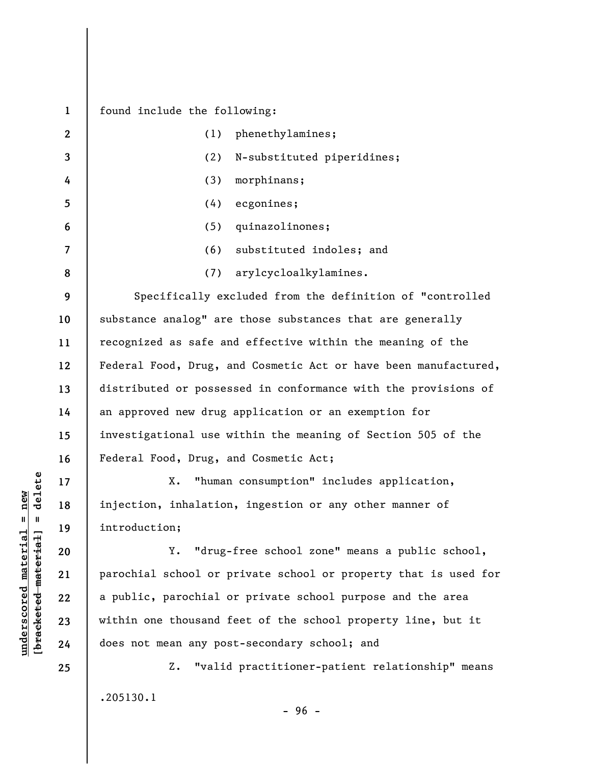found include the following:

(1) phenethylamines;

(2) N-substituted piperidines;

(3) morphinans;

(4) ecgonines;

(5) quinazolinones;

(6) substituted indoles; and

(7) arylcycloalkylamines.

Specifically excluded from the definition of "controlled substance analog" are those substances that are generally recognized as safe and effective within the meaning of the Federal Food, Drug, and Cosmetic Act or have been manufactured, distributed or possessed in conformance with the provisions of an approved new drug application or an exemption for investigational use within the meaning of Section 505 of the Federal Food, Drug, and Cosmetic Act;

X. "human consumption" includes application, injection, inhalation, ingestion or any other manner of introduction;

Y. "drug-free school zone" means a public school, parochial school or private school or property that is used for a public, parochial or private school purpose and the area within one thousand feet of the school property line, but it does not mean any post-secondary school; and

Z. "valid practitioner-patient relationship" means

.205130.1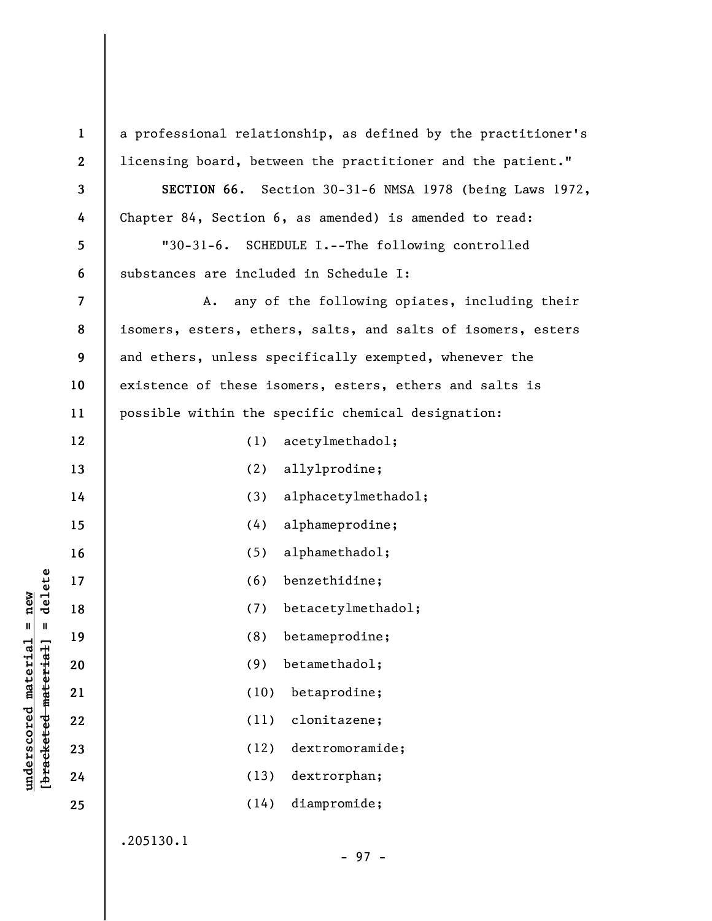a professional relationship, as defined by the practitioner's licensing board, between the practitioner and the patient."

**SECTION 66.** Section 30-31-6 NMSA 1978 (being Laws 1972, Chapter 84, Section 6, as amended) is amended to read:

"30-31-6. SCHEDULE I.--The following controlled substances are included in Schedule I:

A. any of the following opiates, including their isomers, esters, ethers, salts, and salts of isomers, esters and ethers, unless specifically exempted, whenever the existence of these isomers, esters, ethers and salts is possible within the specific chemical designation:

(1) acetylmethadol;

(2) allylprodine;

(3) alphacetylmethadol;

(4) alphameprodine;

(5) alphamethadol;

(6) benzethidine;

(7) betacetylmethadol;

(8) betameprodine;

(9) betamethadol;

(10) betaprodine;

(11) clonitazene;

(12) dextromoramide;

(13) dextrorphan;

(14) diampromide;

.205130.1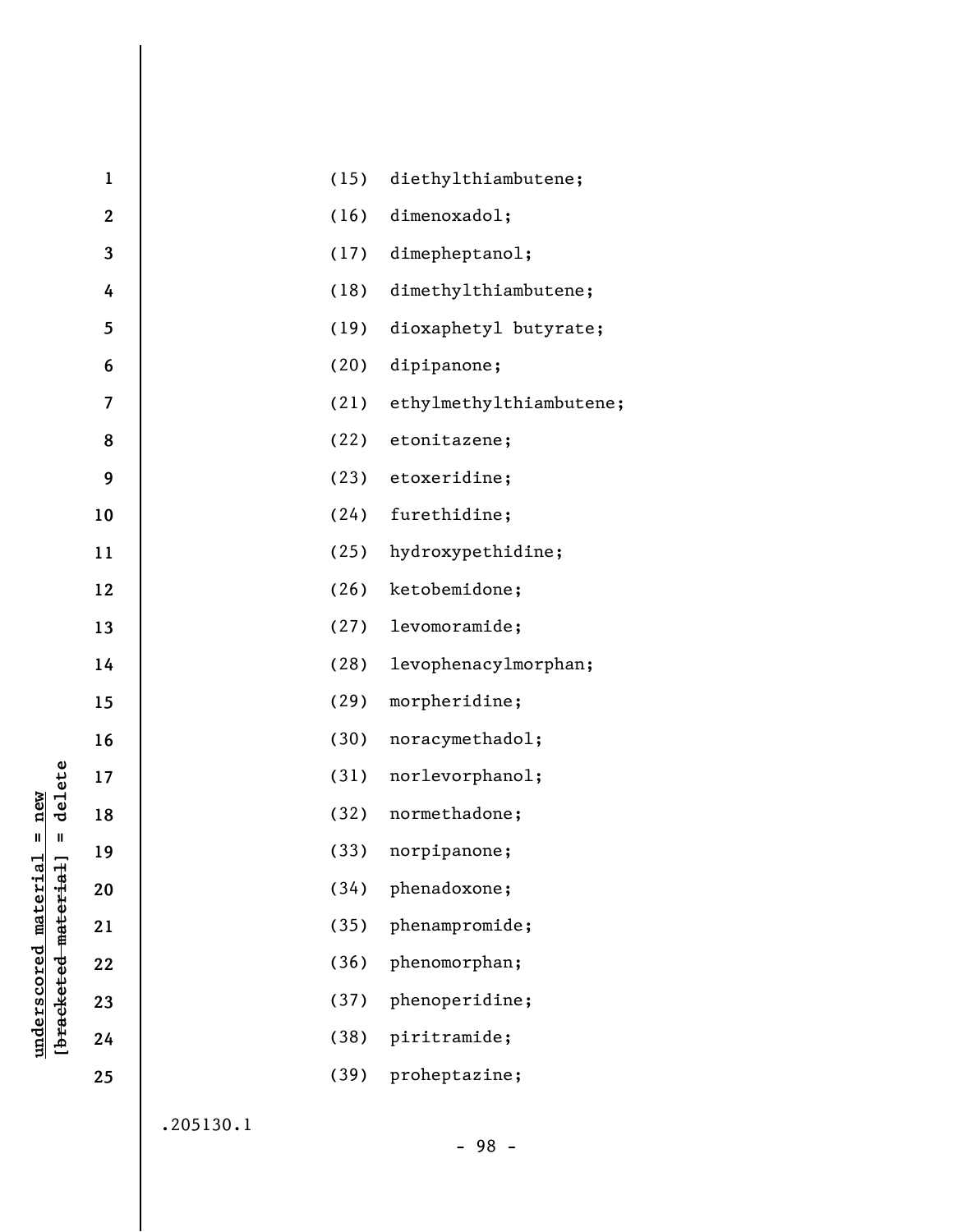(15) diethylthiambutene;

(16) dimenoxadol;

(17) dimepheptanol;

(18) dimethylthiambutene;

(19) dioxaphetyl butyrate;

(20) dipipanone;

(21) ethylmethylthiambutene;

(22) etonitazene;

(23) etoxeridine;

(24) furethidine;

(25) hydroxypethidine;

(26) ketobemidone;

(27) levomoramide;

(28) levophenacylmorphan;

(29) morpheridine;

(30) noracymethadol;

(31) norlevorphanol;

(32) normethadone;

(33) norpipanone;

(34) phenadoxone;

(35) phenampromide;

(36) phenomorphan;

(37) phenoperidine;

(38) piritramide;

(39) proheptazine;

.205130.1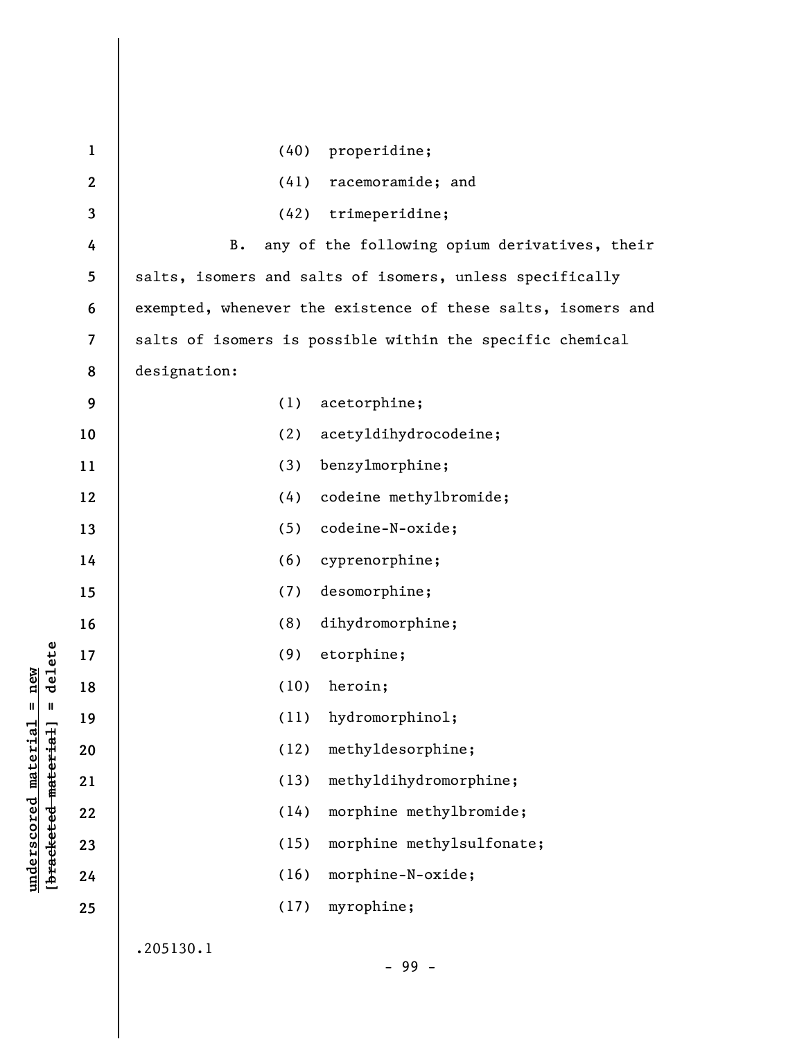(40) properidine;

(41) racemoramide; and

(42) trimeperidine;

B. any of the following opium derivatives, their salts, isomers and salts of isomers, unless specifically exempted, whenever the existence of these salts, isomers and salts of isomers is possible within the specific chemical designation:

(1) acetorphine;

(2) acetyldihydrocodeine;

(3) benzylmorphine;

(4) codeine methylbromide;

(5) codeine-N-oxide;

(6) cyprenorphine;

(7) desomorphine;

(8) dihydromorphine;

(9) etorphine;

(10) heroin;

(11) hydromorphinol;

(12) methyldesorphine;

(13) methyldihydromorphine;

(14) morphine methylbromide;

(15) morphine methylsulfonate;

(16) morphine-N-oxide;

(17) myrophine;

.205130.1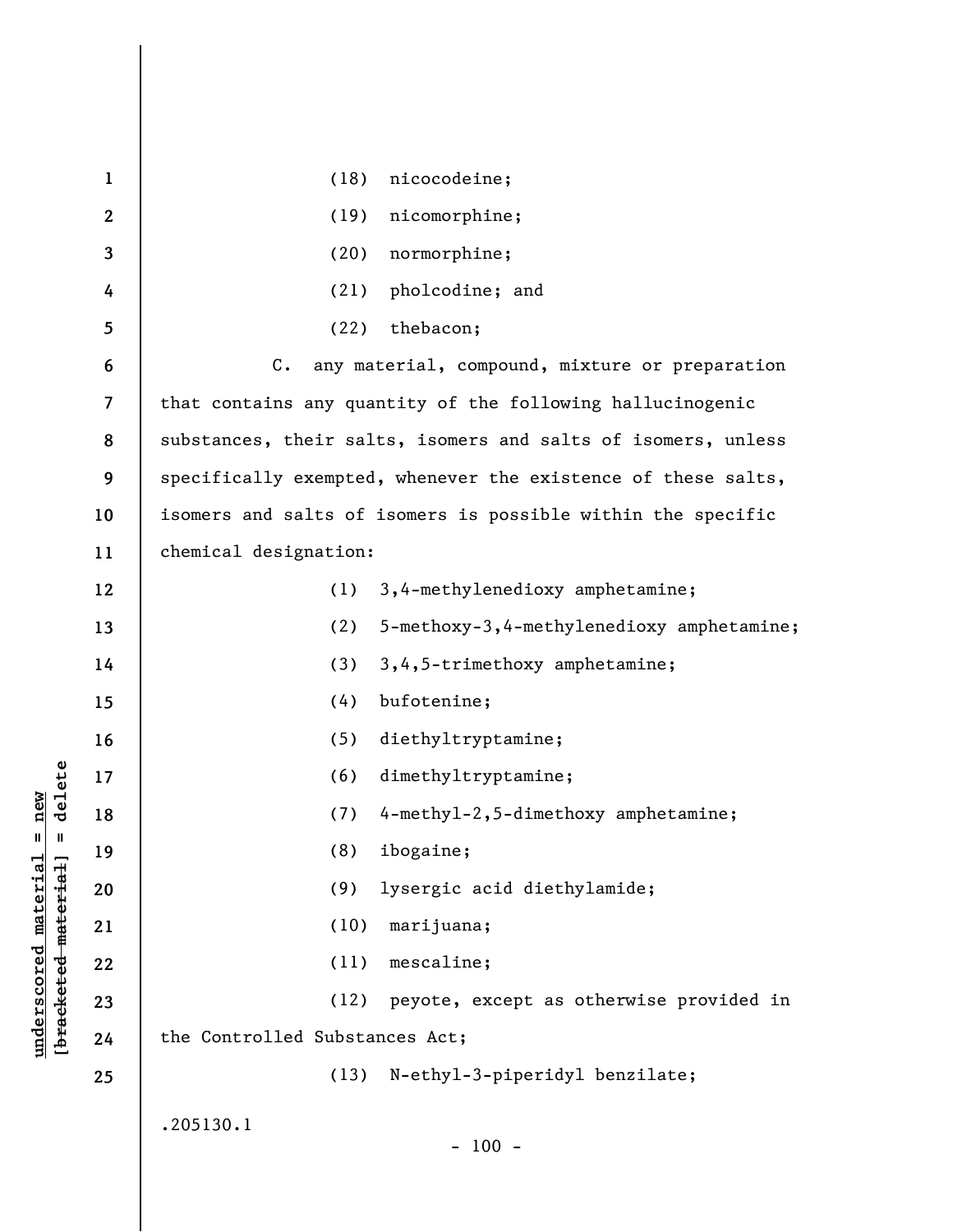(18) nicocodeine;

(19) nicomorphine;

(20) normorphine;

(21) pholcodine; and

(22) thebacon;

C. any material, compound, mixture or preparation that contains any quantity of the following hallucinogenic substances, their salts, isomers and salts of isomers, unless specifically exempted, whenever the existence of these salts, isomers and salts of isomers is possible within the specific chemical designation:

(1) 3,4-methylenedioxy amphetamine;

(2) 5-methoxy-3,4-methylenedioxy amphetamine;

(3) 3,4,5-trimethoxy amphetamine;

(4) bufotenine;

(5) diethyltryptamine;

(6) dimethyltryptamine;

(7) 4-methyl-2,5-dimethoxy amphetamine;

(8) ibogaine;

(9) lysergic acid diethylamide;

(10) marijuana;

(11) mescaline;

(12) peyote, except as otherwise provided in the Controlled Substances Act;

(13) N-ethyl-3-piperidyl benzilate;

.205130.1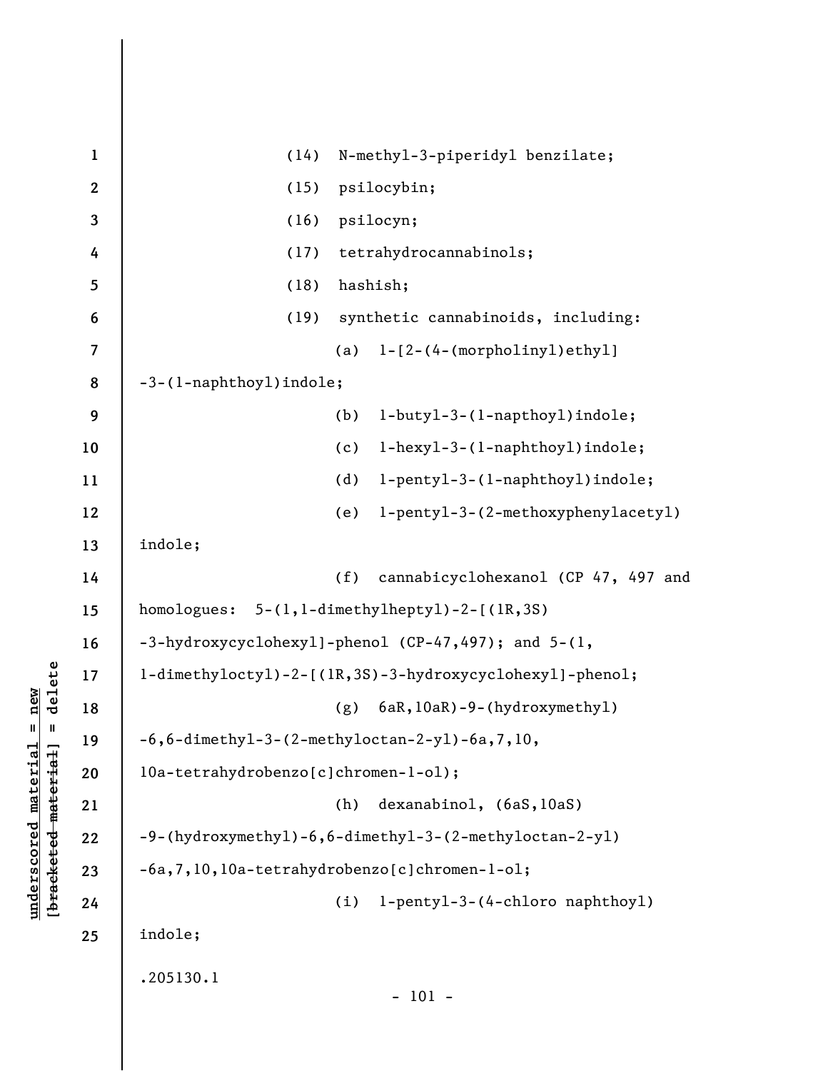(14) N-methyl-3-piperidyl benzilate;

(15) psilocybin;

(16) psilocyn;

(17) tetrahydrocannabinols;

(18) hashish;

(19) synthetic cannabinoids, including:

(a) 1-[2-(4-(morpholinyl)ethyl] -3-(1-naphthoyl)indole;

(b) 1-butyl-3-(1-napthoyl)indole;

(c) 1-hexyl-3-(1-naphthoyl)indole;

(d) 1-pentyl-3-(1-naphthoyl)indole;

(e) 1-pentyl-3-(2-methoxyphenylacetyl) indole;

(f) cannabicyclohexanol (CP 47, 497 and homologues: 5-(1,1-dimethylheptyl)-2-[(1R,3S) -3-hydroxycyclohexyl]-phenol (CP-47,497); and 5-(1, 1-dimethyloctyl)-2-[(1R,3S)-3-hydroxycyclohexyl]-phenol;

(g) 6aR,10aR)-9-(hydroxymethyl) -6,6-dimethyl-3-(2-methyloctan-2-yl)-6a,7,10, 10a-tetrahydrobenzo[c]chromen-1-ol);

(h) dexanabinol, (6aS,10aS) -9-(hydroxymethyl)-6,6-dimethyl-3-(2-methyloctan-2-yl) -6a,7,10,10a-tetrahydrobenzo[c]chromen-1-ol;

(i) 1-pentyl-3-(4-chloro naphthoyl) indole;

.205130.1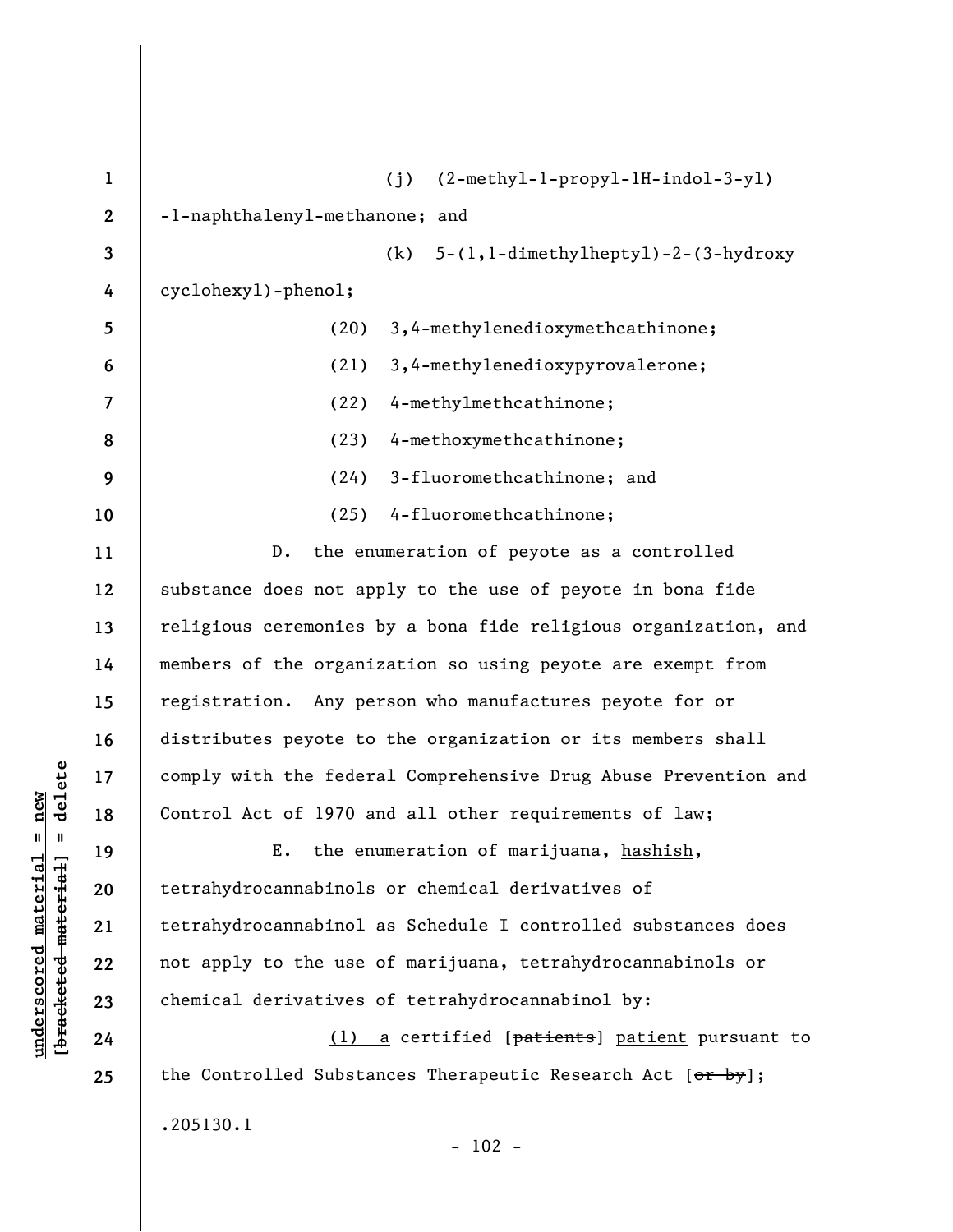(j) (2-methyl-1-propyl-1H-indol-3-yl) -1-naphthalenyl-methanone; and

(k) 5-(1,1-dimethylheptyl)-2-(3-hydroxy cyclohexyl)-phenol;

(20) 3,4-methylenedioxymethcathinone;

(21) 3,4-methylenedioxypyrovalerone;

(22) 4-methylmethcathinone;

(23) 4-methoxymethcathinone;

(24) 3-fluoromethcathinone; and

(25) 4-fluoromethcathinone;

D. the enumeration of peyote as a controlled substance does not apply to the use of peyote in bona fide religious ceremonies by a bona fide religious organization, and members of the organization so using peyote are exempt from registration. Any person who manufactures peyote for or distributes peyote to the organization or its members shall comply with the federal Comprehensive Drug Abuse Prevention and Control Act of 1970 and all other requirements of law;

E. the enumeration of marijuana, <u>hashish</u>, tetrahydrocannabinols or chemical derivatives of tetrahydrocannabinol as Schedule I controlled substances does not apply to the use of marijuana, tetrahydrocannabinols or chemical derivatives of tetrahydrocannabinol by:

<u>(1) a</u> certified [~~patients~~] <u>patient</u> pursuant to the Controlled Substances Therapeutic Research Act [~~or by~~];

.205130.1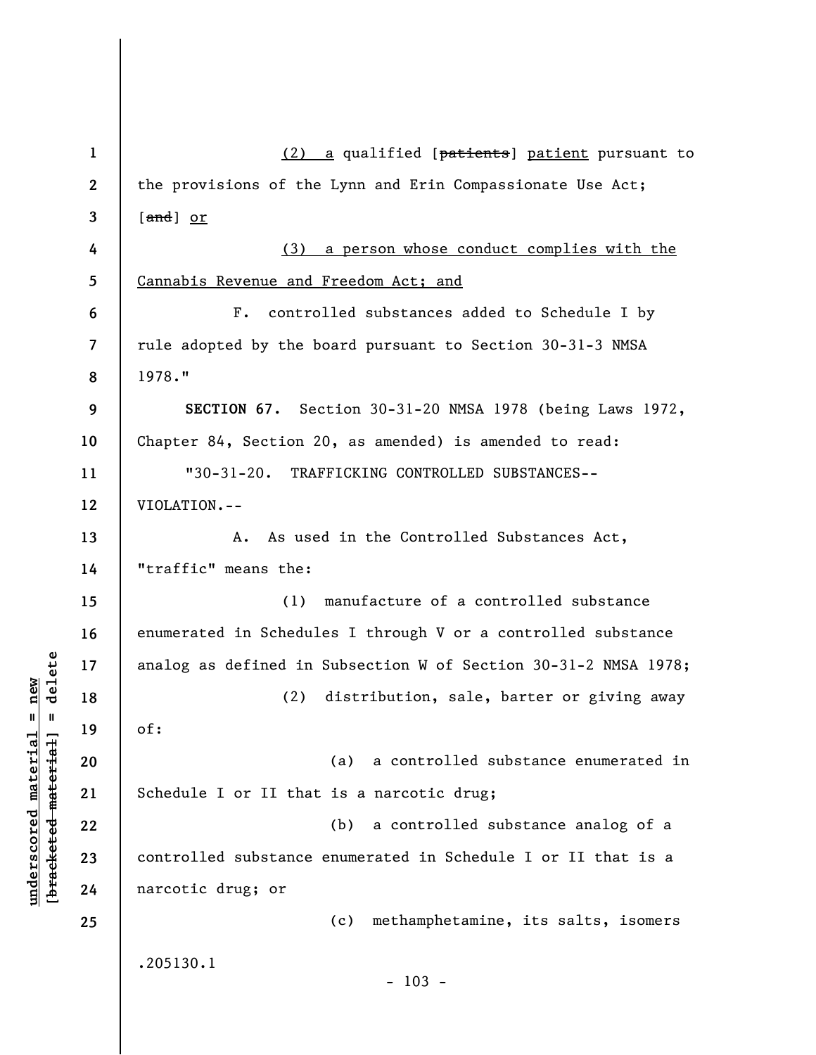(2) a qualified [~~patients~~] patient pursuant to the provisions of the Lynn and Erin Compassionate Use Act; [~~and~~] or

(3) a person whose conduct complies with the Cannabis Revenue and Freedom Act; and

F. controlled substances added to Schedule I by rule adopted by the board pursuant to Section 30-31-3 NMSA 1978."

**SECTION 67.** Section 30-31-20 NMSA 1978 (being Laws 1972, Chapter 84, Section 20, as amended) is amended to read:

"30-31-20. TRAFFICKING CONTROLLED SUBSTANCES--VIOLATION.--

A. As used in the Controlled Substances Act, "traffic" means the:

(1) manufacture of a controlled substance enumerated in Schedules I through V or a controlled substance analog as defined in Subsection W of Section 30-31-2 NMSA 1978;

(2) distribution, sale, barter or giving away of:

(a) a controlled substance enumerated in Schedule I or II that is a narcotic drug;

(b) a controlled substance analog of a controlled substance enumerated in Schedule I or II that is a narcotic drug; or

(c) methamphetamine, its salts, isomers

.205130.1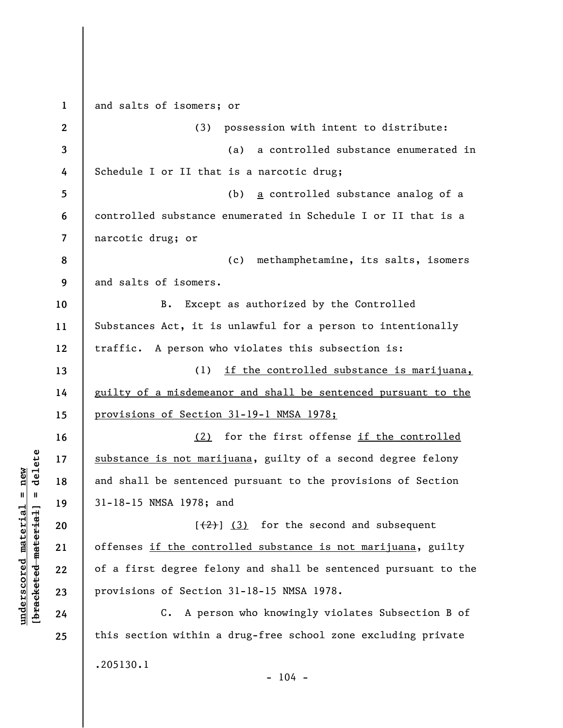and salts of isomers; or

(3) possession with intent to distribute:

(a) a controlled substance enumerated in Schedule I or II that is a narcotic drug;

(b) a controlled substance analog of a controlled substance enumerated in Schedule I or II that is a narcotic drug; or

(c) methamphetamine, its salts, isomers and salts of isomers.

B. Except as authorized by the Controlled Substances Act, it is unlawful for a person to intentionally traffic. A person who violates this subsection is:

(1) if the controlled substance is marijuana, guilty of a misdemeanor and shall be sentenced pursuant to the provisions of Section 31-19-1 NMSA 1978;

(2) for the first offense if the controlled substance is not marijuana, guilty of a second degree felony and shall be sentenced pursuant to the provisions of Section 31-18-15 NMSA 1978; and

[(2)] (3) for the second and subsequent offenses if the controlled substance is not marijuana, guilty of a first degree felony and shall be sentenced pursuant to the provisions of Section 31-18-15 NMSA 1978.

C. A person who knowingly violates Subsection B of this section within a drug-free school zone excluding private

.205130.1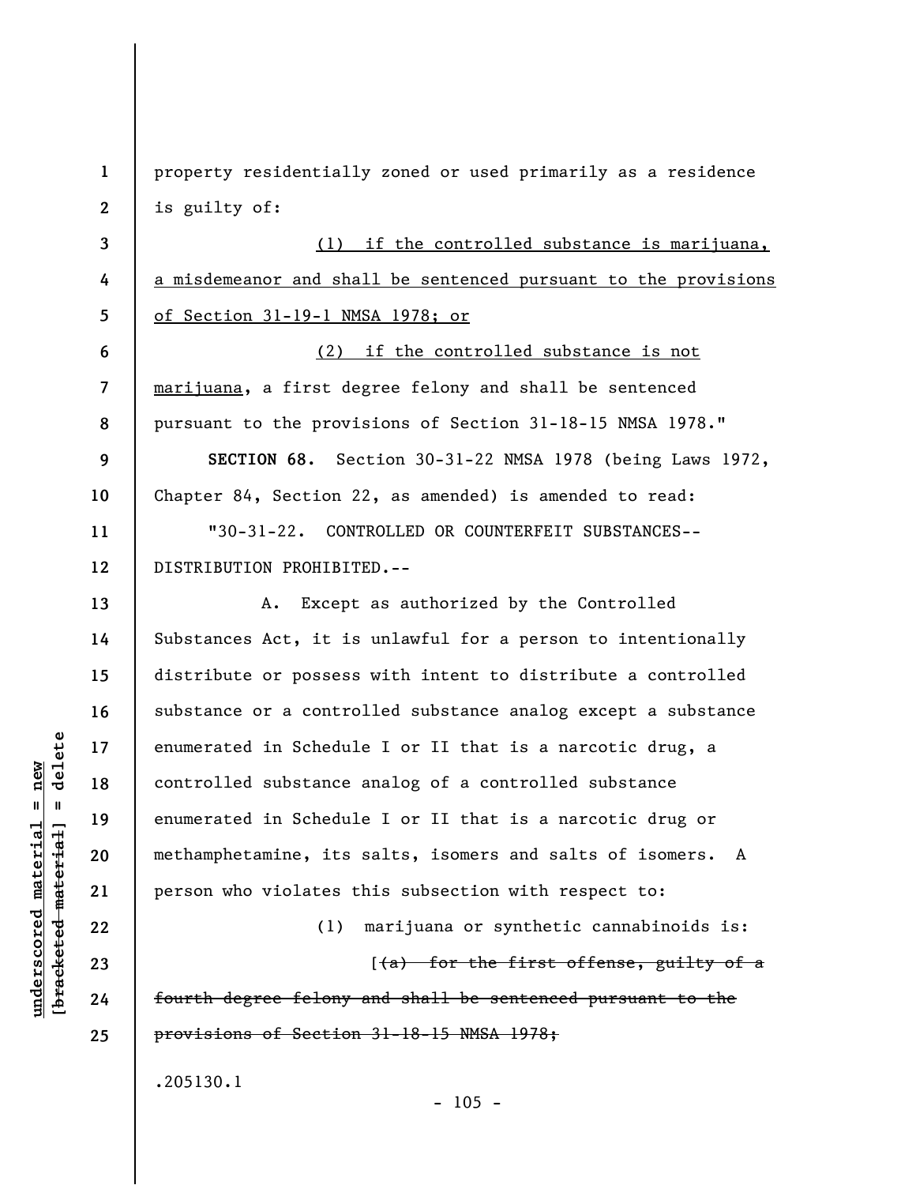property residentially zoned or used primarily as a residence is guilty of:

(1) if the controlled substance is marijuana, a misdemeanor and shall be sentenced pursuant to the provisions of Section 31-19-1 NMSA 1978; or

(2) if the controlled substance is not marijuana, a first degree felony and shall be sentenced pursuant to the provisions of Section 31-18-15 NMSA 1978."

**SECTION 68.** Section 30-31-22 NMSA 1978 (being Laws 1972, Chapter 84, Section 22, as amended) is amended to read:

"30-31-22. CONTROLLED OR COUNTERFEIT SUBSTANCES--DISTRIBUTION PROHIBITED.--

A. Except as authorized by the Controlled Substances Act, it is unlawful for a person to intentionally distribute or possess with intent to distribute a controlled substance or a controlled substance analog except a substance enumerated in Schedule I or II that is a narcotic drug, a controlled substance analog of a controlled substance enumerated in Schedule I or II that is a narcotic drug or methamphetamine, its salts, isomers and salts of isomers. A person who violates this subsection with respect to:

(1) marijuana or synthetic cannabinoids is:

[~~(a) for the first offense, guilty of a fourth degree felony and shall be sentenced pursuant to the provisions of Section 31-18-15 NMSA 1978;~~

.205130.1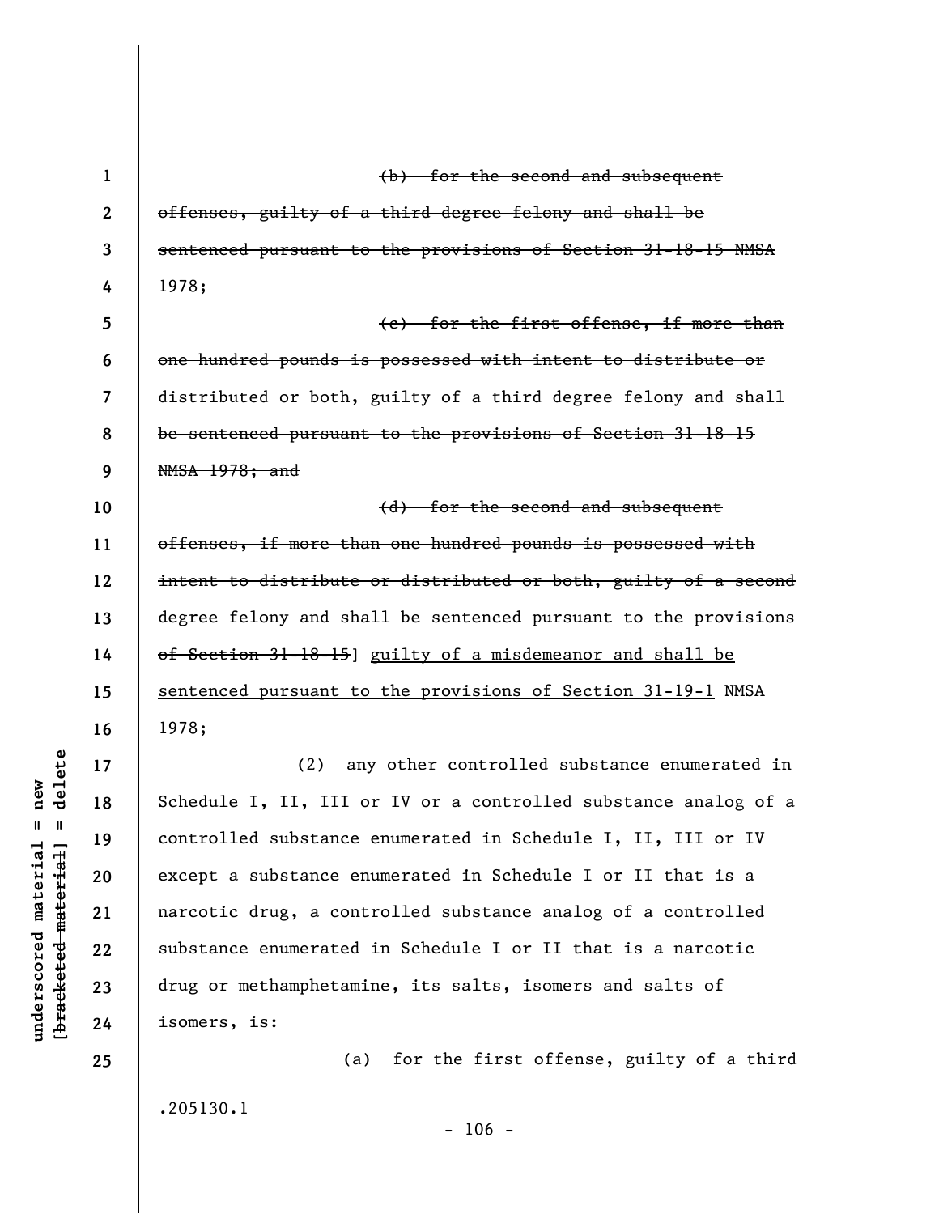~~(b) for the second and subsequent offenses, guilty of a third degree felony and shall be sentenced pursuant to the provisions of Section 31-18-15 NMSA 1978;~~

~~(c) for the first offense, if more than one hundred pounds is possessed with intent to distribute or distributed or both, guilty of a third degree felony and shall be sentenced pursuant to the provisions of Section 31-18-15 NMSA 1978; and~~

~~(d) for the second and subsequent offenses, if more than one hundred pounds is possessed with intent to distribute or distributed or both, guilty of a second degree felony and shall be sentenced pursuant to the provisions of Section 31-18-15~~] <u>guilty of a misdemeanor and shall be sentenced pursuant to the provisions of Section 31-19-1</u> NMSA 1978;

(2) any other controlled substance enumerated in Schedule I, II, III or IV or a controlled substance analog of a controlled substance enumerated in Schedule I, II, III or IV except a substance enumerated in Schedule I or II that is a narcotic drug, a controlled substance analog of a controlled substance enumerated in Schedule I or II that is a narcotic drug or methamphetamine, its salts, isomers and salts of isomers, is:

(a) for the first offense, guilty of a third

.205130.1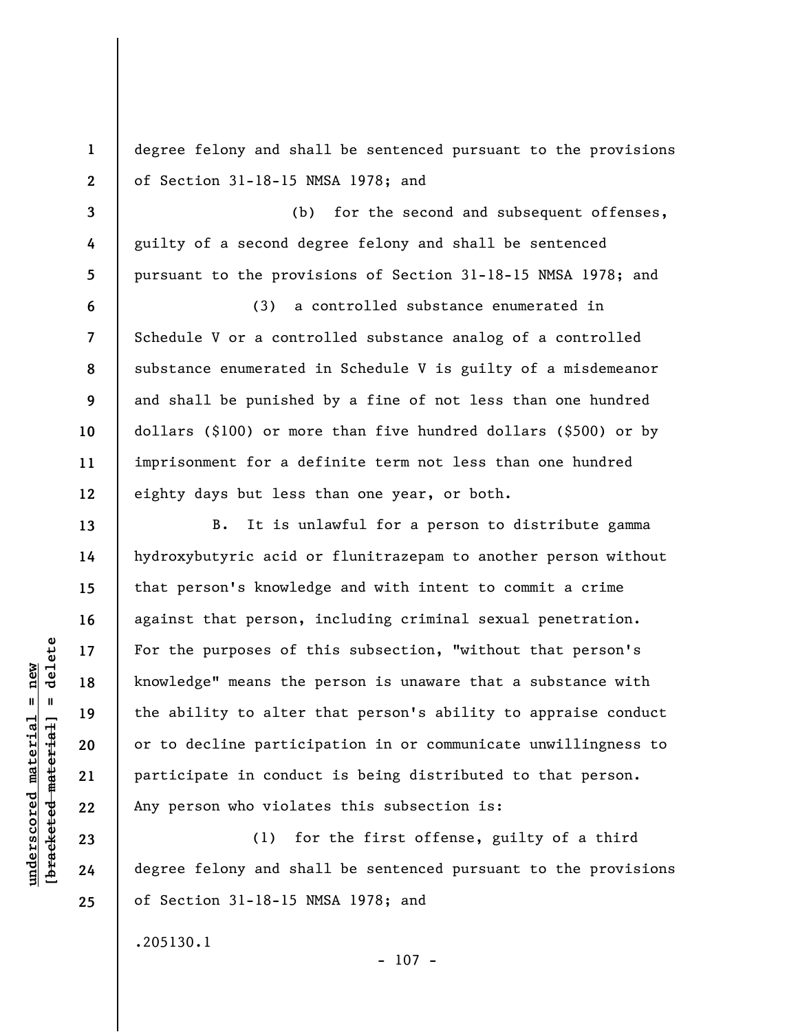degree felony and shall be sentenced pursuant to the provisions of Section 31-18-15 NMSA 1978; and

(b) for the second and subsequent offenses, guilty of a second degree felony and shall be sentenced pursuant to the provisions of Section 31-18-15 NMSA 1978; and

(3) a controlled substance enumerated in Schedule V or a controlled substance analog of a controlled substance enumerated in Schedule V is guilty of a misdemeanor and shall be punished by a fine of not less than one hundred dollars ($100) or more than five hundred dollars ($500) or by imprisonment for a definite term not less than one hundred eighty days but less than one year, or both.

B. It is unlawful for a person to distribute gamma hydroxybutyric acid or flunitrazepam to another person without that person's knowledge and with intent to commit a crime against that person, including criminal sexual penetration. For the purposes of this subsection, "without that person's knowledge" means the person is unaware that a substance with the ability to alter that person's ability to appraise conduct or to decline participation in or communicate unwillingness to participate in conduct is being distributed to that person. Any person who violates this subsection is:

(1) for the first offense, guilty of a third degree felony and shall be sentenced pursuant to the provisions of Section 31-18-15 NMSA 1978; and

.205130.1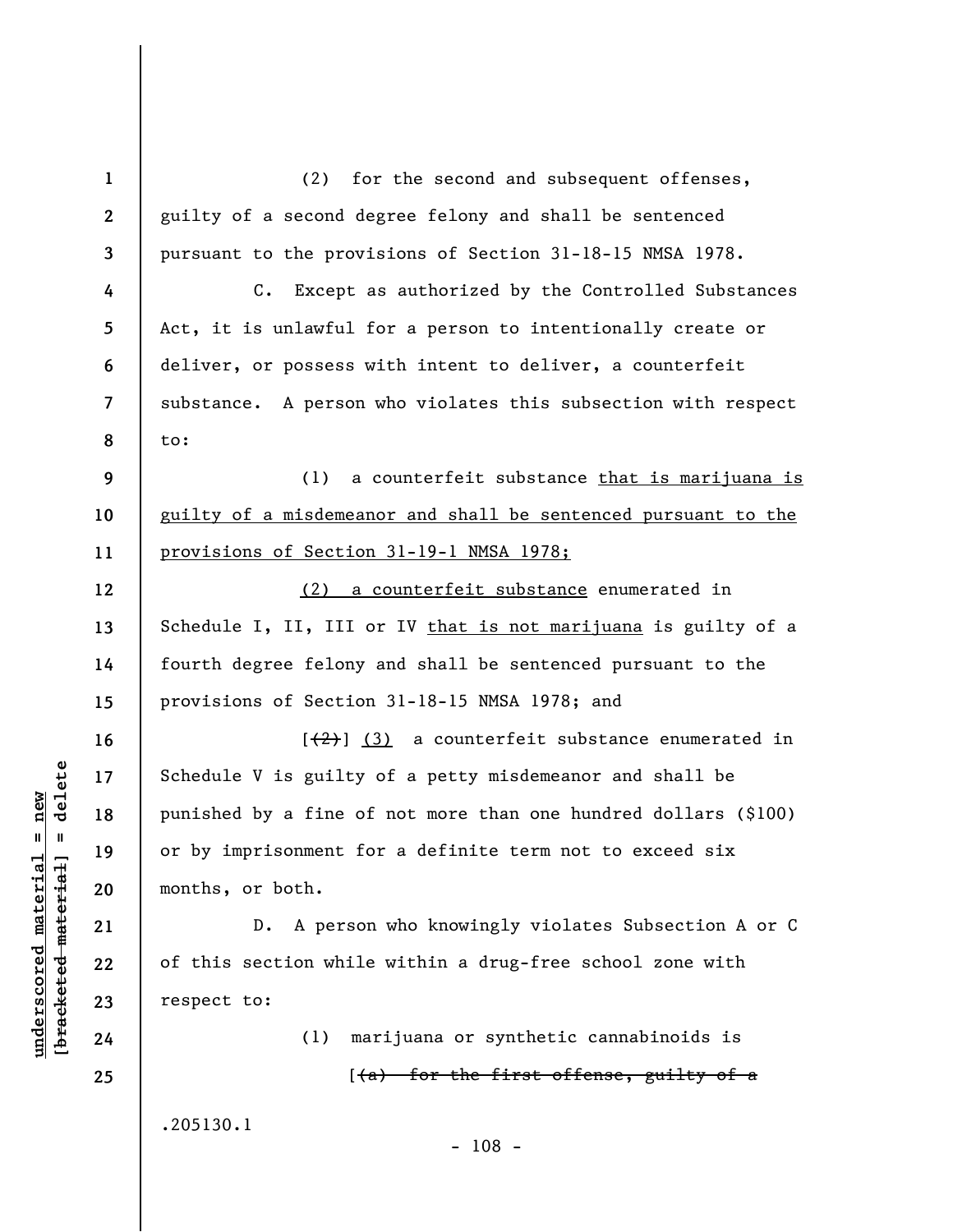(2) for the second and subsequent offenses, guilty of a second degree felony and shall be sentenced pursuant to the provisions of Section 31-18-15 NMSA 1978.

C. Except as authorized by the Controlled Substances Act, it is unlawful for a person to intentionally create or deliver, or possess with intent to deliver, a counterfeit substance. A person who violates this subsection with respect to:

(1) a counterfeit substance <u>that is marijuana is guilty of a misdemeanor and shall be sentenced pursuant to the provisions of Section 31-19-1 NMSA 1978;</u>

<u>(2) a counterfeit substance</u> enumerated in Schedule I, II, III or IV <u>that is not marijuana</u> is guilty of a fourth degree felony and shall be sentenced pursuant to the provisions of Section 31-18-15 NMSA 1978; and

[~~(2)~~] <u>(3)</u> a counterfeit substance enumerated in Schedule V is guilty of a petty misdemeanor and shall be punished by a fine of not more than one hundred dollars ($100) or by imprisonment for a definite term not to exceed six months, or both.

D. A person who knowingly violates Subsection A or C of this section while within a drug-free school zone with respect to:

(1) marijuana or synthetic cannabinoids is

[~~(a) for the first offense, guilty of a~~

.205130.1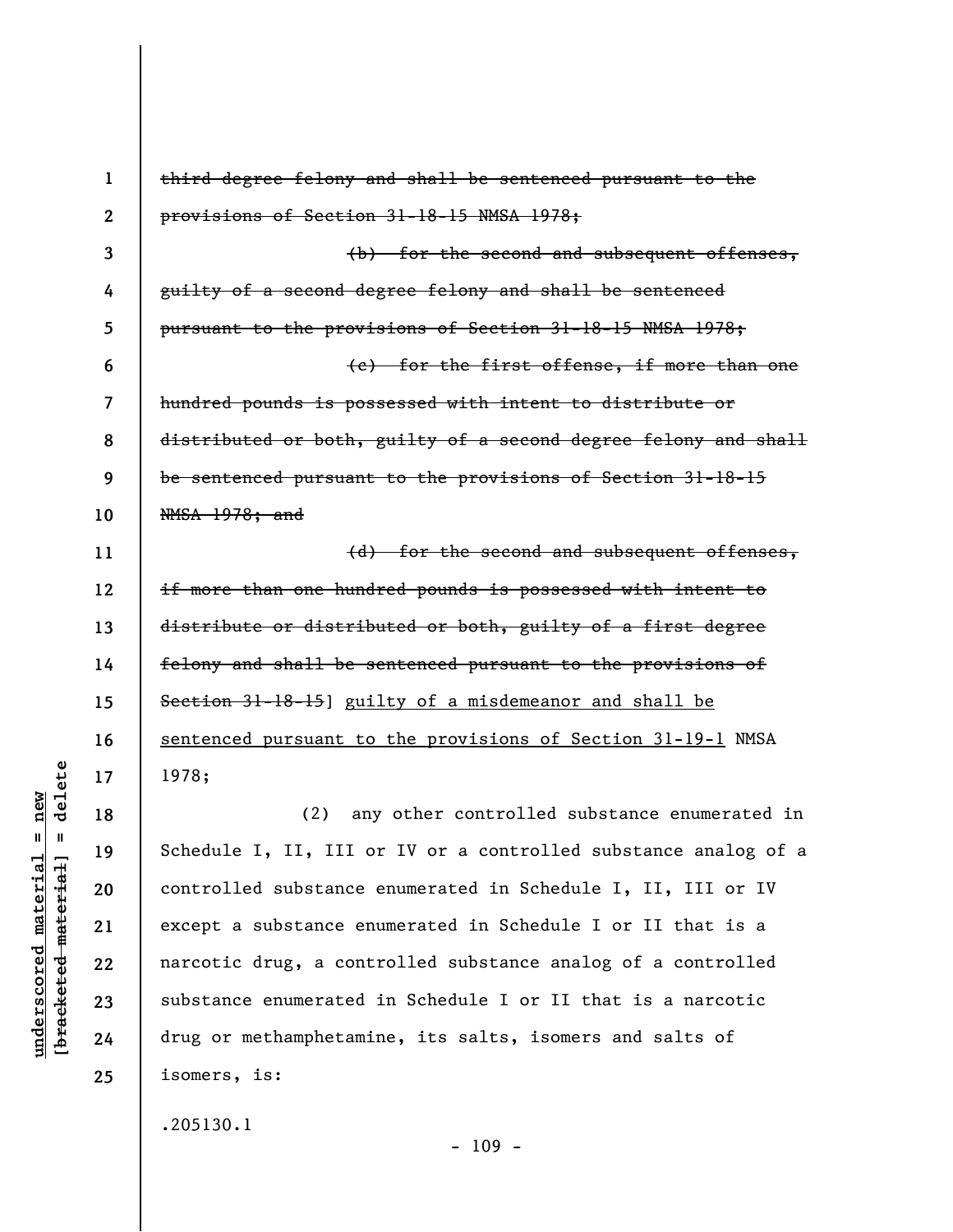~~third degree felony and shall be sentenced pursuant to the provisions of Section 31-18-15 NMSA 1978;~~

~~(b) for the second and subsequent offenses, guilty of a second degree felony and shall be sentenced pursuant to the provisions of Section 31-18-15 NMSA 1978;~~

~~(c) for the first offense, if more than one hundred pounds is possessed with intent to distribute or distributed or both, guilty of a second degree felony and shall be sentenced pursuant to the provisions of Section 31-18-15 NMSA 1978; and~~

~~(d) for the second and subsequent offenses, if more than one hundred pounds is possessed with intent to distribute or distributed or both, guilty of a first degree felony and shall be sentenced pursuant to the provisions of Section 31-18-15~~] <u>guilty of a misdemeanor and shall be sentenced pursuant to the provisions of Section 31-19-1</u> NMSA 1978;

(2) any other controlled substance enumerated in Schedule I, II, III or IV or a controlled substance analog of a controlled substance enumerated in Schedule I, II, III or IV except a substance enumerated in Schedule I or II that is a narcotic drug, a controlled substance analog of a controlled substance enumerated in Schedule I or II that is a narcotic drug or methamphetamine, its salts, isomers and salts of isomers, is:

.205130.1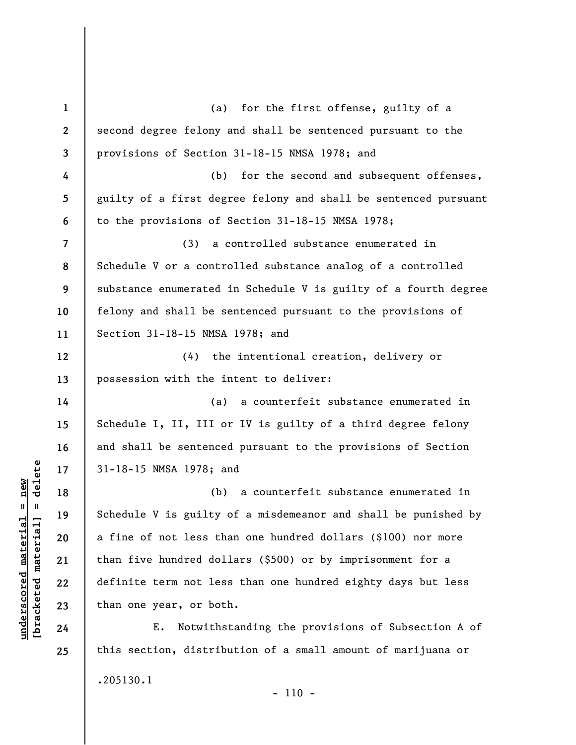(a) for the first offense, guilty of a second degree felony and shall be sentenced pursuant to the provisions of Section 31-18-15 NMSA 1978; and

(b) for the second and subsequent offenses, guilty of a first degree felony and shall be sentenced pursuant to the provisions of Section 31-18-15 NMSA 1978;

(3) a controlled substance enumerated in Schedule V or a controlled substance analog of a controlled substance enumerated in Schedule V is guilty of a fourth degree felony and shall be sentenced pursuant to the provisions of Section 31-18-15 NMSA 1978; and

(4) the intentional creation, delivery or possession with the intent to deliver:

(a) a counterfeit substance enumerated in Schedule I, II, III or IV is guilty of a third degree felony and shall be sentenced pursuant to the provisions of Section 31-18-15 NMSA 1978; and

(b) a counterfeit substance enumerated in Schedule V is guilty of a misdemeanor and shall be punished by a fine of not less than one hundred dollars ($100) nor more than five hundred dollars ($500) or by imprisonment for a definite term not less than one hundred eighty days but less than one year, or both.

E. Notwithstanding the provisions of Subsection A of this section, distribution of a small amount of marijuana or

.205130.1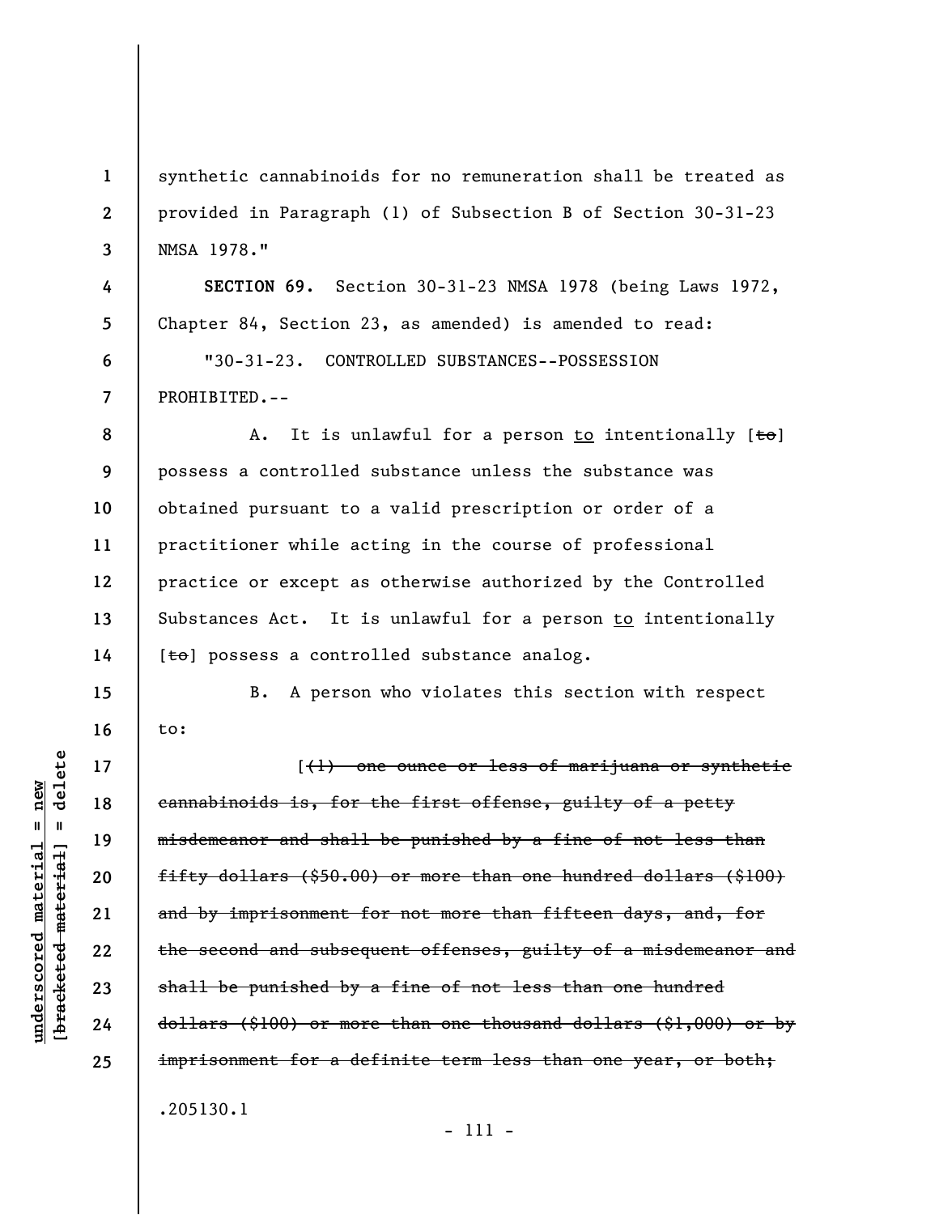synthetic cannabinoids for no remuneration shall be treated as provided in Paragraph (1) of Subsection B of Section 30-31-23 NMSA 1978."

**SECTION 69.** Section 30-31-23 NMSA 1978 (being Laws 1972, Chapter 84, Section 23, as amended) is amended to read:

"30-31-23. CONTROLLED SUBSTANCES--POSSESSION PROHIBITED.--

A. It is unlawful for a person to intentionally [~~to~~] possess a controlled substance unless the substance was obtained pursuant to a valid prescription or order of a practitioner while acting in the course of professional practice or except as otherwise authorized by the Controlled Substances Act. It is unlawful for a person to intentionally [~~to~~] possess a controlled substance analog.

B. A person who violates this section with respect to:

[~~(1) one ounce or less of marijuana or synthetic cannabinoids is, for the first offense, guilty of a petty misdemeanor and shall be punished by a fine of not less than fifty dollars ($50.00) or more than one hundred dollars ($100) and by imprisonment for not more than fifteen days, and, for the second and subsequent offenses, guilty of a misdemeanor and shall be punished by a fine of not less than one hundred dollars ($100) or more than one thousand dollars ($1,000) or by imprisonment for a definite term less than one year, or both;~~

.205130.1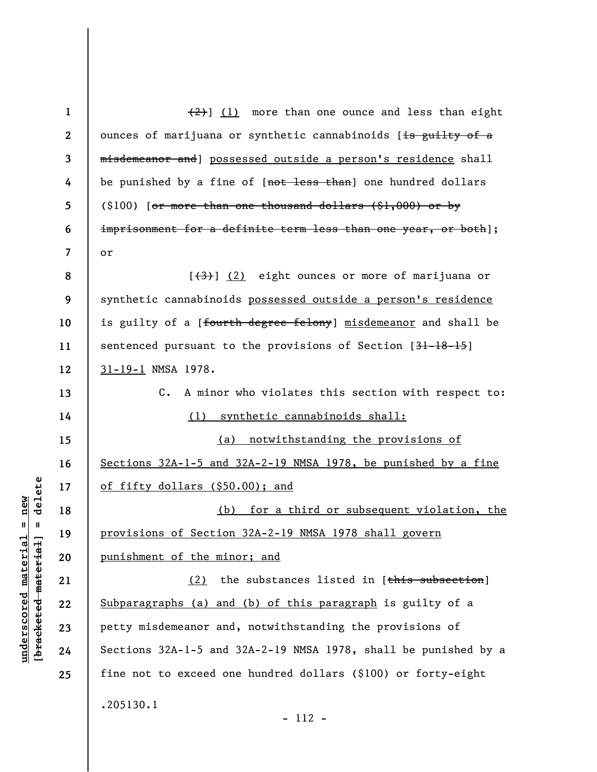~~(2)~~] <u>(1)</u> more than one ounce and less than eight ounces of marijuana or synthetic cannabinoids [~~is guilty of a misdemeanor and~~] <u>possessed outside a person's residence</u> shall be punished by a fine of [~~not less than~~] one hundred dollars ($100) [~~or more than one thousand dollars ($1,000) or by imprisonment for a definite term less than one year, or both~~]; or

[~~(3)~~] <u>(2)</u> eight ounces or more of marijuana or synthetic cannabinoids <u>possessed outside a person's residence</u> is guilty of a [~~fourth degree felony~~] <u>misdemeanor</u> and shall be sentenced pursuant to the provisions of Section [~~31-18-15~~] <u>31-19-1</u> NMSA 1978.

C. A minor who violates this section with respect to:

<u>(1) synthetic cannabinoids shall:</u>

<u>(a) notwithstanding the provisions of Sections 32A-1-5 and 32A-2-19 NMSA 1978, be punished by a fine of fifty dollars ($50.00); and</u>

<u>(b) for a third or subsequent violation, the provisions of Section 32A-2-19 NMSA 1978 shall govern punishment of the minor; and</u>

<u>(2)</u> the substances listed in [~~this subsection~~] <u>Subparagraphs (a) and (b) of this paragraph</u> is guilty of a petty misdemeanor and, notwithstanding the provisions of Sections 32A-1-5 and 32A-2-19 NMSA 1978, shall be punished by a fine not to exceed one hundred dollars ($100) or forty-eight

.205130.1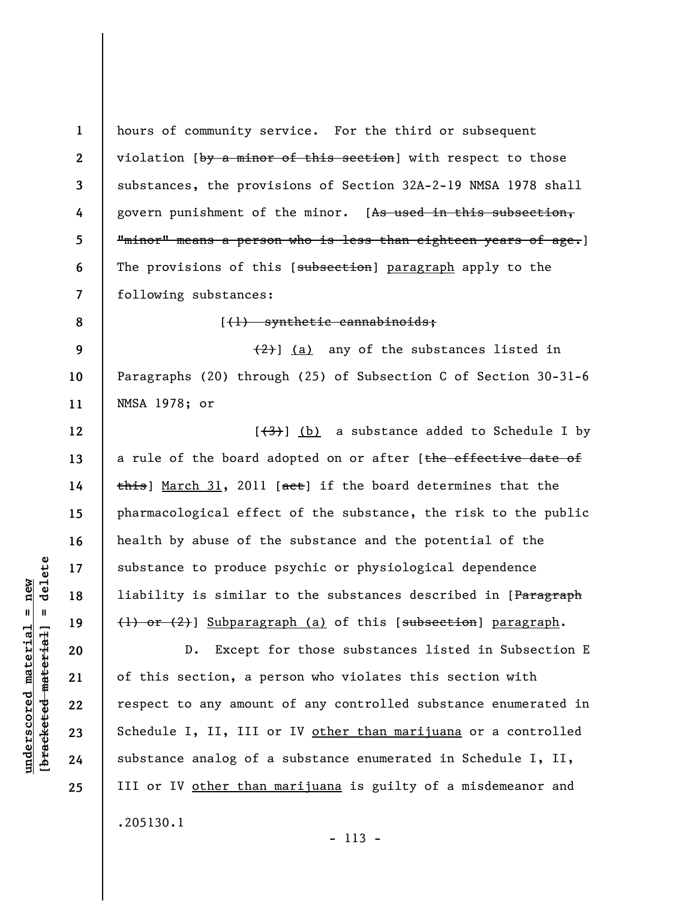hours of community service. For the third or subsequent violation [~~by a minor of this section~~] with respect to those substances, the provisions of Section 32A-2-19 NMSA 1978 shall govern punishment of the minor. [~~As used in this subsection, "minor" means a person who is less than eighteen years of age.~~] The provisions of this [~~subsection~~] <u>paragraph</u> apply to the following substances:

[~~(1) synthetic cannabinoids;~~

~~(2)~~] <u>(a)</u> any of the substances listed in Paragraphs (20) through (25) of Subsection C of Section 30-31-6 NMSA 1978; or

[~~(3)~~] <u>(b)</u> a substance added to Schedule I by a rule of the board adopted on or after [~~the effective date of this~~] <u>March 31</u>, 2011 [~~act~~] if the board determines that the pharmacological effect of the substance, the risk to the public health by abuse of the substance and the potential of the substance to produce psychic or physiological dependence liability is similar to the substances described in [~~Paragraph (1) or (2)~~] <u>Subparagraph (a)</u> of this [~~subsection~~] <u>paragraph</u>.

D. Except for those substances listed in Subsection E of this section, a person who violates this section with respect to any amount of any controlled substance enumerated in Schedule I, II, III or IV <u>other than marijuana</u> or a controlled substance analog of a substance enumerated in Schedule I, II, III or IV <u>other than marijuana</u> is guilty of a misdemeanor and

.205130.1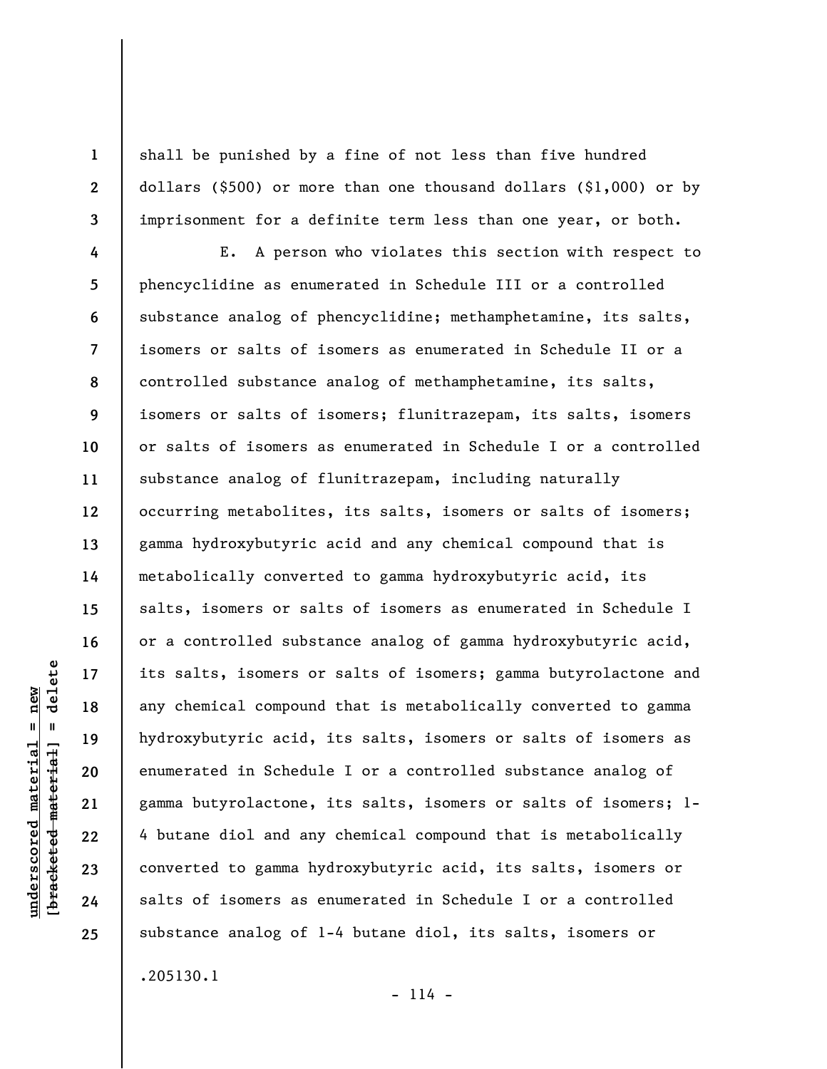shall be punished by a fine of not less than five hundred dollars ($500) or more than one thousand dollars ($1,000) or by imprisonment for a definite term less than one year, or both.

E. A person who violates this section with respect to phencyclidine as enumerated in Schedule III or a controlled substance analog of phencyclidine; methamphetamine, its salts, isomers or salts of isomers as enumerated in Schedule II or a controlled substance analog of methamphetamine, its salts, isomers or salts of isomers; flunitrazepam, its salts, isomers or salts of isomers as enumerated in Schedule I or a controlled substance analog of flunitrazepam, including naturally occurring metabolites, its salts, isomers or salts of isomers; gamma hydroxybutyric acid and any chemical compound that is metabolically converted to gamma hydroxybutyric acid, its salts, isomers or salts of isomers as enumerated in Schedule I or a controlled substance analog of gamma hydroxybutyric acid, its salts, isomers or salts of isomers; gamma butyrolactone and any chemical compound that is metabolically converted to gamma hydroxybutyric acid, its salts, isomers or salts of isomers as enumerated in Schedule I or a controlled substance analog of gamma butyrolactone, its salts, isomers or salts of isomers; 1-4 butane diol and any chemical compound that is metabolically converted to gamma hydroxybutyric acid, its salts, isomers or salts of isomers as enumerated in Schedule I or a controlled substance analog of 1-4 butane diol, its salts, isomers or

.205130.1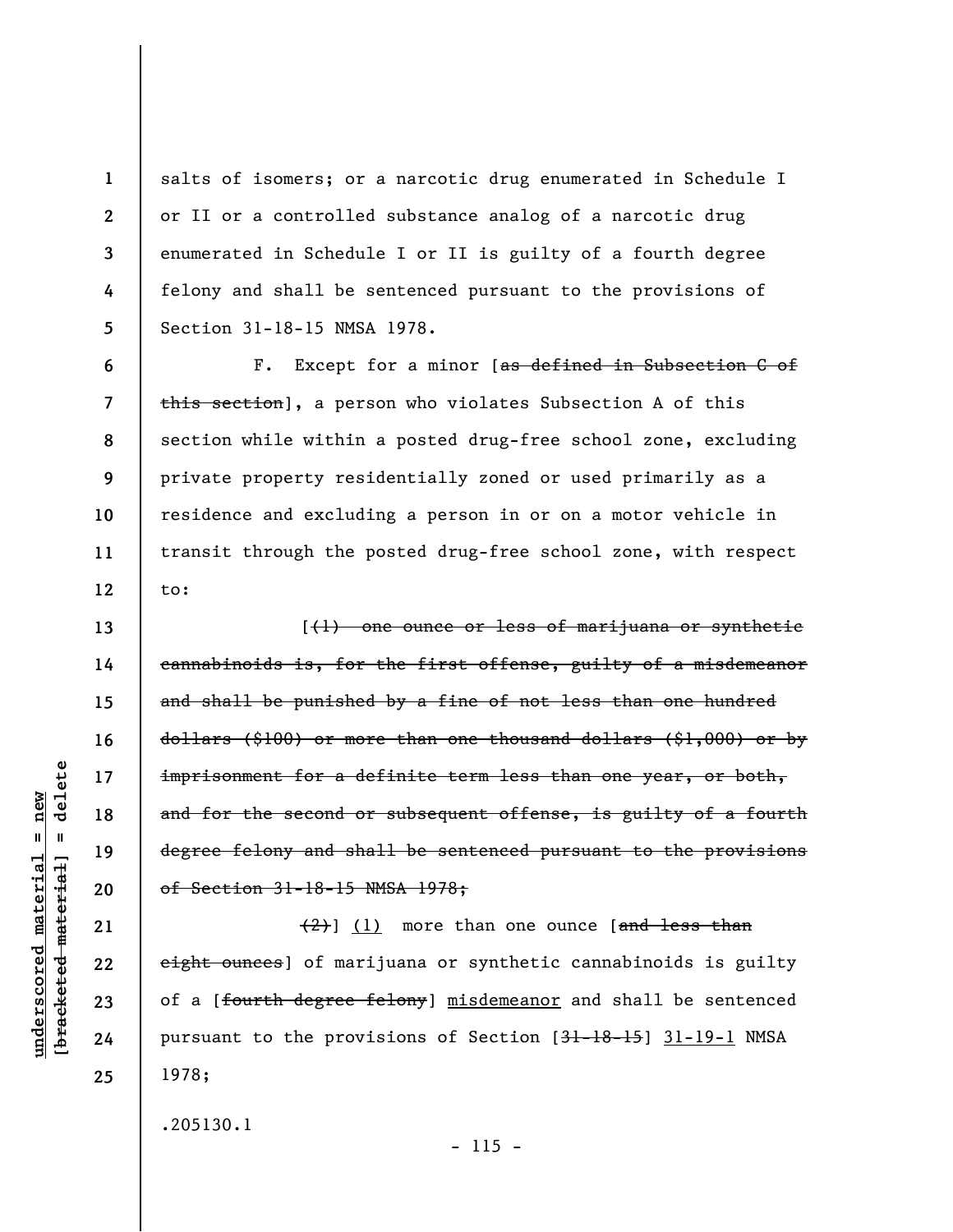salts of isomers; or a narcotic drug enumerated in Schedule I or II or a controlled substance analog of a narcotic drug enumerated in Schedule I or II is guilty of a fourth degree felony and shall be sentenced pursuant to the provisions of Section 31-18-15 NMSA 1978.

F. Except for a minor [~~as defined in Subsection C of this section~~], a person who violates Subsection A of this section while within a posted drug-free school zone, excluding private property residentially zoned or used primarily as a residence and excluding a person in or on a motor vehicle in transit through the posted drug-free school zone, with respect to:

[~~(1) one ounce or less of marijuana or synthetic cannabinoids is, for the first offense, guilty of a misdemeanor and shall be punished by a fine of not less than one hundred dollars ($100) or more than one thousand dollars ($1,000) or by imprisonment for a definite term less than one year, or both, and for the second or subsequent offense, is guilty of a fourth degree felony and shall be sentenced pursuant to the provisions of Section 31-18-15 NMSA 1978;~~

~~(2)~~] <u>(1)</u> more than one ounce [~~and less than eight ounces~~] of marijuana or synthetic cannabinoids is guilty of a [~~fourth degree felony~~] <u>misdemeanor</u> and shall be sentenced pursuant to the provisions of Section [~~31-18-15~~] <u>31-19-1</u> NMSA 1978;

.205130.1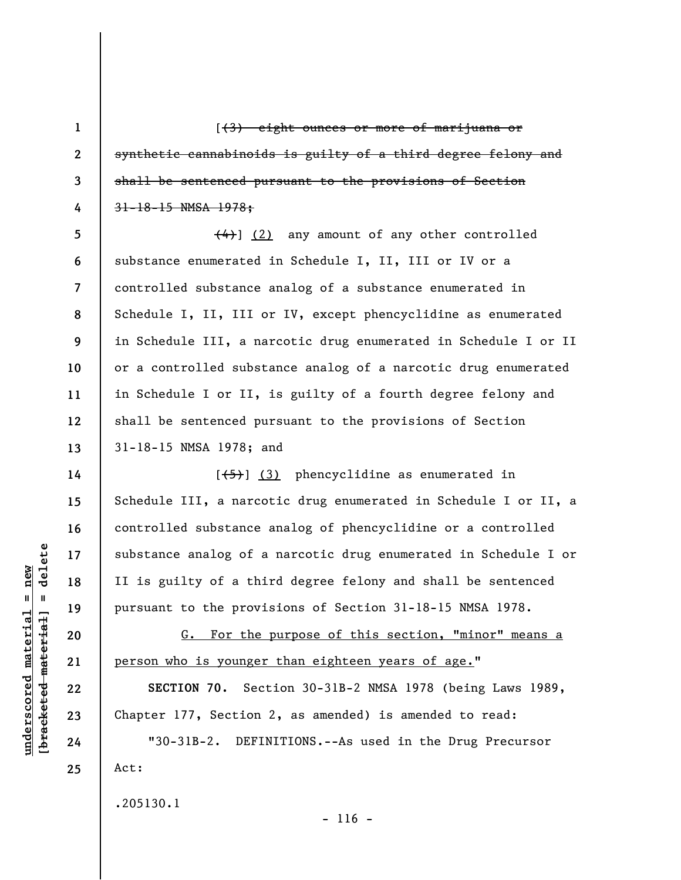[~~(3) eight ounces or more of marijuana or synthetic cannabinoids is guilty of a third degree felony and shall be sentenced pursuant to the provisions of Section 31-18-15 NMSA 1978;~~

~~(4)~~] <u>(2)</u> any amount of any other controlled substance enumerated in Schedule I, II, III or IV or a controlled substance analog of a substance enumerated in Schedule I, II, III or IV, except phencyclidine as enumerated in Schedule III, a narcotic drug enumerated in Schedule I or II or a controlled substance analog of a narcotic drug enumerated in Schedule I or II, is guilty of a fourth degree felony and shall be sentenced pursuant to the provisions of Section 31-18-15 NMSA 1978; and

[~~(5)~~] <u>(3)</u> phencyclidine as enumerated in Schedule III, a narcotic drug enumerated in Schedule I or II, a controlled substance analog of phencyclidine or a controlled substance analog of a narcotic drug enumerated in Schedule I or II is guilty of a third degree felony and shall be sentenced pursuant to the provisions of Section 31-18-15 NMSA 1978.

<u>G. For the purpose of this section, "minor" means a person who is younger than eighteen years of age.</u>"

**SECTION 70.** Section 30-31B-2 NMSA 1978 (being Laws 1989, Chapter 177, Section 2, as amended) is amended to read:

"30-31B-2. DEFINITIONS.--As used in the Drug Precursor Act:

.205130.1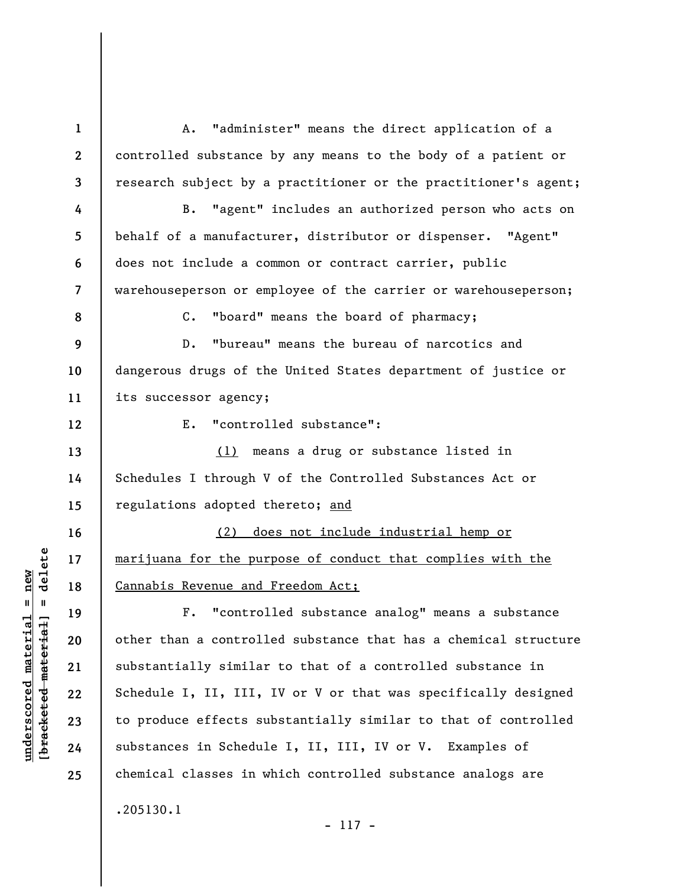A. "administer" means the direct application of a controlled substance by any means to the body of a patient or research subject by a practitioner or the practitioner's agent;

B. "agent" includes an authorized person who acts on behalf of a manufacturer, distributor or dispenser. "Agent" does not include a common or contract carrier, public warehouseperson or employee of the carrier or warehouseperson;

C. "board" means the board of pharmacy;

D. "bureau" means the bureau of narcotics and dangerous drugs of the United States department of justice or its successor agency;

E. "controlled substance":

(1) means a drug or substance listed in Schedules I through V of the Controlled Substances Act or regulations adopted thereto; and

(2) does not include industrial hemp or marijuana for the purpose of conduct that complies with the Cannabis Revenue and Freedom Act;

F. "controlled substance analog" means a substance other than a controlled substance that has a chemical structure substantially similar to that of a controlled substance in Schedule I, II, III, IV or V or that was specifically designed to produce effects substantially similar to that of controlled substances in Schedule I, II, III, IV or V. Examples of chemical classes in which controlled substance analogs are

.205130.1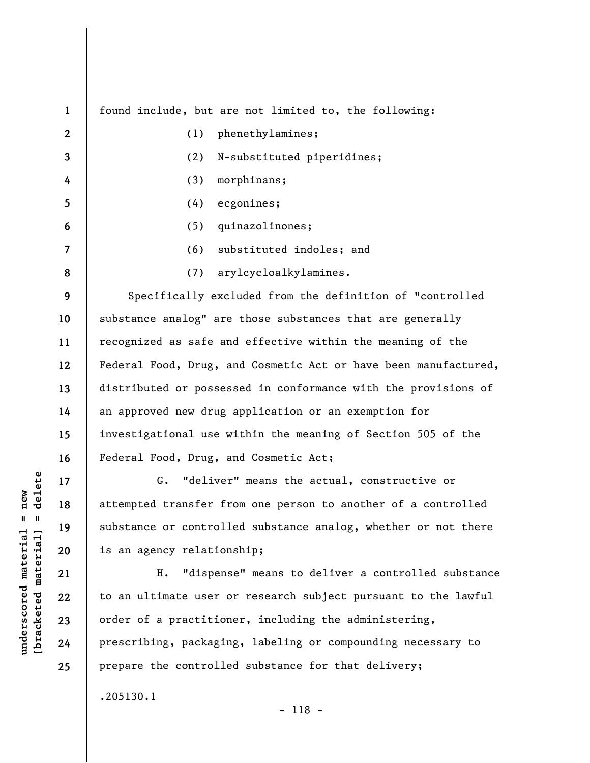found include, but are not limited to, the following:

(1) phenethylamines;

(2) N-substituted piperidines;

(3) morphinans;

(4) ecgonines;

(5) quinazolinones;

(6) substituted indoles; and

(7) arylcycloalkylamines.

Specifically excluded from the definition of "controlled substance analog" are those substances that are generally recognized as safe and effective within the meaning of the Federal Food, Drug, and Cosmetic Act or have been manufactured, distributed or possessed in conformance with the provisions of an approved new drug application or an exemption for investigational use within the meaning of Section 505 of the Federal Food, Drug, and Cosmetic Act;

G. "deliver" means the actual, constructive or attempted transfer from one person to another of a controlled substance or controlled substance analog, whether or not there is an agency relationship;

H. "dispense" means to deliver a controlled substance to an ultimate user or research subject pursuant to the lawful order of a practitioner, including the administering, prescribing, packaging, labeling or compounding necessary to prepare the controlled substance for that delivery;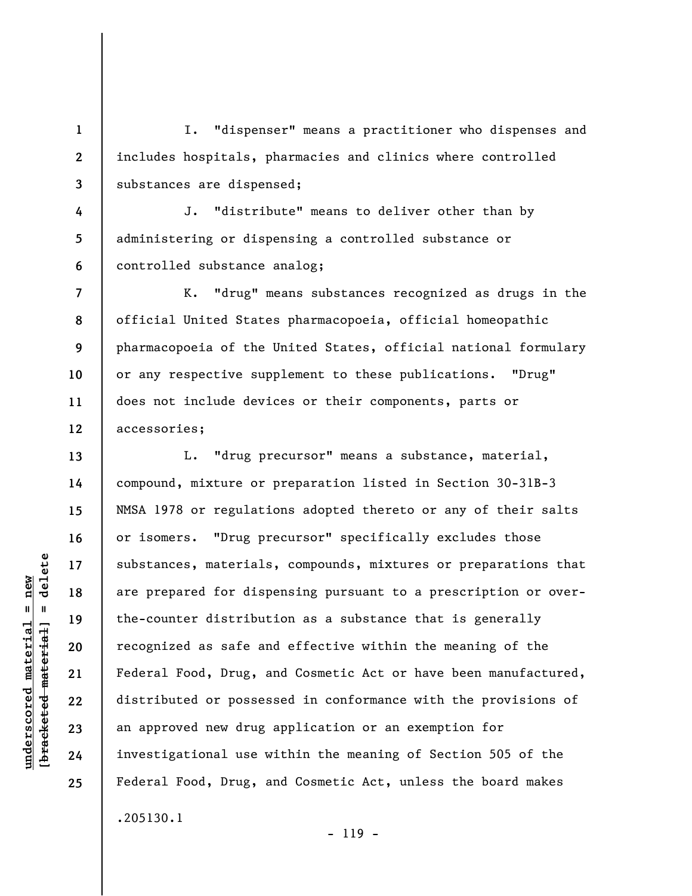I. "dispenser" means a practitioner who dispenses and includes hospitals, pharmacies and clinics where controlled substances are dispensed;

J. "distribute" means to deliver other than by administering or dispensing a controlled substance or controlled substance analog;

K. "drug" means substances recognized as drugs in the official United States pharmacopoeia, official homeopathic pharmacopoeia of the United States, official national formulary or any respective supplement to these publications. "Drug" does not include devices or their components, parts or accessories;

L. "drug precursor" means a substance, material, compound, mixture or preparation listed in Section 30-31B-3 NMSA 1978 or regulations adopted thereto or any of their salts or isomers. "Drug precursor" specifically excludes those substances, materials, compounds, mixtures or preparations that are prepared for dispensing pursuant to a prescription or over-the-counter distribution as a substance that is generally recognized as safe and effective within the meaning of the Federal Food, Drug, and Cosmetic Act or have been manufactured, distributed or possessed in conformance with the provisions of an approved new drug application or an exemption for investigational use within the meaning of Section 505 of the Federal Food, Drug, and Cosmetic Act, unless the board makes

.205130.1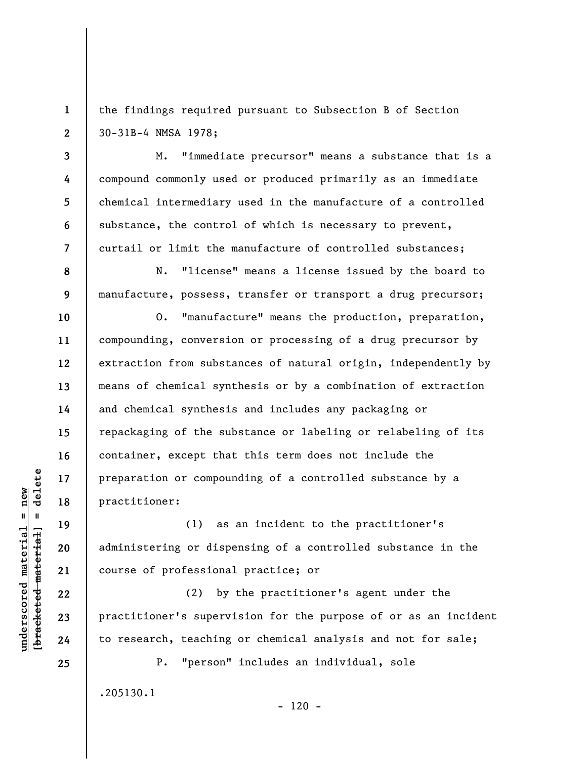the findings required pursuant to Subsection B of Section 30-31B-4 NMSA 1978;

M. "immediate precursor" means a substance that is a compound commonly used or produced primarily as an immediate chemical intermediary used in the manufacture of a controlled substance, the control of which is necessary to prevent, curtail or limit the manufacture of controlled substances;

N. "license" means a license issued by the board to manufacture, possess, transfer or transport a drug precursor;

O. "manufacture" means the production, preparation, compounding, conversion or processing of a drug precursor by extraction from substances of natural origin, independently by means of chemical synthesis or by a combination of extraction and chemical synthesis and includes any packaging or repackaging of the substance or labeling or relabeling of its container, except that this term does not include the preparation or compounding of a controlled substance by a practitioner:

(1) as an incident to the practitioner's administering or dispensing of a controlled substance in the course of professional practice; or

(2) by the practitioner's agent under the practitioner's supervision for the purpose of or as an incident to research, teaching or chemical analysis and not for sale;

P. "person" includes an individual, sole

.205130.1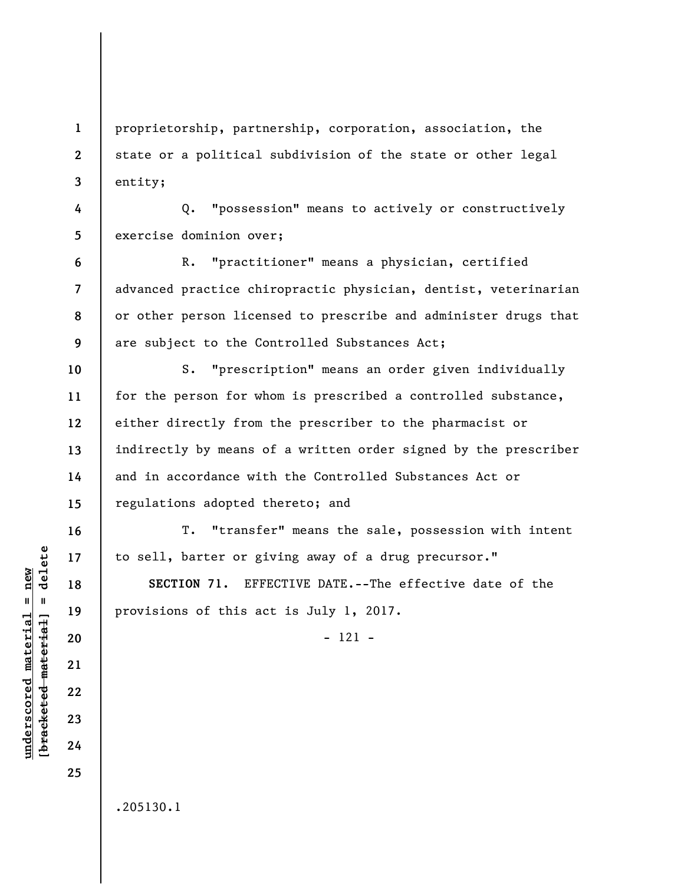proprietorship, partnership, corporation, association, the state or a political subdivision of the state or other legal entity;

Q. "possession" means to actively or constructively exercise dominion over;

R. "practitioner" means a physician, certified advanced practice chiropractic physician, dentist, veterinarian or other person licensed to prescribe and administer drugs that are subject to the Controlled Substances Act;

S. "prescription" means an order given individually for the person for whom is prescribed a controlled substance, either directly from the prescriber to the pharmacist or indirectly by means of a written order signed by the prescriber and in accordance with the Controlled Substances Act or regulations adopted thereto; and

T. "transfer" means the sale, possession with intent to sell, barter or giving away of a drug precursor."

**SECTION 71.** EFFECTIVE DATE.--The effective date of the provisions of this act is July 1, 2017.